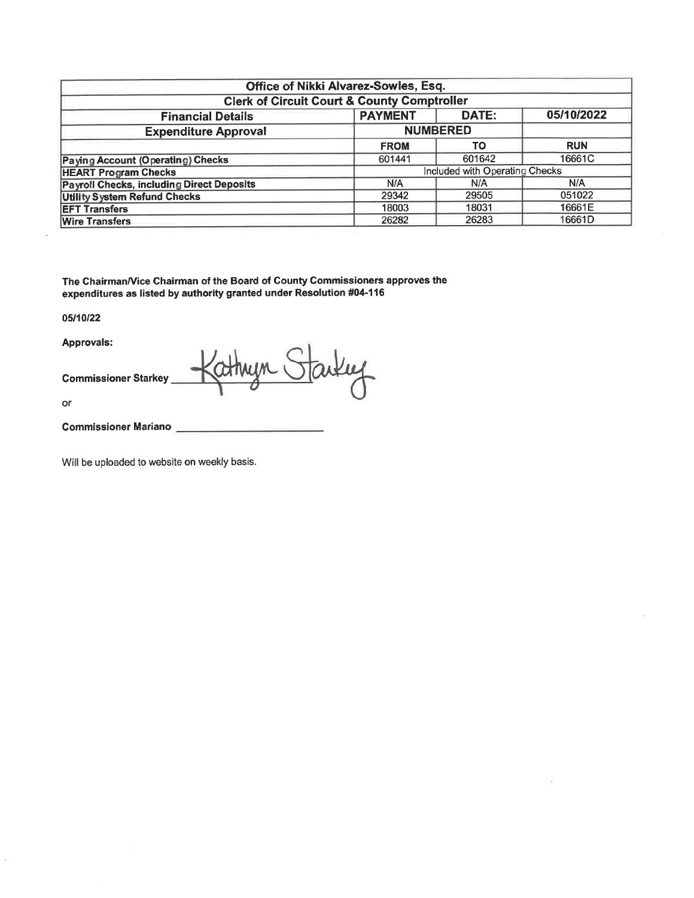| Office of Nikki Alvarez-Sowles, Esq. | | | |
|---|---|---|---|
| **Clerk of Circuit Court & County Comptroller** | | | |
| **Financial Details** | **PAYMENT** | **DATE:** | **05/10/2022** |
| **Expenditure Approval** | **NUMBERED** | | |
| | **FROM** | **TO** | **RUN** |
| **Paying Account (Operating) Checks** | 601441 | 601642 | 16661C |
| **HEART Program Checks** | Included with Operating Checks | | |
| **Payroll Checks, including Direct Deposits** | N/A | N/A | N/A |
| **Utility System Refund Checks** | 29342 | 29505 | 051022 |
| **EFT Transfers** | 18003 | 18031 | 16661E |
| **Wire Transfers** | 26282 | 26283 | 16661D |

**The Chairman/Vice Chairman of the Board of County Commissioners approves the expenditures as listed by authority granted under Resolution #04-116**

**05/10/22**

**Approvals:**

**Commissioner Starkey** Kathryn Starkey

or

**Commissioner Mariano** ________________________

Will be uploaded to website on weekly basis.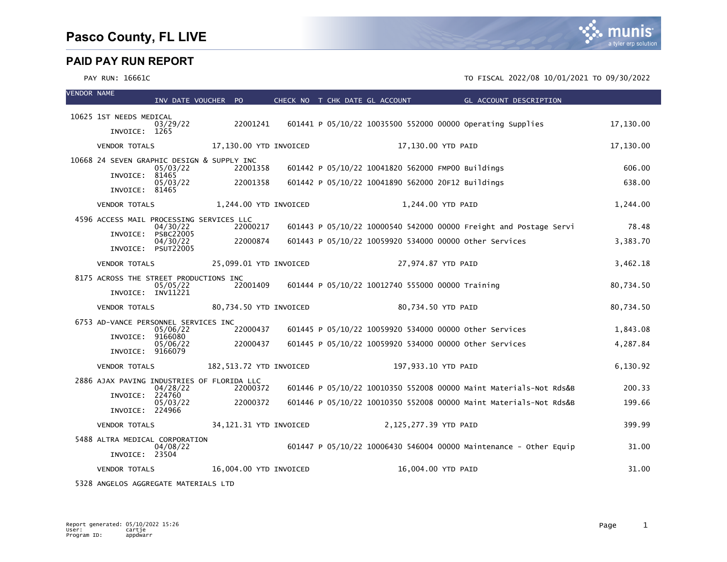# Pasco County, FL LIVE

## PAID PAY RUN REPORT

PAY RUN: 16661C

TO FISCAL 2022/08 10/01/2021 TO 09/30/2022

| VENDOR NAME | INV DATE | VOUCHER | PO | CHECK NO | T | CHK DATE | GL ACCOUNT | GL ACCOUNT DESCRIPTION | |
|---|---|---|---|---|---|---|---|---|---|
| 10625 1ST NEEDS MEDICAL | | | | | | | | | |
| INVOICE: 1265 | 03/29/22 | | 22001241 | 601441 | P | 05/10/22 | 10035500 552000 00000 | Operating Supplies | 17,130.00 |
| VENDOR TOTALS | | 17,130.00 YTD INVOICED | | | | 17,130.00 YTD PAID | | | 17,130.00 |
| 10668 24 SEVEN GRAPHIC DESIGN & SUPPLY INC | | | | | | | | | |
| INVOICE: 81465 | 05/03/22 | | 22001358 | 601442 | P | 05/10/22 | 10041820 562000 FMP00 | Buildings | 606.00 |
| INVOICE: 81465 | 05/03/22 | | 22001358 | 601442 | P | 05/10/22 | 10041890 562000 20F12 | Buildings | 638.00 |
| VENDOR TOTALS | | 1,244.00 YTD INVOICED | | | | 1,244.00 YTD PAID | | | 1,244.00 |
| 4596 ACCESS MAIL PROCESSING SERVICES LLC | | | | | | | | | |
| INVOICE: PSBC22005 | 04/30/22 | | 22000217 | 601443 | P | 05/10/22 | 10000540 542000 00000 | Freight and Postage Servi | 78.48 |
| INVOICE: PSUT22005 | 04/30/22 | | 22000874 | 601443 | P | 05/10/22 | 10059920 534000 00000 | Other Services | 3,383.70 |
| VENDOR TOTALS | | 25,099.01 YTD INVOICED | | | | 27,974.87 YTD PAID | | | 3,462.18 |
| 8175 ACROSS THE STREET PRODUCTIONS INC | | | | | | | | | |
| INVOICE: INV11221 | 05/05/22 | | 22001409 | 601444 | P | 05/10/22 | 10012740 555000 00000 | Training | 80,734.50 |
| VENDOR TOTALS | | 80,734.50 YTD INVOICED | | | | 80,734.50 YTD PAID | | | 80,734.50 |
| 6753 AD-VANCE PERSONNEL SERVICES INC | | | | | | | | | |
| INVOICE: 9166080 | 05/06/22 | | 22000437 | 601445 | P | 05/10/22 | 10059920 534000 00000 | Other Services | 1,843.08 |
| INVOICE: 9166079 | 05/06/22 | | 22000437 | 601445 | P | 05/10/22 | 10059920 534000 00000 | Other Services | 4,287.84 |
| VENDOR TOTALS | | 182,513.72 YTD INVOICED | | | | 197,933.10 YTD PAID | | | 6,130.92 |
| 2886 AJAX PAVING INDUSTRIES OF FLORIDA LLC | | | | | | | | | |
| INVOICE: 224760 | 04/28/22 | | 22000372 | 601446 | P | 05/10/22 | 10010350 552008 00000 | Maint Materials-Not Rds&B | 200.33 |
| INVOICE: 224966 | 05/03/22 | | 22000372 | 601446 | P | 05/10/22 | 10010350 552008 00000 | Maint Materials-Not Rds&B | 199.66 |
| VENDOR TOTALS | | 34,121.31 YTD INVOICED | | | | 2,125,277.39 YTD PAID | | | 399.99 |
| 5488 ALTRA MEDICAL CORPORATION | | | | | | | | | |
| INVOICE: 23504 | 04/08/22 | | | 601447 | P | 05/10/22 | 10006430 546004 00000 | Maintenance - Other Equip | 31.00 |
| VENDOR TOTALS | | 16,004.00 YTD INVOICED | | | | 16,004.00 YTD PAID | | | 31.00 |
| 5328 ANGELOS AGGREGATE MATERIALS LTD | | | | | | | | | |

Report generated: 05/10/2022 15:26
User: cartje
Program ID: appdwarr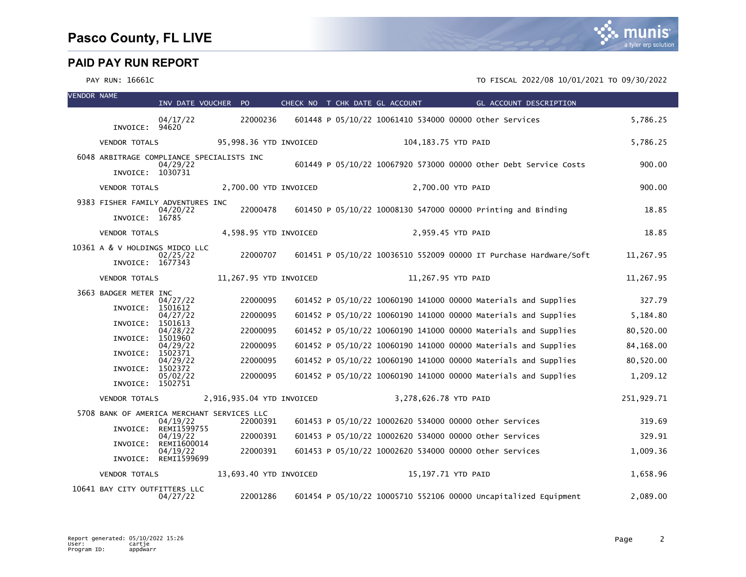# Pasco County, FL LIVE

## PAID PAY RUN REPORT

PAY RUN: 16661C

TO FISCAL 2022/08 10/01/2021 TO 09/30/2022

| VENDOR NAME | INV DATE | VOUCHER | PO | CHECK NO | T | CHK DATE | GL ACCOUNT | GL ACCOUNT DESCRIPTION | |
|---|---|---|---|---|---|---|---|---|---|
| | 04/17/22 | | 22000236 | 601448 | P | 05/10/22 | 10061410 534000 00000 | Other Services | 5,786.25 |
| INVOICE: 94620 | | | | | | | | | |
| VENDOR TOTALS | 95,998.36 YTD INVOICED | | | | | | 104,183.75 YTD PAID | | 5,786.25 |
| 6048 ARBITRAGE COMPLIANCE SPECIALISTS INC | 04/29/22 | | | 601449 | P | 05/10/22 | 10067920 573000 00000 | Other Debt Service Costs | 900.00 |
| INVOICE: 1030731 | | | | | | | | | |
| VENDOR TOTALS | 2,700.00 YTD INVOICED | | | | | | 2,700.00 YTD PAID | | 900.00 |
| 9383 FISHER FAMILY ADVENTURES INC | 04/20/22 | | 22000478 | 601450 | P | 05/10/22 | 10008130 547000 00000 | Printing and Binding | 18.85 |
| INVOICE: 16785 | | | | | | | | | |
| VENDOR TOTALS | 4,598.95 YTD INVOICED | | | | | | 2,959.45 YTD PAID | | 18.85 |
| 10361 A & V HOLDINGS MIDCO LLC | 02/25/22 | | 22000707 | 601451 | P | 05/10/22 | 10036510 552009 00000 | IT Purchase Hardware/Soft | 11,267.95 |
| INVOICE: 1677343 | | | | | | | | | |
| VENDOR TOTALS | 11,267.95 YTD INVOICED | | | | | | 11,267.95 YTD PAID | | 11,267.95 |
| 3663 BADGER METER INC | 04/27/22 | | 22000095 | 601452 | P | 05/10/22 | 10060190 141000 00000 | Materials and Supplies | 327.79 |
| INVOICE: 1501612 | 04/27/22 | | 22000095 | 601452 | P | 05/10/22 | 10060190 141000 00000 | Materials and Supplies | 5,184.80 |
| INVOICE: 1501613 | 04/28/22 | | 22000095 | 601452 | P | 05/10/22 | 10060190 141000 00000 | Materials and Supplies | 80,520.00 |
| INVOICE: 1501960 | 04/29/22 | | 22000095 | 601452 | P | 05/10/22 | 10060190 141000 00000 | Materials and Supplies | 84,168.00 |
| INVOICE: 1502371 | 04/29/22 | | 22000095 | 601452 | P | 05/10/22 | 10060190 141000 00000 | Materials and Supplies | 80,520.00 |
| INVOICE: 1502372 | 05/02/22 | | 22000095 | 601452 | P | 05/10/22 | 10060190 141000 00000 | Materials and Supplies | 1,209.12 |
| INVOICE: 1502751 | | | | | | | | | |
| VENDOR TOTALS | 2,916,935.04 YTD INVOICED | | | | | | 3,278,626.78 YTD PAID | | 251,929.71 |
| 5708 BANK OF AMERICA MERCHANT SERVICES LLC | 04/19/22 | | 22000391 | 601453 | P | 05/10/22 | 10002620 534000 00000 | Other Services | 319.69 |
| INVOICE: REMI1599755 | 04/19/22 | | 22000391 | 601453 | P | 05/10/22 | 10002620 534000 00000 | Other Services | 329.91 |
| INVOICE: REMI1600014 | 04/19/22 | | 22000391 | 601453 | P | 05/10/22 | 10002620 534000 00000 | Other Services | 1,009.36 |
| INVOICE: REMI1599699 | | | | | | | | | |
| VENDOR TOTALS | 13,693.40 YTD INVOICED | | | | | | 15,197.71 YTD PAID | | 1,658.96 |
| 10641 BAY CITY OUTFITTERS LLC | 04/27/22 | | 22001286 | 601454 | P | 05/10/22 | 10005710 552106 00000 | Uncapitalized Equipment | 2,089.00 |

Report generated: 05/10/2022 15:26
User: cartje
Program ID: appdwarr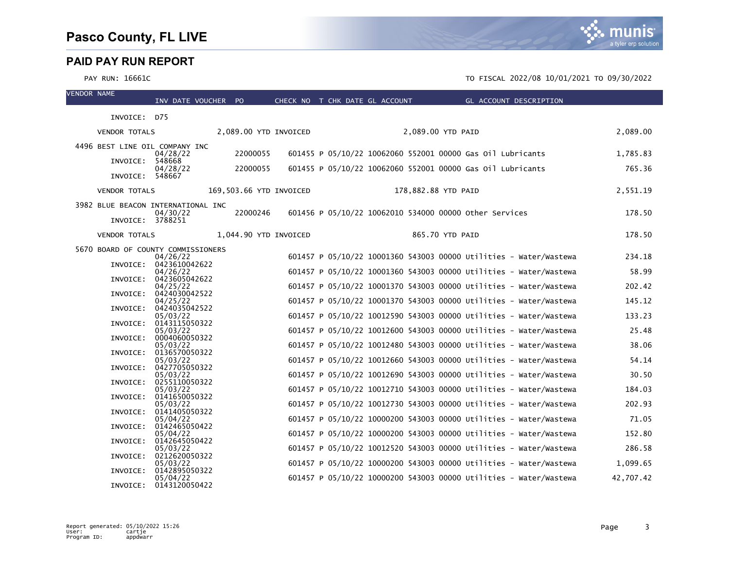# Pasco County, FL LIVE

## PAID PAY RUN REPORT

PAY RUN: 16661C

TO FISCAL 2022/08 10/01/2021 TO 09/30/2022

| VENDOR NAME | INV DATE | VOUCHER | PO | CHECK NO | T | CHK DATE | GL ACCOUNT | GL ACCOUNT DESCRIPTION | |
|---|---|---|---|---|---|---|---|---|---|
| INVOICE: D75 | | | | | | | | | |
| VENDOR TOTALS | | 2,089.00 YTD INVOICED | | | | 2,089.00 YTD PAID | | | 2,089.00 |
| 4496 BEST LINE OIL COMPANY INC | | | | | | | | | |
| INVOICE: 548668 | 04/28/22 | | 22000055 | 601455 | P | 05/10/22 | 10062060 552001 00000 | Gas Oil Lubricants | 1,785.83 |
| INVOICE: 548667 | 04/28/22 | | 22000055 | 601455 | P | 05/10/22 | 10062060 552001 00000 | Gas Oil Lubricants | 765.36 |
| VENDOR TOTALS | | 169,503.66 YTD INVOICED | | | | 178,882.88 YTD PAID | | | 2,551.19 |
| 3982 BLUE BEACON INTERNATIONAL INC | | | | | | | | | |
| INVOICE: 3788251 | 04/30/22 | | 22000246 | 601456 | P | 05/10/22 | 10062010 534000 00000 | Other Services | 178.50 |
| VENDOR TOTALS | | 1,044.90 YTD INVOICED | | | | 865.70 YTD PAID | | | 178.50 |
| 5670 BOARD OF COUNTY COMMISSIONERS | | | | | | | | | |
| INVOICE: 0423610042622 | 04/26/22 | | | 601457 | P | 05/10/22 | 10001360 543003 00000 | Utilities - Water/Wastewa | 234.18 |
| INVOICE: 0423605042622 | 04/26/22 | | | 601457 | P | 05/10/22 | 10001360 543003 00000 | Utilities - Water/Wastewa | 58.99 |
| INVOICE: 0424030042522 | 04/25/22 | | | 601457 | P | 05/10/22 | 10001370 543003 00000 | Utilities - Water/Wastewa | 202.42 |
| INVOICE: 0424035042522 | 04/25/22 | | | 601457 | P | 05/10/22 | 10001370 543003 00000 | Utilities - Water/Wastewa | 145.12 |
| INVOICE: 0143115050322 | 05/03/22 | | | 601457 | P | 05/10/22 | 10012590 543003 00000 | Utilities - Water/Wastewa | 133.23 |
| INVOICE: 0004060050322 | 05/03/22 | | | 601457 | P | 05/10/22 | 10012600 543003 00000 | Utilities - Water/Wastewa | 25.48 |
| INVOICE: 0136570050322 | 05/03/22 | | | 601457 | P | 05/10/22 | 10012480 543003 00000 | Utilities - Water/Wastewa | 38.06 |
| INVOICE: 0427705050322 | 05/03/22 | | | 601457 | P | 05/10/22 | 10012660 543003 00000 | Utilities - Water/Wastewa | 54.14 |
| INVOICE: 0255110050322 | 05/03/22 | | | 601457 | P | 05/10/22 | 10012690 543003 00000 | Utilities - Water/Wastewa | 30.50 |
| INVOICE: 0141650050322 | 05/03/22 | | | 601457 | P | 05/10/22 | 10012710 543003 00000 | Utilities - Water/Wastewa | 184.03 |
| INVOICE: 0141405050322 | 05/03/22 | | | 601457 | P | 05/10/22 | 10012730 543003 00000 | Utilities - Water/Wastewa | 202.93 |
| INVOICE: 0142465050422 | 05/04/22 | | | 601457 | P | 05/10/22 | 10000200 543003 00000 | Utilities - Water/Wastewa | 71.05 |
| INVOICE: 0142645050422 | 05/04/22 | | | 601457 | P | 05/10/22 | 10000200 543003 00000 | Utilities - Water/Wastewa | 152.80 |
| INVOICE: 0212620050322 | 05/03/22 | | | 601457 | P | 05/10/22 | 10012520 543003 00000 | Utilities - Water/Wastewa | 286.58 |
| INVOICE: 0142895050322 | 05/03/22 | | | 601457 | P | 05/10/22 | 10000200 543003 00000 | Utilities - Water/Wastewa | 1,099.65 |
| INVOICE: 0143120050422 | 05/04/22 | | | 601457 | P | 05/10/22 | 10000200 543003 00000 | Utilities - Water/Wastewa | 42,707.42 |

Report generated: 05/10/2022 15:26
User: cartje
Program ID: appdwarr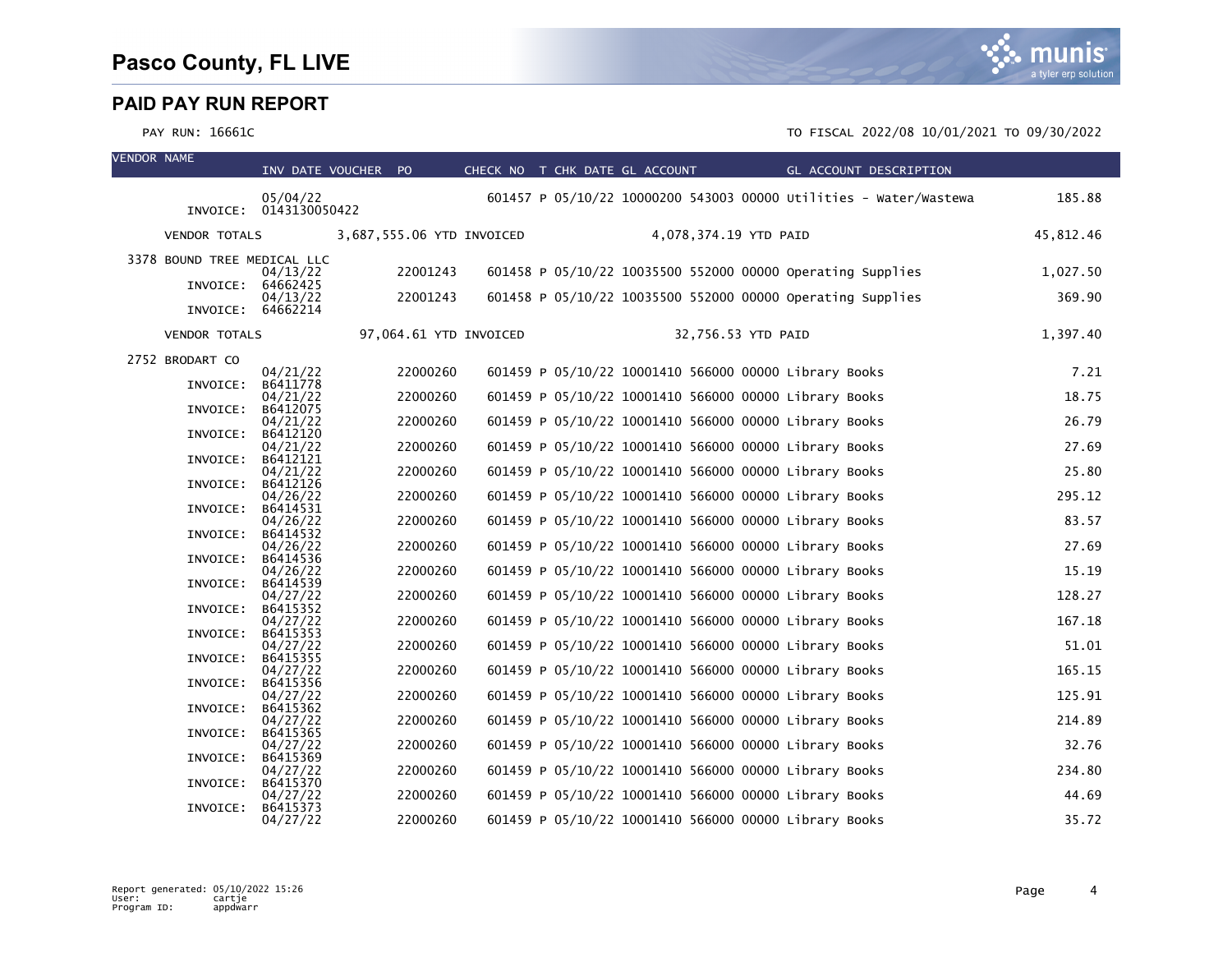# Pasco County, FL LIVE

## PAID PAY RUN REPORT

PAY RUN: 16661C

TO FISCAL 2022/08 10/01/2021 TO 09/30/2022

| VENDOR NAME | INV DATE | VOUCHER | PO | CHECK NO | T | CHK DATE | GL ACCOUNT | GL ACCOUNT DESCRIPTION | |
|---|---|---|---|---|---|---|---|---|---|
| | 05/04/22 | | | 601457 | P | 05/10/22 | 10000200 543003 00000 | Utilities - Water/Wastewa | 185.88 |
| INVOICE: | 0143130050422 | | | | | | | | |
| VENDOR TOTALS | | 3,687,555.06 YTD INVOICED | | | | 4,078,374.19 YTD PAID | | | 45,812.46 |
| 3378 BOUND TREE MEDICAL LLC | | | | | | | | | |
| | 04/13/22 | | 22001243 | 601458 | P | 05/10/22 | 10035500 552000 00000 | Operating Supplies | 1,027.50 |
| INVOICE: | 64662425 | | | | | | | | |
| | 04/13/22 | | 22001243 | 601458 | P | 05/10/22 | 10035500 552000 00000 | Operating Supplies | 369.90 |
| INVOICE: | 64662214 | | | | | | | | |
| VENDOR TOTALS | | 97,064.61 YTD INVOICED | | | | 32,756.53 YTD PAID | | | 1,397.40 |
| 2752 BRODART CO | | | | | | | | | |
| | 04/21/22 | | 22000260 | 601459 | P | 05/10/22 | 10001410 566000 00000 | Library Books | 7.21 |
| INVOICE: | B6411778 | | | | | | | | |
| | 04/21/22 | | 22000260 | 601459 | P | 05/10/22 | 10001410 566000 00000 | Library Books | 18.75 |
| INVOICE: | B6412075 | | | | | | | | |
| | 04/21/22 | | 22000260 | 601459 | P | 05/10/22 | 10001410 566000 00000 | Library Books | 26.79 |
| INVOICE: | B6412120 | | | | | | | | |
| | 04/21/22 | | 22000260 | 601459 | P | 05/10/22 | 10001410 566000 00000 | Library Books | 27.69 |
| INVOICE: | B6412121 | | | | | | | | |
| | 04/21/22 | | 22000260 | 601459 | P | 05/10/22 | 10001410 566000 00000 | Library Books | 25.80 |
| INVOICE: | B6412126 | | | | | | | | |
| | 04/26/22 | | 22000260 | 601459 | P | 05/10/22 | 10001410 566000 00000 | Library Books | 295.12 |
| INVOICE: | B6414531 | | | | | | | | |
| | 04/26/22 | | 22000260 | 601459 | P | 05/10/22 | 10001410 566000 00000 | Library Books | 83.57 |
| INVOICE: | B6414532 | | | | | | | | |
| | 04/26/22 | | 22000260 | 601459 | P | 05/10/22 | 10001410 566000 00000 | Library Books | 27.69 |
| INVOICE: | B6414536 | | | | | | | | |
| | 04/26/22 | | 22000260 | 601459 | P | 05/10/22 | 10001410 566000 00000 | Library Books | 15.19 |
| INVOICE: | B6414539 | | | | | | | | |
| | 04/27/22 | | 22000260 | 601459 | P | 05/10/22 | 10001410 566000 00000 | Library Books | 128.27 |
| INVOICE: | B6415352 | | | | | | | | |
| | 04/27/22 | | 22000260 | 601459 | P | 05/10/22 | 10001410 566000 00000 | Library Books | 167.18 |
| INVOICE: | B6415353 | | | | | | | | |
| | 04/27/22 | | 22000260 | 601459 | P | 05/10/22 | 10001410 566000 00000 | Library Books | 51.01 |
| INVOICE: | B6415355 | | | | | | | | |
| | 04/27/22 | | 22000260 | 601459 | P | 05/10/22 | 10001410 566000 00000 | Library Books | 165.15 |
| INVOICE: | B6415356 | | | | | | | | |
| | 04/27/22 | | 22000260 | 601459 | P | 05/10/22 | 10001410 566000 00000 | Library Books | 125.91 |
| INVOICE: | B6415362 | | | | | | | | |
| | 04/27/22 | | 22000260 | 601459 | P | 05/10/22 | 10001410 566000 00000 | Library Books | 214.89 |
| INVOICE: | B6415365 | | | | | | | | |
| | 04/27/22 | | 22000260 | 601459 | P | 05/10/22 | 10001410 566000 00000 | Library Books | 32.76 |
| INVOICE: | B6415369 | | | | | | | | |
| | 04/27/22 | | 22000260 | 601459 | P | 05/10/22 | 10001410 566000 00000 | Library Books | 234.80 |
| INVOICE: | B6415370 | | | | | | | | |
| | 04/27/22 | | 22000260 | 601459 | P | 05/10/22 | 10001410 566000 00000 | Library Books | 44.69 |
| INVOICE: | B6415373 | | | | | | | | |
| | 04/27/22 | | 22000260 | 601459 | P | 05/10/22 | 10001410 566000 00000 | Library Books | 35.72 |

Report generated: 05/10/2022 15:26
User: cartje
Program ID: appdwarr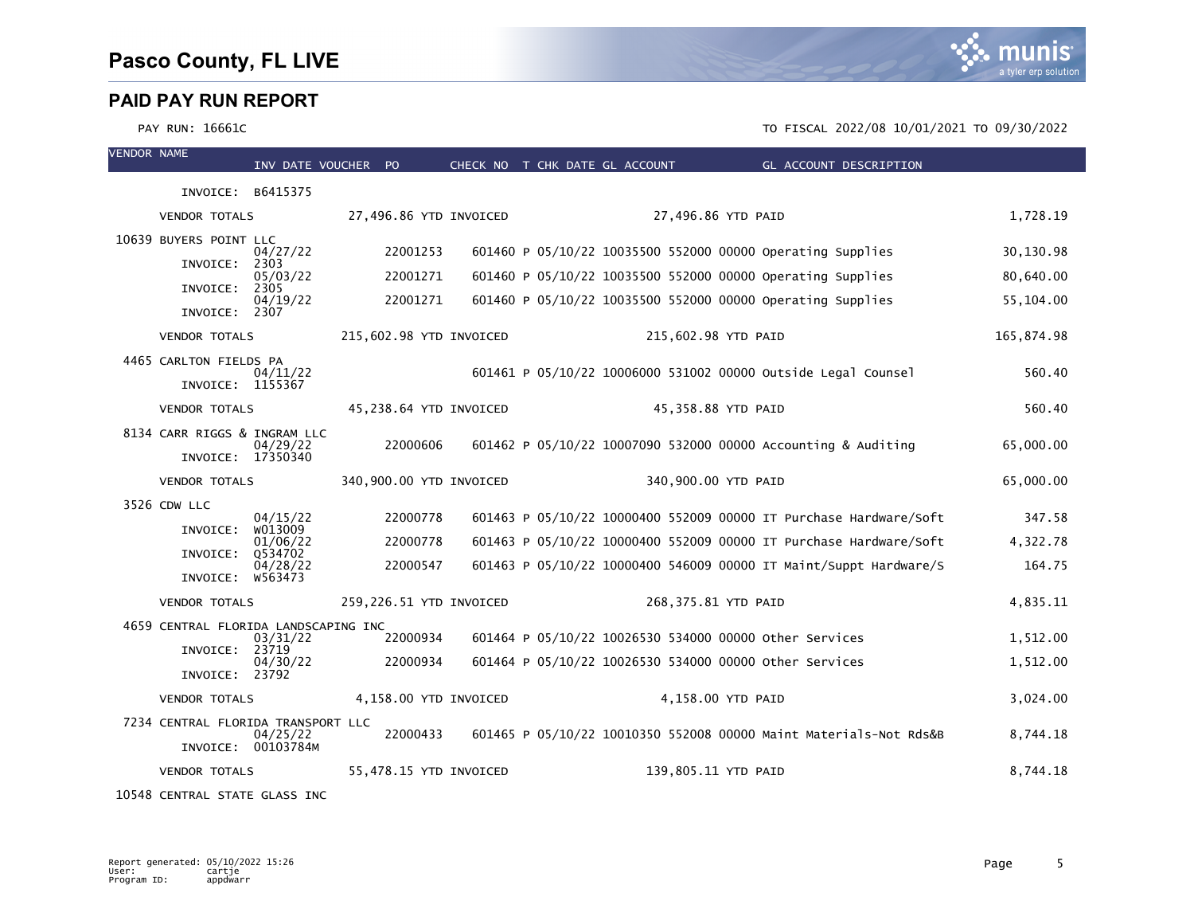# Pasco County, FL LIVE

## PAID PAY RUN REPORT

PAY RUN: 16661C

TO FISCAL 2022/08 10/01/2021 TO 09/30/2022

| VENDOR NAME | INV DATE | VOUCHER | PO | CHECK NO | T | CHK DATE | GL ACCOUNT | GL ACCOUNT DESCRIPTION | AMOUNT |
|---|---|---|---|---|---|---|---|---|---|
| INVOICE: B6415375 | | | | | | | | | |
| VENDOR TOTALS | 27,496.86 YTD INVOICED | | | | | 27,496.86 YTD PAID | | | 1,728.19 |
| 10639 BUYERS POINT LLC | | | | | | | | | |
| INVOICE: 2303 | 04/27/22 | | 22001253 | 601460 | P | 05/10/22 | 10035500 552000 00000 | Operating Supplies | 30,130.98 |
| INVOICE: 2305 | 05/03/22 | | 22001271 | 601460 | P | 05/10/22 | 10035500 552000 00000 | Operating Supplies | 80,640.00 |
| INVOICE: 2307 | 04/19/22 | | 22001271 | 601460 | P | 05/10/22 | 10035500 552000 00000 | Operating Supplies | 55,104.00 |
| VENDOR TOTALS | 215,602.98 YTD INVOICED | | | | | 215,602.98 YTD PAID | | | 165,874.98 |
| 4465 CARLTON FIELDS PA | | | | | | | | | |
| INVOICE: 1155367 | 04/11/22 | | | 601461 | P | 05/10/22 | 10006000 531002 00000 | Outside Legal Counsel | 560.40 |
| VENDOR TOTALS | 45,238.64 YTD INVOICED | | | | | 45,358.88 YTD PAID | | | 560.40 |
| 8134 CARR RIGGS & INGRAM LLC | | | | | | | | | |
| INVOICE: 17350340 | 04/29/22 | | 22000606 | 601462 | P | 05/10/22 | 10007090 532000 00000 | Accounting & Auditing | 65,000.00 |
| VENDOR TOTALS | 340,900.00 YTD INVOICED | | | | | 340,900.00 YTD PAID | | | 65,000.00 |
| 3526 CDW LLC | | | | | | | | | |
| INVOICE: W013009 | 04/15/22 | | 22000778 | 601463 | P | 05/10/22 | 10000400 552009 00000 | IT Purchase Hardware/Soft | 347.58 |
| INVOICE: Q534702 | 01/06/22 | | 22000778 | 601463 | P | 05/10/22 | 10000400 552009 00000 | IT Purchase Hardware/Soft | 4,322.78 |
| INVOICE: W563473 | 04/28/22 | | 22000547 | 601463 | P | 05/10/22 | 10000400 546009 00000 | IT Maint/Suppt Hardware/S | 164.75 |
| VENDOR TOTALS | 259,226.51 YTD INVOICED | | | | | 268,375.81 YTD PAID | | | 4,835.11 |
| 4659 CENTRAL FLORIDA LANDSCAPING INC | | | | | | | | | |
| INVOICE: 23719 | 03/31/22 | | 22000934 | 601464 | P | 05/10/22 | 10026530 534000 00000 | Other Services | 1,512.00 |
| INVOICE: 23792 | 04/30/22 | | 22000934 | 601464 | P | 05/10/22 | 10026530 534000 00000 | Other Services | 1,512.00 |
| VENDOR TOTALS | 4,158.00 YTD INVOICED | | | | | 4,158.00 YTD PAID | | | 3,024.00 |
| 7234 CENTRAL FLORIDA TRANSPORT LLC | | | | | | | | | |
| INVOICE: 00103784M | 04/25/22 | | 22000433 | 601465 | P | 05/10/22 | 10010350 552008 00000 | Maint Materials-Not Rds&B | 8,744.18 |
| VENDOR TOTALS | 55,478.15 YTD INVOICED | | | | | 139,805.11 YTD PAID | | | 8,744.18 |
| 10548 CENTRAL STATE GLASS INC | | | | | | | | | |

Report generated: 05/10/2022 15:26
User: cartje
Program ID: appdwarr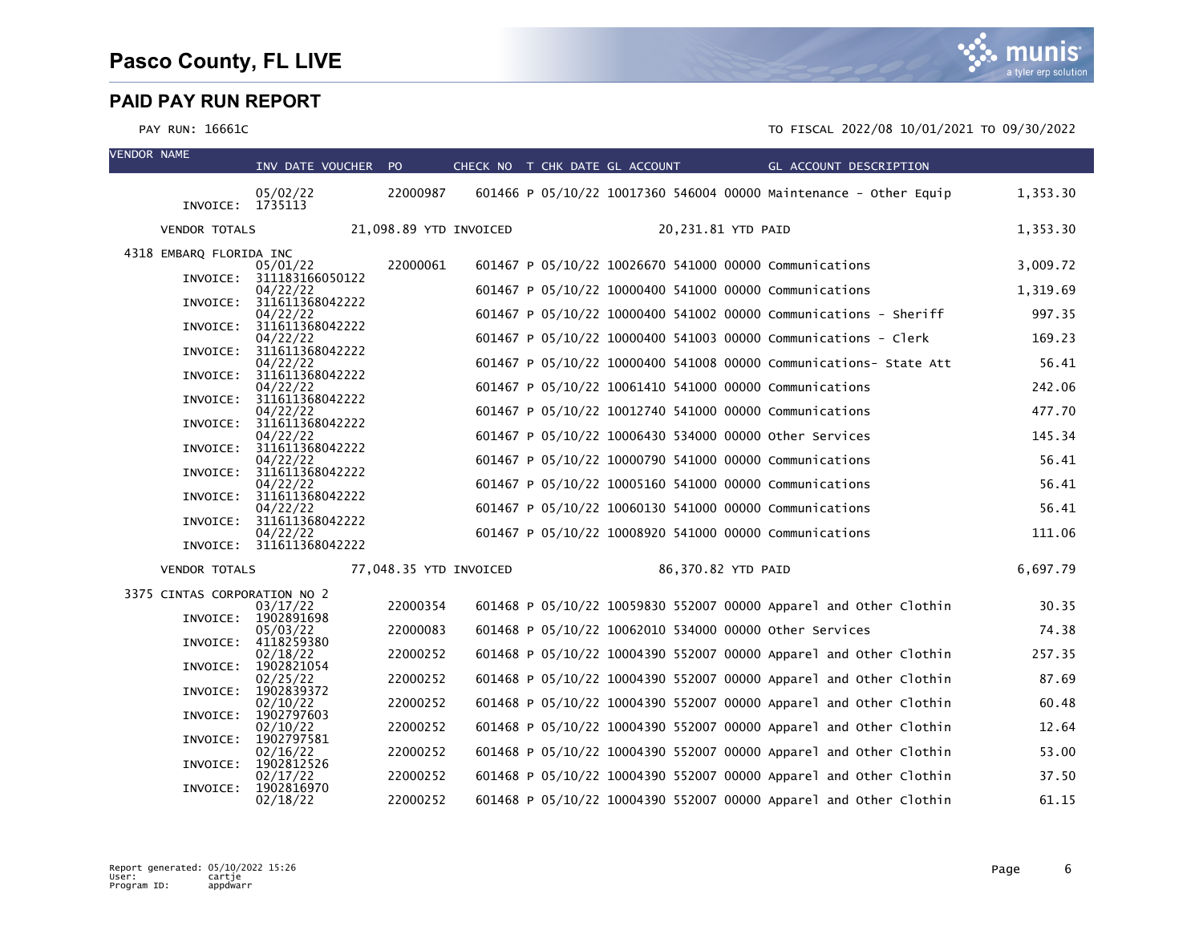# Pasco County, FL LIVE

## PAID PAY RUN REPORT

PAY RUN: 16661C

TO FISCAL 2022/08 10/01/2021 TO 09/30/2022

| VENDOR NAME | INV DATE | VOUCHER | PO | CHECK NO | T | CHK DATE | GL ACCOUNT | GL ACCOUNT DESCRIPTION | AMOUNT |
|---|---|---|---|---|---|---|---|---|---|
| INVOICE: 1735113 | 05/02/22 | | 22000987 | 601466 | P | 05/10/22 | 10017360 546004 00000 | Maintenance - Other Equip | 1,353.30 |
| VENDOR TOTALS | | 21,098.89 YTD INVOICED | | | | 20,231.81 YTD PAID | | | 1,353.30 |
| 4318 EMBARQ FLORIDA INC | | | | | | | | | |
| INVOICE: 311183166050122 | 05/01/22 | | 22000061 | 601467 | P | 05/10/22 | 10026670 541000 00000 | Communications | 3,009.72 |
| INVOICE: 311611368042222 | 04/22/22 | | | 601467 | P | 05/10/22 | 10000400 541000 00000 | Communications | 1,319.69 |
| INVOICE: 311611368042222 | 04/22/22 | | | 601467 | P | 05/10/22 | 10000400 541002 00000 | Communications - Sheriff | 997.35 |
| INVOICE: 311611368042222 | 04/22/22 | | | 601467 | P | 05/10/22 | 10000400 541003 00000 | Communications - Clerk | 169.23 |
| INVOICE: 311611368042222 | 04/22/22 | | | 601467 | P | 05/10/22 | 10000400 541008 00000 | Communications- State Att | 56.41 |
| INVOICE: 311611368042222 | 04/22/22 | | | 601467 | P | 05/10/22 | 10061410 541000 00000 | Communications | 242.06 |
| INVOICE: 311611368042222 | 04/22/22 | | | 601467 | P | 05/10/22 | 10012740 541000 00000 | Communications | 477.70 |
| INVOICE: 311611368042222 | 04/22/22 | | | 601467 | P | 05/10/22 | 10006430 534000 00000 | Other Services | 145.34 |
| INVOICE: 311611368042222 | 04/22/22 | | | 601467 | P | 05/10/22 | 10000790 541000 00000 | Communications | 56.41 |
| INVOICE: 311611368042222 | 04/22/22 | | | 601467 | P | 05/10/22 | 10005160 541000 00000 | Communications | 56.41 |
| INVOICE: 311611368042222 | 04/22/22 | | | 601467 | P | 05/10/22 | 10060130 541000 00000 | Communications | 56.41 |
| INVOICE: 311611368042222 | 04/22/22 | | | 601467 | P | 05/10/22 | 10008920 541000 00000 | Communications | 111.06 |
| VENDOR TOTALS | | 77,048.35 YTD INVOICED | | | | 86,370.82 YTD PAID | | | 6,697.79 |
| 3375 CINTAS CORPORATION NO 2 | | | | | | | | | |
| INVOICE: 1902891698 | 03/17/22 | | 22000354 | 601468 | P | 05/10/22 | 10059830 552007 00000 | Apparel and Other Clothin | 30.35 |
| INVOICE: 4118259380 | 05/03/22 | | 22000083 | 601468 | P | 05/10/22 | 10062010 534000 00000 | Other Services | 74.38 |
| INVOICE: 1902821054 | 02/18/22 | | 22000252 | 601468 | P | 05/10/22 | 10004390 552007 00000 | Apparel and Other Clothin | 257.35 |
| INVOICE: 1902839372 | 02/25/22 | | 22000252 | 601468 | P | 05/10/22 | 10004390 552007 00000 | Apparel and Other Clothin | 87.69 |
| INVOICE: 1902797603 | 02/10/22 | | 22000252 | 601468 | P | 05/10/22 | 10004390 552007 00000 | Apparel and Other Clothin | 60.48 |
| INVOICE: 1902797581 | 02/10/22 | | 22000252 | 601468 | P | 05/10/22 | 10004390 552007 00000 | Apparel and Other Clothin | 12.64 |
| INVOICE: 1902812526 | 02/16/22 | | 22000252 | 601468 | P | 05/10/22 | 10004390 552007 00000 | Apparel and Other Clothin | 53.00 |
| INVOICE: 1902816970 | 02/17/22 | | 22000252 | 601468 | P | 05/10/22 | 10004390 552007 00000 | Apparel and Other Clothin | 37.50 |
| | 02/18/22 | | 22000252 | 601468 | P | 05/10/22 | 10004390 552007 00000 | Apparel and Other Clothin | 61.15 |

Report generated: 05/10/2022 15:26
User: cartje
Program ID: appdwarr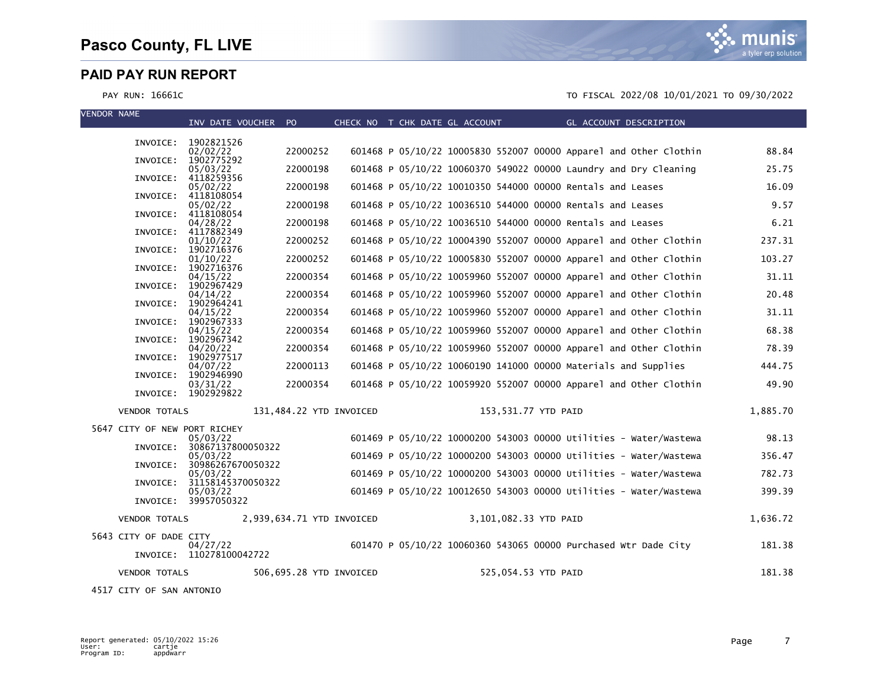# Pasco County, FL LIVE

## PAID PAY RUN REPORT

PAY RUN: 16661C

TO FISCAL 2022/08 10/01/2021 TO 09/30/2022

| VENDOR NAME | INV DATE VOUCHER | PO | CHECK NO | T | CHK DATE | GL ACCOUNT | GL ACCOUNT DESCRIPTION | |
|---|---|---|---|---|---|---|---|---|
| INVOICE: 1902821526 | 02/02/22 | 22000252 | 601468 | P | 05/10/22 | 10005830 552007 00000 | Apparel and Other Clothin | 88.84 |
| INVOICE: 1902775292 | 05/03/22 | 22000198 | 601468 | P | 05/10/22 | 10060370 549022 00000 | Laundry and Dry Cleaning | 25.75 |
| INVOICE: 4118259356 | 05/02/22 | 22000198 | 601468 | P | 05/10/22 | 10010350 544000 00000 | Rentals and Leases | 16.09 |
| INVOICE: 4118108054 | 05/02/22 | 22000198 | 601468 | P | 05/10/22 | 10036510 544000 00000 | Rentals and Leases | 9.57 |
| INVOICE: 4118108054 | 04/28/22 | 22000198 | 601468 | P | 05/10/22 | 10036510 544000 00000 | Rentals and Leases | 6.21 |
| INVOICE: 4117882349 | 01/10/22 | 22000252 | 601468 | P | 05/10/22 | 10004390 552007 00000 | Apparel and Other Clothin | 237.31 |
| INVOICE: 1902716376 | 01/10/22 | 22000252 | 601468 | P | 05/10/22 | 10005830 552007 00000 | Apparel and Other Clothin | 103.27 |
| INVOICE: 1902716376 | 04/15/22 | 22000354 | 601468 | P | 05/10/22 | 10059960 552007 00000 | Apparel and Other Clothin | 31.11 |
| INVOICE: 1902967429 | 04/14/22 | 22000354 | 601468 | P | 05/10/22 | 10059960 552007 00000 | Apparel and Other Clothin | 20.48 |
| INVOICE: 1902964241 | 04/15/22 | 22000354 | 601468 | P | 05/10/22 | 10059960 552007 00000 | Apparel and Other Clothin | 31.11 |
| INVOICE: 1902967333 | 04/15/22 | 22000354 | 601468 | P | 05/10/22 | 10059960 552007 00000 | Apparel and Other Clothin | 68.38 |
| INVOICE: 1902967342 | 04/20/22 | 22000354 | 601468 | P | 05/10/22 | 10059960 552007 00000 | Apparel and Other Clothin | 78.39 |
| INVOICE: 1902977517 | 04/07/22 | 22000113 | 601468 | P | 05/10/22 | 10060190 141000 00000 | Materials and Supplies | 444.75 |
| INVOICE: 1902946990 | 03/31/22 | 22000354 | 601468 | P | 05/10/22 | 10059920 552007 00000 | Apparel and Other Clothin | 49.90 |
| INVOICE: 1902929822 | | | | | | | | |
| VENDOR TOTALS | 131,484.22 YTD INVOICED | | | | | 153,531.77 YTD PAID | | 1,885.70 |
| 5647 CITY OF NEW PORT RICHEY | | | | | | | | |
| | 05/03/22 | | 601469 | P | 05/10/22 | 10000200 543003 00000 | Utilities - Water/Wastewa | 98.13 |
| INVOICE: 30867137800050322 | 05/03/22 | | 601469 | P | 05/10/22 | 10000200 543003 00000 | Utilities - Water/Wastewa | 356.47 |
| INVOICE: 30986267670050322 | 05/03/22 | | 601469 | P | 05/10/22 | 10000200 543003 00000 | Utilities - Water/Wastewa | 782.73 |
| INVOICE: 31158145370050322 | 05/03/22 | | 601469 | P | 05/10/22 | 10012650 543003 00000 | Utilities - Water/Wastewa | 399.39 |
| INVOICE: 39957050322 | | | | | | | | |
| VENDOR TOTALS | 2,939,634.71 YTD INVOICED | | | | | 3,101,082.33 YTD PAID | | 1,636.72 |
| 5643 CITY OF DADE CITY | | | | | | | | |
| | 04/27/22 | | 601470 | P | 05/10/22 | 10060360 543065 00000 | Purchased Wtr Dade City | 181.38 |
| INVOICE: 110278100042722 | | | | | | | | |
| VENDOR TOTALS | 506,695.28 YTD INVOICED | | | | | 525,054.53 YTD PAID | | 181.38 |
| 4517 CITY OF SAN ANTONIO | | | | | | | | |

Report generated: 05/10/2022 15:26
User: cartje
Program ID: appdwarr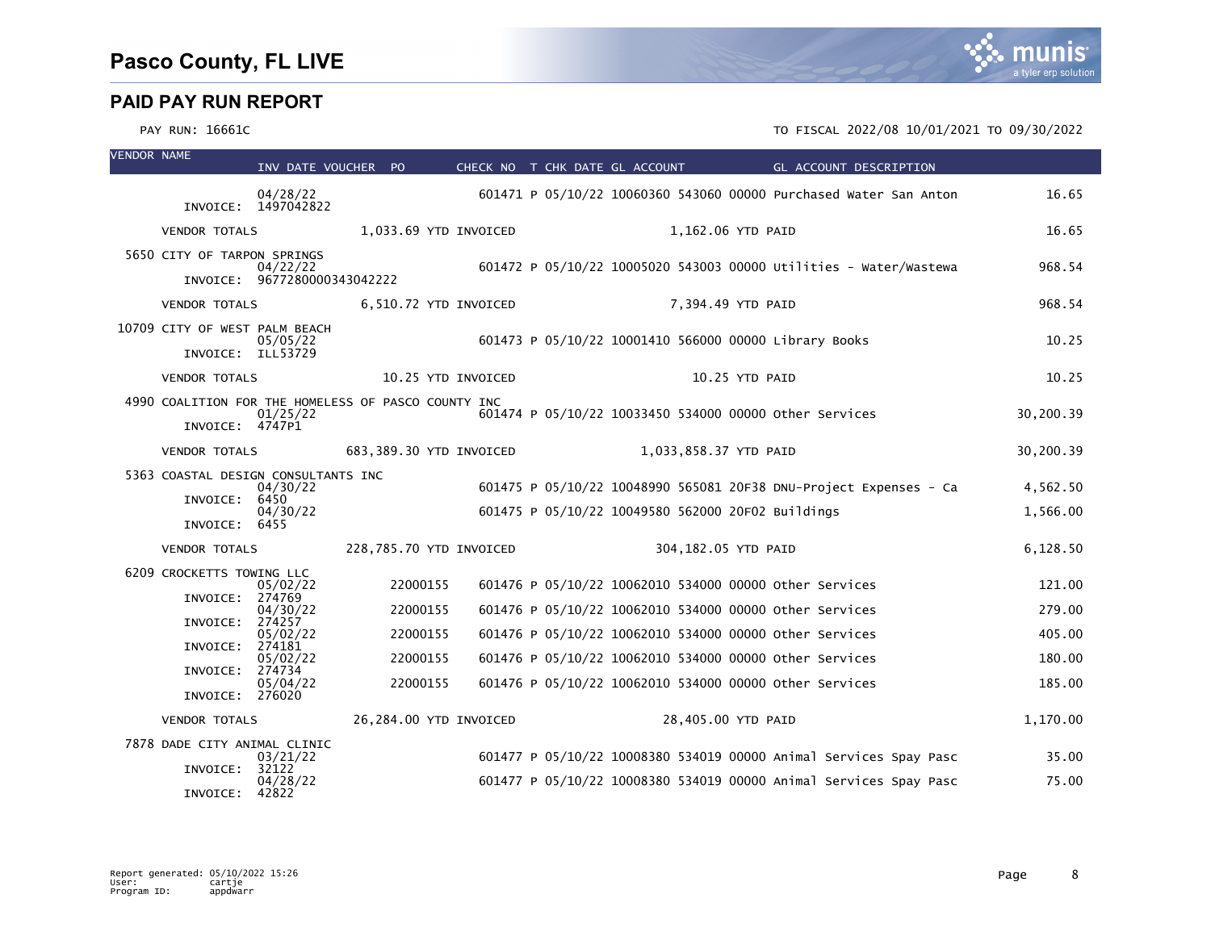# Pasco County, FL LIVE

## PAID PAY RUN REPORT

PAY RUN: 16661C

TO FISCAL 2022/08 10/01/2021 TO 09/30/2022

| VENDOR NAME | INV DATE | VOUCHER | PO | CHECK NO | T | CHK DATE | GL ACCOUNT | GL ACCOUNT DESCRIPTION | |
|---|---|---|---|---|---|---|---|---|---|
| | 04/28/22 | | | 601471 | P | 05/10/22 | 10060360 543060 00000 | Purchased Water San Anton | 16.65 |
| INVOICE: 1497042822 | | | | | | | | | |
| VENDOR TOTALS | 1,033.69 YTD INVOICED | | | | | 1,162.06 YTD PAID | | | 16.65 |
| 5650 CITY OF TARPON SPRINGS | | | | | | | | | |
| | 04/22/22 | | | 601472 | P | 05/10/22 | 10005020 543003 00000 | Utilities - Water/Wastewa | 968.54 |
| INVOICE: 9677280000343042222 | | | | | | | | | |
| VENDOR TOTALS | 6,510.72 YTD INVOICED | | | | | 7,394.49 YTD PAID | | | 968.54 |
| 10709 CITY OF WEST PALM BEACH | | | | | | | | | |
| | 05/05/22 | | | 601473 | P | 05/10/22 | 10001410 566000 00000 | Library Books | 10.25 |
| INVOICE: ILL53729 | | | | | | | | | |
| VENDOR TOTALS | 10.25 YTD INVOICED | | | | | 10.25 YTD PAID | | | 10.25 |
| 4990 COALITION FOR THE HOMELESS OF PASCO COUNTY INC | | | | | | | | | |
| | 01/25/22 | | | 601474 | P | 05/10/22 | 10033450 534000 00000 | Other Services | 30,200.39 |
| INVOICE: 4747P1 | | | | | | | | | |
| VENDOR TOTALS | 683,389.30 YTD INVOICED | | | | | 1,033,858.37 YTD PAID | | | 30,200.39 |
| 5363 COASTAL DESIGN CONSULTANTS INC | | | | | | | | | |
| | 04/30/22 | | | 601475 | P | 05/10/22 | 10048990 565081 20F38 | DNU-Project Expenses - Ca | 4,562.50 |
| INVOICE: 6450 | | | | | | | | | |
| | 04/30/22 | | | 601475 | P | 05/10/22 | 10049580 562000 20F02 | Buildings | 1,566.00 |
| INVOICE: 6455 | | | | | | | | | |
| VENDOR TOTALS | 228,785.70 YTD INVOICED | | | | | 304,182.05 YTD PAID | | | 6,128.50 |
| 6209 CROCKETTS TOWING LLC | | | | | | | | | |
| | 05/02/22 | | 22000155 | 601476 | P | 05/10/22 | 10062010 534000 00000 | Other Services | 121.00 |
| INVOICE: 274769 | | | | | | | | | |
| | 04/30/22 | | 22000155 | 601476 | P | 05/10/22 | 10062010 534000 00000 | Other Services | 279.00 |
| INVOICE: 274257 | | | | | | | | | |
| | 05/02/22 | | 22000155 | 601476 | P | 05/10/22 | 10062010 534000 00000 | Other Services | 405.00 |
| INVOICE: 274181 | | | | | | | | | |
| | 05/02/22 | | 22000155 | 601476 | P | 05/10/22 | 10062010 534000 00000 | Other Services | 180.00 |
| INVOICE: 274734 | | | | | | | | | |
| | 05/04/22 | | 22000155 | 601476 | P | 05/10/22 | 10062010 534000 00000 | Other Services | 185.00 |
| INVOICE: 276020 | | | | | | | | | |
| VENDOR TOTALS | 26,284.00 YTD INVOICED | | | | | 28,405.00 YTD PAID | | | 1,170.00 |
| 7878 DADE CITY ANIMAL CLINIC | | | | | | | | | |
| | 03/21/22 | | | 601477 | P | 05/10/22 | 10008380 534019 00000 | Animal Services Spay Pasc | 35.00 |
| INVOICE: 32122 | | | | | | | | | |
| | 04/28/22 | | | 601477 | P | 05/10/22 | 10008380 534019 00000 | Animal Services Spay Pasc | 75.00 |
| INVOICE: 42822 | | | | | | | | | |

Report generated: 05/10/2022 15:26
User: cartje
Program ID: appdwarr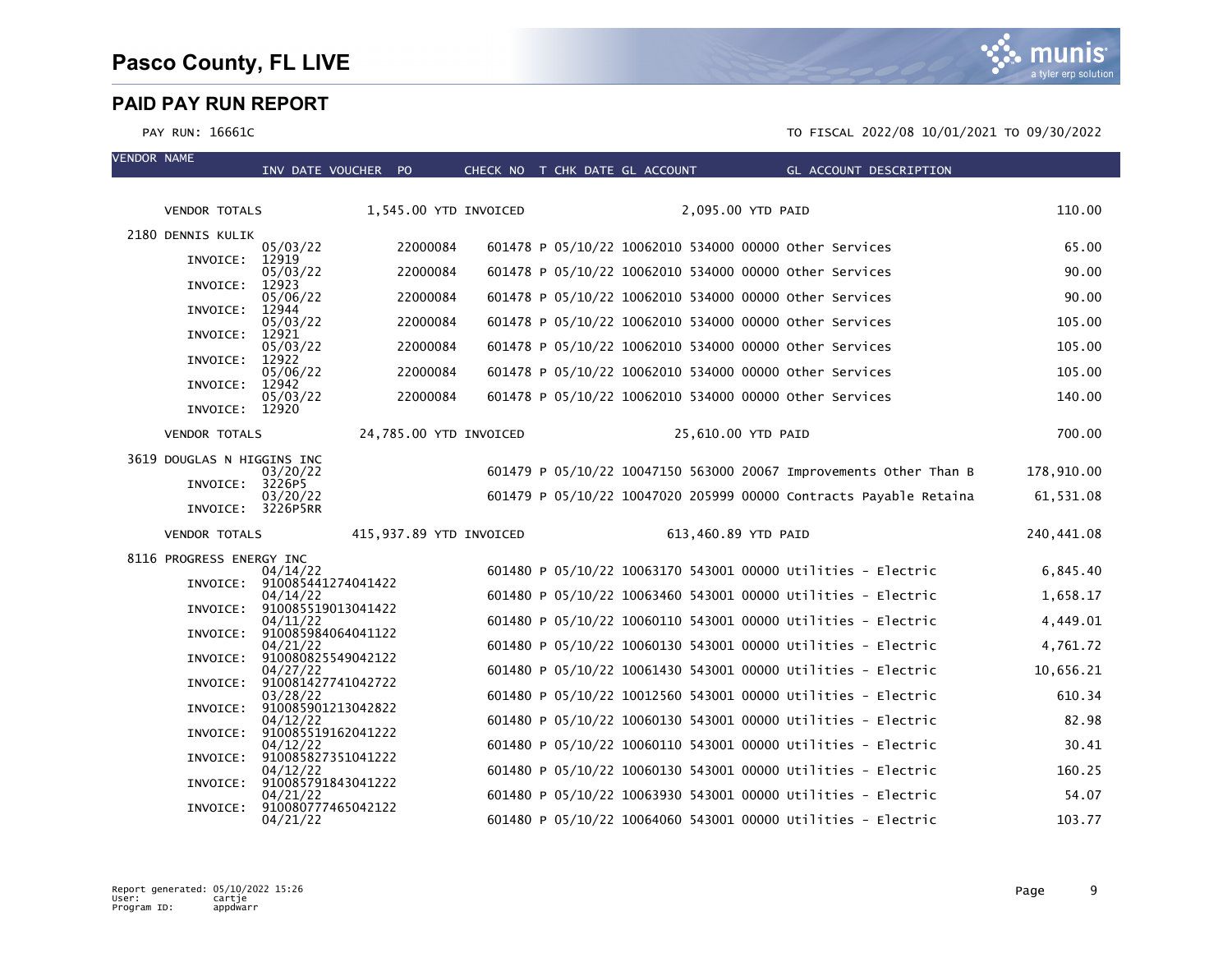# Pasco County, FL LIVE

## PAID PAY RUN REPORT

PAY RUN: 16661C

TO FISCAL 2022/08 10/01/2021 TO 09/30/2022

| VENDOR NAME | INV DATE | VOUCHER | PO | CHECK NO | T | CHK DATE | GL ACCOUNT | GL ACCOUNT DESCRIPTION | |
|---|---|---|---|---|---|---|---|---|---|
| VENDOR TOTALS | | 1,545.00 YTD INVOICED | | | | | 2,095.00 YTD PAID | | 110.00 |
| 2180 DENNIS KULIK | | | | | | | | | |
| INVOICE: 12919 | 05/03/22 | | 22000084 | 601478 | P | 05/10/22 | 10062010 534000 00000 | Other Services | 65.00 |
| INVOICE: 12923 | 05/03/22 | | 22000084 | 601478 | P | 05/10/22 | 10062010 534000 00000 | Other Services | 90.00 |
| INVOICE: 12944 | 05/06/22 | | 22000084 | 601478 | P | 05/10/22 | 10062010 534000 00000 | Other Services | 90.00 |
| INVOICE: 12921 | 05/03/22 | | 22000084 | 601478 | P | 05/10/22 | 10062010 534000 00000 | Other Services | 105.00 |
| INVOICE: 12922 | 05/03/22 | | 22000084 | 601478 | P | 05/10/22 | 10062010 534000 00000 | Other Services | 105.00 |
| INVOICE: 12942 | 05/06/22 | | 22000084 | 601478 | P | 05/10/22 | 10062010 534000 00000 | Other Services | 105.00 |
| INVOICE: 12920 | 05/03/22 | | 22000084 | 601478 | P | 05/10/22 | 10062010 534000 00000 | Other Services | 140.00 |
| VENDOR TOTALS | | 24,785.00 YTD INVOICED | | | | | 25,610.00 YTD PAID | | 700.00 |
| 3619 DOUGLAS N HIGGINS INC | | | | | | | | | |
| INVOICE: 3226P5 | 03/20/22 | | | 601479 | P | 05/10/22 | 10047150 563000 20067 | Improvements Other Than B | 178,910.00 |
| INVOICE: 3226P5RR | 03/20/22 | | | 601479 | P | 05/10/22 | 10047020 205999 00000 | Contracts Payable Retaina | 61,531.08 |
| VENDOR TOTALS | | 415,937.89 YTD INVOICED | | | | | 613,460.89 YTD PAID | | 240,441.08 |
| 8116 PROGRESS ENERGY INC | | | | | | | | | |
| INVOICE: 910085441274041422 | 04/14/22 | | | 601480 | P | 05/10/22 | 10063170 543001 00000 | Utilities - Electric | 6,845.40 |
| INVOICE: 910085519013041422 | 04/14/22 | | | 601480 | P | 05/10/22 | 10063460 543001 00000 | Utilities - Electric | 1,658.17 |
| INVOICE: 910085984064041122 | 04/11/22 | | | 601480 | P | 05/10/22 | 10060110 543001 00000 | Utilities - Electric | 4,449.01 |
| INVOICE: 910080825549042122 | 04/21/22 | | | 601480 | P | 05/10/22 | 10060130 543001 00000 | Utilities - Electric | 4,761.72 |
| INVOICE: 910081427741042722 | 04/27/22 | | | 601480 | P | 05/10/22 | 10061430 543001 00000 | Utilities - Electric | 10,656.21 |
| INVOICE: 910085901213042822 | 03/28/22 | | | 601480 | P | 05/10/22 | 10012560 543001 00000 | Utilities - Electric | 610.34 |
| INVOICE: 910085519162041222 | 04/12/22 | | | 601480 | P | 05/10/22 | 10060130 543001 00000 | Utilities - Electric | 82.98 |
| INVOICE: 910085827351041222 | 04/12/22 | | | 601480 | P | 05/10/22 | 10060110 543001 00000 | Utilities - Electric | 30.41 |
| INVOICE: 910085791843041222 | 04/12/22 | | | 601480 | P | 05/10/22 | 10060130 543001 00000 | Utilities - Electric | 160.25 |
| INVOICE: 910080777465042122 | 04/21/22 | | | 601480 | P | 05/10/22 | 10063930 543001 00000 | Utilities - Electric | 54.07 |
| | 04/21/22 | | | 601480 | P | 05/10/22 | 10064060 543001 00000 | Utilities - Electric | 103.77 |

Report generated: 05/10/2022 15:26
User: cartje
Program ID: appdwarr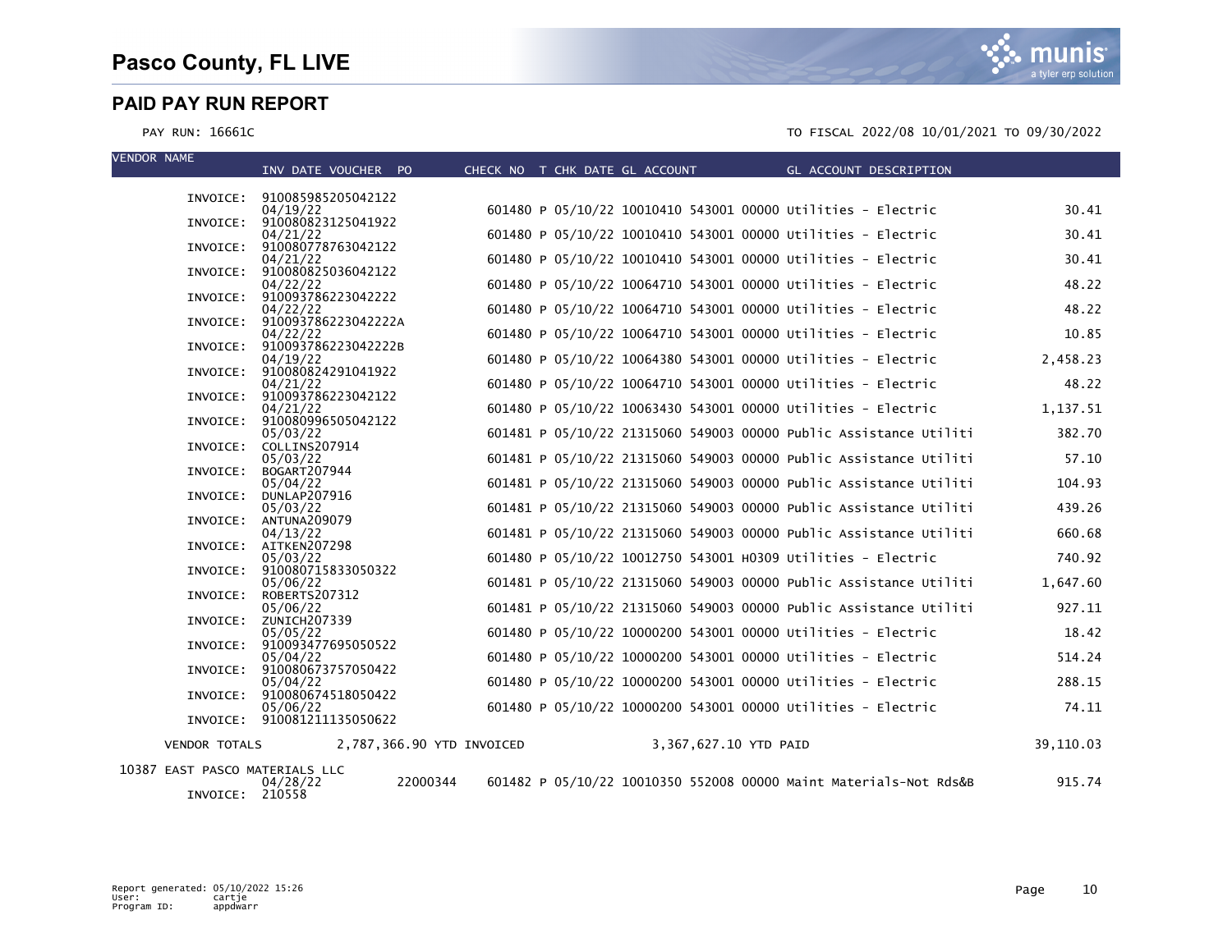# Pasco County, FL LIVE

## PAID PAY RUN REPORT

PAY RUN: 16661C

TO FISCAL 2022/08 10/01/2021 TO 09/30/2022

| VENDOR NAME | INV DATE | VOUCHER | PO | CHECK NO | T | CHK DATE | GL ACCOUNT | GL ACCOUNT DESCRIPTION | AMOUNT |
|---|---|---|---|---|---|---|---|---|---|
| INVOICE: 910085985205042122 | | | | | | | | | |
| | 04/19/22 | | | 601480 | P | 05/10/22 | 10010410 543001 00000 | Utilities - Electric | 30.41 |
| INVOICE: 910080823125041922 | | | | | | | | | |
| | 04/21/22 | | | 601480 | P | 05/10/22 | 10010410 543001 00000 | Utilities - Electric | 30.41 |
| INVOICE: 910080778763042122 | | | | | | | | | |
| | 04/21/22 | | | 601480 | P | 05/10/22 | 10010410 543001 00000 | Utilities - Electric | 30.41 |
| INVOICE: 910080825036042122 | | | | | | | | | |
| | 04/22/22 | | | 601480 | P | 05/10/22 | 10064710 543001 00000 | Utilities - Electric | 48.22 |
| INVOICE: 910093786223042222 | | | | | | | | | |
| | 04/22/22 | | | 601480 | P | 05/10/22 | 10064710 543001 00000 | Utilities - Electric | 48.22 |
| INVOICE: 910093786223042222A | | | | | | | | | |
| | 04/22/22 | | | 601480 | P | 05/10/22 | 10064710 543001 00000 | Utilities - Electric | 10.85 |
| INVOICE: 910093786223042222B | | | | | | | | | |
| | 04/19/22 | | | 601480 | P | 05/10/22 | 10064380 543001 00000 | Utilities - Electric | 2,458.23 |
| INVOICE: 910080824291041922 | | | | | | | | | |
| | 04/21/22 | | | 601480 | P | 05/10/22 | 10064710 543001 00000 | Utilities - Electric | 48.22 |
| INVOICE: 910093786223042122 | | | | | | | | | |
| | 04/21/22 | | | 601480 | P | 05/10/22 | 10063430 543001 00000 | Utilities - Electric | 1,137.51 |
| INVOICE: 910080996505042122 | | | | | | | | | |
| | 05/03/22 | | | 601481 | P | 05/10/22 | 21315060 549003 00000 | Public Assistance Utiliti | 382.70 |
| INVOICE: COLLINS207914 | | | | | | | | | |
| | 05/03/22 | | | 601481 | P | 05/10/22 | 21315060 549003 00000 | Public Assistance Utiliti | 57.10 |
| INVOICE: BOGART207944 | | | | | | | | | |
| | 05/04/22 | | | 601481 | P | 05/10/22 | 21315060 549003 00000 | Public Assistance Utiliti | 104.93 |
| INVOICE: DUNLAP207916 | | | | | | | | | |
| | 05/03/22 | | | 601481 | P | 05/10/22 | 21315060 549003 00000 | Public Assistance Utiliti | 439.26 |
| INVOICE: ANTUNA209079 | | | | | | | | | |
| | 04/13/22 | | | 601481 | P | 05/10/22 | 21315060 549003 00000 | Public Assistance Utiliti | 660.68 |
| INVOICE: AITKEN207298 | | | | | | | | | |
| | 05/03/22 | | | 601480 | P | 05/10/22 | 10012750 543001 H0309 | Utilities - Electric | 740.92 |
| INVOICE: 910080715833050322 | | | | | | | | | |
| | 05/06/22 | | | 601481 | P | 05/10/22 | 21315060 549003 00000 | Public Assistance Utiliti | 1,647.60 |
| INVOICE: ROBERTS207312 | | | | | | | | | |
| | 05/06/22 | | | 601481 | P | 05/10/22 | 21315060 549003 00000 | Public Assistance Utiliti | 927.11 |
| INVOICE: ZUNICH207339 | | | | | | | | | |
| | 05/05/22 | | | 601480 | P | 05/10/22 | 10000200 543001 00000 | Utilities - Electric | 18.42 |
| INVOICE: 910093477695050522 | | | | | | | | | |
| | 05/04/22 | | | 601480 | P | 05/10/22 | 10000200 543001 00000 | Utilities - Electric | 514.24 |
| INVOICE: 910080673757050422 | | | | | | | | | |
| | 05/04/22 | | | 601480 | P | 05/10/22 | 10000200 543001 00000 | Utilities - Electric | 288.15 |
| INVOICE: 910080674518050422 | | | | | | | | | |
| | 05/06/22 | | | 601480 | P | 05/10/22 | 10000200 543001 00000 | Utilities - Electric | 74.11 |
| INVOICE: 910081211135050622 | | | | | | | | | |
| VENDOR TOTALS | 2,787,366.90 YTD INVOICED | | | | | 3,367,627.10 YTD PAID | | | 39,110.03 |
| 10387 EAST PASCO MATERIALS LLC | | | | | | | | | |
| | 04/28/22 | | 22000344 | 601482 | P | 05/10/22 | 10010350 552008 00000 | Maint Materials-Not Rds&B | 915.74 |
| INVOICE: 210558 | | | | | | | | | |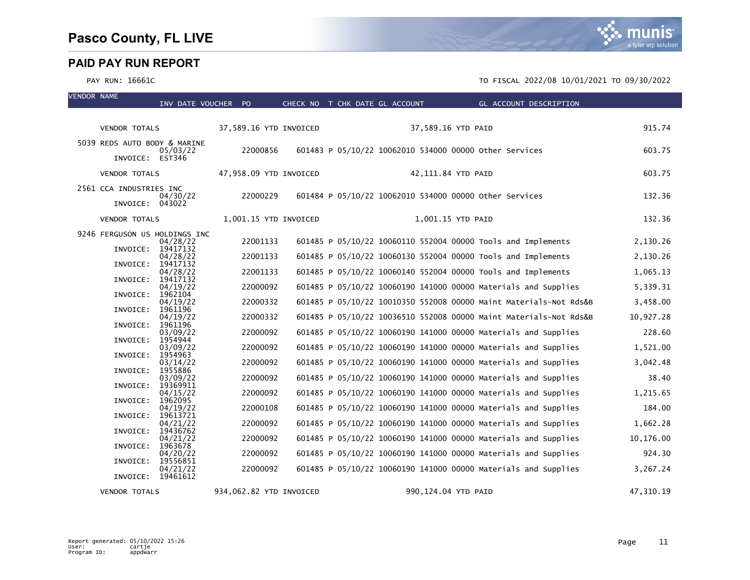# Pasco County, FL LIVE

## PAID PAY RUN REPORT

PAY RUN: 16661C

TO FISCAL 2022/08 10/01/2021 TO 09/30/2022

| VENDOR NAME | INV DATE | VOUCHER | PO | CHECK NO | T | CHK DATE | GL ACCOUNT | GL ACCOUNT DESCRIPTION | AMOUNT |
|---|---|---|---|---|---|---|---|---|---|
| VENDOR TOTALS | 37,589.16 YTD INVOICED | | | | | | 37,589.16 YTD PAID | | 915.74 |
| 5039 REDS AUTO BODY & MARINE | 05/03/22 | 22000856 | | 601483 | P | 05/10/22 | 10062010 534000 00000 | Other Services | 603.75 |
| INVOICE: EST346 | | | | | | | | | |
| VENDOR TOTALS | 47,958.09 YTD INVOICED | | | | | | 42,111.84 YTD PAID | | 603.75 |
| 2561 CCA INDUSTRIES INC | 04/30/22 | 22000229 | | 601484 | P | 05/10/22 | 10062010 534000 00000 | Other Services | 132.36 |
| INVOICE: 043022 | | | | | | | | | |
| VENDOR TOTALS | 1,001.15 YTD INVOICED | | | | | | 1,001.15 YTD PAID | | 132.36 |
| 9246 FERGUSON US HOLDINGS INC | 04/28/22 | 22001133 | | 601485 | P | 05/10/22 | 10060110 552004 00000 | Tools and Implements | 2,130.26 |
| INVOICE: 19417132 | 04/28/22 | 22001133 | | 601485 | P | 05/10/22 | 10060130 552004 00000 | Tools and Implements | 2,130.26 |
| INVOICE: 19417132 | 04/28/22 | 22001133 | | 601485 | P | 05/10/22 | 10060140 552004 00000 | Tools and Implements | 1,065.13 |
| INVOICE: 19417132 | 04/19/22 | 22000092 | | 601485 | P | 05/10/22 | 10060190 141000 00000 | Materials and Supplies | 5,339.31 |
| INVOICE: 1962104 | 04/19/22 | 22000332 | | 601485 | P | 05/10/22 | 10010350 552008 00000 | Maint Materials-Not Rds&B | 3,458.00 |
| INVOICE: 1961196 | 04/19/22 | 22000332 | | 601485 | P | 05/10/22 | 10036510 552008 00000 | Maint Materials-Not Rds&B | 10,927.28 |
| INVOICE: 1961196 | 03/09/22 | 22000092 | | 601485 | P | 05/10/22 | 10060190 141000 00000 | Materials and Supplies | 228.60 |
| INVOICE: 1954944 | 03/09/22 | 22000092 | | 601485 | P | 05/10/22 | 10060190 141000 00000 | Materials and Supplies | 1,521.00 |
| INVOICE: 1954963 | 03/14/22 | 22000092 | | 601485 | P | 05/10/22 | 10060190 141000 00000 | Materials and Supplies | 3,042.48 |
| INVOICE: 1955886 | 03/09/22 | 22000092 | | 601485 | P | 05/10/22 | 10060190 141000 00000 | Materials and Supplies | 38.40 |
| INVOICE: 19369911 | 04/15/22 | 22000092 | | 601485 | P | 05/10/22 | 10060190 141000 00000 | Materials and Supplies | 1,215.65 |
| INVOICE: 1962095 | 04/19/22 | 22000108 | | 601485 | P | 05/10/22 | 10060190 141000 00000 | Materials and Supplies | 184.00 |
| INVOICE: 19613721 | 04/21/22 | 22000092 | | 601485 | P | 05/10/22 | 10060190 141000 00000 | Materials and Supplies | 1,662.28 |
| INVOICE: 19436762 | 04/21/22 | 22000092 | | 601485 | P | 05/10/22 | 10060190 141000 00000 | Materials and Supplies | 10,176.00 |
| INVOICE: 1963678 | 04/20/22 | 22000092 | | 601485 | P | 05/10/22 | 10060190 141000 00000 | Materials and Supplies | 924.30 |
| INVOICE: 19556851 | 04/21/22 | 22000092 | | 601485 | P | 05/10/22 | 10060190 141000 00000 | Materials and Supplies | 3,267.24 |
| INVOICE: 19461612 | | | | | | | | | |
| VENDOR TOTALS | 934,062.82 YTD INVOICED | | | | | | 990,124.04 YTD PAID | | 47,310.19 |

Report generated: 05/10/2022 15:26
User: cartje
Program ID: appdwarr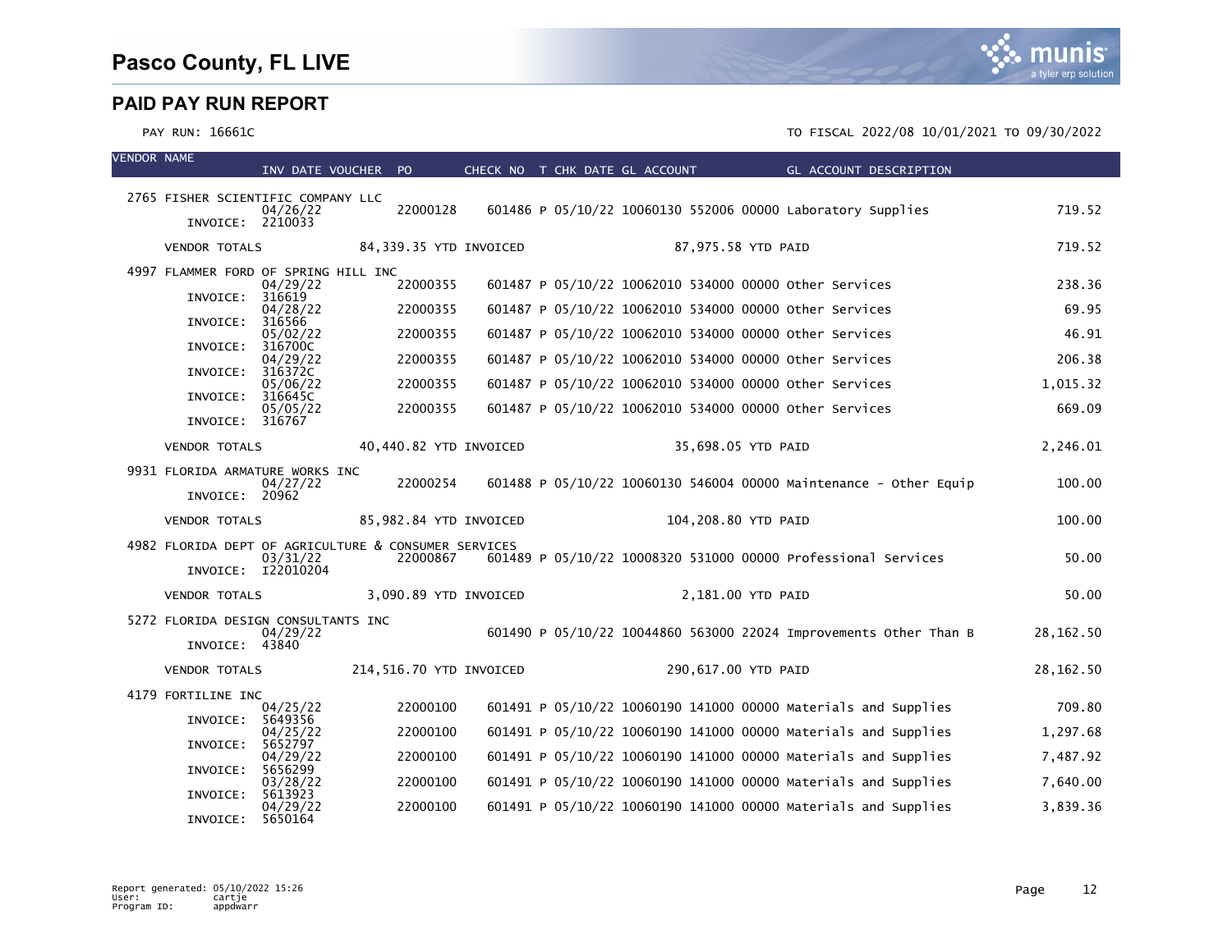# Pasco County, FL LIVE

## PAID PAY RUN REPORT

PAY RUN: 16661C

TO FISCAL 2022/08 10/01/2021 TO 09/30/2022

| VENDOR NAME | INV DATE | VOUCHER | PO | CHECK NO | T | CHK DATE | GL ACCOUNT | GL ACCOUNT DESCRIPTION | |
|---|---|---|---|---|---|---|---|---|---|
| 2765 FISHER SCIENTIFIC COMPANY LLC | | | | | | | | | |
| INVOICE: 2210033 | 04/26/22 | | 22000128 | 601486 | P | 05/10/22 | 10060130 552006 00000 | Laboratory Supplies | 719.52 |
| VENDOR TOTALS | | 84,339.35 YTD INVOICED | | | | | 87,975.58 YTD PAID | | 719.52 |
| 4997 FLAMMER FORD OF SPRING HILL INC | | | | | | | | | |
| INVOICE: 316619 | 04/29/22 | | 22000355 | 601487 | P | 05/10/22 | 10062010 534000 00000 | Other Services | 238.36 |
| INVOICE: 316566 | 04/28/22 | | 22000355 | 601487 | P | 05/10/22 | 10062010 534000 00000 | Other Services | 69.95 |
| INVOICE: 316700C | 05/02/22 | | 22000355 | 601487 | P | 05/10/22 | 10062010 534000 00000 | Other Services | 46.91 |
| INVOICE: 316372C | 04/29/22 | | 22000355 | 601487 | P | 05/10/22 | 10062010 534000 00000 | Other Services | 206.38 |
| INVOICE: 316645C | 05/06/22 | | 22000355 | 601487 | P | 05/10/22 | 10062010 534000 00000 | Other Services | 1,015.32 |
| INVOICE: 316767 | 05/05/22 | | 22000355 | 601487 | P | 05/10/22 | 10062010 534000 00000 | Other Services | 669.09 |
| VENDOR TOTALS | | 40,440.82 YTD INVOICED | | | | | 35,698.05 YTD PAID | | 2,246.01 |
| 9931 FLORIDA ARMATURE WORKS INC | | | | | | | | | |
| INVOICE: 20962 | 04/27/22 | | 22000254 | 601488 | P | 05/10/22 | 10060130 546004 00000 | Maintenance - Other Equip | 100.00 |
| VENDOR TOTALS | | 85,982.84 YTD INVOICED | | | | | 104,208.80 YTD PAID | | 100.00 |
| 4982 FLORIDA DEPT OF AGRICULTURE & CONSUMER SERVICES | | | | | | | | | |
| INVOICE: I22010204 | 03/31/22 | | 22000867 | 601489 | P | 05/10/22 | 10008320 531000 00000 | Professional Services | 50.00 |
| VENDOR TOTALS | | 3,090.89 YTD INVOICED | | | | | 2,181.00 YTD PAID | | 50.00 |
| 5272 FLORIDA DESIGN CONSULTANTS INC | | | | | | | | | |
| INVOICE: 43840 | 04/29/22 | | | 601490 | P | 05/10/22 | 10044860 563000 22024 | Improvements Other Than B | 28,162.50 |
| VENDOR TOTALS | | 214,516.70 YTD INVOICED | | | | | 290,617.00 YTD PAID | | 28,162.50 |
| 4179 FORTILINE INC | | | | | | | | | |
| INVOICE: 5649356 | 04/25/22 | | 22000100 | 601491 | P | 05/10/22 | 10060190 141000 00000 | Materials and Supplies | 709.80 |
| INVOICE: 5652797 | 04/25/22 | | 22000100 | 601491 | P | 05/10/22 | 10060190 141000 00000 | Materials and Supplies | 1,297.68 |
| INVOICE: 5656299 | 04/29/22 | | 22000100 | 601491 | P | 05/10/22 | 10060190 141000 00000 | Materials and Supplies | 7,487.92 |
| INVOICE: 5613923 | 03/28/22 | | 22000100 | 601491 | P | 05/10/22 | 10060190 141000 00000 | Materials and Supplies | 7,640.00 |
| INVOICE: 5650164 | 04/29/22 | | 22000100 | 601491 | P | 05/10/22 | 10060190 141000 00000 | Materials and Supplies | 3,839.36 |

Report generated: 05/10/2022 15:26
User: cartje
Program ID: appdwarr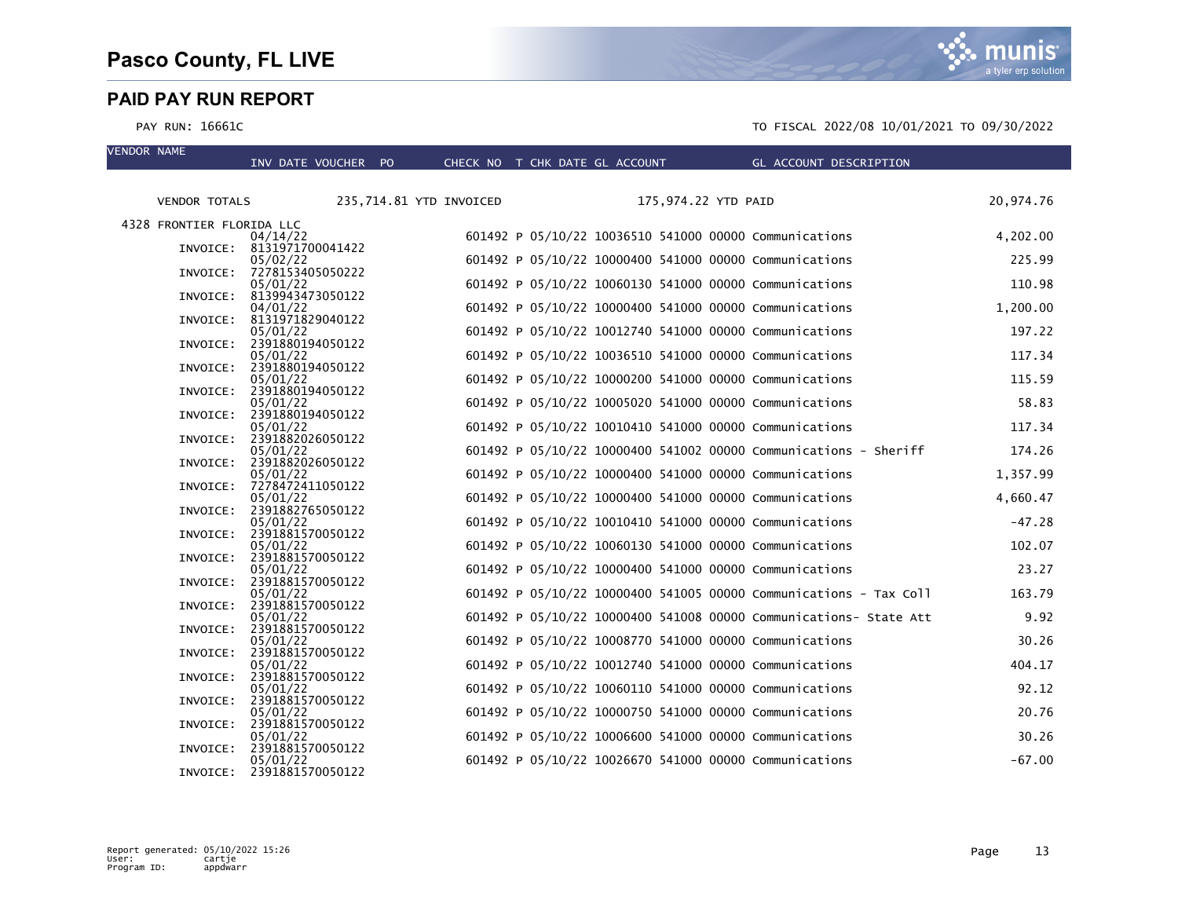# Pasco County, FL LIVE

## PAID PAY RUN REPORT

PAY RUN: 16661C

TO FISCAL 2022/08 10/01/2021 TO 09/30/2022

| VENDOR NAME | INV DATE | VOUCHER | PO | CHECK NO | T | CHK DATE | GL ACCOUNT | | | GL ACCOUNT DESCRIPTION | |
|---|---|---|---|---|---|---|---|---|---|---|---|
| VENDOR TOTALS | 235,714.81 YTD INVOICED | | | | | 175,974.22 YTD PAID | | | | | 20,974.76 |
| 4328 FRONTIER FLORIDA LLC | | | | | | | | | | | |
| INVOICE: 8131971700041422 | 04/14/22 | | | 601492 | P | 05/10/22 | 10036510 | 541000 | 00000 | Communications | 4,202.00 |
| INVOICE: 7278153405050222 | 05/02/22 | | | 601492 | P | 05/10/22 | 10000400 | 541000 | 00000 | Communications | 225.99 |
| INVOICE: 8139943473050122 | 05/01/22 | | | 601492 | P | 05/10/22 | 10060130 | 541000 | 00000 | Communications | 110.98 |
| INVOICE: 8131971829040122 | 04/01/22 | | | 601492 | P | 05/10/22 | 10000400 | 541000 | 00000 | Communications | 1,200.00 |
| INVOICE: 2391880194050122 | 05/01/22 | | | 601492 | P | 05/10/22 | 10012740 | 541000 | 00000 | Communications | 197.22 |
| INVOICE: 2391880194050122 | 05/01/22 | | | 601492 | P | 05/10/22 | 10036510 | 541000 | 00000 | Communications | 117.34 |
| INVOICE: 2391880194050122 | 05/01/22 | | | 601492 | P | 05/10/22 | 10000200 | 541000 | 00000 | Communications | 115.59 |
| INVOICE: 2391880194050122 | 05/01/22 | | | 601492 | P | 05/10/22 | 10005020 | 541000 | 00000 | Communications | 58.83 |
| INVOICE: 2391882026050122 | 05/01/22 | | | 601492 | P | 05/10/22 | 10010410 | 541000 | 00000 | Communications | 117.34 |
| INVOICE: 2391882026050122 | 05/01/22 | | | 601492 | P | 05/10/22 | 10000400 | 541002 | 00000 | Communications - Sheriff | 174.26 |
| INVOICE: 7278472411050122 | 05/01/22 | | | 601492 | P | 05/10/22 | 10000400 | 541000 | 00000 | Communications | 1,357.99 |
| INVOICE: 2391882765050122 | 05/01/22 | | | 601492 | P | 05/10/22 | 10000400 | 541000 | 00000 | Communications | 4,660.47 |
| INVOICE: 2391881570050122 | 05/01/22 | | | 601492 | P | 05/10/22 | 10010410 | 541000 | 00000 | Communications | -47.28 |
| INVOICE: 2391881570050122 | 05/01/22 | | | 601492 | P | 05/10/22 | 10060130 | 541000 | 00000 | Communications | 102.07 |
| INVOICE: 2391881570050122 | 05/01/22 | | | 601492 | P | 05/10/22 | 10000400 | 541000 | 00000 | Communications | 23.27 |
| INVOICE: 2391881570050122 | 05/01/22 | | | 601492 | P | 05/10/22 | 10000400 | 541005 | 00000 | Communications - Tax Coll | 163.79 |
| INVOICE: 2391881570050122 | 05/01/22 | | | 601492 | P | 05/10/22 | 10000400 | 541008 | 00000 | Communications- State Att | 9.92 |
| INVOICE: 2391881570050122 | 05/01/22 | | | 601492 | P | 05/10/22 | 10008770 | 541000 | 00000 | Communications | 30.26 |
| INVOICE: 2391881570050122 | 05/01/22 | | | 601492 | P | 05/10/22 | 10012740 | 541000 | 00000 | Communications | 404.17 |
| INVOICE: 2391881570050122 | 05/01/22 | | | 601492 | P | 05/10/22 | 10060110 | 541000 | 00000 | Communications | 92.12 |
| INVOICE: 2391881570050122 | 05/01/22 | | | 601492 | P | 05/10/22 | 10000750 | 541000 | 00000 | Communications | 20.76 |
| INVOICE: 2391881570050122 | 05/01/22 | | | 601492 | P | 05/10/22 | 10006600 | 541000 | 00000 | Communications | 30.26 |
| INVOICE: 2391881570050122 | 05/01/22 | | | 601492 | P | 05/10/22 | 10026670 | 541000 | 00000 | Communications | -67.00 |

Report generated: 05/10/2022 15:26
User: cartje
Program ID: appdwarr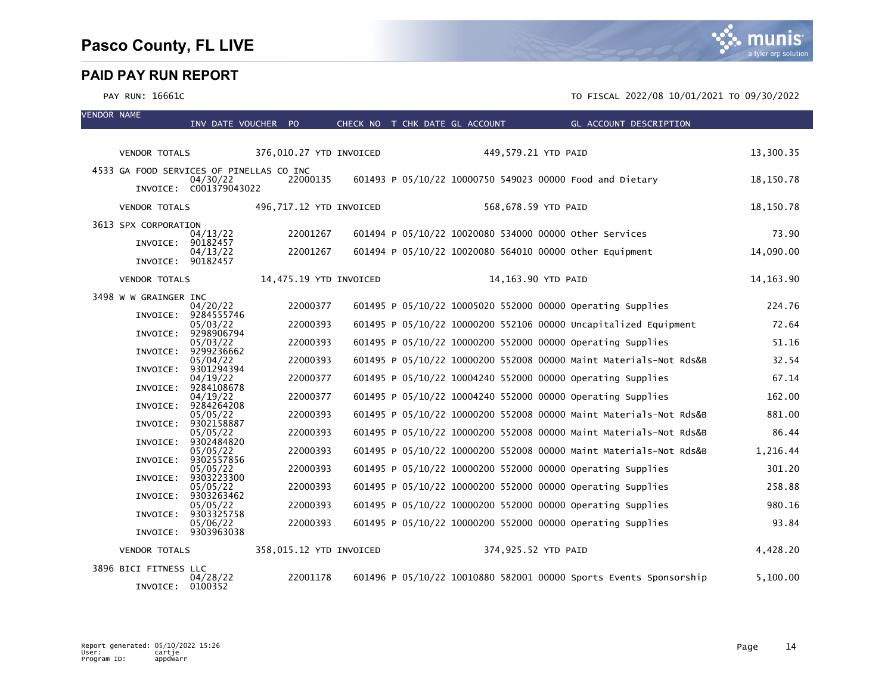# Pasco County, FL LIVE

## PAID PAY RUN REPORT

PAY RUN: 16661C

TO FISCAL 2022/08 10/01/2021 TO 09/30/2022

| VENDOR NAME | INV DATE VOUCHER | PO | CHECK NO | T | CHK DATE | GL ACCOUNT | GL ACCOUNT DESCRIPTION | AMOUNT |
|---|---|---|---|---|---|---|---|---|
| VENDOR TOTALS | 376,010.27 YTD INVOICED | | | | | 449,579.21 YTD PAID | | 13,300.35 |
| 4533 GA FOOD SERVICES OF PINELLAS CO INC | | | | | | | | |
| | 04/30/22 | 22000135 | 601493 | P | 05/10/22 | 10000750 549023 00000 | Food and Dietary | 18,150.78 |
| INVOICE: | C001379043022 | | | | | | | |
| VENDOR TOTALS | 496,717.12 YTD INVOICED | | | | | 568,678.59 YTD PAID | | 18,150.78 |
| 3613 SPX CORPORATION | | | | | | | | |
| | 04/13/22 | 22001267 | 601494 | P | 05/10/22 | 10020080 534000 00000 | Other Services | 73.90 |
| INVOICE: | 90182457 | | | | | | | |
| | 04/13/22 | 22001267 | 601494 | P | 05/10/22 | 10020080 564010 00000 | Other Equipment | 14,090.00 |
| INVOICE: | 90182457 | | | | | | | |
| VENDOR TOTALS | 14,475.19 YTD INVOICED | | | | | 14,163.90 YTD PAID | | 14,163.90 |
| 3498 W W GRAINGER INC | | | | | | | | |
| | 04/20/22 | 22000377 | 601495 | P | 05/10/22 | 10005020 552000 00000 | Operating Supplies | 224.76 |
| INVOICE: | 9284555746 | | | | | | | |
| | 05/03/22 | 22000393 | 601495 | P | 05/10/22 | 10000200 552106 00000 | Uncapitalized Equipment | 72.64 |
| INVOICE: | 9298906794 | | | | | | | |
| | 05/03/22 | 22000393 | 601495 | P | 05/10/22 | 10000200 552000 00000 | Operating Supplies | 51.16 |
| INVOICE: | 9299236662 | | | | | | | |
| | 05/04/22 | 22000393 | 601495 | P | 05/10/22 | 10000200 552008 00000 | Maint Materials-Not Rds&B | 32.54 |
| INVOICE: | 9301294394 | | | | | | | |
| | 04/19/22 | 22000377 | 601495 | P | 05/10/22 | 10004240 552000 00000 | Operating Supplies | 67.14 |
| INVOICE: | 9284108678 | | | | | | | |
| | 04/19/22 | 22000377 | 601495 | P | 05/10/22 | 10004240 552000 00000 | Operating Supplies | 162.00 |
| INVOICE: | 9284264208 | | | | | | | |
| | 05/05/22 | 22000393 | 601495 | P | 05/10/22 | 10000200 552008 00000 | Maint Materials-Not Rds&B | 881.00 |
| INVOICE: | 9302158887 | | | | | | | |
| | 05/05/22 | 22000393 | 601495 | P | 05/10/22 | 10000200 552008 00000 | Maint Materials-Not Rds&B | 86.44 |
| INVOICE: | 9302484820 | | | | | | | |
| | 05/05/22 | 22000393 | 601495 | P | 05/10/22 | 10000200 552008 00000 | Maint Materials-Not Rds&B | 1,216.44 |
| INVOICE: | 9302557856 | | | | | | | |
| | 05/05/22 | 22000393 | 601495 | P | 05/10/22 | 10000200 552000 00000 | Operating Supplies | 301.20 |
| INVOICE: | 9303223300 | | | | | | | |
| | 05/05/22 | 22000393 | 601495 | P | 05/10/22 | 10000200 552000 00000 | Operating Supplies | 258.88 |
| INVOICE: | 9303263462 | | | | | | | |
| | 05/05/22 | 22000393 | 601495 | P | 05/10/22 | 10000200 552000 00000 | Operating Supplies | 980.16 |
| INVOICE: | 9303325758 | | | | | | | |
| | 05/06/22 | 22000393 | 601495 | P | 05/10/22 | 10000200 552000 00000 | Operating Supplies | 93.84 |
| INVOICE: | 9303963038 | | | | | | | |
| VENDOR TOTALS | 358,015.12 YTD INVOICED | | | | | 374,925.52 YTD PAID | | 4,428.20 |
| 3896 BICI FITNESS LLC | | | | | | | | |
| | 04/28/22 | 22001178 | 601496 | P | 05/10/22 | 10010880 582001 00000 | Sports Events Sponsorship | 5,100.00 |
| INVOICE: | 0100352 | | | | | | | |

Report generated: 05/10/2022 15:26
User: cartje
Program ID: appdwarr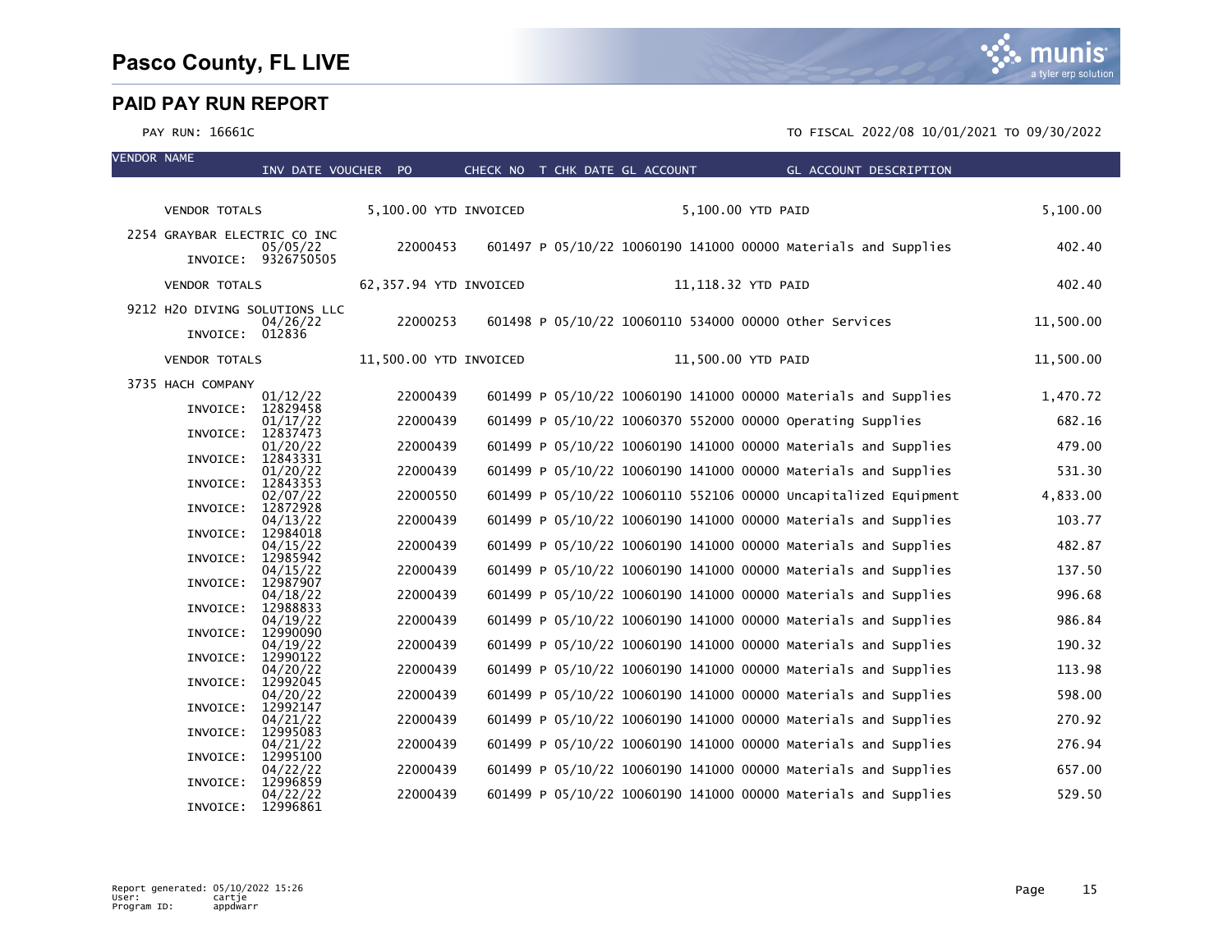# Pasco County, FL LIVE

## PAID PAY RUN REPORT

PAY RUN: 16661C

TO FISCAL 2022/08 10/01/2021 TO 09/30/2022

| VENDOR NAME | INV DATE | VOUCHER | PO | CHECK NO | T | CHK DATE | GL ACCOUNT | GL ACCOUNT DESCRIPTION | |
|---|---|---|---|---|---|---|---|---|---|
| VENDOR TOTALS | | 5,100.00 YTD INVOICED | | | | | 5,100.00 YTD PAID | | 5,100.00 |
| 2254 GRAYBAR ELECTRIC CO INC | 05/05/22 | | 22000453 | 601497 | P | 05/10/22 | 10060190 141000 00000 | Materials and Supplies | 402.40 |
| INVOICE: 9326750505 | | | | | | | | | |
| VENDOR TOTALS | | 62,357.94 YTD INVOICED | | | | | 11,118.32 YTD PAID | | 402.40 |
| 9212 H2O DIVING SOLUTIONS LLC | 04/26/22 | | 22000253 | 601498 | P | 05/10/22 | 10060110 534000 00000 | Other Services | 11,500.00 |
| INVOICE: 012836 | | | | | | | | | |
| VENDOR TOTALS | | 11,500.00 YTD INVOICED | | | | | 11,500.00 YTD PAID | | 11,500.00 |
| 3735 HACH COMPANY | | | | | | | | | |
| INVOICE: 12829458 | 01/12/22 | | 22000439 | 601499 | P | 05/10/22 | 10060190 141000 00000 | Materials and Supplies | 1,470.72 |
| INVOICE: 12837473 | 01/17/22 | | 22000439 | 601499 | P | 05/10/22 | 10060370 552000 00000 | Operating Supplies | 682.16 |
| INVOICE: 12843331 | 01/20/22 | | 22000439 | 601499 | P | 05/10/22 | 10060190 141000 00000 | Materials and Supplies | 479.00 |
| INVOICE: 12843353 | 01/20/22 | | 22000439 | 601499 | P | 05/10/22 | 10060190 141000 00000 | Materials and Supplies | 531.30 |
| INVOICE: 12872928 | 02/07/22 | | 22000550 | 601499 | P | 05/10/22 | 10060110 552106 00000 | Uncapitalized Equipment | 4,833.00 |
| INVOICE: 12984018 | 04/13/22 | | 22000439 | 601499 | P | 05/10/22 | 10060190 141000 00000 | Materials and Supplies | 103.77 |
| INVOICE: 12985942 | 04/15/22 | | 22000439 | 601499 | P | 05/10/22 | 10060190 141000 00000 | Materials and Supplies | 482.87 |
| INVOICE: 12987907 | 04/15/22 | | 22000439 | 601499 | P | 05/10/22 | 10060190 141000 00000 | Materials and Supplies | 137.50 |
| INVOICE: 12988833 | 04/18/22 | | 22000439 | 601499 | P | 05/10/22 | 10060190 141000 00000 | Materials and Supplies | 996.68 |
| INVOICE: 12990090 | 04/19/22 | | 22000439 | 601499 | P | 05/10/22 | 10060190 141000 00000 | Materials and Supplies | 986.84 |
| INVOICE: 12990122 | 04/19/22 | | 22000439 | 601499 | P | 05/10/22 | 10060190 141000 00000 | Materials and Supplies | 190.32 |
| INVOICE: 12992045 | 04/20/22 | | 22000439 | 601499 | P | 05/10/22 | 10060190 141000 00000 | Materials and Supplies | 113.98 |
| INVOICE: 12992147 | 04/20/22 | | 22000439 | 601499 | P | 05/10/22 | 10060190 141000 00000 | Materials and Supplies | 598.00 |
| INVOICE: 12995083 | 04/21/22 | | 22000439 | 601499 | P | 05/10/22 | 10060190 141000 00000 | Materials and Supplies | 270.92 |
| INVOICE: 12995100 | 04/21/22 | | 22000439 | 601499 | P | 05/10/22 | 10060190 141000 00000 | Materials and Supplies | 276.94 |
| INVOICE: 12996859 | 04/22/22 | | 22000439 | 601499 | P | 05/10/22 | 10060190 141000 00000 | Materials and Supplies | 657.00 |
| INVOICE: 12996861 | 04/22/22 | | 22000439 | 601499 | P | 05/10/22 | 10060190 141000 00000 | Materials and Supplies | 529.50 |

Report generated: 05/10/2022 15:26
User: cartje
Program ID: appdwarr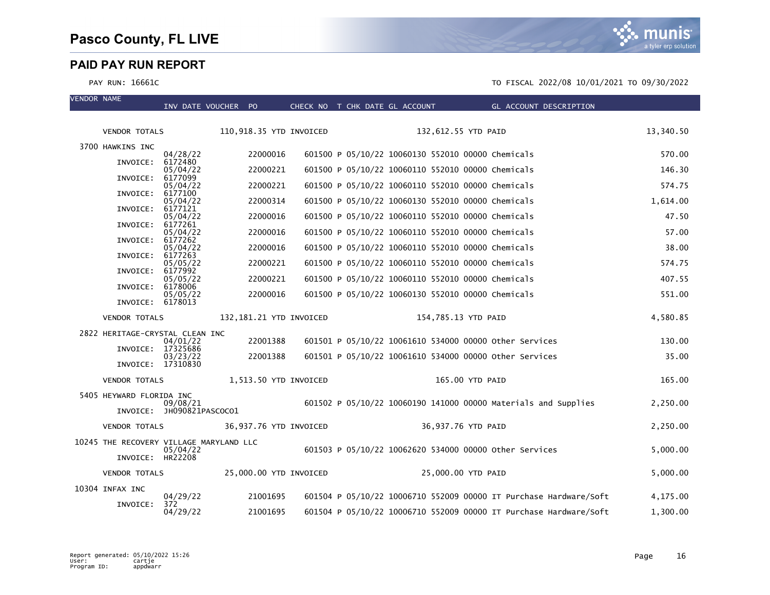# Pasco County, FL LIVE

## PAID PAY RUN REPORT

PAY RUN: 16661C

TO FISCAL 2022/08 10/01/2021 TO 09/30/2022

| VENDOR NAME | INV DATE | VOUCHER | PO | CHECK NO | T | CHK DATE | GL ACCOUNT | GL ACCOUNT DESCRIPTION | |
|---|---|---|---|---|---|---|---|---|---|
| VENDOR TOTALS | | 110,918.35 YTD INVOICED | | | | | 132,612.55 YTD PAID | | 13,340.50 |
| 3700 HAWKINS INC | | | | | | | | | |
| INVOICE: 6172480 | 04/28/22 | | 22000016 | 601500 | P | 05/10/22 | 10060130 552010 00000 | Chemicals | 570.00 |
| INVOICE: 6177099 | 05/04/22 | | 22000221 | 601500 | P | 05/10/22 | 10060110 552010 00000 | Chemicals | 146.30 |
| INVOICE: 6177100 | 05/04/22 | | 22000221 | 601500 | P | 05/10/22 | 10060110 552010 00000 | Chemicals | 574.75 |
| INVOICE: 6177121 | 05/04/22 | | 22000314 | 601500 | P | 05/10/22 | 10060130 552010 00000 | Chemicals | 1,614.00 |
| INVOICE: 6177261 | 05/04/22 | | 22000016 | 601500 | P | 05/10/22 | 10060110 552010 00000 | Chemicals | 47.50 |
| INVOICE: 6177262 | 05/04/22 | | 22000016 | 601500 | P | 05/10/22 | 10060110 552010 00000 | Chemicals | 57.00 |
| INVOICE: 6177263 | 05/04/22 | | 22000016 | 601500 | P | 05/10/22 | 10060110 552010 00000 | Chemicals | 38.00 |
| INVOICE: 6177992 | 05/05/22 | | 22000221 | 601500 | P | 05/10/22 | 10060110 552010 00000 | Chemicals | 574.75 |
| INVOICE: 6178006 | 05/05/22 | | 22000221 | 601500 | P | 05/10/22 | 10060110 552010 00000 | Chemicals | 407.55 |
| INVOICE: 6178013 | 05/05/22 | | 22000016 | 601500 | P | 05/10/22 | 10060130 552010 00000 | Chemicals | 551.00 |
| VENDOR TOTALS | | 132,181.21 YTD INVOICED | | | | | 154,785.13 YTD PAID | | 4,580.85 |
| 2822 HERITAGE-CRYSTAL CLEAN INC | | | | | | | | | |
| INVOICE: 17325686 | 04/01/22 | | 22001388 | 601501 | P | 05/10/22 | 10061610 534000 00000 | Other Services | 130.00 |
| INVOICE: 17310830 | 03/23/22 | | 22001388 | 601501 | P | 05/10/22 | 10061610 534000 00000 | Other Services | 35.00 |
| VENDOR TOTALS | | 1,513.50 YTD INVOICED | | | | | 165.00 YTD PAID | | 165.00 |
| 5405 HEYWARD FLORIDA INC | | | | | | | | | |
| INVOICE: JH090821PASCOCO1 | 09/08/21 | | | 601502 | P | 05/10/22 | 10060190 141000 00000 | Materials and Supplies | 2,250.00 |
| VENDOR TOTALS | | 36,937.76 YTD INVOICED | | | | | 36,937.76 YTD PAID | | 2,250.00 |
| 10245 THE RECOVERY VILLAGE MARYLAND LLC | | | | | | | | | |
| INVOICE: HR22208 | 05/04/22 | | | 601503 | P | 05/10/22 | 10062620 534000 00000 | Other Services | 5,000.00 |
| VENDOR TOTALS | | 25,000.00 YTD INVOICED | | | | | 25,000.00 YTD PAID | | 5,000.00 |
| 10304 INFAX INC | | | | | | | | | |
| INVOICE: 372 | 04/29/22 | | 21001695 | 601504 | P | 05/10/22 | 10006710 552009 00000 | IT Purchase Hardware/Soft | 4,175.00 |
| | 04/29/22 | | 21001695 | 601504 | P | 05/10/22 | 10006710 552009 00000 | IT Purchase Hardware/Soft | 1,300.00 |

Report generated: 05/10/2022 15:26
User: cartje
Program ID: appdwarr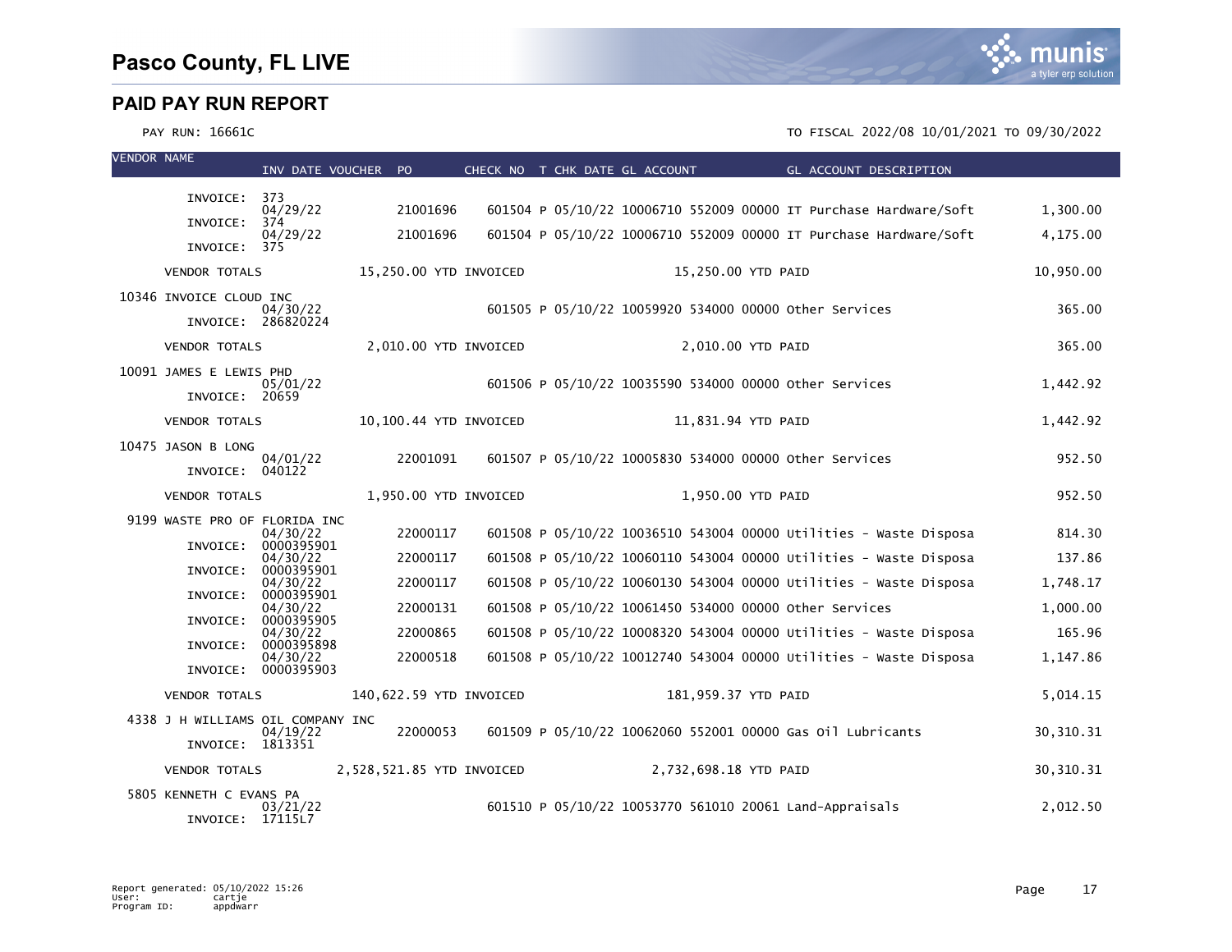# Pasco County, FL LIVE

## PAID PAY RUN REPORT

PAY RUN: 16661C

TO FISCAL 2022/08 10/01/2021 TO 09/30/2022

| VENDOR NAME | INV DATE | VOUCHER | PO | CHECK NO | T | CHK DATE | GL ACCOUNT | GL ACCOUNT DESCRIPTION | AMOUNT |
|---|---|---|---|---|---|---|---|---|---|
| INVOICE: 373 | 04/29/22 | | 21001696 | 601504 | P | 05/10/22 | 10006710 552009 00000 | IT Purchase Hardware/Soft | 1,300.00 |
| INVOICE: 374 | 04/29/22 | | 21001696 | 601504 | P | 05/10/22 | 10006710 552009 00000 | IT Purchase Hardware/Soft | 4,175.00 |
| INVOICE: 375 | | | | | | | | | |
| VENDOR TOTALS | 15,250.00 YTD INVOICED | | | | | | 15,250.00 YTD PAID | | 10,950.00 |
| 10346 INVOICE CLOUD INC | 04/30/22 | | | 601505 | P | 05/10/22 | 10059920 534000 00000 | Other Services | 365.00 |
| INVOICE: 286820224 | | | | | | | | | |
| VENDOR TOTALS | 2,010.00 YTD INVOICED | | | | | | 2,010.00 YTD PAID | | 365.00 |
| 10091 JAMES E LEWIS PHD | 05/01/22 | | | 601506 | P | 05/10/22 | 10035590 534000 00000 | Other Services | 1,442.92 |
| INVOICE: 20659 | | | | | | | | | |
| VENDOR TOTALS | 10,100.44 YTD INVOICED | | | | | | 11,831.94 YTD PAID | | 1,442.92 |
| 10475 JASON B LONG | 04/01/22 | | 22001091 | 601507 | P | 05/10/22 | 10005830 534000 00000 | Other Services | 952.50 |
| INVOICE: 040122 | | | | | | | | | |
| VENDOR TOTALS | 1,950.00 YTD INVOICED | | | | | | 1,950.00 YTD PAID | | 952.50 |
| 9199 WASTE PRO OF FLORIDA INC | 04/30/22 | | 22000117 | 601508 | P | 05/10/22 | 10036510 543004 00000 | Utilities - Waste Disposa | 814.30 |
| INVOICE: 0000395901 | 04/30/22 | | 22000117 | 601508 | P | 05/10/22 | 10060110 543004 00000 | Utilities - Waste Disposa | 137.86 |
| INVOICE: 0000395901 | 04/30/22 | | 22000117 | 601508 | P | 05/10/22 | 10060130 543004 00000 | Utilities - Waste Disposa | 1,748.17 |
| INVOICE: 0000395901 | 04/30/22 | | 22000131 | 601508 | P | 05/10/22 | 10061450 534000 00000 | Other Services | 1,000.00 |
| INVOICE: 0000395905 | 04/30/22 | | 22000865 | 601508 | P | 05/10/22 | 10008320 543004 00000 | Utilities - Waste Disposa | 165.96 |
| INVOICE: 0000395898 | 04/30/22 | | 22000518 | 601508 | P | 05/10/22 | 10012740 543004 00000 | Utilities - Waste Disposa | 1,147.86 |
| INVOICE: 0000395903 | | | | | | | | | |
| VENDOR TOTALS | 140,622.59 YTD INVOICED | | | | | | 181,959.37 YTD PAID | | 5,014.15 |
| 4338 J H WILLIAMS OIL COMPANY INC | 04/19/22 | | 22000053 | 601509 | P | 05/10/22 | 10062060 552001 00000 | Gas Oil Lubricants | 30,310.31 |
| INVOICE: 1813351 | | | | | | | | | |
| VENDOR TOTALS | 2,528,521.85 YTD INVOICED | | | | | | 2,732,698.18 YTD PAID | | 30,310.31 |
| 5805 KENNETH C EVANS PA | 03/21/22 | | | 601510 | P | 05/10/22 | 10053770 561010 20061 | Land-Appraisals | 2,012.50 |
| INVOICE: 17115L7 | | | | | | | | | |

Report generated: 05/10/2022 15:26
User: cartje
Program ID: appdwarr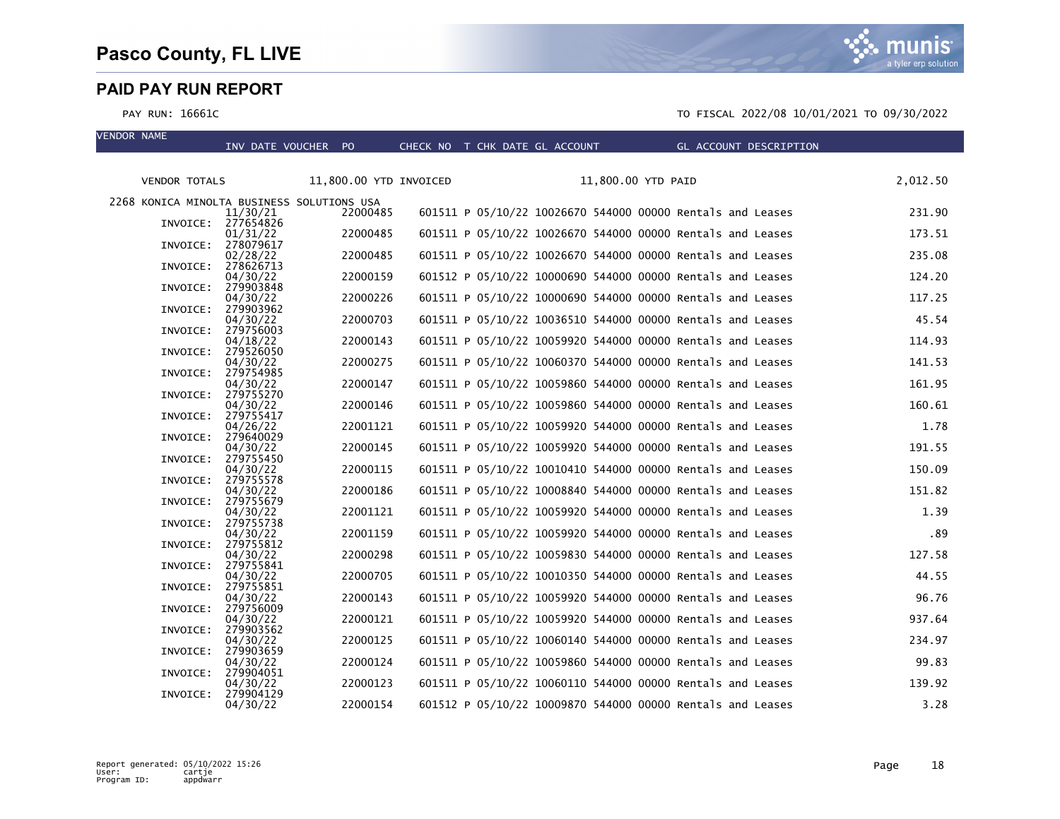# Pasco County, FL LIVE

## PAID PAY RUN REPORT

PAY RUN: 16661C

TO FISCAL 2022/08 10/01/2021 TO 09/30/2022

| VENDOR NAME | INV DATE | VOUCHER | PO | CHECK NO | T | CHK DATE | GL ACCOUNT | | GL ACCOUNT DESCRIPTION | |
|---|---|---|---|---|---|---|---|---|---|---|
| VENDOR TOTALS | | 11,800.00 YTD INVOICED | | | | | 11,800.00 YTD PAID | | | 2,012.50 |
| 2268 KONICA MINOLTA BUSINESS SOLUTIONS USA | | | | | | | | | | |
| | 11/30/21 | | 22000485 | 601511 | P | 05/10/22 | 10026670 544000 | 00000 | Rentals and Leases | 231.90 |
| INVOICE: 277654826 | 01/31/22 | | 22000485 | 601511 | P | 05/10/22 | 10026670 544000 | 00000 | Rentals and Leases | 173.51 |
| INVOICE: 278079617 | 02/28/22 | | 22000485 | 601511 | P | 05/10/22 | 10026670 544000 | 00000 | Rentals and Leases | 235.08 |
| INVOICE: 278626713 | 04/30/22 | | 22000159 | 601512 | P | 05/10/22 | 10000690 544000 | 00000 | Rentals and Leases | 124.20 |
| INVOICE: 279903848 | 04/30/22 | | 22000226 | 601511 | P | 05/10/22 | 10000690 544000 | 00000 | Rentals and Leases | 117.25 |
| INVOICE: 279903962 | 04/30/22 | | 22000703 | 601511 | P | 05/10/22 | 10036510 544000 | 00000 | Rentals and Leases | 45.54 |
| INVOICE: 279756003 | 04/18/22 | | 22000143 | 601511 | P | 05/10/22 | 10059920 544000 | 00000 | Rentals and Leases | 114.93 |
| INVOICE: 279526050 | 04/30/22 | | 22000275 | 601511 | P | 05/10/22 | 10060370 544000 | 00000 | Rentals and Leases | 141.53 |
| INVOICE: 279754985 | 04/30/22 | | 22000147 | 601511 | P | 05/10/22 | 10059860 544000 | 00000 | Rentals and Leases | 161.95 |
| INVOICE: 279755270 | 04/30/22 | | 22000146 | 601511 | P | 05/10/22 | 10059860 544000 | 00000 | Rentals and Leases | 160.61 |
| INVOICE: 279755417 | 04/26/22 | | 22001121 | 601511 | P | 05/10/22 | 10059920 544000 | 00000 | Rentals and Leases | 1.78 |
| INVOICE: 279640029 | 04/30/22 | | 22000145 | 601511 | P | 05/10/22 | 10059920 544000 | 00000 | Rentals and Leases | 191.55 |
| INVOICE: 279755450 | 04/30/22 | | 22000115 | 601511 | P | 05/10/22 | 10010410 544000 | 00000 | Rentals and Leases | 150.09 |
| INVOICE: 279755578 | 04/30/22 | | 22000186 | 601511 | P | 05/10/22 | 10008840 544000 | 00000 | Rentals and Leases | 151.82 |
| INVOICE: 279755679 | 04/30/22 | | 22001121 | 601511 | P | 05/10/22 | 10059920 544000 | 00000 | Rentals and Leases | 1.39 |
| INVOICE: 279755738 | 04/30/22 | | 22001159 | 601511 | P | 05/10/22 | 10059920 544000 | 00000 | Rentals and Leases | .89 |
| INVOICE: 279755812 | 04/30/22 | | 22000298 | 601511 | P | 05/10/22 | 10059830 544000 | 00000 | Rentals and Leases | 127.58 |
| INVOICE: 279755841 | 04/30/22 | | 22000705 | 601511 | P | 05/10/22 | 10010350 544000 | 00000 | Rentals and Leases | 44.55 |
| INVOICE: 279755851 | 04/30/22 | | 22000143 | 601511 | P | 05/10/22 | 10059920 544000 | 00000 | Rentals and Leases | 96.76 |
| INVOICE: 279756009 | 04/30/22 | | 22000121 | 601511 | P | 05/10/22 | 10059920 544000 | 00000 | Rentals and Leases | 937.64 |
| INVOICE: 279903562 | 04/30/22 | | 22000125 | 601511 | P | 05/10/22 | 10060140 544000 | 00000 | Rentals and Leases | 234.97 |
| INVOICE: 279903659 | 04/30/22 | | 22000124 | 601511 | P | 05/10/22 | 10059860 544000 | 00000 | Rentals and Leases | 99.83 |
| INVOICE: 279904051 | 04/30/22 | | 22000123 | 601511 | P | 05/10/22 | 10060110 544000 | 00000 | Rentals and Leases | 139.92 |
| INVOICE: 279904129 | 04/30/22 | | 22000154 | 601512 | P | 05/10/22 | 10009870 544000 | 00000 | Rentals and Leases | 3.28 |

Report generated: 05/10/2022 15:26
User: cartje
Program ID: appdwarr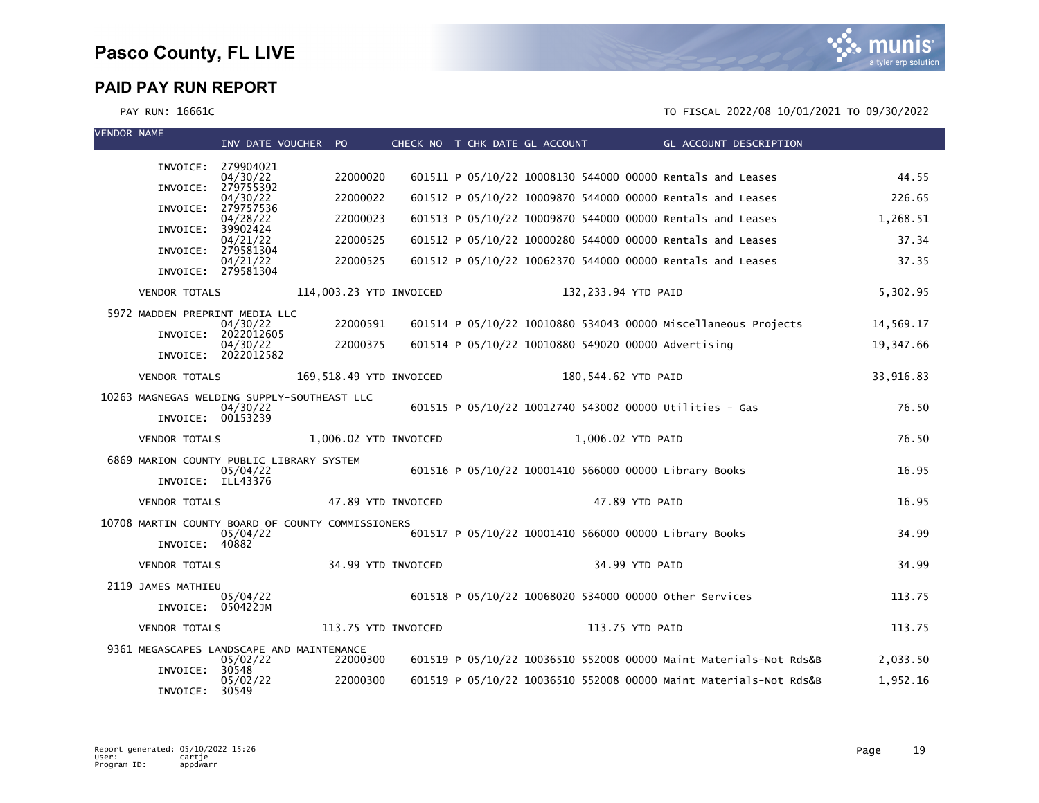# Pasco County, FL LIVE

## PAID PAY RUN REPORT

PAY RUN: 16661C

TO FISCAL 2022/08 10/01/2021 TO 09/30/2022

| VENDOR NAME | INV DATE | VOUCHER | PO | CHECK NO | T | CHK DATE | GL ACCOUNT | GL ACCOUNT DESCRIPTION | |
|---|---|---|---|---|---|---|---|---|---|
| INVOICE: 279904021 | 04/30/22 | | 22000020 | 601511 | P | 05/10/22 | 10008130 544000 00000 | Rentals and Leases | 44.55 |
| INVOICE: 279755392 | 04/30/22 | | 22000022 | 601512 | P | 05/10/22 | 10009870 544000 00000 | Rentals and Leases | 226.65 |
| INVOICE: 279757536 | 04/28/22 | | 22000023 | 601513 | P | 05/10/22 | 10009870 544000 00000 | Rentals and Leases | 1,268.51 |
| INVOICE: 39902424 | 04/21/22 | | 22000525 | 601512 | P | 05/10/22 | 10000280 544000 00000 | Rentals and Leases | 37.34 |
| INVOICE: 279581304 | 04/21/22 | | 22000525 | 601512 | P | 05/10/22 | 10062370 544000 00000 | Rentals and Leases | 37.35 |
| INVOICE: 279581304 | | | | | | | | | |
| VENDOR TOTALS | | 114,003.23 YTD INVOICED | | | | 132,233.94 YTD PAID | | | 5,302.95 |
| 5972 MADDEN PREPRINT MEDIA LLC | 04/30/22 | | 22000591 | 601514 | P | 05/10/22 | 10010880 534043 00000 | Miscellaneous Projects | 14,569.17 |
| INVOICE: 2022012605 | 04/30/22 | | 22000375 | 601514 | P | 05/10/22 | 10010880 549020 00000 | Advertising | 19,347.66 |
| INVOICE: 2022012582 | | | | | | | | | |
| VENDOR TOTALS | | 169,518.49 YTD INVOICED | | | | 180,544.62 YTD PAID | | | 33,916.83 |
| 10263 MAGNEGAS WELDING SUPPLY-SOUTHEAST LLC | 04/30/22 | | | 601515 | P | 05/10/22 | 10012740 543002 00000 | Utilities - Gas | 76.50 |
| INVOICE: 00153239 | | | | | | | | | |
| VENDOR TOTALS | | 1,006.02 YTD INVOICED | | | | 1,006.02 YTD PAID | | | 76.50 |
| 6869 MARION COUNTY PUBLIC LIBRARY SYSTEM | 05/04/22 | | | 601516 | P | 05/10/22 | 10001410 566000 00000 | Library Books | 16.95 |
| INVOICE: ILL43376 | | | | | | | | | |
| VENDOR TOTALS | | 47.89 YTD INVOICED | | | | 47.89 YTD PAID | | | 16.95 |
| 10708 MARTIN COUNTY BOARD OF COUNTY COMMISSIONERS | 05/04/22 | | | 601517 | P | 05/10/22 | 10001410 566000 00000 | Library Books | 34.99 |
| INVOICE: 40882 | | | | | | | | | |
| VENDOR TOTALS | | 34.99 YTD INVOICED | | | | 34.99 YTD PAID | | | 34.99 |
| 2119 JAMES MATHIEU | 05/04/22 | | | 601518 | P | 05/10/22 | 10068020 534000 00000 | Other Services | 113.75 |
| INVOICE: 050422JM | | | | | | | | | |
| VENDOR TOTALS | | 113.75 YTD INVOICED | | | | 113.75 YTD PAID | | | 113.75 |
| 9361 MEGASCAPES LANDSCAPE AND MAINTENANCE | 05/02/22 | | 22000300 | 601519 | P | 05/10/22 | 10036510 552008 00000 | Maint Materials-Not Rds&B | 2,033.50 |
| INVOICE: 30548 | 05/02/22 | | 22000300 | 601519 | P | 05/10/22 | 10036510 552008 00000 | Maint Materials-Not Rds&B | 1,952.16 |
| INVOICE: 30549 | | | | | | | | | |

Report generated: 05/10/2022 15:26
User: cartje
Program ID: appdwarr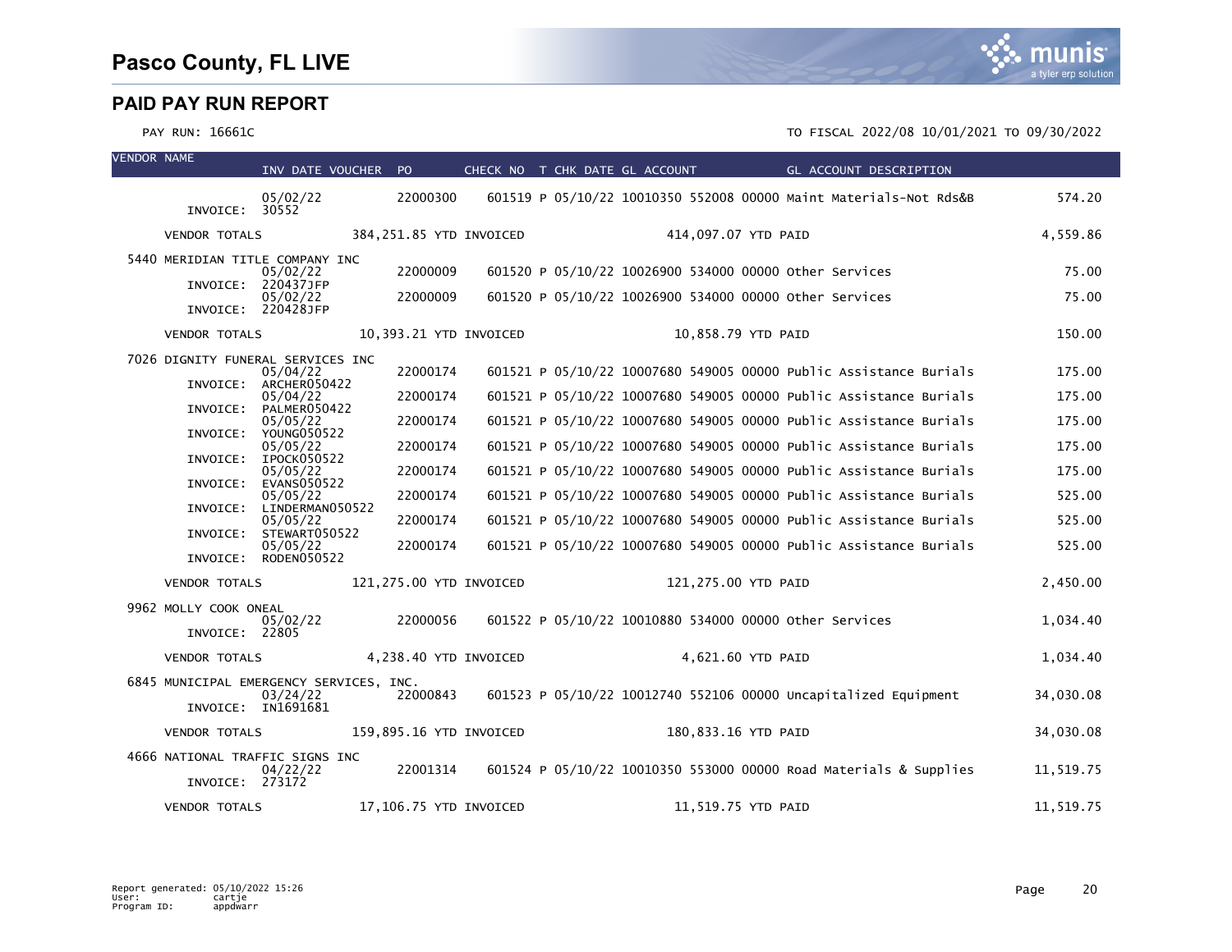# Pasco County, FL LIVE

## PAID PAY RUN REPORT

PAY RUN: 16661C

TO FISCAL 2022/08 10/01/2021 TO 09/30/2022

| VENDOR NAME | INV DATE VOUCHER | PO | CHECK NO | T | CHK DATE | GL ACCOUNT | GL ACCOUNT DESCRIPTION | |
|---|---|---|---|---|---|---|---|---|
| INVOICE: 30552 | 05/02/22 | 22000300 | 601519 | P | 05/10/22 | 10010350 552008 00000 | Maint Materials-Not Rds&B | 574.20 |
| VENDOR TOTALS | | 384,251.85 YTD INVOICED | | | | 414,097.07 YTD PAID | | 4,559.86 |
| 5440 MERIDIAN TITLE COMPANY INC | | | | | | | | |
| INVOICE: 220437JFP | 05/02/22 | 22000009 | 601520 | P | 05/10/22 | 10026900 534000 00000 | Other Services | 75.00 |
| INVOICE: 220428JFP | 05/02/22 | 22000009 | 601520 | P | 05/10/22 | 10026900 534000 00000 | Other Services | 75.00 |
| VENDOR TOTALS | | 10,393.21 YTD INVOICED | | | | 10,858.79 YTD PAID | | 150.00 |
| 7026 DIGNITY FUNERAL SERVICES INC | | | | | | | | |
| INVOICE: ARCHER050422 | 05/04/22 | 22000174 | 601521 | P | 05/10/22 | 10007680 549005 00000 | Public Assistance Burials | 175.00 |
| INVOICE: PALMER050422 | 05/04/22 | 22000174 | 601521 | P | 05/10/22 | 10007680 549005 00000 | Public Assistance Burials | 175.00 |
| INVOICE: YOUNG050522 | 05/05/22 | 22000174 | 601521 | P | 05/10/22 | 10007680 549005 00000 | Public Assistance Burials | 175.00 |
| INVOICE: IPOCK050522 | 05/05/22 | 22000174 | 601521 | P | 05/10/22 | 10007680 549005 00000 | Public Assistance Burials | 175.00 |
| INVOICE: EVANS050522 | 05/05/22 | 22000174 | 601521 | P | 05/10/22 | 10007680 549005 00000 | Public Assistance Burials | 175.00 |
| INVOICE: LINDERMAN050522 | 05/05/22 | 22000174 | 601521 | P | 05/10/22 | 10007680 549005 00000 | Public Assistance Burials | 525.00 |
| INVOICE: STEWART050522 | 05/05/22 | 22000174 | 601521 | P | 05/10/22 | 10007680 549005 00000 | Public Assistance Burials | 525.00 |
| INVOICE: RODEN050522 | 05/05/22 | 22000174 | 601521 | P | 05/10/22 | 10007680 549005 00000 | Public Assistance Burials | 525.00 |
| VENDOR TOTALS | | 121,275.00 YTD INVOICED | | | | 121,275.00 YTD PAID | | 2,450.00 |
| 9962 MOLLY COOK ONEAL | | | | | | | | |
| INVOICE: 22805 | 05/02/22 | 22000056 | 601522 | P | 05/10/22 | 10010880 534000 00000 | Other Services | 1,034.40 |
| VENDOR TOTALS | | 4,238.40 YTD INVOICED | | | | 4,621.60 YTD PAID | | 1,034.40 |
| 6845 MUNICIPAL EMERGENCY SERVICES, INC. | | | | | | | | |
| INVOICE: IN1691681 | 03/24/22 | 22000843 | 601523 | P | 05/10/22 | 10012740 552106 00000 | Uncapitalized Equipment | 34,030.08 |
| VENDOR TOTALS | | 159,895.16 YTD INVOICED | | | | 180,833.16 YTD PAID | | 34,030.08 |
| 4666 NATIONAL TRAFFIC SIGNS INC | | | | | | | | |
| INVOICE: 273172 | 04/22/22 | 22001314 | 601524 | P | 05/10/22 | 10010350 553000 00000 | Road Materials & Supplies | 11,519.75 |
| VENDOR TOTALS | | 17,106.75 YTD INVOICED | | | | 11,519.75 YTD PAID | | 11,519.75 |

Report generated: 05/10/2022 15:26
User: cartje
Program ID: appdwarr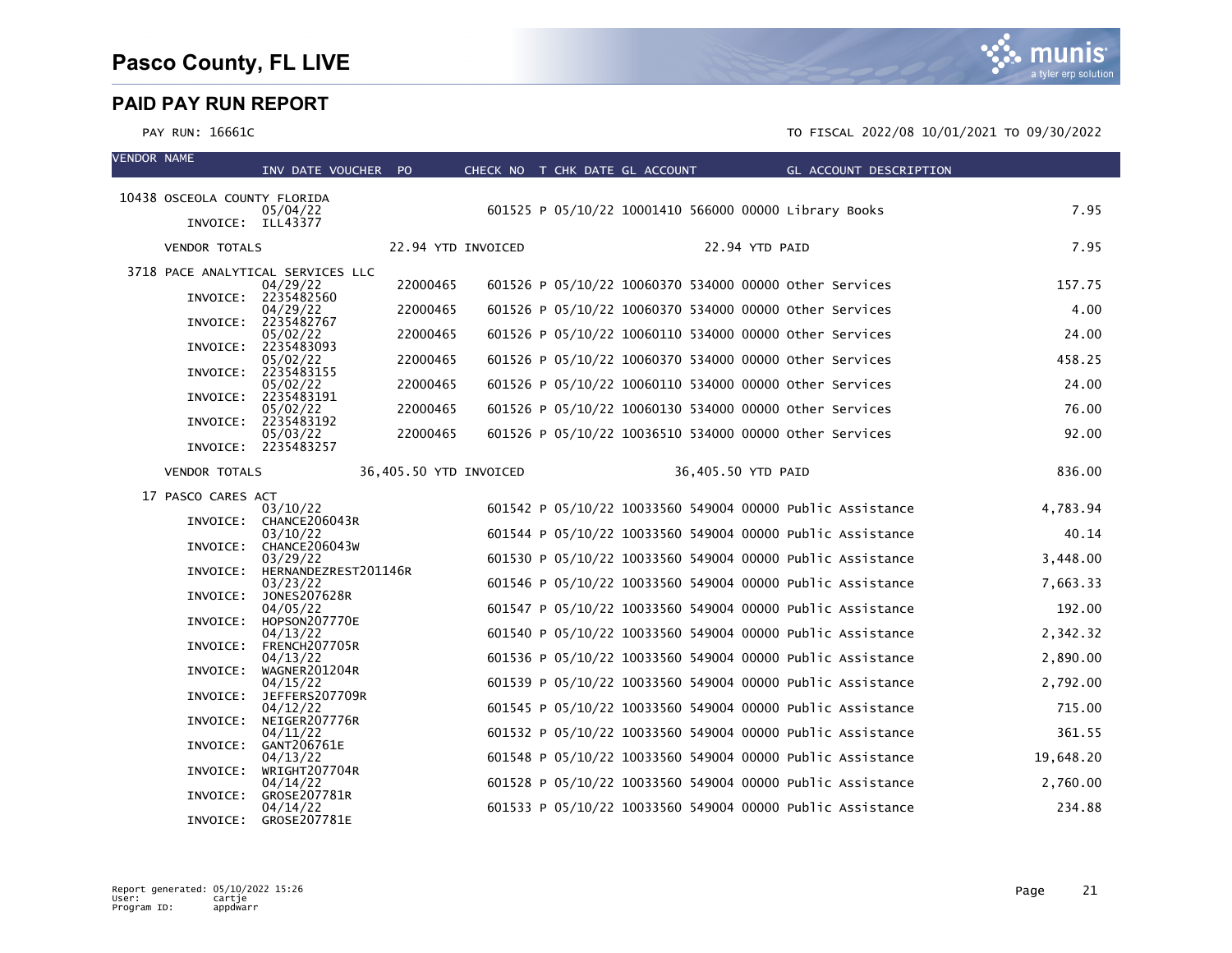# Pasco County, FL LIVE

## PAID PAY RUN REPORT

PAY RUN: 16661C

TO FISCAL 2022/08 10/01/2021 TO 09/30/2022

| VENDOR NAME | INV DATE VOUCHER | PO | CHECK NO | T | CHK DATE | GL ACCOUNT | GL ACCOUNT DESCRIPTION | |
|---|---|---|---|---|---|---|---|---|
| 10438 OSCEOLA COUNTY FLORIDA | | | | | | | | |
| INVOICE: ILL43377 | 05/04/22 | | 601525 | P | 05/10/22 | 10001410 566000 00000 | Library Books | 7.95 |
| VENDOR TOTALS | 22.94 YTD INVOICED | | | | | 22.94 YTD PAID | | 7.95 |
| 3718 PACE ANALYTICAL SERVICES LLC | | | | | | | | |
| INVOICE: 2235482560 | 04/29/22 | 22000465 | 601526 | P | 05/10/22 | 10060370 534000 00000 | Other Services | 157.75 |
| INVOICE: 2235482767 | 04/29/22 | 22000465 | 601526 | P | 05/10/22 | 10060370 534000 00000 | Other Services | 4.00 |
| INVOICE: 2235483093 | 05/02/22 | 22000465 | 601526 | P | 05/10/22 | 10060110 534000 00000 | Other Services | 24.00 |
| INVOICE: 2235483155 | 05/02/22 | 22000465 | 601526 | P | 05/10/22 | 10060370 534000 00000 | Other Services | 458.25 |
| INVOICE: 2235483191 | 05/02/22 | 22000465 | 601526 | P | 05/10/22 | 10060110 534000 00000 | Other Services | 24.00 |
| INVOICE: 2235483192 | 05/02/22 | 22000465 | 601526 | P | 05/10/22 | 10060130 534000 00000 | Other Services | 76.00 |
| INVOICE: 2235483257 | 05/03/22 | 22000465 | 601526 | P | 05/10/22 | 10036510 534000 00000 | Other Services | 92.00 |
| VENDOR TOTALS | 36,405.50 YTD INVOICED | | | | | 36,405.50 YTD PAID | | 836.00 |
| 17 PASCO CARES ACT | | | | | | | | |
| INVOICE: CHANCE206043R | 03/10/22 | | 601542 | P | 05/10/22 | 10033560 549004 00000 | Public Assistance | 4,783.94 |
| INVOICE: CHANCE206043W | 03/10/22 | | 601544 | P | 05/10/22 | 10033560 549004 00000 | Public Assistance | 40.14 |
| INVOICE: HERNANDEZREST201146R | 03/29/22 | | 601530 | P | 05/10/22 | 10033560 549004 00000 | Public Assistance | 3,448.00 |
| INVOICE: JONES207628R | 03/23/22 | | 601546 | P | 05/10/22 | 10033560 549004 00000 | Public Assistance | 7,663.33 |
| INVOICE: HOPSON207770E | 04/05/22 | | 601547 | P | 05/10/22 | 10033560 549004 00000 | Public Assistance | 192.00 |
| INVOICE: FRENCH207705R | 04/13/22 | | 601540 | P | 05/10/22 | 10033560 549004 00000 | Public Assistance | 2,342.32 |
| INVOICE: WAGNER201204R | 04/13/22 | | 601536 | P | 05/10/22 | 10033560 549004 00000 | Public Assistance | 2,890.00 |
| INVOICE: JEFFERS207709R | 04/15/22 | | 601539 | P | 05/10/22 | 10033560 549004 00000 | Public Assistance | 2,792.00 |
| INVOICE: NEIGER207776R | 04/12/22 | | 601545 | P | 05/10/22 | 10033560 549004 00000 | Public Assistance | 715.00 |
| INVOICE: GANT206761E | 04/11/22 | | 601532 | P | 05/10/22 | 10033560 549004 00000 | Public Assistance | 361.55 |
| INVOICE: WRIGHT207704R | 04/13/22 | | 601548 | P | 05/10/22 | 10033560 549004 00000 | Public Assistance | 19,648.20 |
| INVOICE: GROSE207781R | 04/14/22 | | 601528 | P | 05/10/22 | 10033560 549004 00000 | Public Assistance | 2,760.00 |
| INVOICE: GROSE207781E | 04/14/22 | | 601533 | P | 05/10/22 | 10033560 549004 00000 | Public Assistance | 234.88 |

Report generated: 05/10/2022 15:26
User: cartje
Program ID: appdwarr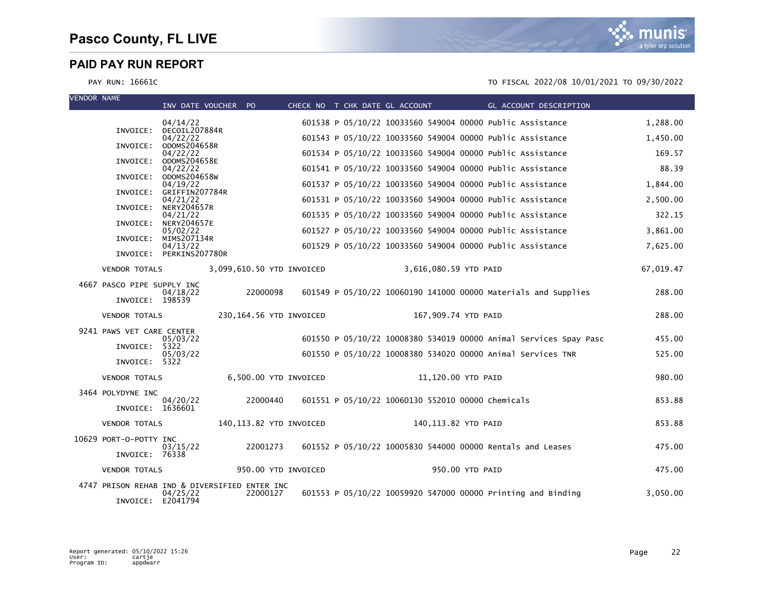# Pasco County, FL LIVE

## PAID PAY RUN REPORT

PAY RUN: 16661C

TO FISCAL 2022/08 10/01/2021 TO 09/30/2022

| VENDOR NAME | INV DATE | VOUCHER | PO | CHECK NO | T | CHK DATE | GL ACCOUNT | GL ACCOUNT DESCRIPTION | AMOUNT |
|---|---|---|---|---|---|---|---|---|---|
| INVOICE: DECOIL207884R | 04/14/22 | | | 601538 | P | 05/10/22 | 10033560 549004 00000 | Public Assistance | 1,288.00 |
| INVOICE: ODOMS204658R | 04/22/22 | | | 601543 | P | 05/10/22 | 10033560 549004 00000 | Public Assistance | 1,450.00 |
| INVOICE: ODOMS204658E | 04/22/22 | | | 601534 | P | 05/10/22 | 10033560 549004 00000 | Public Assistance | 169.57 |
| INVOICE: ODOMS204658W | 04/22/22 | | | 601541 | P | 05/10/22 | 10033560 549004 00000 | Public Assistance | 88.39 |
| INVOICE: GRIFFIN207784R | 04/19/22 | | | 601537 | P | 05/10/22 | 10033560 549004 00000 | Public Assistance | 1,844.00 |
| INVOICE: NERY204657R | 04/21/22 | | | 601531 | P | 05/10/22 | 10033560 549004 00000 | Public Assistance | 2,500.00 |
| INVOICE: NERY204657E | 04/21/22 | | | 601535 | P | 05/10/22 | 10033560 549004 00000 | Public Assistance | 322.15 |
| INVOICE: MIMS207134R | 05/02/22 | | | 601527 | P | 05/10/22 | 10033560 549004 00000 | Public Assistance | 3,861.00 |
| INVOICE: PERKINS207780R | 04/13/22 | | | 601529 | P | 05/10/22 | 10033560 549004 00000 | Public Assistance | 7,625.00 |
| VENDOR TOTALS | 3,099,610.50 YTD INVOICED | | | | | | 3,616,080.59 YTD PAID | | 67,019.47 |
| 4667 PASCO PIPE SUPPLY INC | | | | | | | | | |
| INVOICE: 198539 | 04/18/22 | | 22000098 | 601549 | P | 05/10/22 | 10060190 141000 00000 | Materials and Supplies | 288.00 |
| VENDOR TOTALS | 230,164.56 YTD INVOICED | | | | | | 167,909.74 YTD PAID | | 288.00 |
| 9241 PAWS VET CARE CENTER | | | | | | | | | |
| INVOICE: 5322 | 05/03/22 | | | 601550 | P | 05/10/22 | 10008380 534019 00000 | Animal Services Spay Pasc | 455.00 |
| INVOICE: 5322 | 05/03/22 | | | 601550 | P | 05/10/22 | 10008380 534020 00000 | Animal Services TNR | 525.00 |
| VENDOR TOTALS | 6,500.00 YTD INVOICED | | | | | | 11,120.00 YTD PAID | | 980.00 |
| 3464 POLYDYNE INC | | | | | | | | | |
| INVOICE: 1636601 | 04/20/22 | | 22000440 | 601551 | P | 05/10/22 | 10060130 552010 00000 | Chemicals | 853.88 |
| VENDOR TOTALS | 140,113.82 YTD INVOICED | | | | | | 140,113.82 YTD PAID | | 853.88 |
| 10629 PORT-O-POTTY INC | | | | | | | | | |
| INVOICE: 76338 | 03/15/22 | | 22001273 | 601552 | P | 05/10/22 | 10005830 544000 00000 | Rentals and Leases | 475.00 |
| VENDOR TOTALS | 950.00 YTD INVOICED | | | | | | 950.00 YTD PAID | | 475.00 |
| 4747 PRISON REHAB IND & DIVERSIFIED ENTER INC | | | | | | | | | |
| INVOICE: E2041794 | 04/25/22 | | 22000127 | 601553 | P | 05/10/22 | 10059920 547000 00000 | Printing and Binding | 3,050.00 |

Report generated: 05/10/2022 15:26
User: cartje
Program ID: appdwarr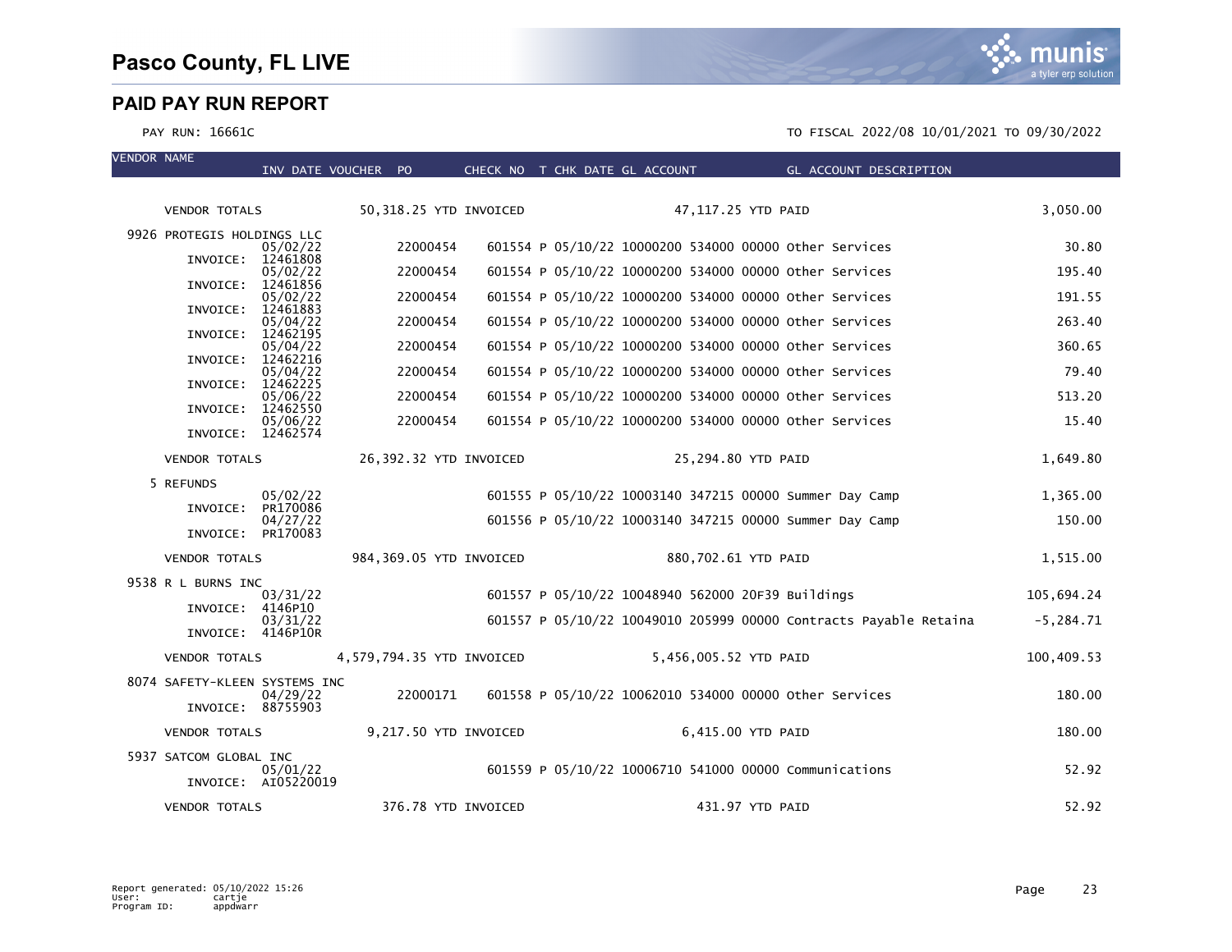# Pasco County, FL LIVE

## PAID PAY RUN REPORT

PAY RUN: 16661C

TO FISCAL 2022/08 10/01/2021 TO 09/30/2022

| VENDOR NAME | INV DATE | VOUCHER | PO | CHECK NO | T | CHK DATE | GL ACCOUNT | GL ACCOUNT DESCRIPTION | |
|---|---|---|---|---|---|---|---|---|---|
| VENDOR TOTALS | | 50,318.25 YTD INVOICED | | | | | 47,117.25 YTD PAID | | 3,050.00 |
| 9926 PROTEGIS HOLDINGS LLC | | | | | | | | | |
| INVOICE: 12461808 | 05/02/22 | | 22000454 | 601554 | P | 05/10/22 | 10000200 534000 00000 | Other Services | 30.80 |
| INVOICE: 12461856 | 05/02/22 | | 22000454 | 601554 | P | 05/10/22 | 10000200 534000 00000 | Other Services | 195.40 |
| INVOICE: 12461883 | 05/02/22 | | 22000454 | 601554 | P | 05/10/22 | 10000200 534000 00000 | Other Services | 191.55 |
| INVOICE: 12462195 | 05/04/22 | | 22000454 | 601554 | P | 05/10/22 | 10000200 534000 00000 | Other Services | 263.40 |
| INVOICE: 12462216 | 05/04/22 | | 22000454 | 601554 | P | 05/10/22 | 10000200 534000 00000 | Other Services | 360.65 |
| INVOICE: 12462225 | 05/04/22 | | 22000454 | 601554 | P | 05/10/22 | 10000200 534000 00000 | Other Services | 79.40 |
| INVOICE: 12462550 | 05/06/22 | | 22000454 | 601554 | P | 05/10/22 | 10000200 534000 00000 | Other Services | 513.20 |
| INVOICE: 12462574 | 05/06/22 | | 22000454 | 601554 | P | 05/10/22 | 10000200 534000 00000 | Other Services | 15.40 |
| VENDOR TOTALS | | 26,392.32 YTD INVOICED | | | | | 25,294.80 YTD PAID | | 1,649.80 |
| 5 REFUNDS | | | | | | | | | |
| INVOICE: PR170086 | 05/02/22 | | | 601555 | P | 05/10/22 | 10003140 347215 00000 | Summer Day Camp | 1,365.00 |
| INVOICE: PR170083 | 04/27/22 | | | 601556 | P | 05/10/22 | 10003140 347215 00000 | Summer Day Camp | 150.00 |
| VENDOR TOTALS | | 984,369.05 YTD INVOICED | | | | | 880,702.61 YTD PAID | | 1,515.00 |
| 9538 R L BURNS INC | | | | | | | | | |
| INVOICE: 4146P10 | 03/31/22 | | | 601557 | P | 05/10/22 | 10048940 562000 20F39 | Buildings | 105,694.24 |
| INVOICE: 4146P10R | 03/31/22 | | | 601557 | P | 05/10/22 | 10049010 205999 00000 | Contracts Payable Retaina | -5,284.71 |
| VENDOR TOTALS | | 4,579,794.35 YTD INVOICED | | | | | 5,456,005.52 YTD PAID | | 100,409.53 |
| 8074 SAFETY-KLEEN SYSTEMS INC | | | | | | | | | |
| INVOICE: 88755903 | 04/29/22 | | 22000171 | 601558 | P | 05/10/22 | 10062010 534000 00000 | Other Services | 180.00 |
| VENDOR TOTALS | | 9,217.50 YTD INVOICED | | | | | 6,415.00 YTD PAID | | 180.00 |
| 5937 SATCOM GLOBAL INC | | | | | | | | | |
| INVOICE: AI05220019 | 05/01/22 | | | 601559 | P | 05/10/22 | 10006710 541000 00000 | Communications | 52.92 |
| VENDOR TOTALS | | 376.78 YTD INVOICED | | | | | 431.97 YTD PAID | | 52.92 |

Report generated: 05/10/2022 15:26
User: cartje
Program ID: appdwarr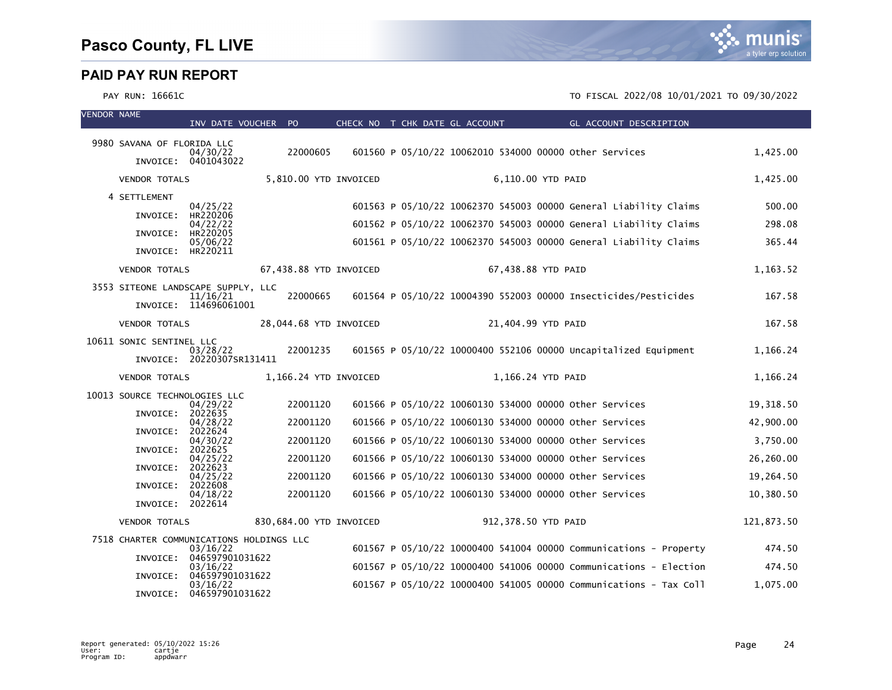# Pasco County, FL LIVE

## PAID PAY RUN REPORT

PAY RUN: 16661C

TO FISCAL 2022/08 10/01/2021 TO 09/30/2022

| VENDOR NAME | INV DATE VOUCHER | PO | CHECK NO | T | CHK DATE | GL ACCOUNT | GL ACCOUNT DESCRIPTION | |
|---|---|---|---|---|---|---|---|---|
| 9980 SAVANA OF FLORIDA LLC | | | | | | | | |
| | 04/30/22 | 22000605 | 601560 | P | 05/10/22 | 10062010 534000 00000 | Other Services | 1,425.00 |
| INVOICE: | 0401043022 | | | | | | | |
| VENDOR TOTALS | 5,810.00 YTD INVOICED | | | | | 6,110.00 YTD PAID | | 1,425.00 |
| 4 SETTLEMENT | | | | | | | | |
| | 04/25/22 | | 601563 | P | 05/10/22 | 10062370 545003 00000 | General Liability Claims | 500.00 |
| INVOICE: | HR220206 | | | | | | | |
| | 04/22/22 | | 601562 | P | 05/10/22 | 10062370 545003 00000 | General Liability Claims | 298.08 |
| INVOICE: | HR220205 | | | | | | | |
| | 05/06/22 | | 601561 | P | 05/10/22 | 10062370 545003 00000 | General Liability Claims | 365.44 |
| INVOICE: | HR220211 | | | | | | | |
| VENDOR TOTALS | 67,438.88 YTD INVOICED | | | | | 67,438.88 YTD PAID | | 1,163.52 |
| 3553 SITEONE LANDSCAPE SUPPLY, LLC | | | | | | | | |
| | 11/16/21 | 22000665 | 601564 | P | 05/10/22 | 10004390 552003 00000 | Insecticides/Pesticides | 167.58 |
| INVOICE: | 114696061001 | | | | | | | |
| VENDOR TOTALS | 28,044.68 YTD INVOICED | | | | | 21,404.99 YTD PAID | | 167.58 |
| 10611 SONIC SENTINEL LLC | | | | | | | | |
| | 03/28/22 | 22001235 | 601565 | P | 05/10/22 | 10000400 552106 00000 | Uncapitalized Equipment | 1,166.24 |
| INVOICE: | 20220307SR131411 | | | | | | | |
| VENDOR TOTALS | 1,166.24 YTD INVOICED | | | | | 1,166.24 YTD PAID | | 1,166.24 |
| 10013 SOURCE TECHNOLOGIES LLC | | | | | | | | |
| | 04/29/22 | 22001120 | 601566 | P | 05/10/22 | 10060130 534000 00000 | Other Services | 19,318.50 |
| INVOICE: | 2022635 | | | | | | | |
| | 04/28/22 | 22001120 | 601566 | P | 05/10/22 | 10060130 534000 00000 | Other Services | 42,900.00 |
| INVOICE: | 2022624 | | | | | | | |
| | 04/30/22 | 22001120 | 601566 | P | 05/10/22 | 10060130 534000 00000 | Other Services | 3,750.00 |
| INVOICE: | 2022625 | | | | | | | |
| | 04/25/22 | 22001120 | 601566 | P | 05/10/22 | 10060130 534000 00000 | Other Services | 26,260.00 |
| INVOICE: | 2022623 | | | | | | | |
| | 04/25/22 | 22001120 | 601566 | P | 05/10/22 | 10060130 534000 00000 | Other Services | 19,264.50 |
| INVOICE: | 2022608 | | | | | | | |
| | 04/18/22 | 22001120 | 601566 | P | 05/10/22 | 10060130 534000 00000 | Other Services | 10,380.50 |
| INVOICE: | 2022614 | | | | | | | |
| VENDOR TOTALS | 830,684.00 YTD INVOICED | | | | | 912,378.50 YTD PAID | | 121,873.50 |
| 7518 CHARTER COMMUNICATIONS HOLDINGS LLC | | | | | | | | |
| | 03/16/22 | | 601567 | P | 05/10/22 | 10000400 541004 00000 | Communications - Property | 474.50 |
| INVOICE: | 046597901031622 | | | | | | | |
| | 03/16/22 | | 601567 | P | 05/10/22 | 10000400 541006 00000 | Communications - Election | 474.50 |
| INVOICE: | 046597901031622 | | | | | | | |
| | 03/16/22 | | 601567 | P | 05/10/22 | 10000400 541005 00000 | Communications - Tax Coll | 1,075.00 |
| INVOICE: | 046597901031622 | | | | | | | |

Report generated: 05/10/2022 15:26
User: cartje
Program ID: appdwarr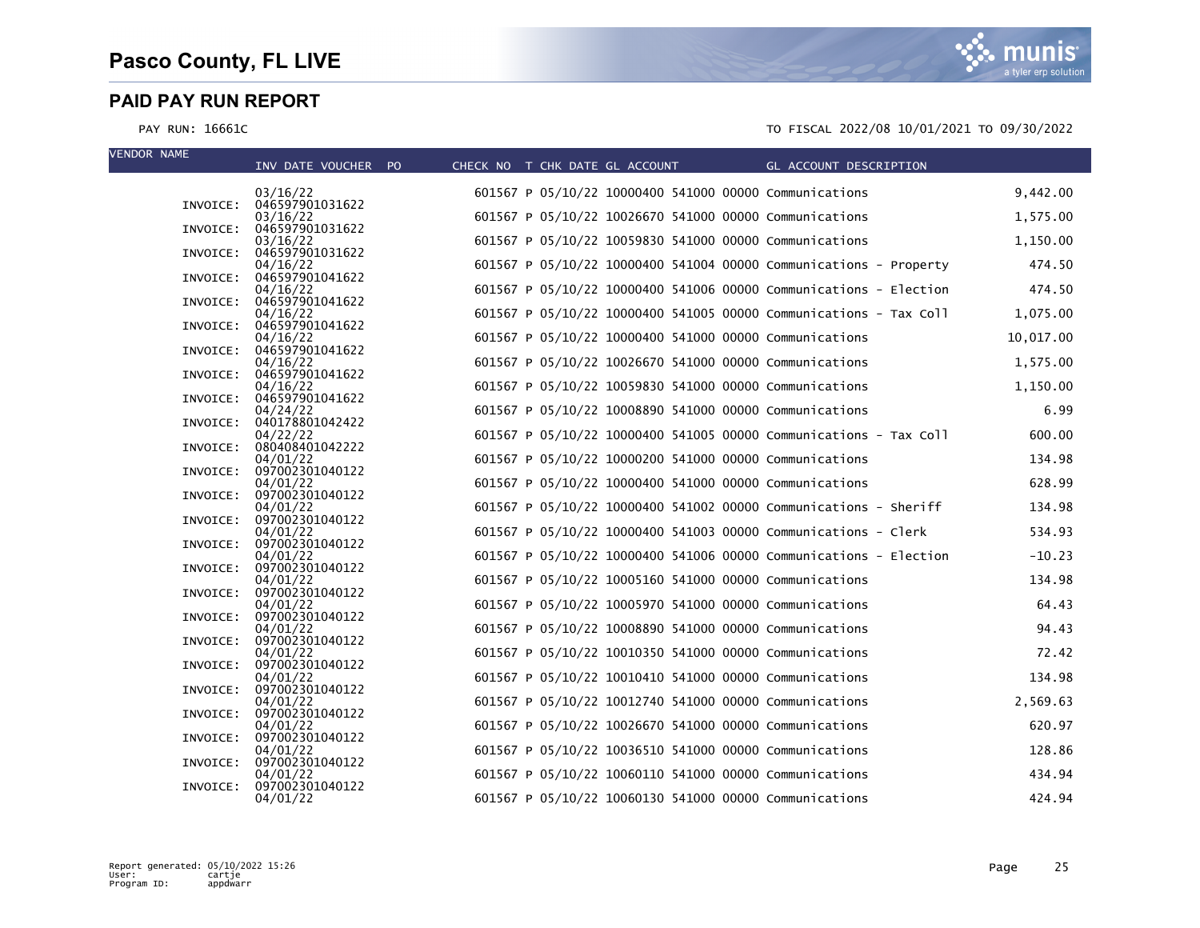# Pasco County, FL LIVE

## PAID PAY RUN REPORT

PAY RUN: 16661C

TO FISCAL 2022/08 10/01/2021 TO 09/30/2022

| VENDOR NAME | INV DATE | VOUCHER | PO | CHECK NO | T | CHK DATE | GL ACCOUNT | GL ACCOUNT DESCRIPTION | |
|---|---|---|---|---|---|---|---|---|---|
| | 03/16/22 | | | 601567 | P | 05/10/22 | 10000400 541000 00000 | Communications | 9,442.00 |
| INVOICE: | 046597901031622 | | | | | | | | |
| | 03/16/22 | | | 601567 | P | 05/10/22 | 10026670 541000 00000 | Communications | 1,575.00 |
| INVOICE: | 046597901031622 | | | | | | | | |
| | 03/16/22 | | | 601567 | P | 05/10/22 | 10059830 541000 00000 | Communications | 1,150.00 |
| INVOICE: | 046597901031622 | | | | | | | | |
| | 04/16/22 | | | 601567 | P | 05/10/22 | 10000400 541004 00000 | Communications - Property | 474.50 |
| INVOICE: | 046597901041622 | | | | | | | | |
| | 04/16/22 | | | 601567 | P | 05/10/22 | 10000400 541006 00000 | Communications - Election | 474.50 |
| INVOICE: | 046597901041622 | | | | | | | | |
| | 04/16/22 | | | 601567 | P | 05/10/22 | 10000400 541005 00000 | Communications - Tax Coll | 1,075.00 |
| INVOICE: | 046597901041622 | | | | | | | | |
| | 04/16/22 | | | 601567 | P | 05/10/22 | 10000400 541000 00000 | Communications | 10,017.00 |
| INVOICE: | 046597901041622 | | | | | | | | |
| | 04/16/22 | | | 601567 | P | 05/10/22 | 10026670 541000 00000 | Communications | 1,575.00 |
| INVOICE: | 046597901041622 | | | | | | | | |
| | 04/16/22 | | | 601567 | P | 05/10/22 | 10059830 541000 00000 | Communications | 1,150.00 |
| INVOICE: | 046597901041622 | | | | | | | | |
| | 04/24/22 | | | 601567 | P | 05/10/22 | 10008890 541000 00000 | Communications | 6.99 |
| INVOICE: | 040178801042422 | | | | | | | | |
| | 04/22/22 | | | 601567 | P | 05/10/22 | 10000400 541005 00000 | Communications - Tax Coll | 600.00 |
| INVOICE: | 080408401042222 | | | | | | | | |
| | 04/01/22 | | | 601567 | P | 05/10/22 | 10000200 541000 00000 | Communications | 134.98 |
| INVOICE: | 097002301040122 | | | | | | | | |
| | 04/01/22 | | | 601567 | P | 05/10/22 | 10000400 541000 00000 | Communications | 628.99 |
| INVOICE: | 097002301040122 | | | | | | | | |
| | 04/01/22 | | | 601567 | P | 05/10/22 | 10000400 541002 00000 | Communications - Sheriff | 134.98 |
| INVOICE: | 097002301040122 | | | | | | | | |
| | 04/01/22 | | | 601567 | P | 05/10/22 | 10000400 541003 00000 | Communications - Clerk | 534.93 |
| INVOICE: | 097002301040122 | | | | | | | | |
| | 04/01/22 | | | 601567 | P | 05/10/22 | 10000400 541006 00000 | Communications - Election | -10.23 |
| INVOICE: | 097002301040122 | | | | | | | | |
| | 04/01/22 | | | 601567 | P | 05/10/22 | 10005160 541000 00000 | Communications | 134.98 |
| INVOICE: | 097002301040122 | | | | | | | | |
| | 04/01/22 | | | 601567 | P | 05/10/22 | 10005970 541000 00000 | Communications | 64.43 |
| INVOICE: | 097002301040122 | | | | | | | | |
| | 04/01/22 | | | 601567 | P | 05/10/22 | 10008890 541000 00000 | Communications | 94.43 |
| INVOICE: | 097002301040122 | | | | | | | | |
| | 04/01/22 | | | 601567 | P | 05/10/22 | 10010350 541000 00000 | Communications | 72.42 |
| INVOICE: | 097002301040122 | | | | | | | | |
| | 04/01/22 | | | 601567 | P | 05/10/22 | 10010410 541000 00000 | Communications | 134.98 |
| INVOICE: | 097002301040122 | | | | | | | | |
| | 04/01/22 | | | 601567 | P | 05/10/22 | 10012740 541000 00000 | Communications | 2,569.63 |
| INVOICE: | 097002301040122 | | | | | | | | |
| | 04/01/22 | | | 601567 | P | 05/10/22 | 10026670 541000 00000 | Communications | 620.97 |
| INVOICE: | 097002301040122 | | | | | | | | |
| | 04/01/22 | | | 601567 | P | 05/10/22 | 10036510 541000 00000 | Communications | 128.86 |
| INVOICE: | 097002301040122 | | | | | | | | |
| | 04/01/22 | | | 601567 | P | 05/10/22 | 10060110 541000 00000 | Communications | 434.94 |
| INVOICE: | 097002301040122 | | | | | | | | |
| | 04/01/22 | | | 601567 | P | 05/10/22 | 10060130 541000 00000 | Communications | 424.94 |

Report generated: 05/10/2022 15:26
User: cartje
Program ID: appdwarr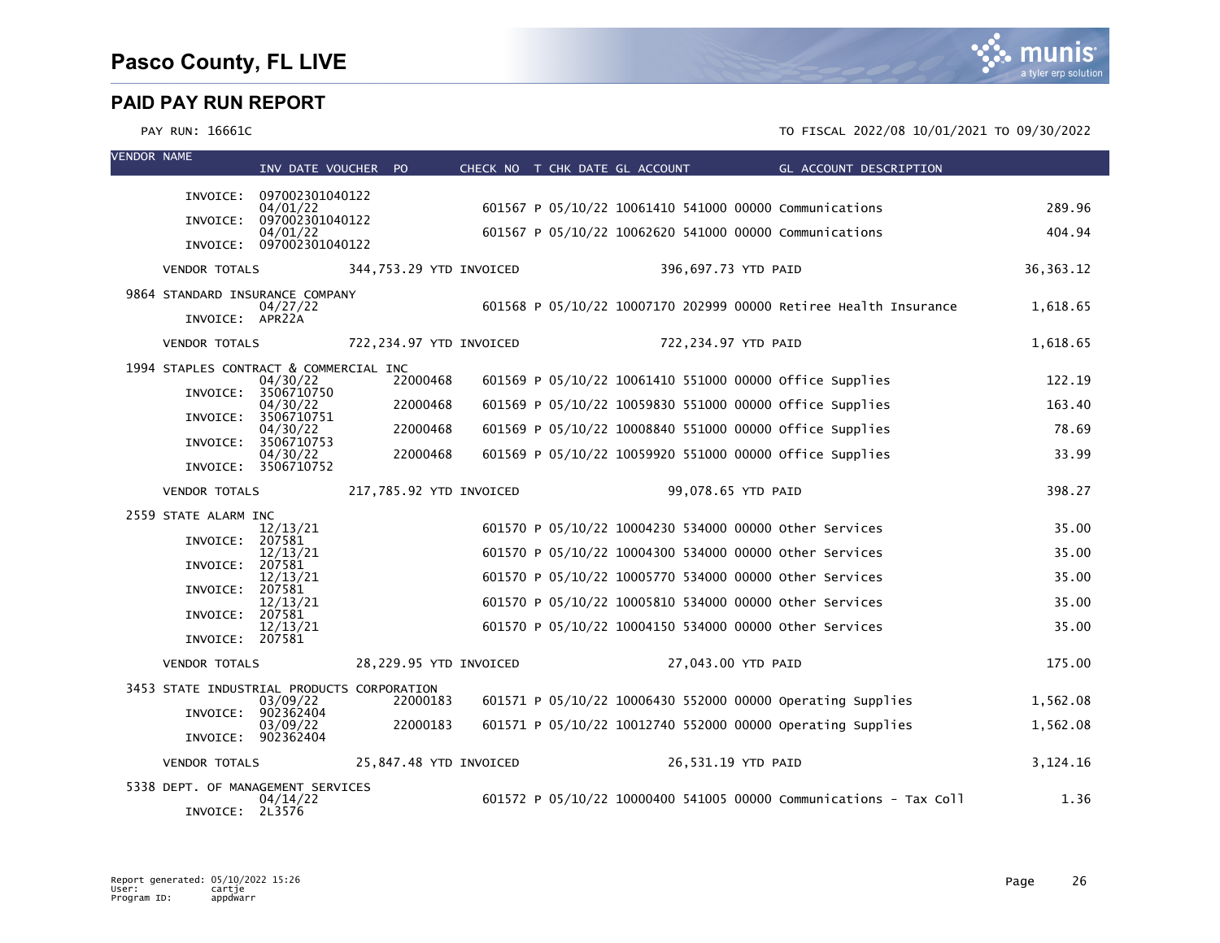# Pasco County, FL LIVE

## PAID PAY RUN REPORT

PAY RUN: 16661C

TO FISCAL 2022/08 10/01/2021 TO 09/30/2022

| VENDOR NAME | INV DATE VOUCHER | PO | CHECK NO | T | CHK DATE | GL ACCOUNT | GL ACCOUNT DESCRIPTION | AMOUNT |
|---|---|---|---|---|---|---|---|---|
| INVOICE: 097002301040122 | | | | | | | | |
| | 04/01/22 | | 601567 | P | 05/10/22 | 10061410 541000 00000 | Communications | 289.96 |
| INVOICE: 097002301040122 | | | | | | | | |
| | 04/01/22 | | 601567 | P | 05/10/22 | 10062620 541000 00000 | Communications | 404.94 |
| INVOICE: 097002301040122 | | | | | | | | |
| VENDOR TOTALS | 344,753.29 YTD INVOICED | | | | | 396,697.73 YTD PAID | | 36,363.12 |
| 9864 STANDARD INSURANCE COMPANY | | | | | | | | |
| | 04/27/22 | | 601568 | P | 05/10/22 | 10007170 202999 00000 | Retiree Health Insurance | 1,618.65 |
| INVOICE: APR22A | | | | | | | | |
| VENDOR TOTALS | 722,234.97 YTD INVOICED | | | | | 722,234.97 YTD PAID | | 1,618.65 |
| 1994 STAPLES CONTRACT & COMMERCIAL INC | | | | | | | | |
| | 04/30/22 | 22000468 | 601569 | P | 05/10/22 | 10061410 551000 00000 | Office Supplies | 122.19 |
| INVOICE: 3506710750 | | | | | | | | |
| | 04/30/22 | 22000468 | 601569 | P | 05/10/22 | 10059830 551000 00000 | Office Supplies | 163.40 |
| INVOICE: 3506710751 | | | | | | | | |
| | 04/30/22 | 22000468 | 601569 | P | 05/10/22 | 10008840 551000 00000 | Office Supplies | 78.69 |
| INVOICE: 3506710753 | | | | | | | | |
| | 04/30/22 | 22000468 | 601569 | P | 05/10/22 | 10059920 551000 00000 | Office Supplies | 33.99 |
| INVOICE: 3506710752 | | | | | | | | |
| VENDOR TOTALS | 217,785.92 YTD INVOICED | | | | | 99,078.65 YTD PAID | | 398.27 |
| 2559 STATE ALARM INC | | | | | | | | |
| | 12/13/21 | | 601570 | P | 05/10/22 | 10004230 534000 00000 | Other Services | 35.00 |
| INVOICE: 207581 | | | | | | | | |
| | 12/13/21 | | 601570 | P | 05/10/22 | 10004300 534000 00000 | Other Services | 35.00 |
| INVOICE: 207581 | | | | | | | | |
| | 12/13/21 | | 601570 | P | 05/10/22 | 10005770 534000 00000 | Other Services | 35.00 |
| INVOICE: 207581 | | | | | | | | |
| | 12/13/21 | | 601570 | P | 05/10/22 | 10005810 534000 00000 | Other Services | 35.00 |
| INVOICE: 207581 | | | | | | | | |
| | 12/13/21 | | 601570 | P | 05/10/22 | 10004150 534000 00000 | Other Services | 35.00 |
| INVOICE: 207581 | | | | | | | | |
| VENDOR TOTALS | 28,229.95 YTD INVOICED | | | | | 27,043.00 YTD PAID | | 175.00 |
| 3453 STATE INDUSTRIAL PRODUCTS CORPORATION | | | | | | | | |
| | 03/09/22 | 22000183 | 601571 | P | 05/10/22 | 10006430 552000 00000 | Operating Supplies | 1,562.08 |
| INVOICE: 902362404 | | | | | | | | |
| | 03/09/22 | 22000183 | 601571 | P | 05/10/22 | 10012740 552000 00000 | Operating Supplies | 1,562.08 |
| INVOICE: 902362404 | | | | | | | | |
| VENDOR TOTALS | 25,847.48 YTD INVOICED | | | | | 26,531.19 YTD PAID | | 3,124.16 |
| 5338 DEPT. OF MANAGEMENT SERVICES | | | | | | | | |
| | 04/14/22 | | 601572 | P | 05/10/22 | 10000400 541005 00000 | Communications - Tax Coll | 1.36 |
| INVOICE: 2L3576 | | | | | | | | |

Report generated: 05/10/2022 15:26
User: cartje
Program ID: appdwarr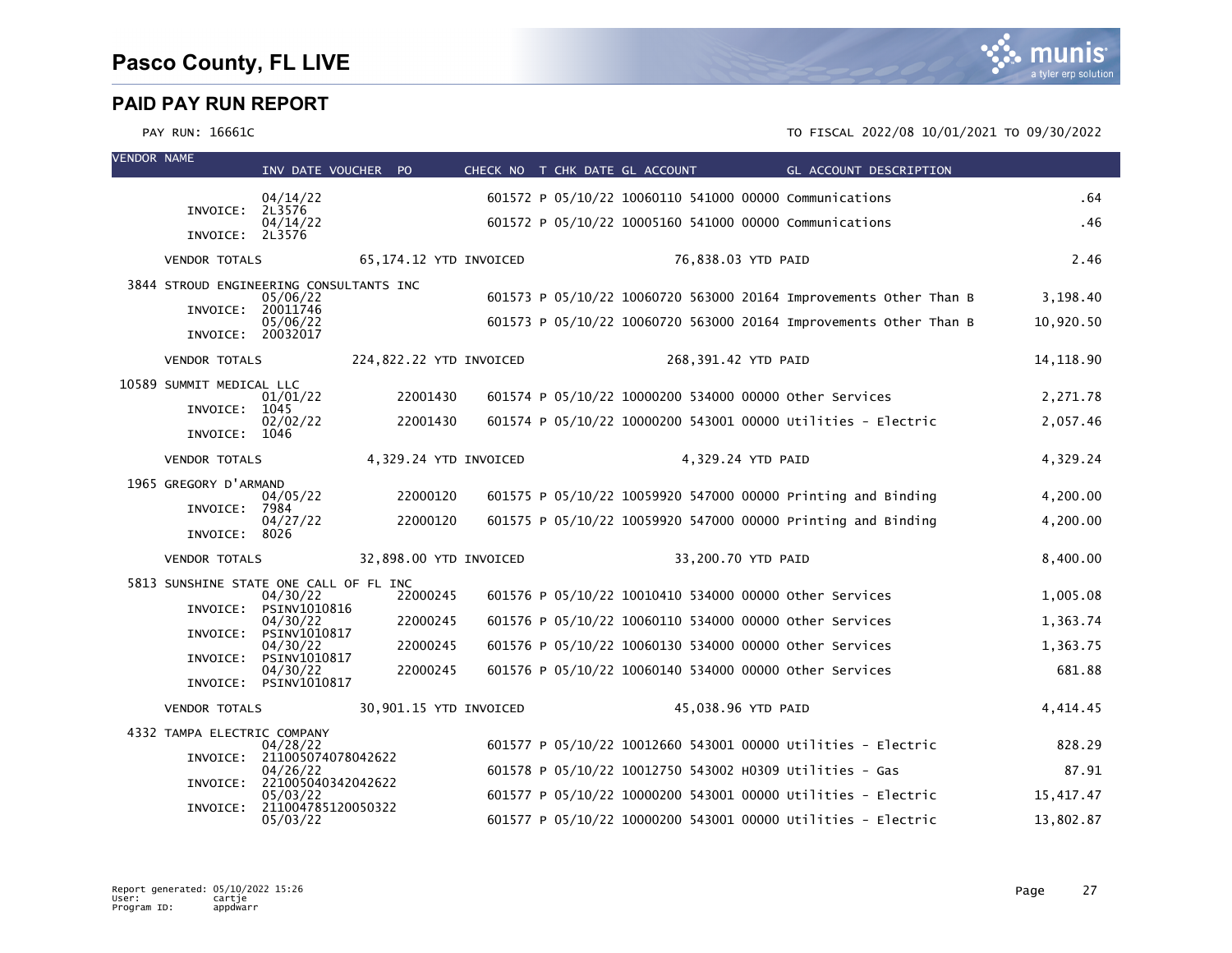# Pasco County, FL LIVE

## PAID PAY RUN REPORT

PAY RUN: 16661C

TO FISCAL 2022/08 10/01/2021 TO 09/30/2022

| VENDOR NAME | INV DATE | VOUCHER | PO | CHECK NO | T | CHK DATE | GL ACCOUNT | GL ACCOUNT DESCRIPTION | |
|---|---|---|---|---|---|---|---|---|---|
| | 04/14/22 | | | 601572 | P | 05/10/22 | 10060110 541000 00000 | Communications | .64 |
| INVOICE: 2L3576 | | | | | | | | | |
| | 04/14/22 | | | 601572 | P | 05/10/22 | 10005160 541000 00000 | Communications | .46 |
| INVOICE: 2L3576 | | | | | | | | | |
| VENDOR TOTALS | 65,174.12 YTD INVOICED | | | | | | 76,838.03 YTD PAID | | 2.46 |
| 3844 STROUD ENGINEERING CONSULTANTS INC | | | | | | | | | |
| | 05/06/22 | | | 601573 | P | 05/10/22 | 10060720 563000 20164 | Improvements Other Than B | 3,198.40 |
| INVOICE: 20011746 | | | | | | | | | |
| | 05/06/22 | | | 601573 | P | 05/10/22 | 10060720 563000 20164 | Improvements Other Than B | 10,920.50 |
| INVOICE: 20032017 | | | | | | | | | |
| VENDOR TOTALS | 224,822.22 YTD INVOICED | | | | | | 268,391.42 YTD PAID | | 14,118.90 |
| 10589 SUMMIT MEDICAL LLC | | | | | | | | | |
| | 01/01/22 | | 22001430 | 601574 | P | 05/10/22 | 10000200 534000 00000 | Other Services | 2,271.78 |
| INVOICE: 1045 | | | | | | | | | |
| | 02/02/22 | | 22001430 | 601574 | P | 05/10/22 | 10000200 543001 00000 | Utilities - Electric | 2,057.46 |
| INVOICE: 1046 | | | | | | | | | |
| VENDOR TOTALS | 4,329.24 YTD INVOICED | | | | | | 4,329.24 YTD PAID | | 4,329.24 |
| 1965 GREGORY D'ARMAND | | | | | | | | | |
| | 04/05/22 | | 22000120 | 601575 | P | 05/10/22 | 10059920 547000 00000 | Printing and Binding | 4,200.00 |
| INVOICE: 7984 | | | | | | | | | |
| | 04/27/22 | | 22000120 | 601575 | P | 05/10/22 | 10059920 547000 00000 | Printing and Binding | 4,200.00 |
| INVOICE: 8026 | | | | | | | | | |
| VENDOR TOTALS | 32,898.00 YTD INVOICED | | | | | | 33,200.70 YTD PAID | | 8,400.00 |
| 5813 SUNSHINE STATE ONE CALL OF FL INC | | | | | | | | | |
| | 04/30/22 | | 22000245 | 601576 | P | 05/10/22 | 10010410 534000 00000 | Other Services | 1,005.08 |
| INVOICE: PSINV1010816 | | | | | | | | | |
| | 04/30/22 | | 22000245 | 601576 | P | 05/10/22 | 10060110 534000 00000 | Other Services | 1,363.74 |
| INVOICE: PSINV1010817 | | | | | | | | | |
| | 04/30/22 | | 22000245 | 601576 | P | 05/10/22 | 10060130 534000 00000 | Other Services | 1,363.75 |
| INVOICE: PSINV1010817 | | | | | | | | | |
| | 04/30/22 | | 22000245 | 601576 | P | 05/10/22 | 10060140 534000 00000 | Other Services | 681.88 |
| INVOICE: PSINV1010817 | | | | | | | | | |
| VENDOR TOTALS | 30,901.15 YTD INVOICED | | | | | | 45,038.96 YTD PAID | | 4,414.45 |
| 4332 TAMPA ELECTRIC COMPANY | | | | | | | | | |
| | 04/28/22 | | | 601577 | P | 05/10/22 | 10012660 543001 00000 | Utilities - Electric | 828.29 |
| INVOICE: 211005074078042622 | | | | | | | | | |
| | 04/26/22 | | | 601578 | P | 05/10/22 | 10012750 543002 H0309 | Utilities - Gas | 87.91 |
| INVOICE: 221005040342042622 | | | | | | | | | |
| | 05/03/22 | | | 601577 | P | 05/10/22 | 10000200 543001 00000 | Utilities - Electric | 15,417.47 |
| INVOICE: 211004785120050322 | | | | | | | | | |
| | 05/03/22 | | | 601577 | P | 05/10/22 | 10000200 543001 00000 | Utilities - Electric | 13,802.87 |

Report generated: 05/10/2022 15:26
User: cartje
Program ID: appdwarr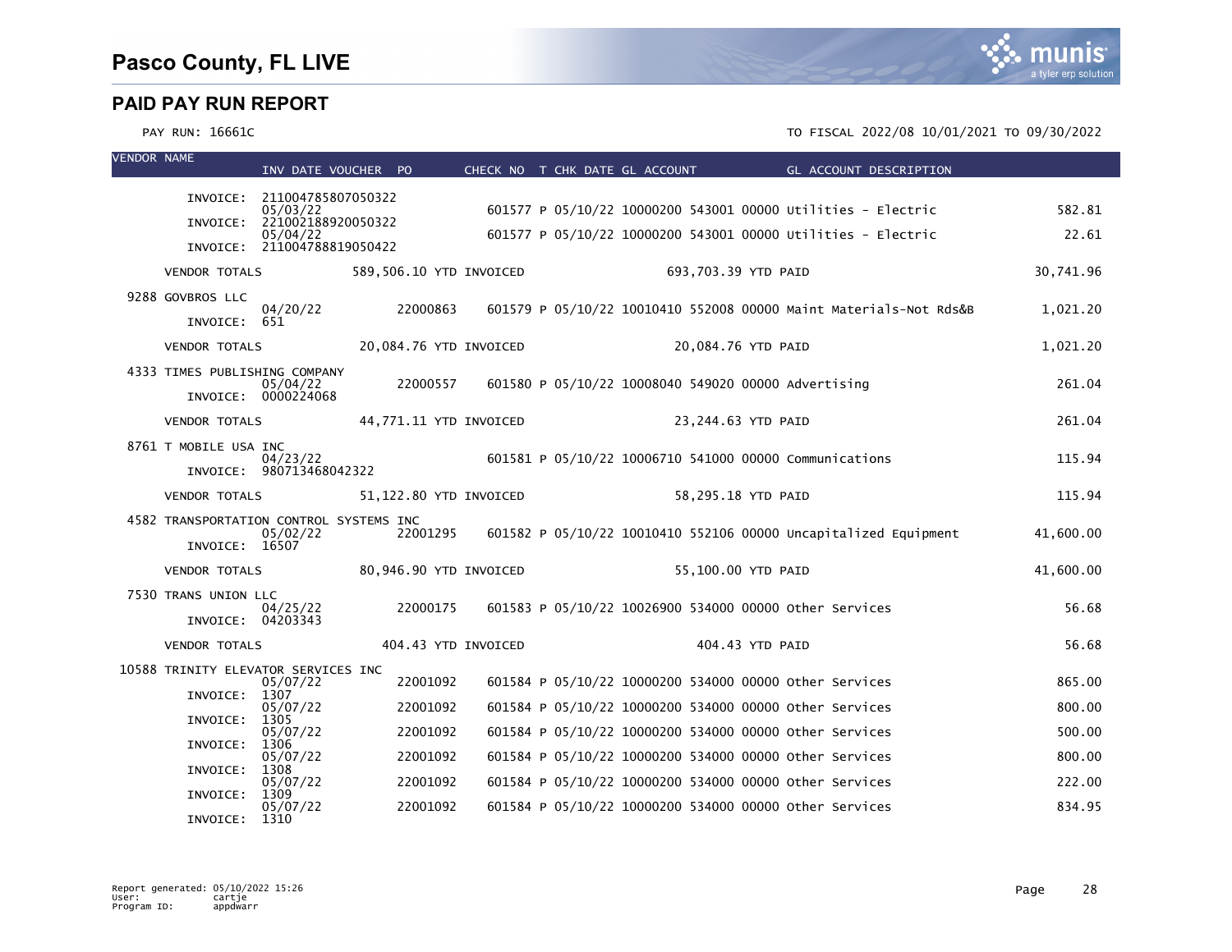## PAID PAY RUN REPORT

PAY RUN: 16661C

TO FISCAL 2022/08 10/01/2021 TO 09/30/2022

| VENDOR NAME | INV DATE | VOUCHER | PO | CHECK NO | T | CHK DATE | GL ACCOUNT | GL ACCOUNT DESCRIPTION | |
|---|---|---|---|---|---|---|---|---|---|
| INVOICE: 211004785807050322 | 05/03/22 | | | 601577 | P | 05/10/22 | 10000200 543001 00000 | Utilities - Electric | 582.81 |
| INVOICE: 221002188920050322 | 05/04/22 | | | 601577 | P | 05/10/22 | 10000200 543001 00000 | Utilities - Electric | 22.61 |
| INVOICE: 211004788819050422 | | | | | | | | | |
| VENDOR TOTALS | 589,506.10 YTD INVOICED | | | | | | 693,703.39 YTD PAID | | 30,741.96 |
| 9288 GOVBROS LLC | 04/20/22 | | 22000863 | 601579 | P | 05/10/22 | 10010410 552008 00000 | Maint Materials-Not Rds&B | 1,021.20 |
| INVOICE: 651 | | | | | | | | | |
| VENDOR TOTALS | 20,084.76 YTD INVOICED | | | | | | 20,084.76 YTD PAID | | 1,021.20 |
| 4333 TIMES PUBLISHING COMPANY | 05/04/22 | | 22000557 | 601580 | P | 05/10/22 | 10008040 549020 00000 | Advertising | 261.04 |
| INVOICE: 0000224068 | | | | | | | | | |
| VENDOR TOTALS | 44,771.11 YTD INVOICED | | | | | | 23,244.63 YTD PAID | | 261.04 |
| 8761 T MOBILE USA INC | 04/23/22 | | | 601581 | P | 05/10/22 | 10006710 541000 00000 | Communications | 115.94 |
| INVOICE: 980713468042322 | | | | | | | | | |
| VENDOR TOTALS | 51,122.80 YTD INVOICED | | | | | | 58,295.18 YTD PAID | | 115.94 |
| 4582 TRANSPORTATION CONTROL SYSTEMS INC | 05/02/22 | | 22001295 | 601582 | P | 05/10/22 | 10010410 552106 00000 | Uncapitalized Equipment | 41,600.00 |
| INVOICE: 16507 | | | | | | | | | |
| VENDOR TOTALS | 80,946.90 YTD INVOICED | | | | | | 55,100.00 YTD PAID | | 41,600.00 |
| 7530 TRANS UNION LLC | 04/25/22 | | 22000175 | 601583 | P | 05/10/22 | 10026900 534000 00000 | Other Services | 56.68 |
| INVOICE: 04203343 | | | | | | | | | |
| VENDOR TOTALS | 404.43 YTD INVOICED | | | | | | 404.43 YTD PAID | | 56.68 |
| 10588 TRINITY ELEVATOR SERVICES INC | 05/07/22 | | 22001092 | 601584 | P | 05/10/22 | 10000200 534000 00000 | Other Services | 865.00 |
| INVOICE: 1307 | 05/07/22 | | 22001092 | 601584 | P | 05/10/22 | 10000200 534000 00000 | Other Services | 800.00 |
| INVOICE: 1305 | 05/07/22 | | 22001092 | 601584 | P | 05/10/22 | 10000200 534000 00000 | Other Services | 500.00 |
| INVOICE: 1306 | 05/07/22 | | 22001092 | 601584 | P | 05/10/22 | 10000200 534000 00000 | Other Services | 800.00 |
| INVOICE: 1308 | 05/07/22 | | 22001092 | 601584 | P | 05/10/22 | 10000200 534000 00000 | Other Services | 222.00 |
| INVOICE: 1309 | 05/07/22 | | 22001092 | 601584 | P | 05/10/22 | 10000200 534000 00000 | Other Services | 834.95 |
| INVOICE: 1310 | | | | | | | | | |

Report generated: 05/10/2022 15:26
User: cartje
Program ID: appdwarr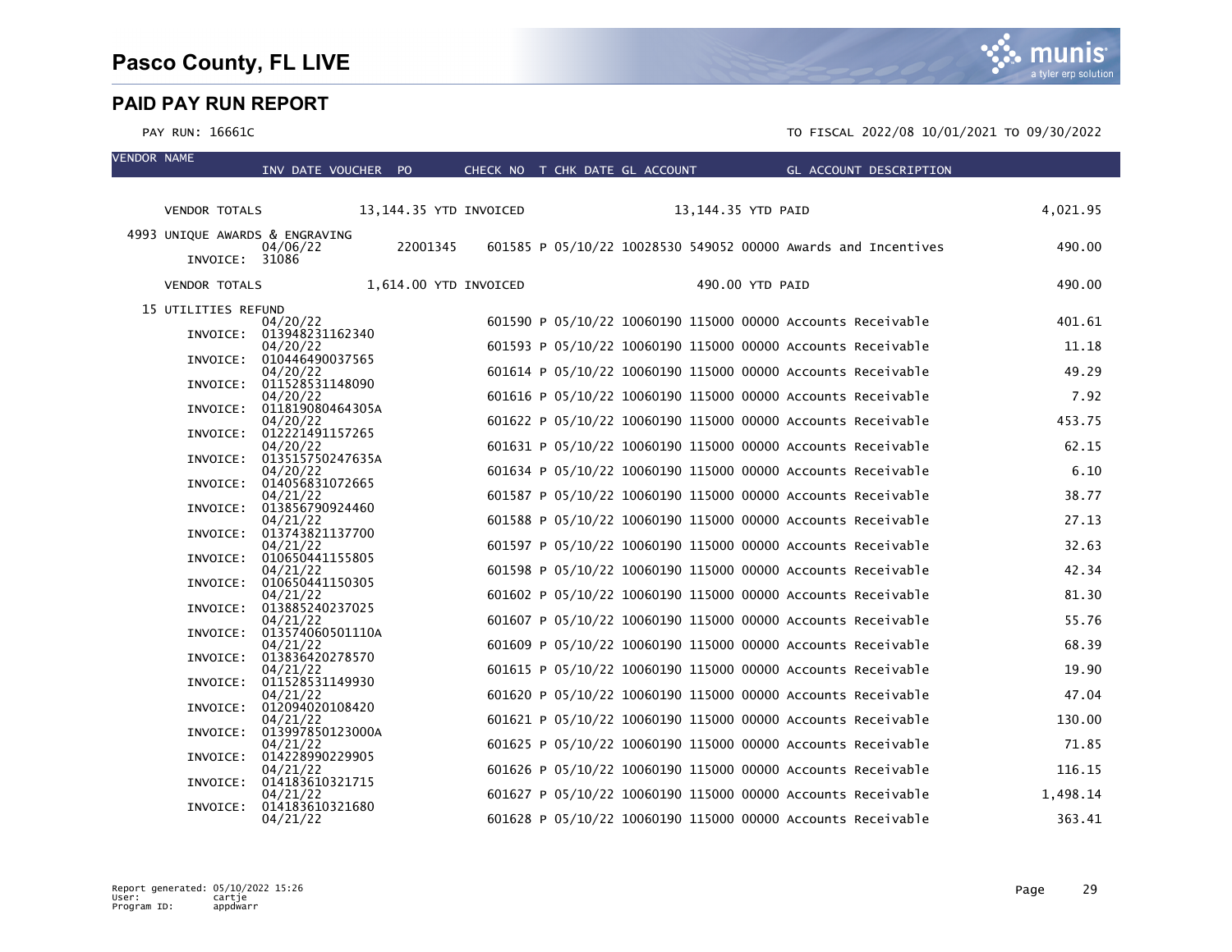# Pasco County, FL LIVE

## PAID PAY RUN REPORT

PAY RUN: 16661C

TO FISCAL 2022/08 10/01/2021 TO 09/30/2022

| VENDOR NAME | INV DATE | VOUCHER | PO | CHECK NO | T | CHK DATE | GL ACCOUNT | GL ACCOUNT DESCRIPTION | AMOUNT |
|---|---|---|---|---|---|---|---|---|---|
| VENDOR TOTALS | 13,144.35 YTD INVOICED | | | | | | 13,144.35 YTD PAID | | 4,021.95 |
| 4993 UNIQUE AWARDS & ENGRAVING | | | | | | | | | |
| INVOICE: 31086 | 04/06/22 | | 22001345 | 601585 | P | 05/10/22 | 10028530 549052 00000 | Awards and Incentives | 490.00 |
| VENDOR TOTALS | 1,614.00 YTD INVOICED | | | | | | 490.00 YTD PAID | | 490.00 |
| 15 UTILITIES REFUND | | | | | | | | | |
| INVOICE: 013948231162340 | 04/20/22 | | | 601590 | P | 05/10/22 | 10060190 115000 00000 | Accounts Receivable | 401.61 |
| INVOICE: 010446490037565 | 04/20/22 | | | 601593 | P | 05/10/22 | 10060190 115000 00000 | Accounts Receivable | 11.18 |
| INVOICE: 011528531148090 | 04/20/22 | | | 601614 | P | 05/10/22 | 10060190 115000 00000 | Accounts Receivable | 49.29 |
| INVOICE: 011819080464305A | 04/20/22 | | | 601616 | P | 05/10/22 | 10060190 115000 00000 | Accounts Receivable | 7.92 |
| INVOICE: 012221491157265 | 04/20/22 | | | 601622 | P | 05/10/22 | 10060190 115000 00000 | Accounts Receivable | 453.75 |
| INVOICE: 013515750247635A | 04/20/22 | | | 601631 | P | 05/10/22 | 10060190 115000 00000 | Accounts Receivable | 62.15 |
| INVOICE: 014056831072665 | 04/20/22 | | | 601634 | P | 05/10/22 | 10060190 115000 00000 | Accounts Receivable | 6.10 |
| INVOICE: 013856790924460 | 04/21/22 | | | 601587 | P | 05/10/22 | 10060190 115000 00000 | Accounts Receivable | 38.77 |
| INVOICE: 013743821137700 | 04/21/22 | | | 601588 | P | 05/10/22 | 10060190 115000 00000 | Accounts Receivable | 27.13 |
| INVOICE: 010650441155805 | 04/21/22 | | | 601597 | P | 05/10/22 | 10060190 115000 00000 | Accounts Receivable | 32.63 |
| INVOICE: 010650441150305 | 04/21/22 | | | 601598 | P | 05/10/22 | 10060190 115000 00000 | Accounts Receivable | 42.34 |
| INVOICE: 013885240237025 | 04/21/22 | | | 601602 | P | 05/10/22 | 10060190 115000 00000 | Accounts Receivable | 81.30 |
| INVOICE: 013574060501110A | 04/21/22 | | | 601607 | P | 05/10/22 | 10060190 115000 00000 | Accounts Receivable | 55.76 |
| INVOICE: 013836420278570 | 04/21/22 | | | 601609 | P | 05/10/22 | 10060190 115000 00000 | Accounts Receivable | 68.39 |
| INVOICE: 011528531149930 | 04/21/22 | | | 601615 | P | 05/10/22 | 10060190 115000 00000 | Accounts Receivable | 19.90 |
| INVOICE: 012094020108420 | 04/21/22 | | | 601620 | P | 05/10/22 | 10060190 115000 00000 | Accounts Receivable | 47.04 |
| INVOICE: 013997850123000A | 04/21/22 | | | 601621 | P | 05/10/22 | 10060190 115000 00000 | Accounts Receivable | 130.00 |
| INVOICE: 014228990229905 | 04/21/22 | | | 601625 | P | 05/10/22 | 10060190 115000 00000 | Accounts Receivable | 71.85 |
| INVOICE: 014183610321715 | 04/21/22 | | | 601626 | P | 05/10/22 | 10060190 115000 00000 | Accounts Receivable | 116.15 |
| INVOICE: 014183610321680 | 04/21/22 | | | 601627 | P | 05/10/22 | 10060190 115000 00000 | Accounts Receivable | 1,498.14 |
| | 04/21/22 | | | 601628 | P | 05/10/22 | 10060190 115000 00000 | Accounts Receivable | 363.41 |

Report generated: 05/10/2022 15:26
User: cartje
Program ID: appdwarr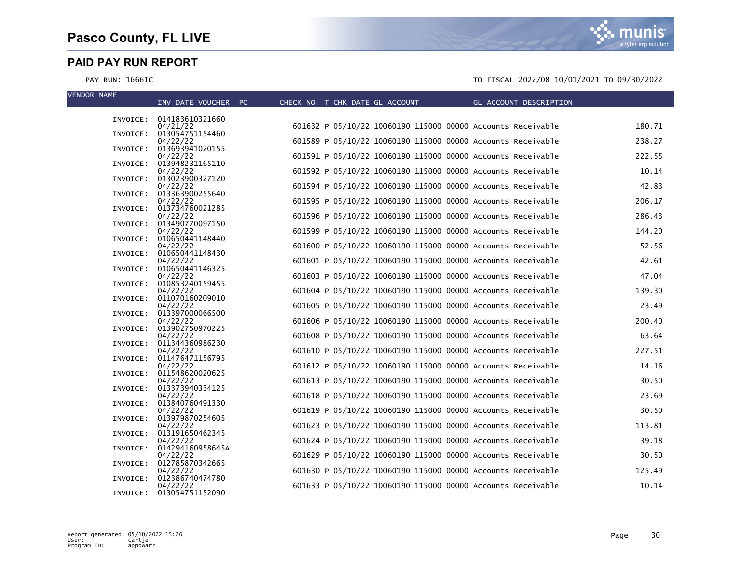# Pasco County, FL LIVE

## PAID PAY RUN REPORT

PAY RUN: 16661C

TO FISCAL 2022/08 10/01/2021 TO 09/30/2022

| VENDOR NAME | INV DATE VOUCHER PO | CHECK NO | T | CHK DATE | GL ACCOUNT | GL ACCOUNT DESCRIPTION | |
|---|---|---|---|---|---|---|---|
| INVOICE: | 014183610321660 04/21/22 | 601632 | P | 05/10/22 | 10060190 115000 00000 | Accounts Receivable | 180.71 |
| INVOICE: | 013054751154460 04/22/22 | 601589 | P | 05/10/22 | 10060190 115000 00000 | Accounts Receivable | 238.27 |
| INVOICE: | 013693941020155 04/22/22 | 601591 | P | 05/10/22 | 10060190 115000 00000 | Accounts Receivable | 222.55 |
| INVOICE: | 013948231165110 04/22/22 | 601592 | P | 05/10/22 | 10060190 115000 00000 | Accounts Receivable | 10.14 |
| INVOICE: | 013023900327120 04/22/22 | 601594 | P | 05/10/22 | 10060190 115000 00000 | Accounts Receivable | 42.83 |
| INVOICE: | 013363900255640 04/22/22 | 601595 | P | 05/10/22 | 10060190 115000 00000 | Accounts Receivable | 206.17 |
| INVOICE: | 013734760021285 04/22/22 | 601596 | P | 05/10/22 | 10060190 115000 00000 | Accounts Receivable | 286.43 |
| INVOICE: | 013490770097150 04/22/22 | 601599 | P | 05/10/22 | 10060190 115000 00000 | Accounts Receivable | 144.20 |
| INVOICE: | 010650441148440 04/22/22 | 601600 | P | 05/10/22 | 10060190 115000 00000 | Accounts Receivable | 52.56 |
| INVOICE: | 010650441148430 04/22/22 | 601601 | P | 05/10/22 | 10060190 115000 00000 | Accounts Receivable | 42.61 |
| INVOICE: | 010650441146325 04/22/22 | 601603 | P | 05/10/22 | 10060190 115000 00000 | Accounts Receivable | 47.04 |
| INVOICE: | 010853240159455 04/22/22 | 601604 | P | 05/10/22 | 10060190 115000 00000 | Accounts Receivable | 139.30 |
| INVOICE: | 011070160209010 04/22/22 | 601605 | P | 05/10/22 | 10060190 115000 00000 | Accounts Receivable | 23.49 |
| INVOICE: | 013397000066500 04/22/22 | 601606 | P | 05/10/22 | 10060190 115000 00000 | Accounts Receivable | 200.40 |
| INVOICE: | 013902750970225 04/22/22 | 601608 | P | 05/10/22 | 10060190 115000 00000 | Accounts Receivable | 63.64 |
| INVOICE: | 011344360986230 04/22/22 | 601610 | P | 05/10/22 | 10060190 115000 00000 | Accounts Receivable | 227.51 |
| INVOICE: | 011476471156795 04/22/22 | 601612 | P | 05/10/22 | 10060190 115000 00000 | Accounts Receivable | 14.16 |
| INVOICE: | 011548620020625 04/22/22 | 601613 | P | 05/10/22 | 10060190 115000 00000 | Accounts Receivable | 30.50 |
| INVOICE: | 013373940334125 04/22/22 | 601618 | P | 05/10/22 | 10060190 115000 00000 | Accounts Receivable | 23.69 |
| INVOICE: | 013840760491330 04/22/22 | 601619 | P | 05/10/22 | 10060190 115000 00000 | Accounts Receivable | 30.50 |
| INVOICE: | 013979870254605 04/22/22 | 601623 | P | 05/10/22 | 10060190 115000 00000 | Accounts Receivable | 113.81 |
| INVOICE: | 013191650462345 04/22/22 | 601624 | P | 05/10/22 | 10060190 115000 00000 | Accounts Receivable | 39.18 |
| INVOICE: | 014294160958645A 04/22/22 | 601629 | P | 05/10/22 | 10060190 115000 00000 | Accounts Receivable | 30.50 |
| INVOICE: | 012785870342665 04/22/22 | 601630 | P | 05/10/22 | 10060190 115000 00000 | Accounts Receivable | 125.49 |
| INVOICE: | 012386740474780 04/22/22 | 601633 | P | 05/10/22 | 10060190 115000 00000 | Accounts Receivable | 10.14 |
| INVOICE: | 013054751152090 | | | | | | |

Report generated: 05/10/2022 15:26
User: cartje
Program ID: appdwarr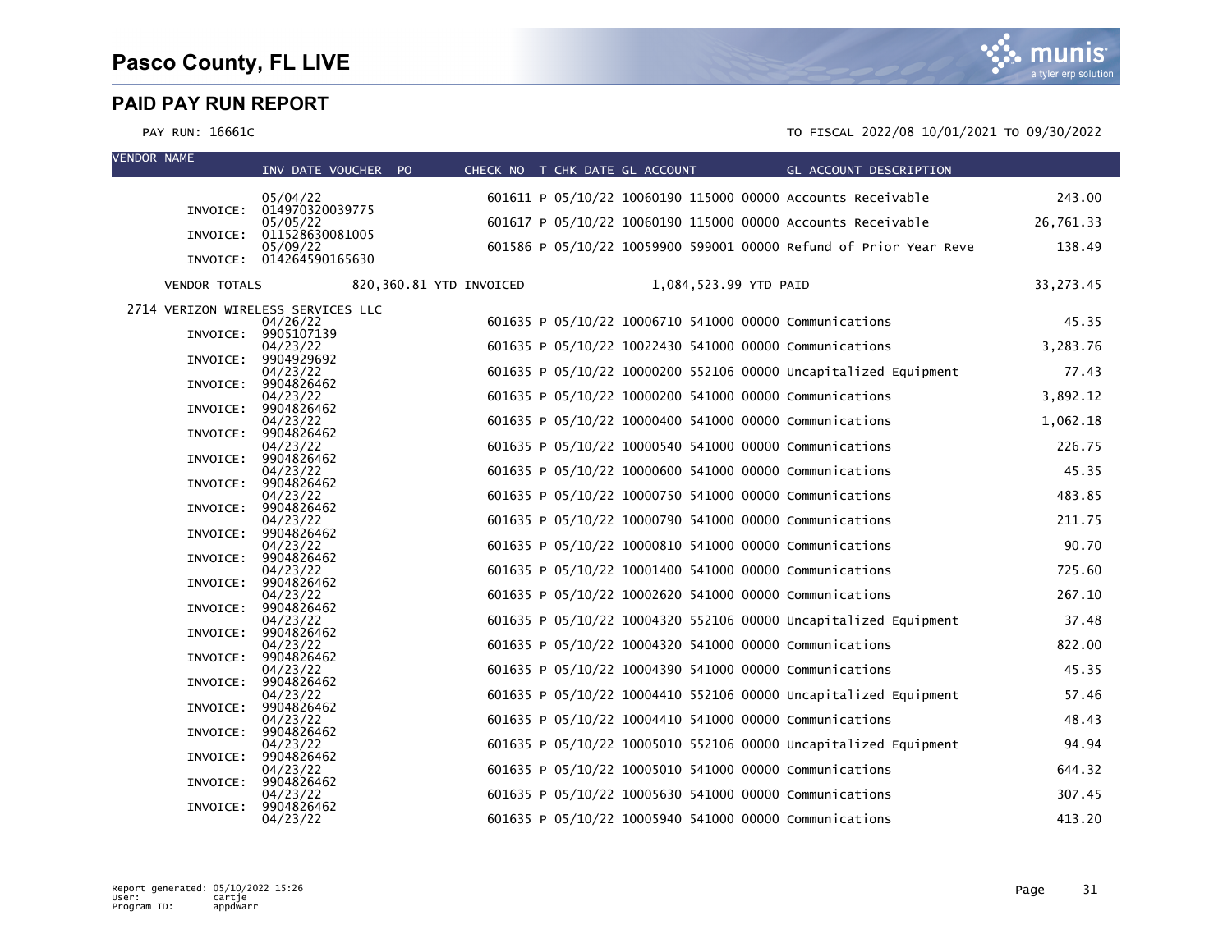# Pasco County, FL LIVE

## PAID PAY RUN REPORT

PAY RUN: 16661C

TO FISCAL 2022/08 10/01/2021 TO 09/30/2022

| VENDOR NAME | INV DATE | VOUCHER | PO | CHECK NO | T | CHK DATE | GL ACCOUNT | GL ACCOUNT DESCRIPTION | AMOUNT |
|---|---|---|---|---|---|---|---|---|---|
| | 05/04/22 | | | 601611 | P | 05/10/22 | 10060190 115000 00000 | Accounts Receivable | 243.00 |
| INVOICE: | 014970320039775 | | | | | | | | |
| | 05/05/22 | | | 601617 | P | 05/10/22 | 10060190 115000 00000 | Accounts Receivable | 26,761.33 |
| INVOICE: | 011528630081005 | | | | | | | | |
| | 05/09/22 | | | 601586 | P | 05/10/22 | 10059900 599001 00000 | Refund of Prior Year Reve | 138.49 |
| INVOICE: | 014264590165630 | | | | | | | | |
| VENDOR TOTALS | | 820,360.81 YTD INVOICED | | | | 1,084,523.99 YTD PAID | | | 33,273.45 |
| 2714 VERIZON WIRELESS SERVICES LLC | | | | | | | | | |
| | 04/26/22 | | | 601635 | P | 05/10/22 | 10006710 541000 00000 | Communications | 45.35 |
| INVOICE: | 9905107139 | | | | | | | | |
| | 04/23/22 | | | 601635 | P | 05/10/22 | 10022430 541000 00000 | Communications | 3,283.76 |
| INVOICE: | 9904929692 | | | | | | | | |
| | 04/23/22 | | | 601635 | P | 05/10/22 | 10000200 552106 00000 | Uncapitalized Equipment | 77.43 |
| INVOICE: | 9904826462 | | | | | | | | |
| | 04/23/22 | | | 601635 | P | 05/10/22 | 10000200 541000 00000 | Communications | 3,892.12 |
| INVOICE: | 9904826462 | | | | | | | | |
| | 04/23/22 | | | 601635 | P | 05/10/22 | 10000400 541000 00000 | Communications | 1,062.18 |
| INVOICE: | 9904826462 | | | | | | | | |
| | 04/23/22 | | | 601635 | P | 05/10/22 | 10000540 541000 00000 | Communications | 226.75 |
| INVOICE: | 9904826462 | | | | | | | | |
| | 04/23/22 | | | 601635 | P | 05/10/22 | 10000600 541000 00000 | Communications | 45.35 |
| INVOICE: | 9904826462 | | | | | | | | |
| | 04/23/22 | | | 601635 | P | 05/10/22 | 10000750 541000 00000 | Communications | 483.85 |
| INVOICE: | 9904826462 | | | | | | | | |
| | 04/23/22 | | | 601635 | P | 05/10/22 | 10000790 541000 00000 | Communications | 211.75 |
| INVOICE: | 9904826462 | | | | | | | | |
| | 04/23/22 | | | 601635 | P | 05/10/22 | 10000810 541000 00000 | Communications | 90.70 |
| INVOICE: | 9904826462 | | | | | | | | |
| | 04/23/22 | | | 601635 | P | 05/10/22 | 10001400 541000 00000 | Communications | 725.60 |
| INVOICE: | 9904826462 | | | | | | | | |
| | 04/23/22 | | | 601635 | P | 05/10/22 | 10002620 541000 00000 | Communications | 267.10 |
| INVOICE: | 9904826462 | | | | | | | | |
| | 04/23/22 | | | 601635 | P | 05/10/22 | 10004320 552106 00000 | Uncapitalized Equipment | 37.48 |
| INVOICE: | 9904826462 | | | | | | | | |
| | 04/23/22 | | | 601635 | P | 05/10/22 | 10004320 541000 00000 | Communications | 822.00 |
| INVOICE: | 9904826462 | | | | | | | | |
| | 04/23/22 | | | 601635 | P | 05/10/22 | 10004390 541000 00000 | Communications | 45.35 |
| INVOICE: | 9904826462 | | | | | | | | |
| | 04/23/22 | | | 601635 | P | 05/10/22 | 10004410 552106 00000 | Uncapitalized Equipment | 57.46 |
| INVOICE: | 9904826462 | | | | | | | | |
| | 04/23/22 | | | 601635 | P | 05/10/22 | 10004410 541000 00000 | Communications | 48.43 |
| INVOICE: | 9904826462 | | | | | | | | |
| | 04/23/22 | | | 601635 | P | 05/10/22 | 10005010 552106 00000 | Uncapitalized Equipment | 94.94 |
| INVOICE: | 9904826462 | | | | | | | | |
| | 04/23/22 | | | 601635 | P | 05/10/22 | 10005010 541000 00000 | Communications | 644.32 |
| INVOICE: | 9904826462 | | | | | | | | |
| | 04/23/22 | | | 601635 | P | 05/10/22 | 10005630 541000 00000 | Communications | 307.45 |
| INVOICE: | 9904826462 | | | | | | | | |
| | 04/23/22 | | | 601635 | P | 05/10/22 | 10005940 541000 00000 | Communications | 413.20 |

Report generated: 05/10/2022 15:26
User: cartje
Program ID: appdwarr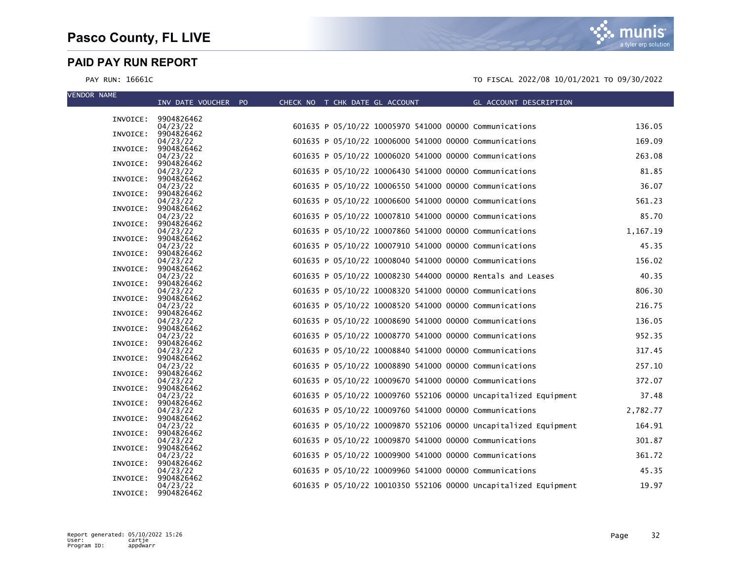# Pasco County, FL LIVE

## PAID PAY RUN REPORT

PAY RUN: 16661C

TO FISCAL 2022/08 10/01/2021 TO 09/30/2022

| VENDOR NAME | INV DATE VOUCHER PO | CHECK NO | T | CHK DATE | GL ACCOUNT | | GL ACCOUNT DESCRIPTION | |
|---|---|---|---|---|---|---|---|---|
| INVOICE: | 9904826462 04/23/22 | 601635 | P | 05/10/22 | 10005970 541000 | 00000 | Communications | 136.05 |
| INVOICE: | 9904826462 04/23/22 | 601635 | P | 05/10/22 | 10006000 541000 | 00000 | Communications | 169.09 |
| INVOICE: | 9904826462 04/23/22 | 601635 | P | 05/10/22 | 10006020 541000 | 00000 | Communications | 263.08 |
| INVOICE: | 9904826462 04/23/22 | 601635 | P | 05/10/22 | 10006430 541000 | 00000 | Communications | 81.85 |
| INVOICE: | 9904826462 04/23/22 | 601635 | P | 05/10/22 | 10006550 541000 | 00000 | Communications | 36.07 |
| INVOICE: | 9904826462 04/23/22 | 601635 | P | 05/10/22 | 10006600 541000 | 00000 | Communications | 561.23 |
| INVOICE: | 9904826462 04/23/22 | 601635 | P | 05/10/22 | 10007810 541000 | 00000 | Communications | 85.70 |
| INVOICE: | 9904826462 04/23/22 | 601635 | P | 05/10/22 | 10007860 541000 | 00000 | Communications | 1,167.19 |
| INVOICE: | 9904826462 04/23/22 | 601635 | P | 05/10/22 | 10007910 541000 | 00000 | Communications | 45.35 |
| INVOICE: | 9904826462 04/23/22 | 601635 | P | 05/10/22 | 10008040 541000 | 00000 | Communications | 156.02 |
| INVOICE: | 9904826462 04/23/22 | 601635 | P | 05/10/22 | 10008230 544000 | 00000 | Rentals and Leases | 40.35 |
| INVOICE: | 9904826462 04/23/22 | 601635 | P | 05/10/22 | 10008320 541000 | 00000 | Communications | 806.30 |
| INVOICE: | 9904826462 04/23/22 | 601635 | P | 05/10/22 | 10008520 541000 | 00000 | Communications | 216.75 |
| INVOICE: | 9904826462 04/23/22 | 601635 | P | 05/10/22 | 10008690 541000 | 00000 | Communications | 136.05 |
| INVOICE: | 9904826462 04/23/22 | 601635 | P | 05/10/22 | 10008770 541000 | 00000 | Communications | 952.35 |
| INVOICE: | 9904826462 04/23/22 | 601635 | P | 05/10/22 | 10008840 541000 | 00000 | Communications | 317.45 |
| INVOICE: | 9904826462 04/23/22 | 601635 | P | 05/10/22 | 10008890 541000 | 00000 | Communications | 257.10 |
| INVOICE: | 9904826462 04/23/22 | 601635 | P | 05/10/22 | 10009670 541000 | 00000 | Communications | 372.07 |
| INVOICE: | 9904826462 04/23/22 | 601635 | P | 05/10/22 | 10009760 552106 | 00000 | Uncapitalized Equipment | 37.48 |
| INVOICE: | 9904826462 04/23/22 | 601635 | P | 05/10/22 | 10009760 541000 | 00000 | Communications | 2,782.77 |
| INVOICE: | 9904826462 04/23/22 | 601635 | P | 05/10/22 | 10009870 552106 | 00000 | Uncapitalized Equipment | 164.91 |
| INVOICE: | 9904826462 04/23/22 | 601635 | P | 05/10/22 | 10009870 541000 | 00000 | Communications | 301.87 |
| INVOICE: | 9904826462 04/23/22 | 601635 | P | 05/10/22 | 10009900 541000 | 00000 | Communications | 361.72 |
| INVOICE: | 9904826462 04/23/22 | 601635 | P | 05/10/22 | 10009960 541000 | 00000 | Communications | 45.35 |
| INVOICE: | 9904826462 04/23/22 | 601635 | P | 05/10/22 | 10010350 552106 | 00000 | Uncapitalized Equipment | 19.97 |
| INVOICE: | 9904826462 | | | | | | | |

Report generated: 05/10/2022 15:26
User: cartje
Program ID: appdwarr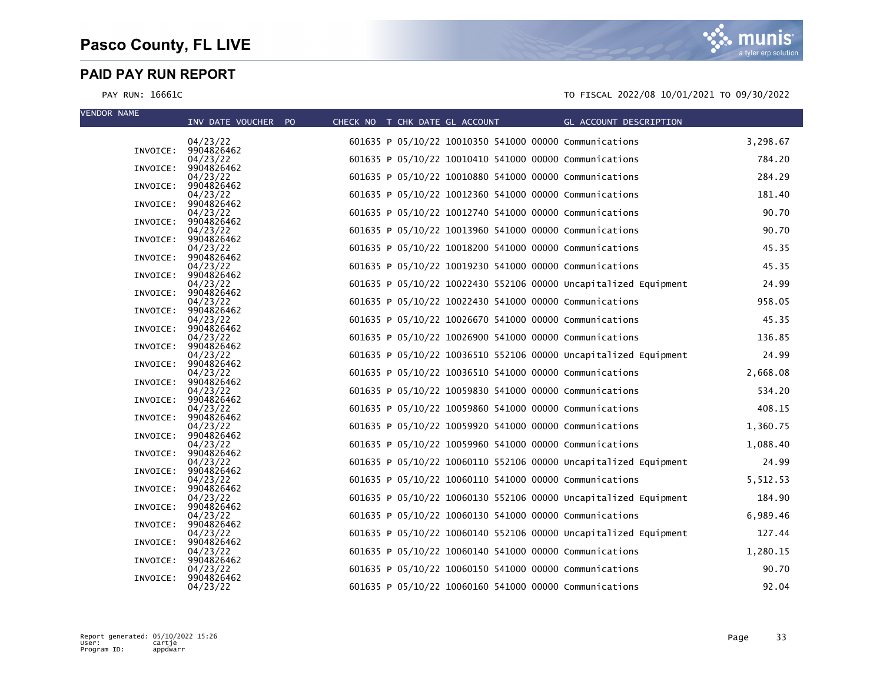# Pasco County, FL LIVE

## PAID PAY RUN REPORT

PAY RUN: 16661C

TO FISCAL 2022/08 10/01/2021 TO 09/30/2022

| VENDOR NAME | INV DATE VOUCHER PO | CHECK NO | T | CHK DATE | GL ACCOUNT | GL ACCOUNT DESCRIPTION | |
|---|---|---|---|---|---|---|---|
| | 04/23/22 | 601635 | P | 05/10/22 | 10010350 541000 00000 | Communications | 3,298.67 |
| INVOICE: | 9904826462 | | | | | | |
| | 04/23/22 | 601635 | P | 05/10/22 | 10010410 541000 00000 | Communications | 784.20 |
| INVOICE: | 9904826462 | | | | | | |
| | 04/23/22 | 601635 | P | 05/10/22 | 10010880 541000 00000 | Communications | 284.29 |
| INVOICE: | 9904826462 | | | | | | |
| | 04/23/22 | 601635 | P | 05/10/22 | 10012360 541000 00000 | Communications | 181.40 |
| INVOICE: | 9904826462 | | | | | | |
| | 04/23/22 | 601635 | P | 05/10/22 | 10012740 541000 00000 | Communications | 90.70 |
| INVOICE: | 9904826462 | | | | | | |
| | 04/23/22 | 601635 | P | 05/10/22 | 10013960 541000 00000 | Communications | 90.70 |
| INVOICE: | 9904826462 | | | | | | |
| | 04/23/22 | 601635 | P | 05/10/22 | 10018200 541000 00000 | Communications | 45.35 |
| INVOICE: | 9904826462 | | | | | | |
| | 04/23/22 | 601635 | P | 05/10/22 | 10019230 541000 00000 | Communications | 45.35 |
| INVOICE: | 9904826462 | | | | | | |
| | 04/23/22 | 601635 | P | 05/10/22 | 10022430 552106 00000 | Uncapitalized Equipment | 24.99 |
| INVOICE: | 9904826462 | | | | | | |
| | 04/23/22 | 601635 | P | 05/10/22 | 10022430 541000 00000 | Communications | 958.05 |
| INVOICE: | 9904826462 | | | | | | |
| | 04/23/22 | 601635 | P | 05/10/22 | 10026670 541000 00000 | Communications | 45.35 |
| INVOICE: | 9904826462 | | | | | | |
| | 04/23/22 | 601635 | P | 05/10/22 | 10026900 541000 00000 | Communications | 136.85 |
| INVOICE: | 9904826462 | | | | | | |
| | 04/23/22 | 601635 | P | 05/10/22 | 10036510 552106 00000 | Uncapitalized Equipment | 24.99 |
| INVOICE: | 9904826462 | | | | | | |
| | 04/23/22 | 601635 | P | 05/10/22 | 10036510 541000 00000 | Communications | 2,668.08 |
| INVOICE: | 9904826462 | | | | | | |
| | 04/23/22 | 601635 | P | 05/10/22 | 10059830 541000 00000 | Communications | 534.20 |
| INVOICE: | 9904826462 | | | | | | |
| | 04/23/22 | 601635 | P | 05/10/22 | 10059860 541000 00000 | Communications | 408.15 |
| INVOICE: | 9904826462 | | | | | | |
| | 04/23/22 | 601635 | P | 05/10/22 | 10059920 541000 00000 | Communications | 1,360.75 |
| INVOICE: | 9904826462 | | | | | | |
| | 04/23/22 | 601635 | P | 05/10/22 | 10059960 541000 00000 | Communications | 1,088.40 |
| INVOICE: | 9904826462 | | | | | | |
| | 04/23/22 | 601635 | P | 05/10/22 | 10060110 552106 00000 | Uncapitalized Equipment | 24.99 |
| INVOICE: | 9904826462 | | | | | | |
| | 04/23/22 | 601635 | P | 05/10/22 | 10060110 541000 00000 | Communications | 5,512.53 |
| INVOICE: | 9904826462 | | | | | | |
| | 04/23/22 | 601635 | P | 05/10/22 | 10060130 552106 00000 | Uncapitalized Equipment | 184.90 |
| INVOICE: | 9904826462 | | | | | | |
| | 04/23/22 | 601635 | P | 05/10/22 | 10060130 541000 00000 | Communications | 6,989.46 |
| INVOICE: | 9904826462 | | | | | | |
| | 04/23/22 | 601635 | P | 05/10/22 | 10060140 552106 00000 | Uncapitalized Equipment | 127.44 |
| INVOICE: | 9904826462 | | | | | | |
| | 04/23/22 | 601635 | P | 05/10/22 | 10060140 541000 00000 | Communications | 1,280.15 |
| INVOICE: | 9904826462 | | | | | | |
| | 04/23/22 | 601635 | P | 05/10/22 | 10060150 541000 00000 | Communications | 90.70 |
| INVOICE: | 9904826462 | | | | | | |
| | 04/23/22 | 601635 | P | 05/10/22 | 10060160 541000 00000 | Communications | 92.04 |

Report generated: 05/10/2022 15:26
User: cartje
Program ID: appdwarr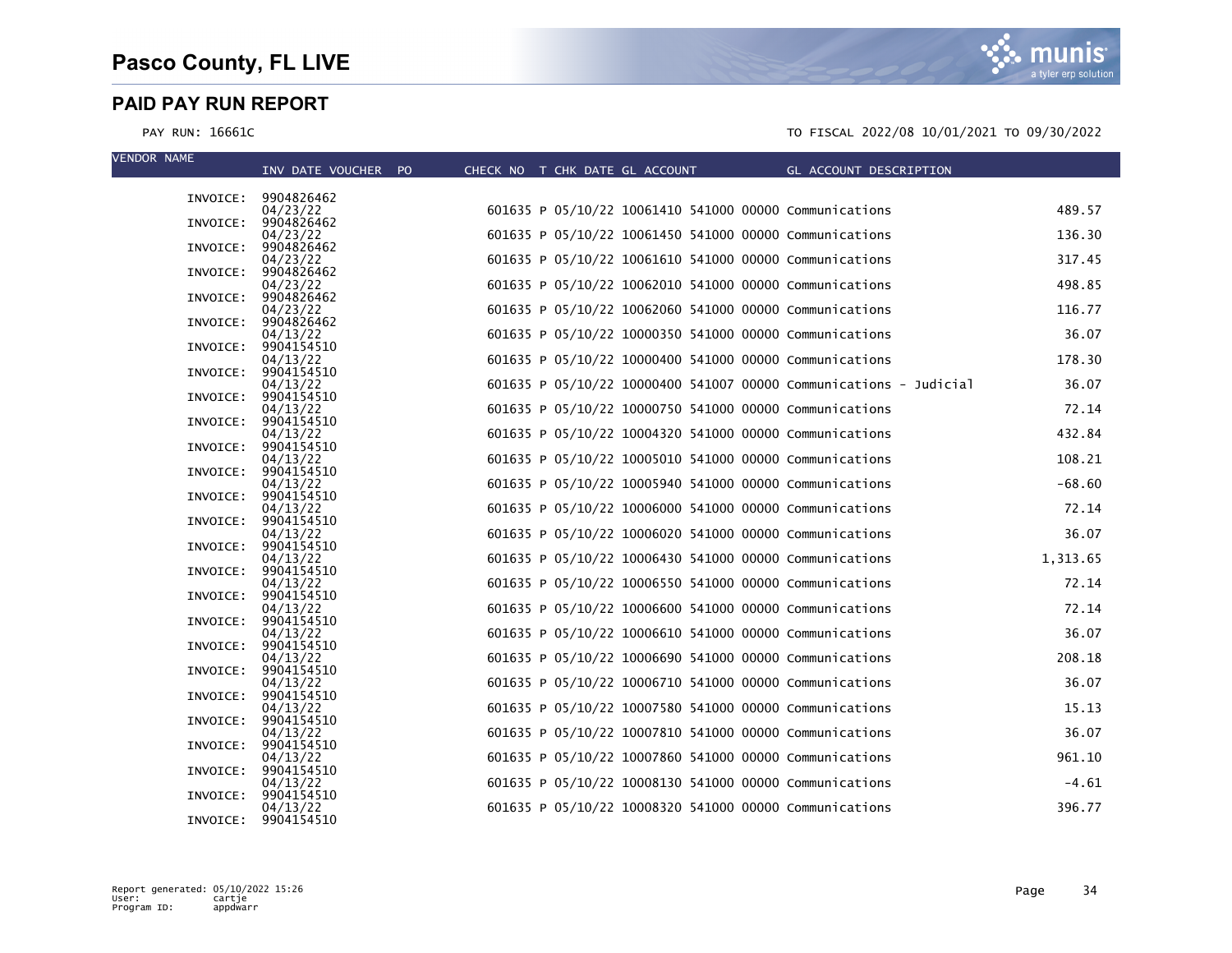# Pasco County, FL LIVE

## PAID PAY RUN REPORT

PAY RUN: 16661C

TO FISCAL 2022/08 10/01/2021 TO 09/30/2022

| VENDOR NAME | INVOICE | INV DATE | VOUCHER | PO | CHECK NO | T | CHK DATE | GL ACCOUNT | GL ACCOUNT DESCRIPTION | AMOUNT |
|---|---|---|---|---|---|---|---|---|---|---|
| | INVOICE: 9904826462 | 04/23/22 | | | 601635 | P | 05/10/22 | 10061410 541000 00000 | Communications | 489.57 |
| | INVOICE: 9904826462 | 04/23/22 | | | 601635 | P | 05/10/22 | 10061450 541000 00000 | Communications | 136.30 |
| | INVOICE: 9904826462 | 04/23/22 | | | 601635 | P | 05/10/22 | 10061610 541000 00000 | Communications | 317.45 |
| | INVOICE: 9904826462 | 04/23/22 | | | 601635 | P | 05/10/22 | 10062010 541000 00000 | Communications | 498.85 |
| | INVOICE: 9904826462 | 04/23/22 | | | 601635 | P | 05/10/22 | 10062060 541000 00000 | Communications | 116.77 |
| | INVOICE: 9904826462 | 04/13/22 | | | 601635 | P | 05/10/22 | 10000350 541000 00000 | Communications | 36.07 |
| | INVOICE: 9904154510 | 04/13/22 | | | 601635 | P | 05/10/22 | 10000400 541000 00000 | Communications | 178.30 |
| | INVOICE: 9904154510 | 04/13/22 | | | 601635 | P | 05/10/22 | 10000400 541007 00000 | Communications - Judicial | 36.07 |
| | INVOICE: 9904154510 | 04/13/22 | | | 601635 | P | 05/10/22 | 10000750 541000 00000 | Communications | 72.14 |
| | INVOICE: 9904154510 | 04/13/22 | | | 601635 | P | 05/10/22 | 10004320 541000 00000 | Communications | 432.84 |
| | INVOICE: 9904154510 | 04/13/22 | | | 601635 | P | 05/10/22 | 10005010 541000 00000 | Communications | 108.21 |
| | INVOICE: 9904154510 | 04/13/22 | | | 601635 | P | 05/10/22 | 10005940 541000 00000 | Communications | -68.60 |
| | INVOICE: 9904154510 | 04/13/22 | | | 601635 | P | 05/10/22 | 10006000 541000 00000 | Communications | 72.14 |
| | INVOICE: 9904154510 | 04/13/22 | | | 601635 | P | 05/10/22 | 10006020 541000 00000 | Communications | 36.07 |
| | INVOICE: 9904154510 | 04/13/22 | | | 601635 | P | 05/10/22 | 10006430 541000 00000 | Communications | 1,313.65 |
| | INVOICE: 9904154510 | 04/13/22 | | | 601635 | P | 05/10/22 | 10006550 541000 00000 | Communications | 72.14 |
| | INVOICE: 9904154510 | 04/13/22 | | | 601635 | P | 05/10/22 | 10006600 541000 00000 | Communications | 72.14 |
| | INVOICE: 9904154510 | 04/13/22 | | | 601635 | P | 05/10/22 | 10006610 541000 00000 | Communications | 36.07 |
| | INVOICE: 9904154510 | 04/13/22 | | | 601635 | P | 05/10/22 | 10006690 541000 00000 | Communications | 208.18 |
| | INVOICE: 9904154510 | 04/13/22 | | | 601635 | P | 05/10/22 | 10006710 541000 00000 | Communications | 36.07 |
| | INVOICE: 9904154510 | 04/13/22 | | | 601635 | P | 05/10/22 | 10007580 541000 00000 | Communications | 15.13 |
| | INVOICE: 9904154510 | 04/13/22 | | | 601635 | P | 05/10/22 | 10007810 541000 00000 | Communications | 36.07 |
| | INVOICE: 9904154510 | 04/13/22 | | | 601635 | P | 05/10/22 | 10007860 541000 00000 | Communications | 961.10 |
| | INVOICE: 9904154510 | 04/13/22 | | | 601635 | P | 05/10/22 | 10008130 541000 00000 | Communications | -4.61 |
| | INVOICE: 9904154510 | 04/13/22 | | | 601635 | P | 05/10/22 | 10008320 541000 00000 | Communications | 396.77 |
| | INVOICE: 9904154510 | | | | | | | | | |

Report generated: 05/10/2022 15:26
User: cartje
Program ID: appdwarr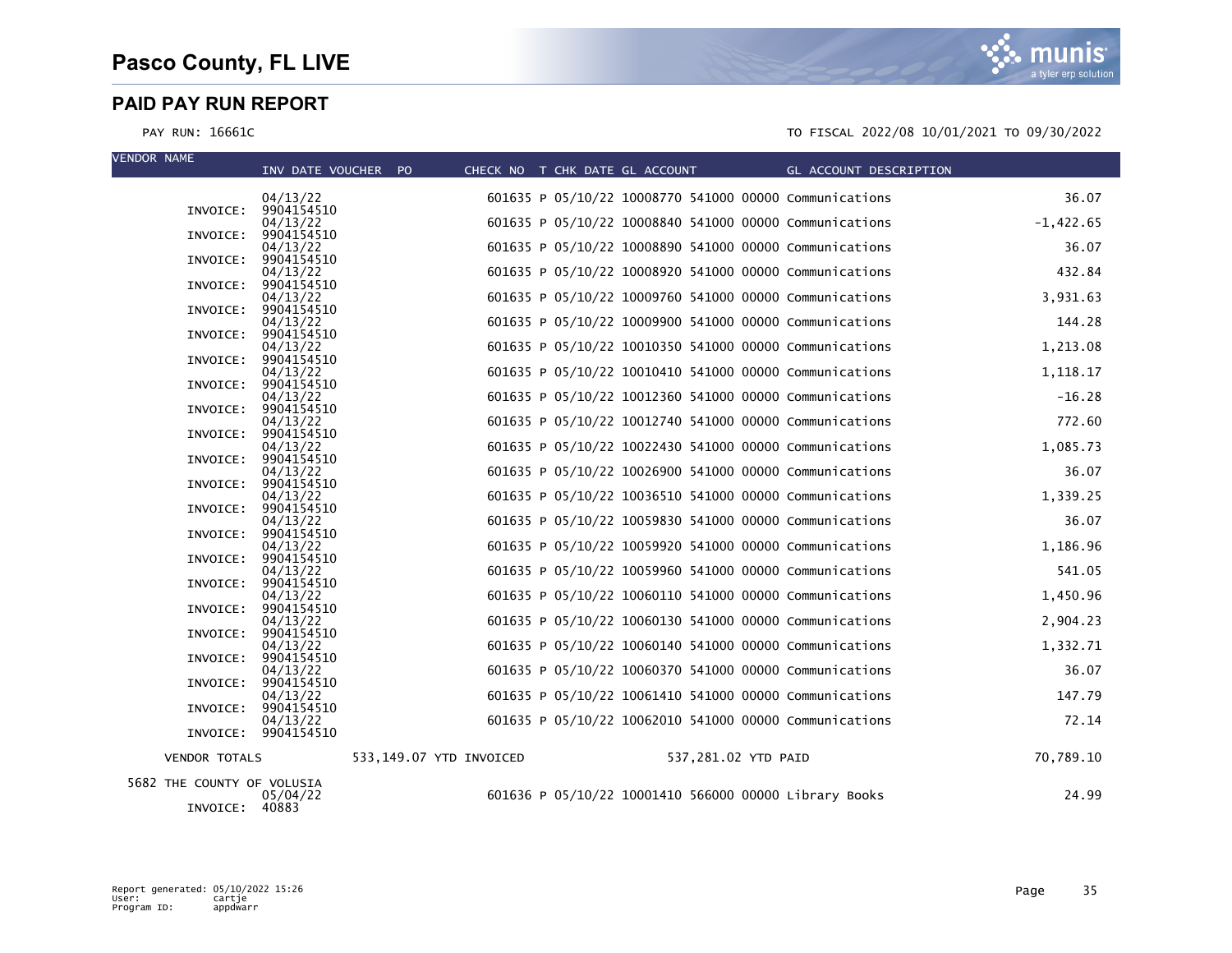# Pasco County, FL LIVE

## PAID PAY RUN REPORT

PAY RUN: 16661C

TO FISCAL 2022/08 10/01/2021 TO 09/30/2022

| VENDOR NAME | INV DATE | VOUCHER | PO | CHECK NO | T | CHK DATE | GL ACCOUNT | GL ACCOUNT DESCRIPTION | |
|---|---|---|---|---|---|---|---|---|---|
| INVOICE: 9904154510 | 04/13/22 | | | 601635 | P | 05/10/22 | 10008770 541000 00000 | Communications | 36.07 |
| INVOICE: 9904154510 | 04/13/22 | | | 601635 | P | 05/10/22 | 10008840 541000 00000 | Communications | -1,422.65 |
| INVOICE: 9904154510 | 04/13/22 | | | 601635 | P | 05/10/22 | 10008890 541000 00000 | Communications | 36.07 |
| INVOICE: 9904154510 | 04/13/22 | | | 601635 | P | 05/10/22 | 10008920 541000 00000 | Communications | 432.84 |
| INVOICE: 9904154510 | 04/13/22 | | | 601635 | P | 05/10/22 | 10009760 541000 00000 | Communications | 3,931.63 |
| INVOICE: 9904154510 | 04/13/22 | | | 601635 | P | 05/10/22 | 10009900 541000 00000 | Communications | 144.28 |
| INVOICE: 9904154510 | 04/13/22 | | | 601635 | P | 05/10/22 | 10010350 541000 00000 | Communications | 1,213.08 |
| INVOICE: 9904154510 | 04/13/22 | | | 601635 | P | 05/10/22 | 10010410 541000 00000 | Communications | 1,118.17 |
| INVOICE: 9904154510 | 04/13/22 | | | 601635 | P | 05/10/22 | 10012360 541000 00000 | Communications | -16.28 |
| INVOICE: 9904154510 | 04/13/22 | | | 601635 | P | 05/10/22 | 10012740 541000 00000 | Communications | 772.60 |
| INVOICE: 9904154510 | 04/13/22 | | | 601635 | P | 05/10/22 | 10022430 541000 00000 | Communications | 1,085.73 |
| INVOICE: 9904154510 | 04/13/22 | | | 601635 | P | 05/10/22 | 10026900 541000 00000 | Communications | 36.07 |
| INVOICE: 9904154510 | 04/13/22 | | | 601635 | P | 05/10/22 | 10036510 541000 00000 | Communications | 1,339.25 |
| INVOICE: 9904154510 | 04/13/22 | | | 601635 | P | 05/10/22 | 10059830 541000 00000 | Communications | 36.07 |
| INVOICE: 9904154510 | 04/13/22 | | | 601635 | P | 05/10/22 | 10059920 541000 00000 | Communications | 1,186.96 |
| INVOICE: 9904154510 | 04/13/22 | | | 601635 | P | 05/10/22 | 10059960 541000 00000 | Communications | 541.05 |
| INVOICE: 9904154510 | 04/13/22 | | | 601635 | P | 05/10/22 | 10060110 541000 00000 | Communications | 1,450.96 |
| INVOICE: 9904154510 | 04/13/22 | | | 601635 | P | 05/10/22 | 10060130 541000 00000 | Communications | 2,904.23 |
| INVOICE: 9904154510 | 04/13/22 | | | 601635 | P | 05/10/22 | 10060140 541000 00000 | Communications | 1,332.71 |
| INVOICE: 9904154510 | 04/13/22 | | | 601635 | P | 05/10/22 | 10060370 541000 00000 | Communications | 36.07 |
| INVOICE: 9904154510 | 04/13/22 | | | 601635 | P | 05/10/22 | 10061410 541000 00000 | Communications | 147.79 |
| INVOICE: 9904154510 | 04/13/22 | | | 601635 | P | 05/10/22 | 10062010 541000 00000 | Communications | 72.14 |
| VENDOR TOTALS | 533,149.07 YTD INVOICED | | | | | | 537,281.02 YTD PAID | | 70,789.10 |
| 5682 THE COUNTY OF VOLUSIA | | | | | | | | | |
| INVOICE: 40883 | 05/04/22 | | | 601636 | P | 05/10/22 | 10001410 566000 00000 | Library Books | 24.99 |

Report generated: 05/10/2022 15:26
User: cartje
Program ID: appdwarr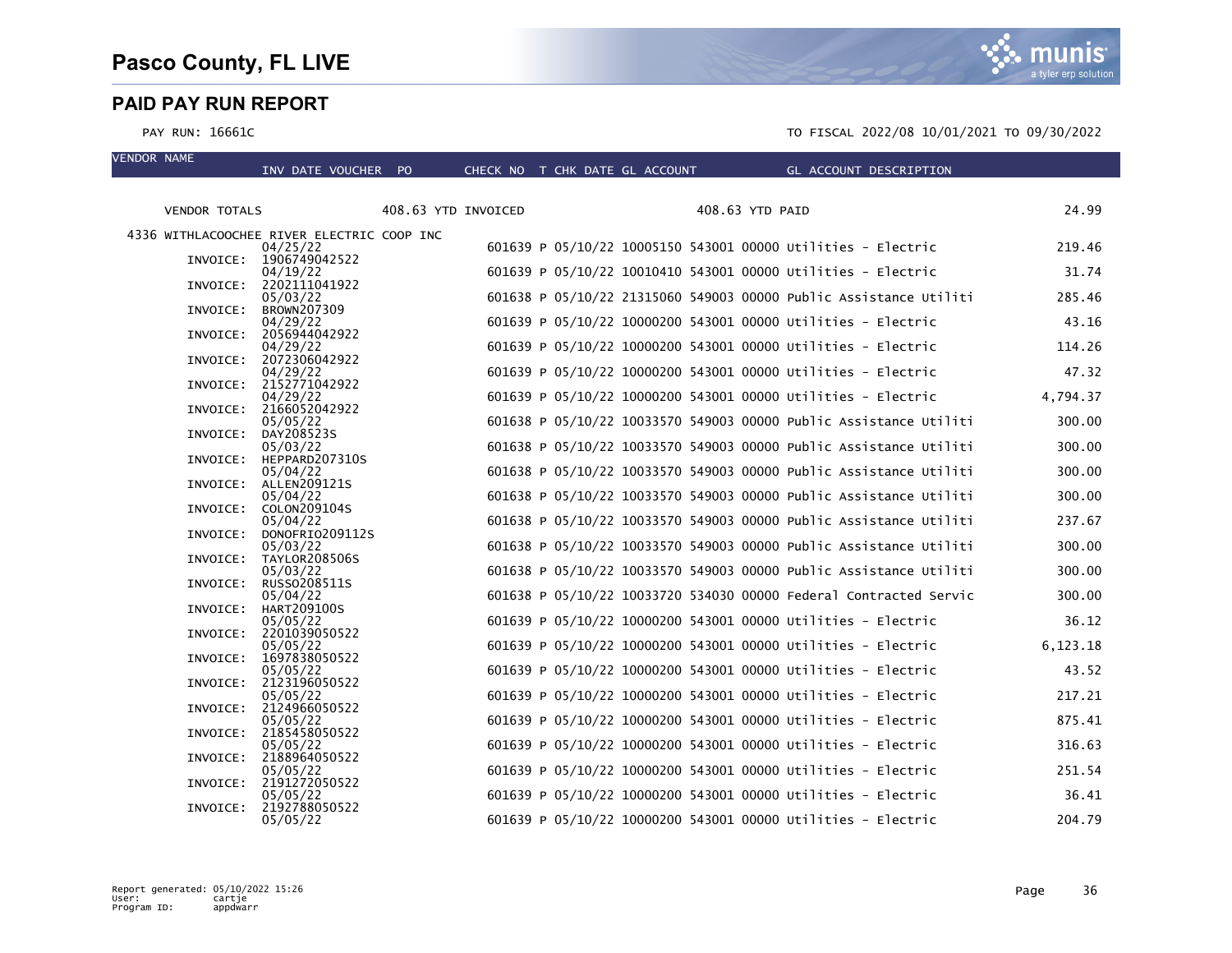# PAID PAY RUN REPORT

PAY RUN: 16661C — TO FISCAL 2022/08 10/01/2021 TO 09/30/2022

| VENDOR NAME | INV DATE | VOUCHER | PO | CHECK NO | T | CHK DATE | GL ACCOUNT | GL ACCOUNT DESCRIPTION | AMOUNT |
|---|---|---|---|---|---|---|---|---|---|
| VENDOR TOTALS | | 408.63 YTD INVOICED | | | | | 408.63 YTD PAID | | 24.99 |
| 4336 WITHLACOOCHEE RIVER ELECTRIC COOP INC | | | | | | | | | |
| | 04/25/22 | | | 601639 | P | 05/10/22 | 10005150 543001 00000 | Utilities - Electric | 219.46 |
| INVOICE: 1906749042522 | 04/19/22 | | | 601639 | P | 05/10/22 | 10010410 543001 00000 | Utilities - Electric | 31.74 |
| INVOICE: 2202111041922 | 05/03/22 | | | 601638 | P | 05/10/22 | 21315060 549003 00000 | Public Assistance Utiliti | 285.46 |
| INVOICE: BROWN207309 | 04/29/22 | | | 601639 | P | 05/10/22 | 10000200 543001 00000 | Utilities - Electric | 43.16 |
| INVOICE: 2056944042922 | 04/29/22 | | | 601639 | P | 05/10/22 | 10000200 543001 00000 | Utilities - Electric | 114.26 |
| INVOICE: 2072306042922 | 04/29/22 | | | 601639 | P | 05/10/22 | 10000200 543001 00000 | Utilities - Electric | 47.32 |
| INVOICE: 2152771042922 | 04/29/22 | | | 601639 | P | 05/10/22 | 10000200 543001 00000 | Utilities - Electric | 4,794.37 |
| INVOICE: 2166052042922 | 05/05/22 | | | 601638 | P | 05/10/22 | 10033570 549003 00000 | Public Assistance Utiliti | 300.00 |
| INVOICE: DAY208523S | 05/03/22 | | | 601638 | P | 05/10/22 | 10033570 549003 00000 | Public Assistance Utiliti | 300.00 |
| INVOICE: HEPPARD207310S | 05/04/22 | | | 601638 | P | 05/10/22 | 10033570 549003 00000 | Public Assistance Utiliti | 300.00 |
| INVOICE: ALLEN209121S | 05/04/22 | | | 601638 | P | 05/10/22 | 10033570 549003 00000 | Public Assistance Utiliti | 300.00 |
| INVOICE: COLON209104S | 05/04/22 | | | 601638 | P | 05/10/22 | 10033570 549003 00000 | Public Assistance Utiliti | 237.67 |
| INVOICE: DONOFRIO209112S | 05/03/22 | | | 601638 | P | 05/10/22 | 10033570 549003 00000 | Public Assistance Utiliti | 300.00 |
| INVOICE: TAYLOR208506S | 05/03/22 | | | 601638 | P | 05/10/22 | 10033570 549003 00000 | Public Assistance Utiliti | 300.00 |
| INVOICE: RUSSO208511S | 05/04/22 | | | 601638 | P | 05/10/22 | 10033720 534030 00000 | Federal Contracted Servic | 300.00 |
| INVOICE: HART209100S | 05/05/22 | | | 601639 | P | 05/10/22 | 10000200 543001 00000 | Utilities - Electric | 36.12 |
| INVOICE: 2201039050522 | 05/05/22 | | | 601639 | P | 05/10/22 | 10000200 543001 00000 | Utilities - Electric | 6,123.18 |
| INVOICE: 1697838050522 | 05/05/22 | | | 601639 | P | 05/10/22 | 10000200 543001 00000 | Utilities - Electric | 43.52 |
| INVOICE: 2123196050522 | 05/05/22 | | | 601639 | P | 05/10/22 | 10000200 543001 00000 | Utilities - Electric | 217.21 |
| INVOICE: 2124966050522 | 05/05/22 | | | 601639 | P | 05/10/22 | 10000200 543001 00000 | Utilities - Electric | 875.41 |
| INVOICE: 2185458050522 | 05/05/22 | | | 601639 | P | 05/10/22 | 10000200 543001 00000 | Utilities - Electric | 316.63 |
| INVOICE: 2188964050522 | 05/05/22 | | | 601639 | P | 05/10/22 | 10000200 543001 00000 | Utilities - Electric | 251.54 |
| INVOICE: 2191272050522 | 05/05/22 | | | 601639 | P | 05/10/22 | 10000200 543001 00000 | Utilities - Electric | 36.41 |
| INVOICE: 2192788050522 | 05/05/22 | | | 601639 | P | 05/10/22 | 10000200 543001 00000 | Utilities - Electric | 204.79 |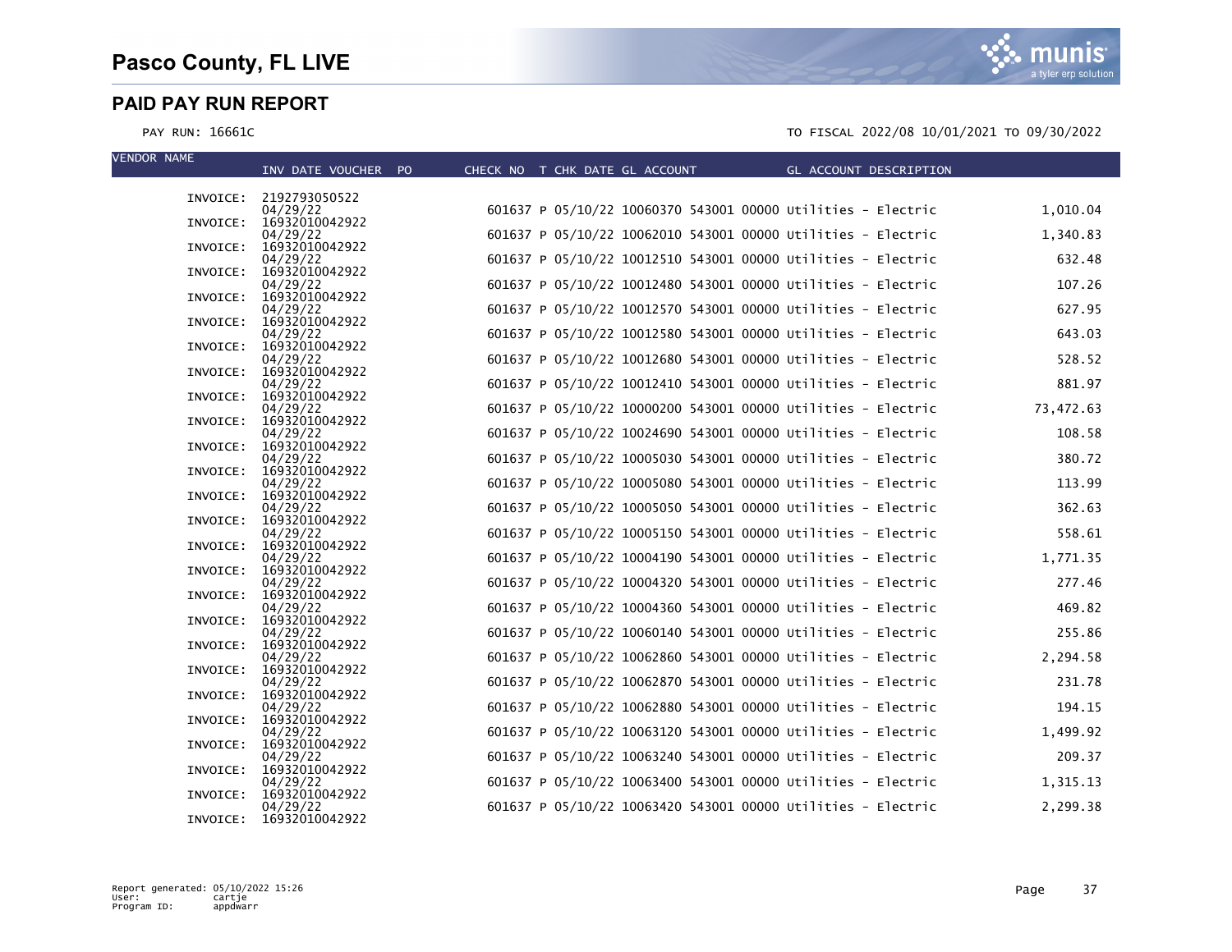# Pasco County, FL LIVE

## PAID PAY RUN REPORT

PAY RUN: 16661C

TO FISCAL 2022/08 10/01/2021 TO 09/30/2022

| VENDOR NAME | INV DATE VOUCHER PO | CHECK NO | T | CHK DATE | GL ACCOUNT | GL ACCOUNT DESCRIPTION | |
|---|---|---|---|---|---|---|---|
| INVOICE: | 2192793050522 | | | | | | |
| | 04/29/22 | 601637 | P | 05/10/22 | 10060370 543001 00000 | Utilities - Electric | 1,010.04 |
| INVOICE: | 16932010042922 | | | | | | |
| | 04/29/22 | 601637 | P | 05/10/22 | 10062010 543001 00000 | Utilities - Electric | 1,340.83 |
| INVOICE: | 16932010042922 | | | | | | |
| | 04/29/22 | 601637 | P | 05/10/22 | 10012510 543001 00000 | Utilities - Electric | 632.48 |
| INVOICE: | 16932010042922 | | | | | | |
| | 04/29/22 | 601637 | P | 05/10/22 | 10012480 543001 00000 | Utilities - Electric | 107.26 |
| INVOICE: | 16932010042922 | | | | | | |
| | 04/29/22 | 601637 | P | 05/10/22 | 10012570 543001 00000 | Utilities - Electric | 627.95 |
| INVOICE: | 16932010042922 | | | | | | |
| | 04/29/22 | 601637 | P | 05/10/22 | 10012580 543001 00000 | Utilities - Electric | 643.03 |
| INVOICE: | 16932010042922 | | | | | | |
| | 04/29/22 | 601637 | P | 05/10/22 | 10012680 543001 00000 | Utilities - Electric | 528.52 |
| INVOICE: | 16932010042922 | | | | | | |
| | 04/29/22 | 601637 | P | 05/10/22 | 10012410 543001 00000 | Utilities - Electric | 881.97 |
| INVOICE: | 16932010042922 | | | | | | |
| | 04/29/22 | 601637 | P | 05/10/22 | 10000200 543001 00000 | Utilities - Electric | 73,472.63 |
| INVOICE: | 16932010042922 | | | | | | |
| | 04/29/22 | 601637 | P | 05/10/22 | 10024690 543001 00000 | Utilities - Electric | 108.58 |
| INVOICE: | 16932010042922 | | | | | | |
| | 04/29/22 | 601637 | P | 05/10/22 | 10005030 543001 00000 | Utilities - Electric | 380.72 |
| INVOICE: | 16932010042922 | | | | | | |
| | 04/29/22 | 601637 | P | 05/10/22 | 10005080 543001 00000 | Utilities - Electric | 113.99 |
| INVOICE: | 16932010042922 | | | | | | |
| | 04/29/22 | 601637 | P | 05/10/22 | 10005050 543001 00000 | Utilities - Electric | 362.63 |
| INVOICE: | 16932010042922 | | | | | | |
| | 04/29/22 | 601637 | P | 05/10/22 | 10005150 543001 00000 | Utilities - Electric | 558.61 |
| INVOICE: | 16932010042922 | | | | | | |
| | 04/29/22 | 601637 | P | 05/10/22 | 10004190 543001 00000 | Utilities - Electric | 1,771.35 |
| INVOICE: | 16932010042922 | | | | | | |
| | 04/29/22 | 601637 | P | 05/10/22 | 10004320 543001 00000 | Utilities - Electric | 277.46 |
| INVOICE: | 16932010042922 | | | | | | |
| | 04/29/22 | 601637 | P | 05/10/22 | 10004360 543001 00000 | Utilities - Electric | 469.82 |
| INVOICE: | 16932010042922 | | | | | | |
| | 04/29/22 | 601637 | P | 05/10/22 | 10060140 543001 00000 | Utilities - Electric | 255.86 |
| INVOICE: | 16932010042922 | | | | | | |
| | 04/29/22 | 601637 | P | 05/10/22 | 10062860 543001 00000 | Utilities - Electric | 2,294.58 |
| INVOICE: | 16932010042922 | | | | | | |
| | 04/29/22 | 601637 | P | 05/10/22 | 10062870 543001 00000 | Utilities - Electric | 231.78 |
| INVOICE: | 16932010042922 | | | | | | |
| | 04/29/22 | 601637 | P | 05/10/22 | 10062880 543001 00000 | Utilities - Electric | 194.15 |
| INVOICE: | 16932010042922 | | | | | | |
| | 04/29/22 | 601637 | P | 05/10/22 | 10063120 543001 00000 | Utilities - Electric | 1,499.92 |
| INVOICE: | 16932010042922 | | | | | | |
| | 04/29/22 | 601637 | P | 05/10/22 | 10063240 543001 00000 | Utilities - Electric | 209.37 |
| INVOICE: | 16932010042922 | | | | | | |
| | 04/29/22 | 601637 | P | 05/10/22 | 10063400 543001 00000 | Utilities - Electric | 1,315.13 |
| INVOICE: | 16932010042922 | | | | | | |
| | 04/29/22 | 601637 | P | 05/10/22 | 10063420 543001 00000 | Utilities - Electric | 2,299.38 |
| INVOICE: | 16932010042922 | | | | | | |

Report generated: 05/10/2022 15:26
User: cartje
Program ID: appdwarr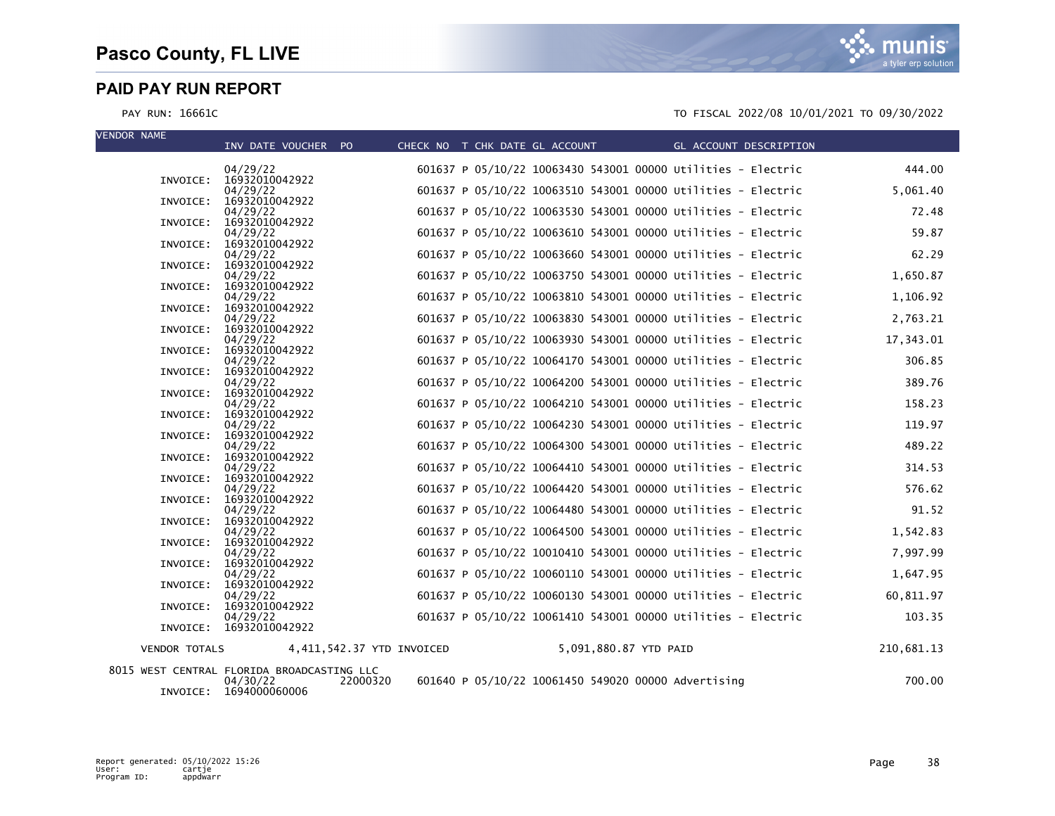# Pasco County, FL LIVE

## PAID PAY RUN REPORT

PAY RUN: 16661C

TO FISCAL 2022/08 10/01/2021 TO 09/30/2022

| VENDOR NAME | INV DATE VOUCHER | PO | CHECK NO | T | CHK DATE | GL ACCOUNT | GL ACCOUNT DESCRIPTION | |
|---|---|---|---|---|---|---|---|---|
| | 04/29/22 | | 601637 | P | 05/10/22 | 10063430 543001 00000 | Utilities - Electric | 444.00 |
| INVOICE: | 16932010042922 | | | | | | | |
| | 04/29/22 | | 601637 | P | 05/10/22 | 10063510 543001 00000 | Utilities - Electric | 5,061.40 |
| INVOICE: | 16932010042922 | | | | | | | |
| | 04/29/22 | | 601637 | P | 05/10/22 | 10063530 543001 00000 | Utilities - Electric | 72.48 |
| INVOICE: | 16932010042922 | | | | | | | |
| | 04/29/22 | | 601637 | P | 05/10/22 | 10063610 543001 00000 | Utilities - Electric | 59.87 |
| INVOICE: | 16932010042922 | | | | | | | |
| | 04/29/22 | | 601637 | P | 05/10/22 | 10063660 543001 00000 | Utilities - Electric | 62.29 |
| INVOICE: | 16932010042922 | | | | | | | |
| | 04/29/22 | | 601637 | P | 05/10/22 | 10063750 543001 00000 | Utilities - Electric | 1,650.87 |
| INVOICE: | 16932010042922 | | | | | | | |
| | 04/29/22 | | 601637 | P | 05/10/22 | 10063810 543001 00000 | Utilities - Electric | 1,106.92 |
| INVOICE: | 16932010042922 | | | | | | | |
| | 04/29/22 | | 601637 | P | 05/10/22 | 10063830 543001 00000 | Utilities - Electric | 2,763.21 |
| INVOICE: | 16932010042922 | | | | | | | |
| | 04/29/22 | | 601637 | P | 05/10/22 | 10063930 543001 00000 | Utilities - Electric | 17,343.01 |
| INVOICE: | 16932010042922 | | | | | | | |
| | 04/29/22 | | 601637 | P | 05/10/22 | 10064170 543001 00000 | Utilities - Electric | 306.85 |
| INVOICE: | 16932010042922 | | | | | | | |
| | 04/29/22 | | 601637 | P | 05/10/22 | 10064200 543001 00000 | Utilities - Electric | 389.76 |
| INVOICE: | 16932010042922 | | | | | | | |
| | 04/29/22 | | 601637 | P | 05/10/22 | 10064210 543001 00000 | Utilities - Electric | 158.23 |
| INVOICE: | 16932010042922 | | | | | | | |
| | 04/29/22 | | 601637 | P | 05/10/22 | 10064230 543001 00000 | Utilities - Electric | 119.97 |
| INVOICE: | 16932010042922 | | | | | | | |
| | 04/29/22 | | 601637 | P | 05/10/22 | 10064300 543001 00000 | Utilities - Electric | 489.22 |
| INVOICE: | 16932010042922 | | | | | | | |
| | 04/29/22 | | 601637 | P | 05/10/22 | 10064410 543001 00000 | Utilities - Electric | 314.53 |
| INVOICE: | 16932010042922 | | | | | | | |
| | 04/29/22 | | 601637 | P | 05/10/22 | 10064420 543001 00000 | Utilities - Electric | 576.62 |
| INVOICE: | 16932010042922 | | | | | | | |
| | 04/29/22 | | 601637 | P | 05/10/22 | 10064480 543001 00000 | Utilities - Electric | 91.52 |
| INVOICE: | 16932010042922 | | | | | | | |
| | 04/29/22 | | 601637 | P | 05/10/22 | 10064500 543001 00000 | Utilities - Electric | 1,542.83 |
| INVOICE: | 16932010042922 | | | | | | | |
| | 04/29/22 | | 601637 | P | 05/10/22 | 10010410 543001 00000 | Utilities - Electric | 7,997.99 |
| INVOICE: | 16932010042922 | | | | | | | |
| | 04/29/22 | | 601637 | P | 05/10/22 | 10060110 543001 00000 | Utilities - Electric | 1,647.95 |
| INVOICE: | 16932010042922 | | | | | | | |
| | 04/29/22 | | 601637 | P | 05/10/22 | 10060130 543001 00000 | Utilities - Electric | 60,811.97 |
| INVOICE: | 16932010042922 | | | | | | | |
| | 04/29/22 | | 601637 | P | 05/10/22 | 10061410 543001 00000 | Utilities - Electric | 103.35 |
| INVOICE: | 16932010042922 | | | | | | | |
| VENDOR TOTALS | 4,411,542.37 YTD INVOICED | | | | | 5,091,880.87 YTD PAID | | 210,681.13 |
| 8015 WEST CENTRAL FLORIDA BROADCASTING LLC | | | | | | | | |
| | 04/30/22 | 22000320 | 601640 | P | 05/10/22 | 10061450 549020 00000 | Advertising | 700.00 |
| INVOICE: | 1694000060006 | | | | | | | |

Report generated: 05/10/2022 15:26
User: cartje
Program ID: appdwarr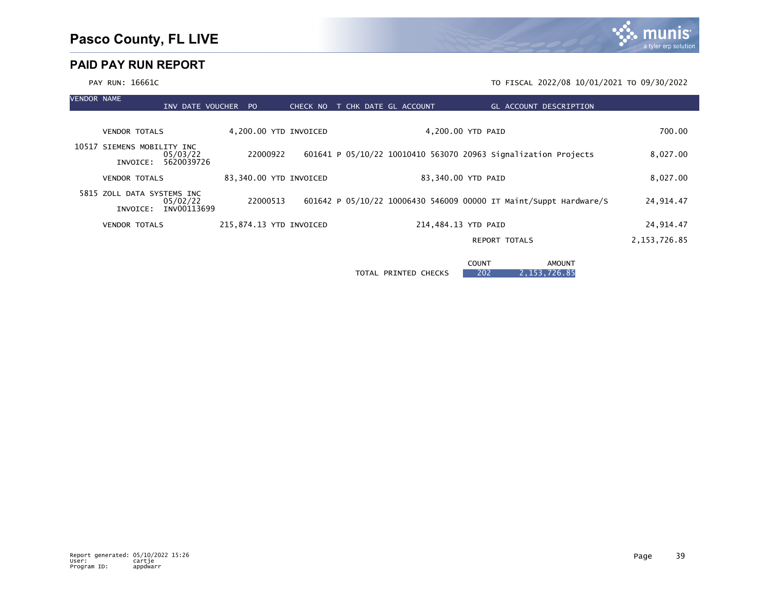# Pasco County, FL LIVE

## PAID PAY RUN REPORT

PAY RUN: 16661C

TO FISCAL 2022/08 10/01/2021 TO 09/30/2022

| VENDOR NAME | INV DATE | VOUCHER | PO | CHECK NO | T | CHK DATE | GL ACCOUNT | GL ACCOUNT DESCRIPTION | |
|---|---|---|---|---|---|---|---|---|---|
| VENDOR TOTALS | | 4,200.00 YTD INVOICED | | | | 4,200.00 YTD PAID | | | 700.00 |
| 10517 SIEMENS MOBILITY INC | 05/03/22 | 22000922 | | 601641 | P | 05/10/22 | 10010410 563070 20963 | Signalization Projects | 8,027.00 |
| INVOICE: | 5620039726 | | | | | | | | |
| VENDOR TOTALS | | 83,340.00 YTD INVOICED | | | | 83,340.00 YTD PAID | | | 8,027.00 |
| 5815 ZOLL DATA SYSTEMS INC | 05/02/22 | 22000513 | | 601642 | P | 05/10/22 | 10006430 546009 00000 | IT Maint/Suppt Hardware/S | 24,914.47 |
| INVOICE: | INV00113699 | | | | | | | | |
| VENDOR TOTALS | | 215,874.13 YTD INVOICED | | | | 214,484.13 YTD PAID | | | 24,914.47 |
| | | | | | | | | REPORT TOTALS | 2,153,726.85 |

| | COUNT | AMOUNT |
|---|---|---|
| TOTAL PRINTED CHECKS | 202 | 2,153,726.85 |

Report generated: 05/10/2022 15:26
User: cartje
Program ID: appdwarr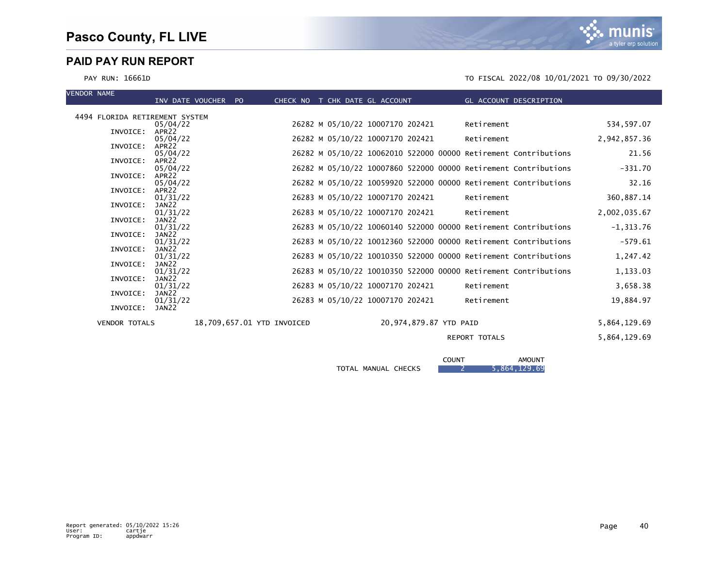# Pasco County, FL LIVE

## PAID PAY RUN REPORT

PAY RUN: 16661D

TO FISCAL 2022/08 10/01/2021 TO 09/30/2022

| VENDOR NAME | INV DATE VOUCHER PO | CHECK NO | T | CHK DATE | GL ACCOUNT | GL ACCOUNT DESCRIPTION | |
|---|---|---|---|---|---|---|---|
| 4494 FLORIDA RETIREMENT SYSTEM | | | | | | | |
| INVOICE: APR22 | 05/04/22 | 26282 | M | 05/10/22 | 10007170 202421 | Retirement | 534,597.07 |
| INVOICE: APR22 | 05/04/22 | 26282 | M | 05/10/22 | 10007170 202421 | Retirement | 2,942,857.36 |
| INVOICE: APR22 | 05/04/22 | 26282 | M | 05/10/22 | 10062010 522000 00000 | Retirement Contributions | 21.56 |
| INVOICE: APR22 | 05/04/22 | 26282 | M | 05/10/22 | 10007860 522000 00000 | Retirement Contributions | -331.70 |
| INVOICE: APR22 | 05/04/22 | 26282 | M | 05/10/22 | 10059920 522000 00000 | Retirement Contributions | 32.16 |
| INVOICE: JAN22 | 01/31/22 | 26283 | M | 05/10/22 | 10007170 202421 | Retirement | 360,887.14 |
| INVOICE: JAN22 | 01/31/22 | 26283 | M | 05/10/22 | 10007170 202421 | Retirement | 2,002,035.67 |
| INVOICE: JAN22 | 01/31/22 | 26283 | M | 05/10/22 | 10060140 522000 00000 | Retirement Contributions | -1,313.76 |
| INVOICE: JAN22 | 01/31/22 | 26283 | M | 05/10/22 | 10012360 522000 00000 | Retirement Contributions | -579.61 |
| INVOICE: JAN22 | 01/31/22 | 26283 | M | 05/10/22 | 10010350 522000 00000 | Retirement Contributions | 1,247.42 |
| INVOICE: JAN22 | 01/31/22 | 26283 | M | 05/10/22 | 10010350 522000 00000 | Retirement Contributions | 1,133.03 |
| INVOICE: JAN22 | 01/31/22 | 26283 | M | 05/10/22 | 10007170 202421 | Retirement | 3,658.38 |
| INVOICE: JAN22 | 01/31/22 | 26283 | M | 05/10/22 | 10007170 202421 | Retirement | 19,884.97 |

VENDOR TOTALS 18,709,657.01 YTD INVOICED 20,974,879.87 YTD PAID 5,864,129.69

REPORT TOTALS 5,864,129.69

| | COUNT | AMOUNT |
|---|---|---|
| TOTAL MANUAL CHECKS | 2 | 5,864,129.69 |

Report generated: 05/10/2022 15:26
User: cartje
Program ID: appdwarr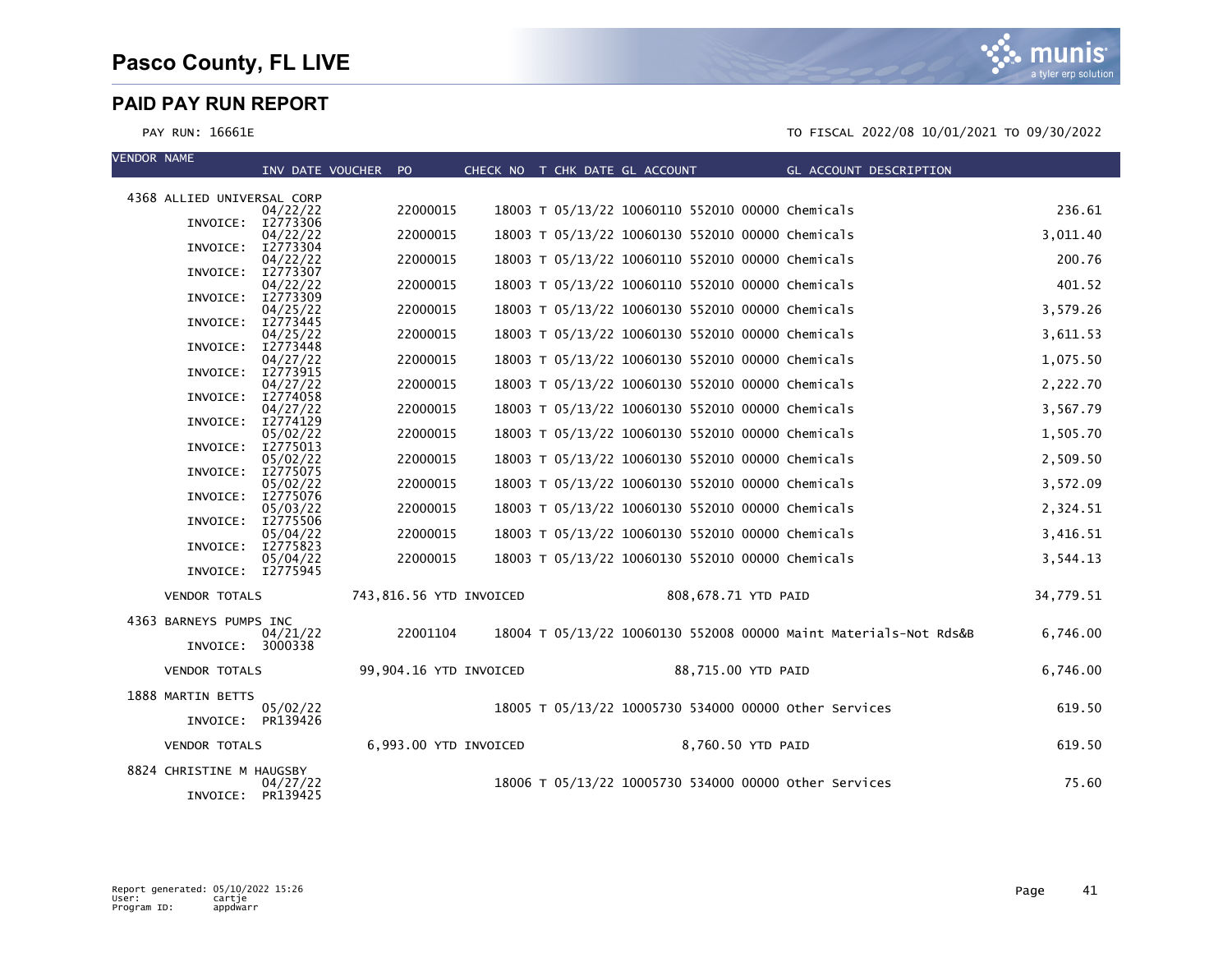# Pasco County, FL LIVE

## PAID PAY RUN REPORT

PAY RUN: 16661E

TO FISCAL 2022/08 10/01/2021 TO 09/30/2022

| VENDOR NAME | INV DATE | VOUCHER | PO | CHECK NO | T | CHK DATE | GL ACCOUNT | GL ACCOUNT DESCRIPTION | AMOUNT |
|---|---|---|---|---|---|---|---|---|---|
| 4368 ALLIED UNIVERSAL CORP | | | | | | | | | |
| INVOICE: I2773306 | 04/22/22 | | 22000015 | 18003 | T | 05/13/22 | 10060110 552010 00000 | Chemicals | 236.61 |
| INVOICE: I2773304 | 04/22/22 | | 22000015 | 18003 | T | 05/13/22 | 10060130 552010 00000 | Chemicals | 3,011.40 |
| INVOICE: I2773307 | 04/22/22 | | 22000015 | 18003 | T | 05/13/22 | 10060110 552010 00000 | Chemicals | 200.76 |
| INVOICE: I2773309 | 04/22/22 | | 22000015 | 18003 | T | 05/13/22 | 10060110 552010 00000 | Chemicals | 401.52 |
| INVOICE: I2773445 | 04/25/22 | | 22000015 | 18003 | T | 05/13/22 | 10060130 552010 00000 | Chemicals | 3,579.26 |
| INVOICE: I2773448 | 04/25/22 | | 22000015 | 18003 | T | 05/13/22 | 10060130 552010 00000 | Chemicals | 3,611.53 |
| INVOICE: I2773915 | 04/27/22 | | 22000015 | 18003 | T | 05/13/22 | 10060130 552010 00000 | Chemicals | 1,075.50 |
| INVOICE: I2774058 | 04/27/22 | | 22000015 | 18003 | T | 05/13/22 | 10060130 552010 00000 | Chemicals | 2,222.70 |
| INVOICE: I2774129 | 04/27/22 | | 22000015 | 18003 | T | 05/13/22 | 10060130 552010 00000 | Chemicals | 3,567.79 |
| INVOICE: I2775013 | 05/02/22 | | 22000015 | 18003 | T | 05/13/22 | 10060130 552010 00000 | Chemicals | 1,505.70 |
| INVOICE: I2775075 | 05/02/22 | | 22000015 | 18003 | T | 05/13/22 | 10060130 552010 00000 | Chemicals | 2,509.50 |
| INVOICE: I2775076 | 05/02/22 | | 22000015 | 18003 | T | 05/13/22 | 10060130 552010 00000 | Chemicals | 3,572.09 |
| INVOICE: I2775506 | 05/03/22 | | 22000015 | 18003 | T | 05/13/22 | 10060130 552010 00000 | Chemicals | 2,324.51 |
| INVOICE: I2775823 | 05/04/22 | | 22000015 | 18003 | T | 05/13/22 | 10060130 552010 00000 | Chemicals | 3,416.51 |
| INVOICE: I2775945 | 05/04/22 | | 22000015 | 18003 | T | 05/13/22 | 10060130 552010 00000 | Chemicals | 3,544.13 |
| VENDOR TOTALS | 743,816.56 YTD INVOICED | | | | | | 808,678.71 YTD PAID | | 34,779.51 |
| 4363 BARNEYS PUMPS INC | | | | | | | | | |
| INVOICE: 3000338 | 04/21/22 | | 22001104 | 18004 | T | 05/13/22 | 10060130 552008 00000 | Maint Materials-Not Rds&B | 6,746.00 |
| VENDOR TOTALS | 99,904.16 YTD INVOICED | | | | | | 88,715.00 YTD PAID | | 6,746.00 |
| 1888 MARTIN BETTS | | | | | | | | | |
| INVOICE: PR139426 | 05/02/22 | | | 18005 | T | 05/13/22 | 10005730 534000 00000 | Other Services | 619.50 |
| VENDOR TOTALS | 6,993.00 YTD INVOICED | | | | | | 8,760.50 YTD PAID | | 619.50 |
| 8824 CHRISTINE M HAUGSBY | | | | | | | | | |
| INVOICE: PR139425 | 04/27/22 | | | 18006 | T | 05/13/22 | 10005730 534000 00000 | Other Services | 75.60 |

Report generated: 05/10/2022 15:26
User: cartje
Program ID: appdwarr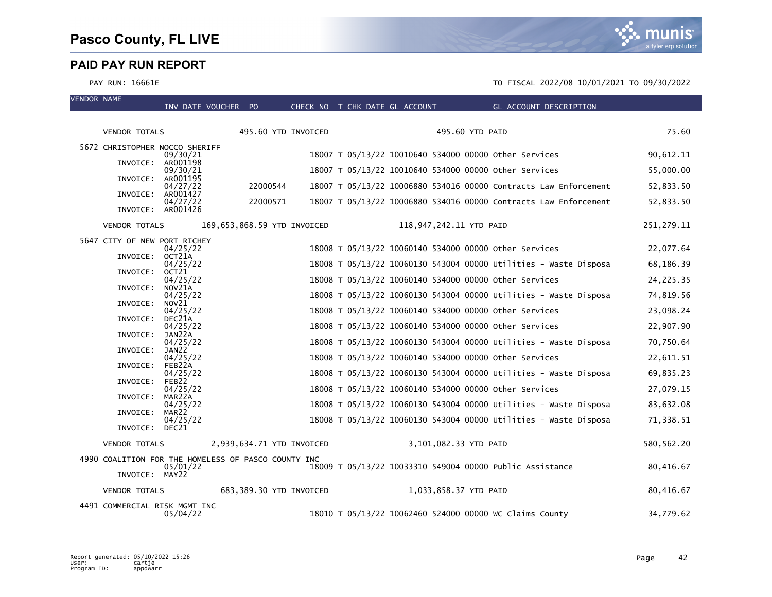# Pasco County, FL LIVE

## PAID PAY RUN REPORT

PAY RUN: 16661E

TO FISCAL 2022/08 10/01/2021 TO 09/30/2022

| VENDOR NAME | INV DATE | VOUCHER | PO | CHECK NO | T | CHK DATE | GL ACCOUNT | GL ACCOUNT DESCRIPTION | |
|---|---|---|---|---|---|---|---|---|---|
| VENDOR TOTALS | | 495.60 YTD INVOICED | | | | | 495.60 YTD PAID | | 75.60 |
| 5672 CHRISTOPHER NOCCO SHERIFF | | | | | | | | | |
| INVOICE: AR001198 | 09/30/21 | | | 18007 | T | 05/13/22 | 10010640 534000 00000 | Other Services | 90,612.11 |
| INVOICE: AR001195 | 09/30/21 | | | 18007 | T | 05/13/22 | 10010640 534000 00000 | Other Services | 55,000.00 |
| INVOICE: AR001427 | 04/27/22 | | 22000544 | 18007 | T | 05/13/22 | 10006880 534016 00000 | Contracts Law Enforcement | 52,833.50 |
| INVOICE: AR001426 | 04/27/22 | | 22000571 | 18007 | T | 05/13/22 | 10006880 534016 00000 | Contracts Law Enforcement | 52,833.50 |
| VENDOR TOTALS | | 169,653,868.59 YTD INVOICED | | | | | 118,947,242.11 YTD PAID | | 251,279.11 |
| 5647 CITY OF NEW PORT RICHEY | | | | | | | | | |
| INVOICE: OCT21A | 04/25/22 | | | 18008 | T | 05/13/22 | 10060140 534000 00000 | Other Services | 22,077.64 |
| INVOICE: OCT21 | 04/25/22 | | | 18008 | T | 05/13/22 | 10060130 543004 00000 | Utilities - Waste Disposa | 68,186.39 |
| INVOICE: NOV21A | 04/25/22 | | | 18008 | T | 05/13/22 | 10060140 534000 00000 | Other Services | 24,225.35 |
| INVOICE: NOV21 | 04/25/22 | | | 18008 | T | 05/13/22 | 10060130 543004 00000 | Utilities - Waste Disposa | 74,819.56 |
| INVOICE: DEC21A | 04/25/22 | | | 18008 | T | 05/13/22 | 10060140 534000 00000 | Other Services | 23,098.24 |
| INVOICE: JAN22A | 04/25/22 | | | 18008 | T | 05/13/22 | 10060140 534000 00000 | Other Services | 22,907.90 |
| INVOICE: JAN22 | 04/25/22 | | | 18008 | T | 05/13/22 | 10060130 543004 00000 | Utilities - Waste Disposa | 70,750.64 |
| INVOICE: FEB22A | 04/25/22 | | | 18008 | T | 05/13/22 | 10060140 534000 00000 | Other Services | 22,611.51 |
| INVOICE: FEB22 | 04/25/22 | | | 18008 | T | 05/13/22 | 10060130 543004 00000 | Utilities - Waste Disposa | 69,835.23 |
| INVOICE: MAR22A | 04/25/22 | | | 18008 | T | 05/13/22 | 10060140 534000 00000 | Other Services | 27,079.15 |
| INVOICE: MAR22 | 04/25/22 | | | 18008 | T | 05/13/22 | 10060130 543004 00000 | Utilities - Waste Disposa | 83,632.08 |
| INVOICE: DEC21 | 04/25/22 | | | 18008 | T | 05/13/22 | 10060130 543004 00000 | Utilities - Waste Disposa | 71,338.51 |
| VENDOR TOTALS | | 2,939,634.71 YTD INVOICED | | | | | 3,101,082.33 YTD PAID | | 580,562.20 |
| 4990 COALITION FOR THE HOMELESS OF PASCO COUNTY INC | | | | | | | | | |
| INVOICE: MAY22 | 05/01/22 | | | 18009 | T | 05/13/22 | 10033310 549004 00000 | Public Assistance | 80,416.67 |
| VENDOR TOTALS | | 683,389.30 YTD INVOICED | | | | | 1,033,858.37 YTD PAID | | 80,416.67 |
| 4491 COMMERCIAL RISK MGMT INC | | | | | | | | | |
| | 05/04/22 | | | 18010 | T | 05/13/22 | 10062460 524000 00000 | WC Claims County | 34,779.62 |

Report generated: 05/10/2022 15:26
User: cartje
Program ID: appdwarr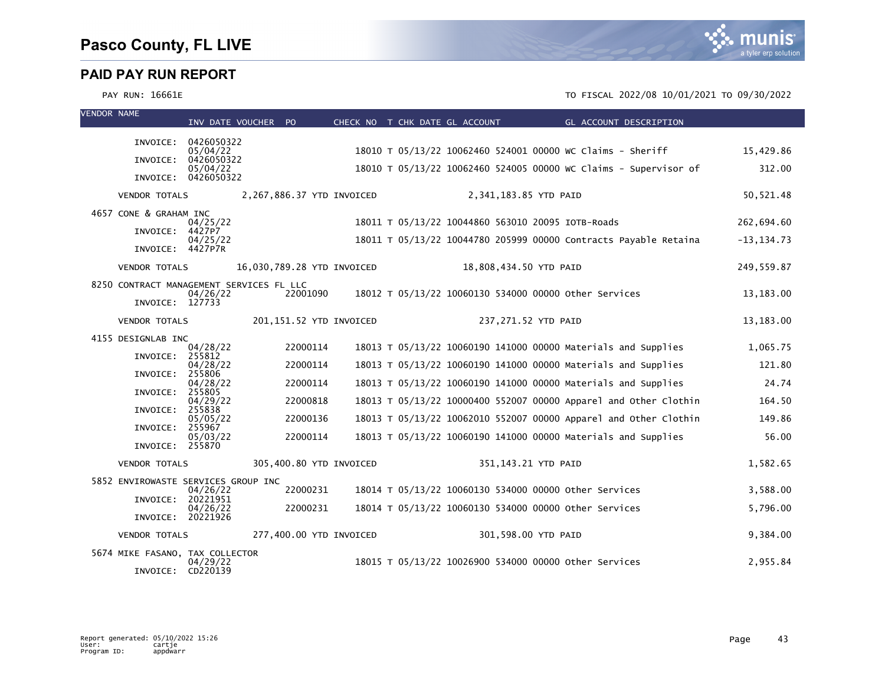# Pasco County, FL LIVE

## PAID PAY RUN REPORT

PAY RUN: 16661E

TO FISCAL 2022/08 10/01/2021 TO 09/30/2022

| VENDOR NAME | INV DATE | VOUCHER | PO | CHECK NO | T | CHK DATE | GL ACCOUNT | GL ACCOUNT DESCRIPTION | |
|---|---|---|---|---|---|---|---|---|---|
| INVOICE: 0426050322 | | | | | | | | | |
| | 05/04/22 | | | 18010 | T | 05/13/22 | 10062460 524001 00000 | WC Claims - Sheriff | 15,429.86 |
| INVOICE: 0426050322 | | | | | | | | | |
| | 05/04/22 | | | 18010 | T | 05/13/22 | 10062460 524005 00000 | WC Claims - Supervisor of | 312.00 |
| INVOICE: 0426050322 | | | | | | | | | |
| VENDOR TOTALS | 2,267,886.37 YTD INVOICED | | | | | | 2,341,183.85 YTD PAID | | 50,521.48 |
| 4657 CONE & GRAHAM INC | | | | | | | | | |
| | 04/25/22 | | | 18011 | T | 05/13/22 | 10044860 563010 20095 | IOTB-Roads | 262,694.60 |
| INVOICE: 4427P7 | | | | | | | | | |
| | 04/25/22 | | | 18011 | T | 05/13/22 | 10044780 205999 00000 | Contracts Payable Retaina | -13,134.73 |
| INVOICE: 4427P7R | | | | | | | | | |
| VENDOR TOTALS | 16,030,789.28 YTD INVOICED | | | | | | 18,808,434.50 YTD PAID | | 249,559.87 |
| 8250 CONTRACT MANAGEMENT SERVICES FL LLC | | | | | | | | | |
| | 04/26/22 | | 22001090 | 18012 | T | 05/13/22 | 10060130 534000 00000 | Other Services | 13,183.00 |
| INVOICE: 127733 | | | | | | | | | |
| VENDOR TOTALS | 201,151.52 YTD INVOICED | | | | | | 237,271.52 YTD PAID | | 13,183.00 |
| 4155 DESIGNLAB INC | | | | | | | | | |
| | 04/28/22 | | 22000114 | 18013 | T | 05/13/22 | 10060190 141000 00000 | Materials and Supplies | 1,065.75 |
| INVOICE: 255812 | | | | | | | | | |
| | 04/28/22 | | 22000114 | 18013 | T | 05/13/22 | 10060190 141000 00000 | Materials and Supplies | 121.80 |
| INVOICE: 255806 | | | | | | | | | |
| | 04/28/22 | | 22000114 | 18013 | T | 05/13/22 | 10060190 141000 00000 | Materials and Supplies | 24.74 |
| INVOICE: 255805 | | | | | | | | | |
| | 04/29/22 | | 22000818 | 18013 | T | 05/13/22 | 10000400 552007 00000 | Apparel and Other Clothin | 164.50 |
| INVOICE: 255838 | | | | | | | | | |
| | 05/05/22 | | 22000136 | 18013 | T | 05/13/22 | 10062010 552007 00000 | Apparel and Other Clothin | 149.86 |
| INVOICE: 255967 | | | | | | | | | |
| | 05/03/22 | | 22000114 | 18013 | T | 05/13/22 | 10060190 141000 00000 | Materials and Supplies | 56.00 |
| INVOICE: 255870 | | | | | | | | | |
| VENDOR TOTALS | 305,400.80 YTD INVOICED | | | | | | 351,143.21 YTD PAID | | 1,582.65 |
| 5852 ENVIROWASTE SERVICES GROUP INC | | | | | | | | | |
| | 04/26/22 | | 22000231 | 18014 | T | 05/13/22 | 10060130 534000 00000 | Other Services | 3,588.00 |
| INVOICE: 20221951 | | | | | | | | | |
| | 04/26/22 | | 22000231 | 18014 | T | 05/13/22 | 10060130 534000 00000 | Other Services | 5,796.00 |
| INVOICE: 20221926 | | | | | | | | | |
| VENDOR TOTALS | 277,400.00 YTD INVOICED | | | | | | 301,598.00 YTD PAID | | 9,384.00 |
| 5674 MIKE FASANO, TAX COLLECTOR | | | | | | | | | |
| | 04/29/22 | | | 18015 | T | 05/13/22 | 10026900 534000 00000 | Other Services | 2,955.84 |
| INVOICE: CD220139 | | | | | | | | | |

Report generated: 05/10/2022 15:26
User: cartje
Program ID: appdwarr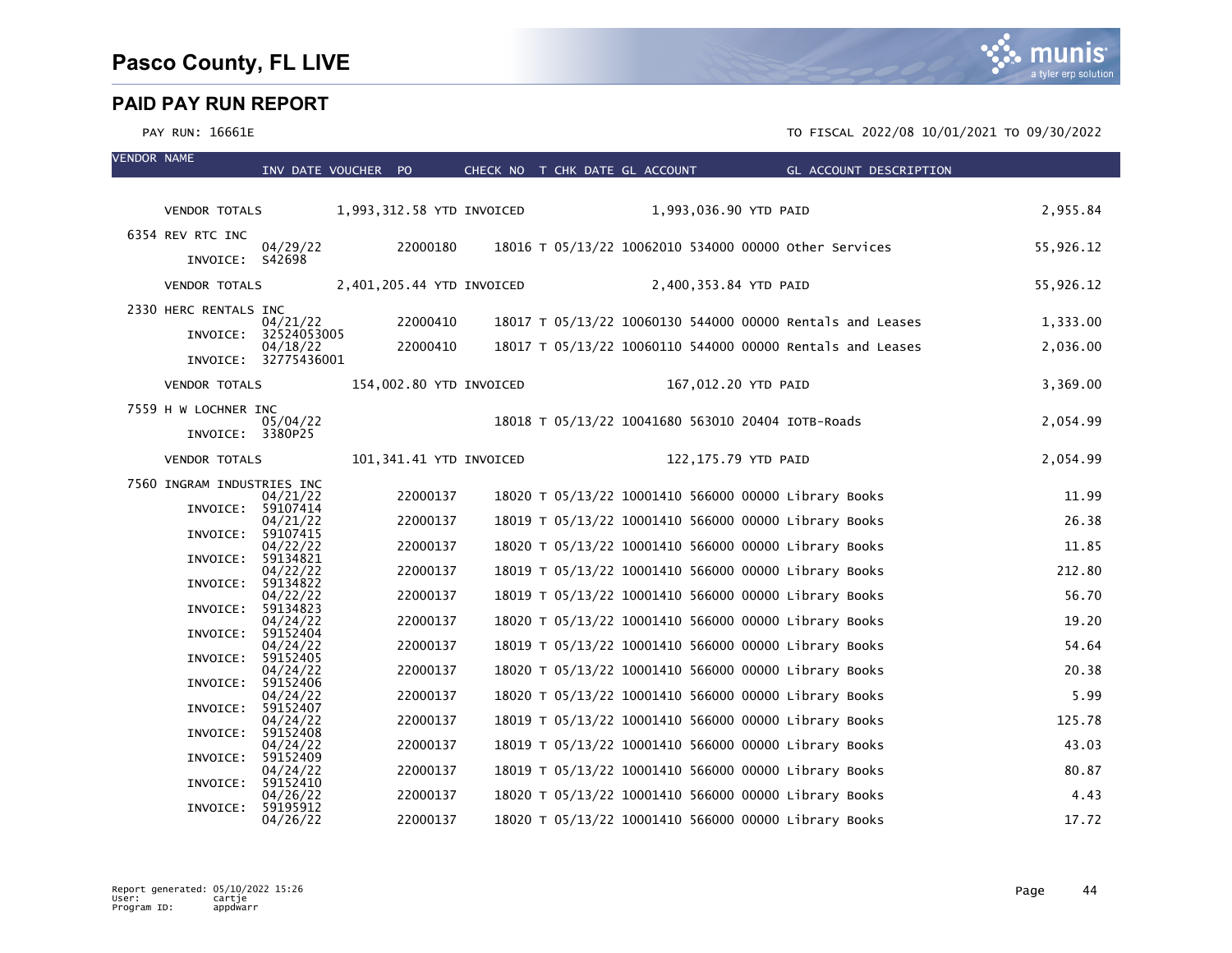# Pasco County, FL LIVE

## PAID PAY RUN REPORT

PAY RUN: 16661E

TO FISCAL 2022/08 10/01/2021 TO 09/30/2022

| VENDOR NAME | INV DATE | VOUCHER | PO | CHECK NO | T | CHK DATE | GL ACCOUNT | GL ACCOUNT DESCRIPTION | AMOUNT |
|---|---|---|---|---|---|---|---|---|---|
| VENDOR TOTALS | | 1,993,312.58 YTD INVOICED | | | | | 1,993,036.90 YTD PAID | | 2,955.84 |
| 6354 REV RTC INC | | | | | | | | | |
| INVOICE: S42698 | 04/29/22 | | 22000180 | 18016 | T | 05/13/22 | 10062010 534000 00000 | Other Services | 55,926.12 |
| VENDOR TOTALS | | 2,401,205.44 YTD INVOICED | | | | | 2,400,353.84 YTD PAID | | 55,926.12 |
| 2330 HERC RENTALS INC | | | | | | | | | |
| INVOICE: 32524053005 | 04/21/22 | | 22000410 | 18017 | T | 05/13/22 | 10060130 544000 00000 | Rentals and Leases | 1,333.00 |
| INVOICE: 32775436001 | 04/18/22 | | 22000410 | 18017 | T | 05/13/22 | 10060110 544000 00000 | Rentals and Leases | 2,036.00 |
| VENDOR TOTALS | | 154,002.80 YTD INVOICED | | | | | 167,012.20 YTD PAID | | 3,369.00 |
| 7559 H W LOCHNER INC | | | | | | | | | |
| INVOICE: 3380P25 | 05/04/22 | | | 18018 | T | 05/13/22 | 10041680 563010 20404 | IOTB-Roads | 2,054.99 |
| VENDOR TOTALS | | 101,341.41 YTD INVOICED | | | | | 122,175.79 YTD PAID | | 2,054.99 |
| 7560 INGRAM INDUSTRIES INC | | | | | | | | | |
| INVOICE: 59107414 | 04/21/22 | | 22000137 | 18020 | T | 05/13/22 | 10001410 566000 00000 | Library Books | 11.99 |
| INVOICE: 59107415 | 04/21/22 | | 22000137 | 18019 | T | 05/13/22 | 10001410 566000 00000 | Library Books | 26.38 |
| INVOICE: 59134821 | 04/22/22 | | 22000137 | 18020 | T | 05/13/22 | 10001410 566000 00000 | Library Books | 11.85 |
| INVOICE: 59134822 | 04/22/22 | | 22000137 | 18019 | T | 05/13/22 | 10001410 566000 00000 | Library Books | 212.80 |
| INVOICE: 59134823 | 04/22/22 | | 22000137 | 18019 | T | 05/13/22 | 10001410 566000 00000 | Library Books | 56.70 |
| INVOICE: 59152404 | 04/24/22 | | 22000137 | 18020 | T | 05/13/22 | 10001410 566000 00000 | Library Books | 19.20 |
| INVOICE: 59152405 | 04/24/22 | | 22000137 | 18019 | T | 05/13/22 | 10001410 566000 00000 | Library Books | 54.64 |
| INVOICE: 59152406 | 04/24/22 | | 22000137 | 18020 | T | 05/13/22 | 10001410 566000 00000 | Library Books | 20.38 |
| INVOICE: 59152407 | 04/24/22 | | 22000137 | 18020 | T | 05/13/22 | 10001410 566000 00000 | Library Books | 5.99 |
| INVOICE: 59152408 | 04/24/22 | | 22000137 | 18019 | T | 05/13/22 | 10001410 566000 00000 | Library Books | 125.78 |
| INVOICE: 59152409 | 04/24/22 | | 22000137 | 18019 | T | 05/13/22 | 10001410 566000 00000 | Library Books | 43.03 |
| INVOICE: 59152410 | 04/24/22 | | 22000137 | 18019 | T | 05/13/22 | 10001410 566000 00000 | Library Books | 80.87 |
| INVOICE: 59195912 | 04/26/22 | | 22000137 | 18020 | T | 05/13/22 | 10001410 566000 00000 | Library Books | 4.43 |
| | 04/26/22 | | 22000137 | 18020 | T | 05/13/22 | 10001410 566000 00000 | Library Books | 17.72 |

Report generated: 05/10/2022 15:26
User: cartje
Program ID: appdwarr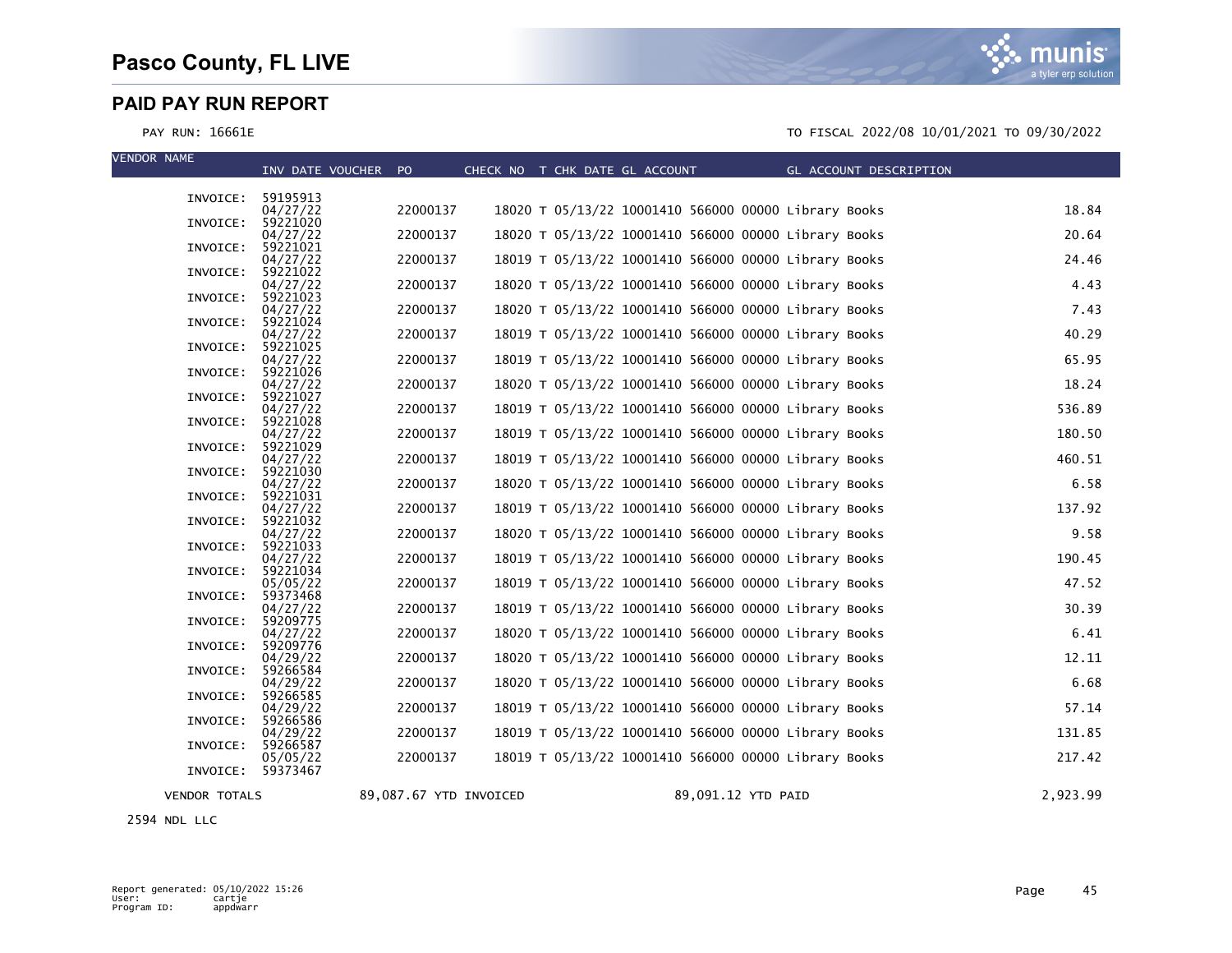# Pasco County, FL LIVE

## PAID PAY RUN REPORT

PAY RUN: 16661E

TO FISCAL 2022/08 10/01/2021 TO 09/30/2022

| VENDOR NAME | INV DATE VOUCHER | PO | CHECK NO | T | CHK DATE | GL ACCOUNT | GL ACCOUNT DESCRIPTION | |
|---|---|---|---|---|---|---|---|---|
| INVOICE: | 59195913 | | | | | | | |
| | 04/27/22 | 22000137 | 18020 | T | 05/13/22 | 10001410 566000 00000 | Library Books | 18.84 |
| INVOICE: | 59221020 | | | | | | | |
| | 04/27/22 | 22000137 | 18020 | T | 05/13/22 | 10001410 566000 00000 | Library Books | 20.64 |
| INVOICE: | 59221021 | | | | | | | |
| | 04/27/22 | 22000137 | 18019 | T | 05/13/22 | 10001410 566000 00000 | Library Books | 24.46 |
| INVOICE: | 59221022 | | | | | | | |
| | 04/27/22 | 22000137 | 18020 | T | 05/13/22 | 10001410 566000 00000 | Library Books | 4.43 |
| INVOICE: | 59221023 | | | | | | | |
| | 04/27/22 | 22000137 | 18020 | T | 05/13/22 | 10001410 566000 00000 | Library Books | 7.43 |
| INVOICE: | 59221024 | | | | | | | |
| | 04/27/22 | 22000137 | 18019 | T | 05/13/22 | 10001410 566000 00000 | Library Books | 40.29 |
| INVOICE: | 59221025 | | | | | | | |
| | 04/27/22 | 22000137 | 18019 | T | 05/13/22 | 10001410 566000 00000 | Library Books | 65.95 |
| INVOICE: | 59221026 | | | | | | | |
| | 04/27/22 | 22000137 | 18020 | T | 05/13/22 | 10001410 566000 00000 | Library Books | 18.24 |
| INVOICE: | 59221027 | | | | | | | |
| | 04/27/22 | 22000137 | 18019 | T | 05/13/22 | 10001410 566000 00000 | Library Books | 536.89 |
| INVOICE: | 59221028 | | | | | | | |
| | 04/27/22 | 22000137 | 18019 | T | 05/13/22 | 10001410 566000 00000 | Library Books | 180.50 |
| INVOICE: | 59221029 | | | | | | | |
| | 04/27/22 | 22000137 | 18019 | T | 05/13/22 | 10001410 566000 00000 | Library Books | 460.51 |
| INVOICE: | 59221030 | | | | | | | |
| | 04/27/22 | 22000137 | 18020 | T | 05/13/22 | 10001410 566000 00000 | Library Books | 6.58 |
| INVOICE: | 59221031 | | | | | | | |
| | 04/27/22 | 22000137 | 18019 | T | 05/13/22 | 10001410 566000 00000 | Library Books | 137.92 |
| INVOICE: | 59221032 | | | | | | | |
| | 04/27/22 | 22000137 | 18020 | T | 05/13/22 | 10001410 566000 00000 | Library Books | 9.58 |
| INVOICE: | 59221033 | | | | | | | |
| | 04/27/22 | 22000137 | 18019 | T | 05/13/22 | 10001410 566000 00000 | Library Books | 190.45 |
| INVOICE: | 59221034 | | | | | | | |
| | 05/05/22 | 22000137 | 18019 | T | 05/13/22 | 10001410 566000 00000 | Library Books | 47.52 |
| INVOICE: | 59373468 | | | | | | | |
| | 04/27/22 | 22000137 | 18019 | T | 05/13/22 | 10001410 566000 00000 | Library Books | 30.39 |
| INVOICE: | 59209775 | | | | | | | |
| | 04/27/22 | 22000137 | 18020 | T | 05/13/22 | 10001410 566000 00000 | Library Books | 6.41 |
| INVOICE: | 59209776 | | | | | | | |
| | 04/29/22 | 22000137 | 18020 | T | 05/13/22 | 10001410 566000 00000 | Library Books | 12.11 |
| INVOICE: | 59266584 | | | | | | | |
| | 04/29/22 | 22000137 | 18020 | T | 05/13/22 | 10001410 566000 00000 | Library Books | 6.68 |
| INVOICE: | 59266585 | | | | | | | |
| | 04/29/22 | 22000137 | 18019 | T | 05/13/22 | 10001410 566000 00000 | Library Books | 57.14 |
| INVOICE: | 59266586 | | | | | | | |
| | 04/29/22 | 22000137 | 18019 | T | 05/13/22 | 10001410 566000 00000 | Library Books | 131.85 |
| INVOICE: | 59266587 | | | | | | | |
| | 05/05/22 | 22000137 | 18019 | T | 05/13/22 | 10001410 566000 00000 | Library Books | 217.42 |
| INVOICE: | 59373467 | | | | | | | |

VENDOR TOTALS 89,087.67 YTD INVOICED 89,091.12 YTD PAID 2,923.99

2594 NDL LLC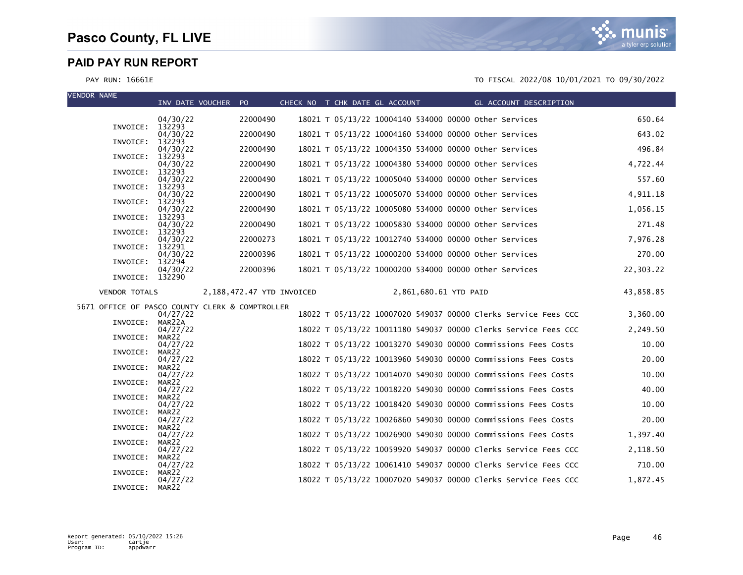# Pasco County, FL LIVE

## PAID PAY RUN REPORT

PAY RUN: 16661E

TO FISCAL 2022/08 10/01/2021 TO 09/30/2022

| VENDOR NAME | INV DATE | VOUCHER | PO | CHECK NO | T | CHK DATE | GL ACCOUNT | GL ACCOUNT DESCRIPTION | AMOUNT |
|---|---|---|---|---|---|---|---|---|---|
| INVOICE: 132293 | 04/30/22 | | 22000490 | 18021 | T | 05/13/22 | 10004140 534000 00000 | Other Services | 650.64 |
| INVOICE: 132293 | 04/30/22 | | 22000490 | 18021 | T | 05/13/22 | 10004160 534000 00000 | Other Services | 643.02 |
| INVOICE: 132293 | 04/30/22 | | 22000490 | 18021 | T | 05/13/22 | 10004350 534000 00000 | Other Services | 496.84 |
| INVOICE: 132293 | 04/30/22 | | 22000490 | 18021 | T | 05/13/22 | 10004380 534000 00000 | Other Services | 4,722.44 |
| INVOICE: 132293 | 04/30/22 | | 22000490 | 18021 | T | 05/13/22 | 10005040 534000 00000 | Other Services | 557.60 |
| INVOICE: 132293 | 04/30/22 | | 22000490 | 18021 | T | 05/13/22 | 10005070 534000 00000 | Other Services | 4,911.18 |
| INVOICE: 132293 | 04/30/22 | | 22000490 | 18021 | T | 05/13/22 | 10005080 534000 00000 | Other Services | 1,056.15 |
| INVOICE: 132293 | 04/30/22 | | 22000490 | 18021 | T | 05/13/22 | 10005830 534000 00000 | Other Services | 271.48 |
| INVOICE: 132291 | 04/30/22 | | 22000273 | 18021 | T | 05/13/22 | 10012740 534000 00000 | Other Services | 7,976.28 |
| INVOICE: 132294 | 04/30/22 | | 22000396 | 18021 | T | 05/13/22 | 10000200 534000 00000 | Other Services | 270.00 |
| INVOICE: 132290 | 04/30/22 | | 22000396 | 18021 | T | 05/13/22 | 10000200 534000 00000 | Other Services | 22,303.22 |
| VENDOR TOTALS | 2,188,472.47 YTD INVOICED | | | | | | 2,861,680.61 YTD PAID | | 43,858.85 |
| 5671 OFFICE OF PASCO COUNTY CLERK & COMPTROLLER | | | | | | | | | |
| INVOICE: MAR22A | 04/27/22 | | | 18022 | T | 05/13/22 | 10007020 549037 00000 | Clerks Service Fees CCC | 3,360.00 |
| INVOICE: MAR22 | 04/27/22 | | | 18022 | T | 05/13/22 | 10011180 549037 00000 | Clerks Service Fees CCC | 2,249.50 |
| INVOICE: MAR22 | 04/27/22 | | | 18022 | T | 05/13/22 | 10013270 549030 00000 | Commissions Fees Costs | 10.00 |
| INVOICE: MAR22 | 04/27/22 | | | 18022 | T | 05/13/22 | 10013960 549030 00000 | Commissions Fees Costs | 20.00 |
| INVOICE: MAR22 | 04/27/22 | | | 18022 | T | 05/13/22 | 10014070 549030 00000 | Commissions Fees Costs | 10.00 |
| INVOICE: MAR22 | 04/27/22 | | | 18022 | T | 05/13/22 | 10018220 549030 00000 | Commissions Fees Costs | 40.00 |
| INVOICE: MAR22 | 04/27/22 | | | 18022 | T | 05/13/22 | 10018420 549030 00000 | Commissions Fees Costs | 10.00 |
| INVOICE: MAR22 | 04/27/22 | | | 18022 | T | 05/13/22 | 10026860 549030 00000 | Commissions Fees Costs | 20.00 |
| INVOICE: MAR22 | 04/27/22 | | | 18022 | T | 05/13/22 | 10026900 549030 00000 | Commissions Fees Costs | 1,397.40 |
| INVOICE: MAR22 | 04/27/22 | | | 18022 | T | 05/13/22 | 10059920 549037 00000 | Clerks Service Fees CCC | 2,118.50 |
| INVOICE: MAR22 | 04/27/22 | | | 18022 | T | 05/13/22 | 10061410 549037 00000 | Clerks Service Fees CCC | 710.00 |
| INVOICE: MAR22 | 04/27/22 | | | 18022 | T | 05/13/22 | 10007020 549037 00000 | Clerks Service Fees CCC | 1,872.45 |

Report generated: 05/10/2022 15:26
User: cartje
Program ID: appdwarr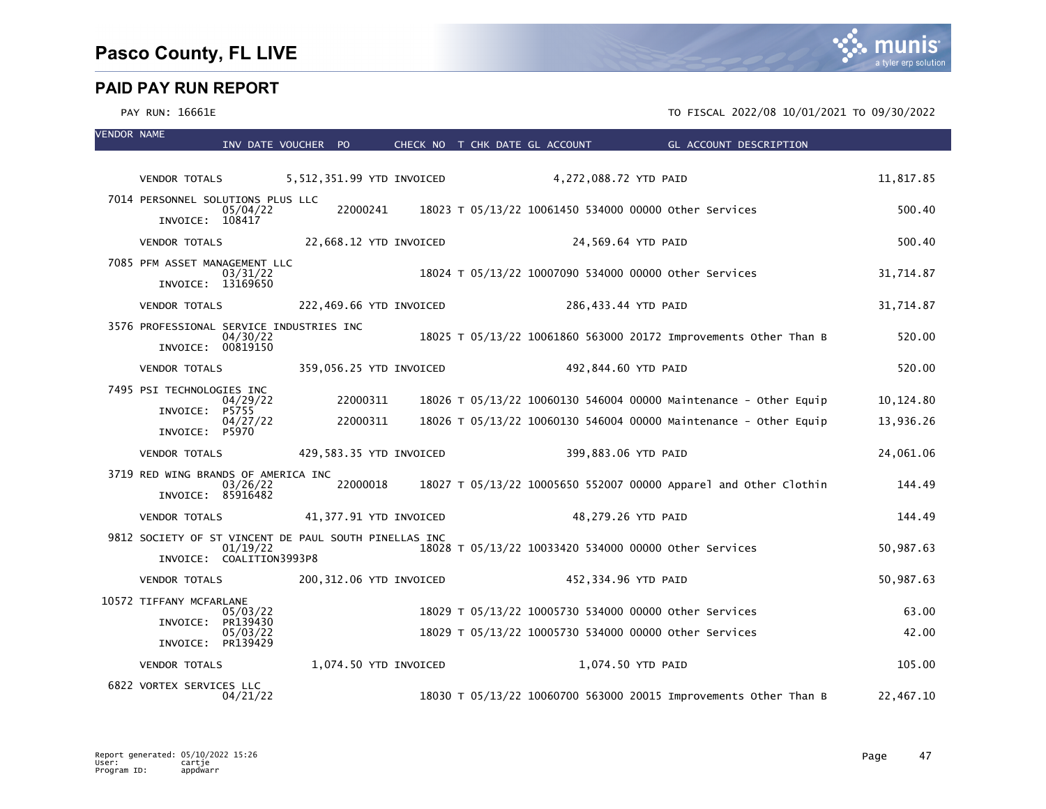# Pasco County, FL LIVE

## PAID PAY RUN REPORT

PAY RUN: 16661E

TO FISCAL 2022/08 10/01/2021 TO 09/30/2022

| VENDOR NAME | INV DATE | VOUCHER | PO | CHECK NO | T | CHK DATE | GL ACCOUNT | GL ACCOUNT DESCRIPTION | |
|---|---|---|---|---|---|---|---|---|---|
| VENDOR TOTALS | | 5,512,351.99 YTD INVOICED | | | | 4,272,088.72 YTD PAID | | | 11,817.85 |
| 7014 PERSONNEL SOLUTIONS PLUS LLC | | | | | | | | | |
| INVOICE: 108417 | 05/04/22 | | 22000241 | 18023 | T | 05/13/22 | 10061450 534000 00000 | Other Services | 500.40 |
| VENDOR TOTALS | | 22,668.12 YTD INVOICED | | | | 24,569.64 YTD PAID | | | 500.40 |
| 7085 PFM ASSET MANAGEMENT LLC | | | | | | | | | |
| INVOICE: 13169650 | 03/31/22 | | | 18024 | T | 05/13/22 | 10007090 534000 00000 | Other Services | 31,714.87 |
| VENDOR TOTALS | | 222,469.66 YTD INVOICED | | | | 286,433.44 YTD PAID | | | 31,714.87 |
| 3576 PROFESSIONAL SERVICE INDUSTRIES INC | | | | | | | | | |
| INVOICE: 00819150 | 04/30/22 | | | 18025 | T | 05/13/22 | 10061860 563000 20172 | Improvements Other Than B | 520.00 |
| VENDOR TOTALS | | 359,056.25 YTD INVOICED | | | | 492,844.60 YTD PAID | | | 520.00 |
| 7495 PSI TECHNOLOGIES INC | | | | | | | | | |
| INVOICE: P5755 | 04/29/22 | | 22000311 | 18026 | T | 05/13/22 | 10060130 546004 00000 | Maintenance - Other Equip | 10,124.80 |
| INVOICE: P5970 | 04/27/22 | | 22000311 | 18026 | T | 05/13/22 | 10060130 546004 00000 | Maintenance - Other Equip | 13,936.26 |
| VENDOR TOTALS | | 429,583.35 YTD INVOICED | | | | 399,883.06 YTD PAID | | | 24,061.06 |
| 3719 RED WING BRANDS OF AMERICA INC | | | | | | | | | |
| INVOICE: 85916482 | 03/26/22 | | 22000018 | 18027 | T | 05/13/22 | 10005650 552007 00000 | Apparel and Other Clothin | 144.49 |
| VENDOR TOTALS | | 41,377.91 YTD INVOICED | | | | 48,279.26 YTD PAID | | | 144.49 |
| 9812 SOCIETY OF ST VINCENT DE PAUL SOUTH PINELLAS INC | | | | | | | | | |
| INVOICE: COALITION3993P8 | 01/19/22 | | | 18028 | T | 05/13/22 | 10033420 534000 00000 | Other Services | 50,987.63 |
| VENDOR TOTALS | | 200,312.06 YTD INVOICED | | | | 452,334.96 YTD PAID | | | 50,987.63 |
| 10572 TIFFANY MCFARLANE | | | | | | | | | |
| INVOICE: PR139430 | 05/03/22 | | | 18029 | T | 05/13/22 | 10005730 534000 00000 | Other Services | 63.00 |
| INVOICE: PR139429 | 05/03/22 | | | 18029 | T | 05/13/22 | 10005730 534000 00000 | Other Services | 42.00 |
| VENDOR TOTALS | | 1,074.50 YTD INVOICED | | | | 1,074.50 YTD PAID | | | 105.00 |
| 6822 VORTEX SERVICES LLC | | | | | | | | | |
| | 04/21/22 | | | 18030 | T | 05/13/22 | 10060700 563000 20015 | Improvements Other Than B | 22,467.10 |

Report generated: 05/10/2022 15:26
User: cartje
Program ID: appdwarr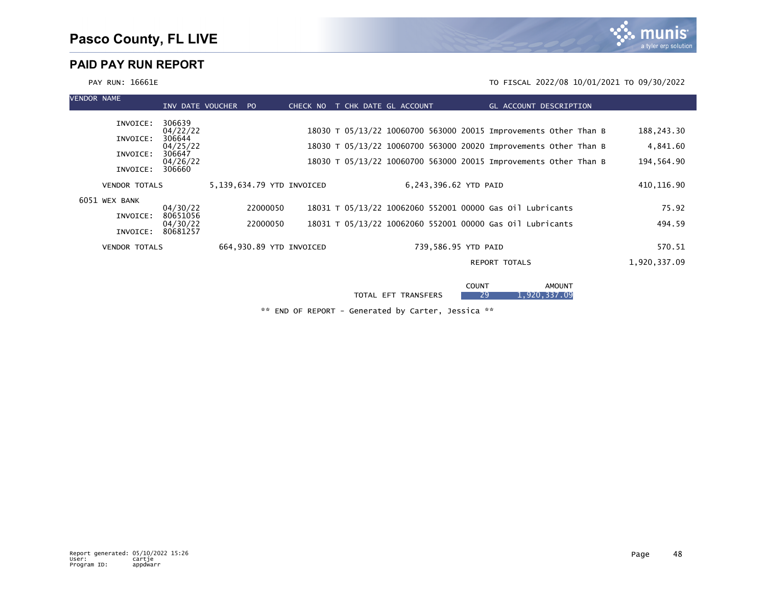# Pasco County, FL LIVE

## PAID PAY RUN REPORT

PAY RUN: 16661E

TO FISCAL 2022/08 10/01/2021 TO 09/30/2022

| VENDOR NAME | INV DATE | VOUCHER | PO | CHECK NO | T | CHK DATE | GL ACCOUNT | GL ACCOUNT DESCRIPTION | |
|---|---|---|---|---|---|---|---|---|---|
| INVOICE: 306639 | 04/22/22 | | | 18030 | T | 05/13/22 | 10060700 563000 20015 | Improvements Other Than B | 188,243.30 |
| INVOICE: 306644 | 04/25/22 | | | 18030 | T | 05/13/22 | 10060700 563000 20020 | Improvements Other Than B | 4,841.60 |
| INVOICE: 306647 | 04/26/22 | | | 18030 | T | 05/13/22 | 10060700 563000 20015 | Improvements Other Than B | 194,564.90 |
| INVOICE: 306660 | | | | | | | | | |
| VENDOR TOTALS | 5,139,634.79 YTD INVOICED | | | 6,243,396.62 YTD PAID | | | | | 410,116.90 |
| 6051 WEX BANK | | | | | | | | | |
| INVOICE: 80651056 | 04/30/22 | | 22000050 | 18031 | T | 05/13/22 | 10062060 552001 00000 | Gas Oil Lubricants | 75.92 |
| INVOICE: 80681257 | 04/30/22 | | 22000050 | 18031 | T | 05/13/22 | 10062060 552001 00000 | Gas Oil Lubricants | 494.59 |
| VENDOR TOTALS | 664,930.89 YTD INVOICED | | | 739,586.95 YTD PAID | | | | | 570.51 |
| | | | | | | | | REPORT TOTALS | 1,920,337.09 |

| | COUNT | AMOUNT |
|---|---|---|
| TOTAL EFT TRANSFERS | 29 | 1,920,337.09 |

** END OF REPORT - Generated by Carter, Jessica **

Report generated: 05/10/2022 15:26
User: cartje
Program ID: appdwarr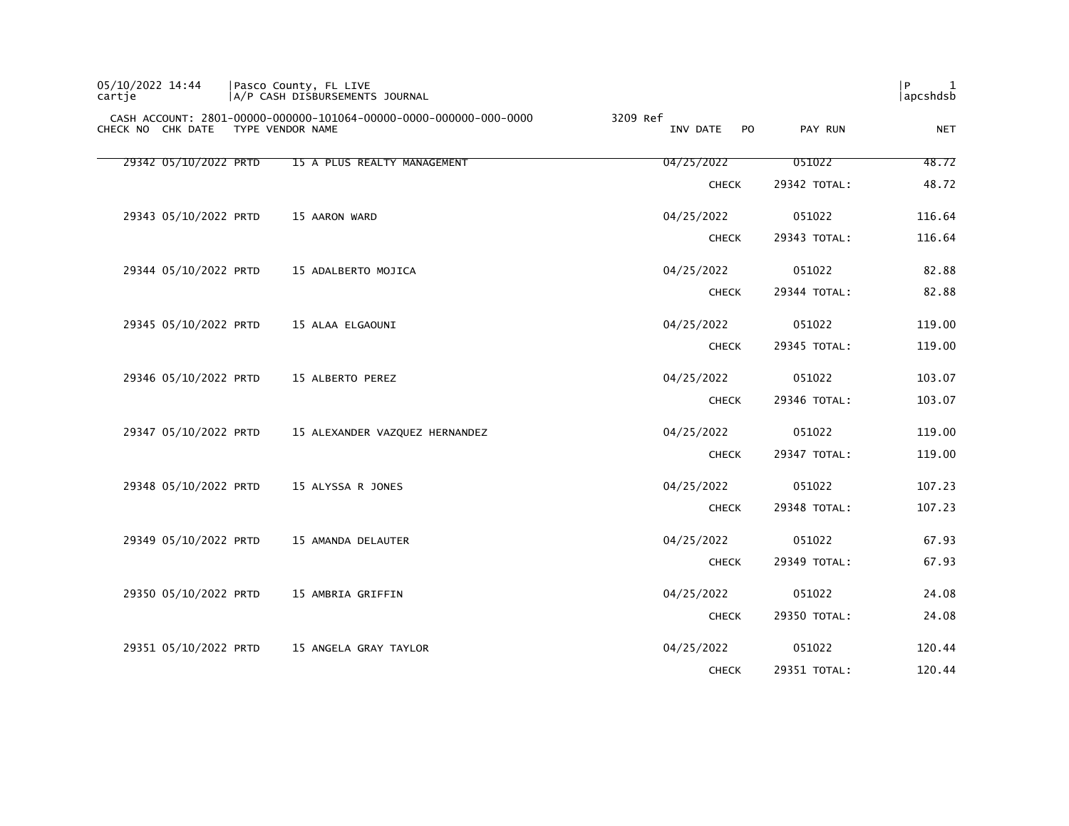05/10/2022 14:44 | Pasco County, FL LIVE
cartje | A/P CASH DISBURSEMENTS JOURNAL | apcshdsb

CASH ACCOUNT: 2801-00000-000000-101064-00000-0000-000000-000-0000 3209 Ref

| CHECK NO | CHK DATE | TYPE | VENDOR NAME | INV DATE | PO | PAY RUN | NET |
|---|---|---|---|---|---|---|---|
| 29342 | 05/10/2022 | PRTD | 15 A PLUS REALTY MANAGEMENT | 04/25/2022 | | 051022 | 48.72 |
| | | | | CHECK | | 29342 TOTAL: | 48.72 |
| 29343 | 05/10/2022 | PRTD | 15 AARON WARD | 04/25/2022 | | 051022 | 116.64 |
| | | | | CHECK | | 29343 TOTAL: | 116.64 |
| 29344 | 05/10/2022 | PRTD | 15 ADALBERTO MOJICA | 04/25/2022 | | 051022 | 82.88 |
| | | | | CHECK | | 29344 TOTAL: | 82.88 |
| 29345 | 05/10/2022 | PRTD | 15 ALAA ELGAOUNI | 04/25/2022 | | 051022 | 119.00 |
| | | | | CHECK | | 29345 TOTAL: | 119.00 |
| 29346 | 05/10/2022 | PRTD | 15 ALBERTO PEREZ | 04/25/2022 | | 051022 | 103.07 |
| | | | | CHECK | | 29346 TOTAL: | 103.07 |
| 29347 | 05/10/2022 | PRTD | 15 ALEXANDER VAZQUEZ HERNANDEZ | 04/25/2022 | | 051022 | 119.00 |
| | | | | CHECK | | 29347 TOTAL: | 119.00 |
| 29348 | 05/10/2022 | PRTD | 15 ALYSSA R JONES | 04/25/2022 | | 051022 | 107.23 |
| | | | | CHECK | | 29348 TOTAL: | 107.23 |
| 29349 | 05/10/2022 | PRTD | 15 AMANDA DELAUTER | 04/25/2022 | | 051022 | 67.93 |
| | | | | CHECK | | 29349 TOTAL: | 67.93 |
| 29350 | 05/10/2022 | PRTD | 15 AMBRIA GRIFFIN | 04/25/2022 | | 051022 | 24.08 |
| | | | | CHECK | | 29350 TOTAL: | 24.08 |
| 29351 | 05/10/2022 | PRTD | 15 ANGELA GRAY TAYLOR | 04/25/2022 | | 051022 | 120.44 |
| | | | | CHECK | | 29351 TOTAL: | 120.44 |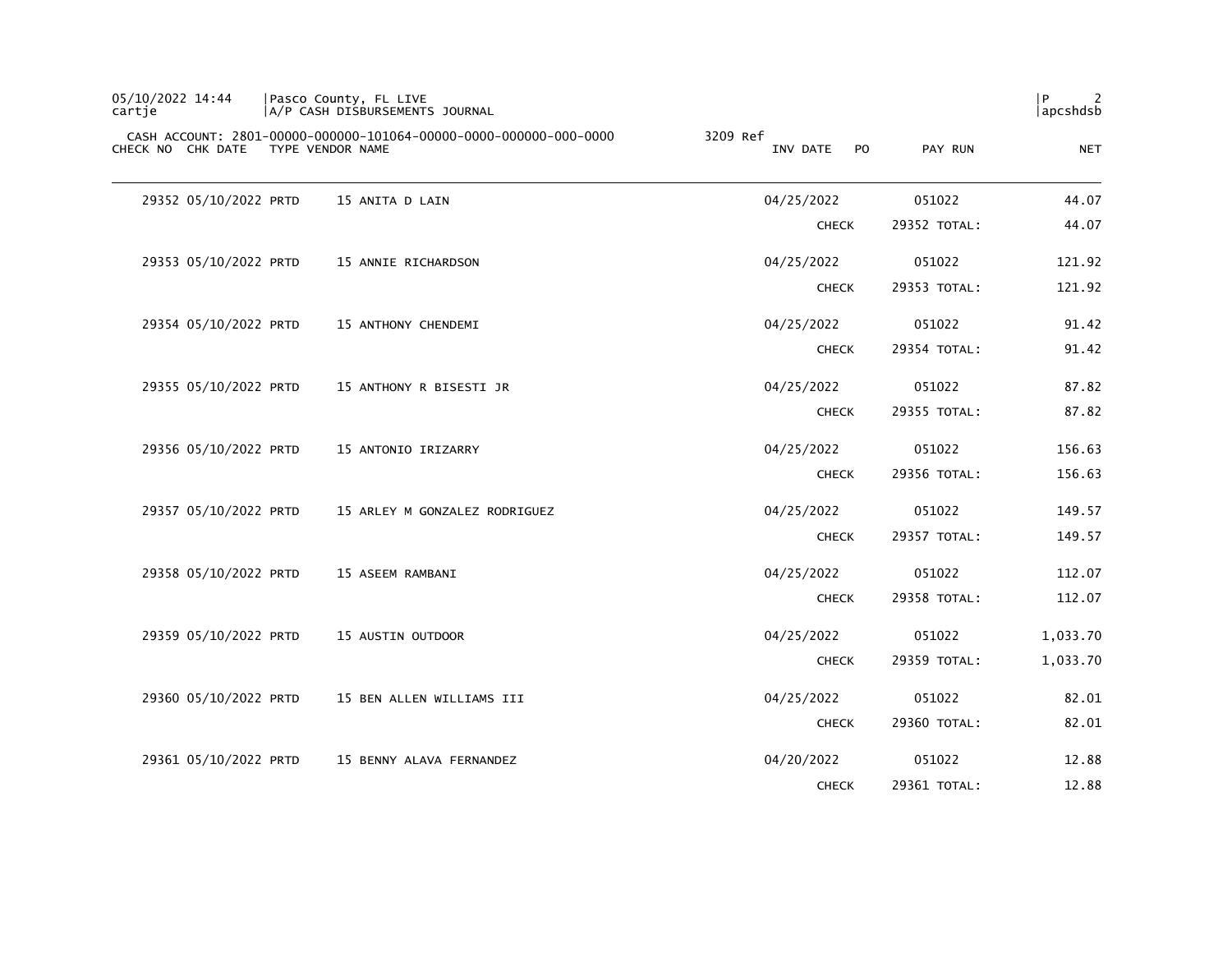05/10/2022 14:44 | Pasco County, FL LIVE
cartje | A/P CASH DISBURSEMENTS JOURNAL

CASH ACCOUNT: 2801-00000-000000-101064-00000-0000-000000-000-0000 3209 Ref

| CHECK NO | CHK DATE | TYPE | VENDOR NAME | INV DATE | PO | PAY RUN | NET |
|---|---|---|---|---|---|---|---|
| 29352 | 05/10/2022 | PRTD | 15 ANITA D LAIN | 04/25/2022 | | 051022 | 44.07 |
| | | | | CHECK | | 29352 TOTAL: | 44.07 |
| 29353 | 05/10/2022 | PRTD | 15 ANNIE RICHARDSON | 04/25/2022 | | 051022 | 121.92 |
| | | | | CHECK | | 29353 TOTAL: | 121.92 |
| 29354 | 05/10/2022 | PRTD | 15 ANTHONY CHENDEMI | 04/25/2022 | | 051022 | 91.42 |
| | | | | CHECK | | 29354 TOTAL: | 91.42 |
| 29355 | 05/10/2022 | PRTD | 15 ANTHONY R BISESTI JR | 04/25/2022 | | 051022 | 87.82 |
| | | | | CHECK | | 29355 TOTAL: | 87.82 |
| 29356 | 05/10/2022 | PRTD | 15 ANTONIO IRIZARRY | 04/25/2022 | | 051022 | 156.63 |
| | | | | CHECK | | 29356 TOTAL: | 156.63 |
| 29357 | 05/10/2022 | PRTD | 15 ARLEY M GONZALEZ RODRIGUEZ | 04/25/2022 | | 051022 | 149.57 |
| | | | | CHECK | | 29357 TOTAL: | 149.57 |
| 29358 | 05/10/2022 | PRTD | 15 ASEEM RAMBANI | 04/25/2022 | | 051022 | 112.07 |
| | | | | CHECK | | 29358 TOTAL: | 112.07 |
| 29359 | 05/10/2022 | PRTD | 15 AUSTIN OUTDOOR | 04/25/2022 | | 051022 | 1,033.70 |
| | | | | CHECK | | 29359 TOTAL: | 1,033.70 |
| 29360 | 05/10/2022 | PRTD | 15 BEN ALLEN WILLIAMS III | 04/25/2022 | | 051022 | 82.01 |
| | | | | CHECK | | 29360 TOTAL: | 82.01 |
| 29361 | 05/10/2022 | PRTD | 15 BENNY ALAVA FERNANDEZ | 04/20/2022 | | 051022 | 12.88 |
| | | | | CHECK | | 29361 TOTAL: | 12.88 |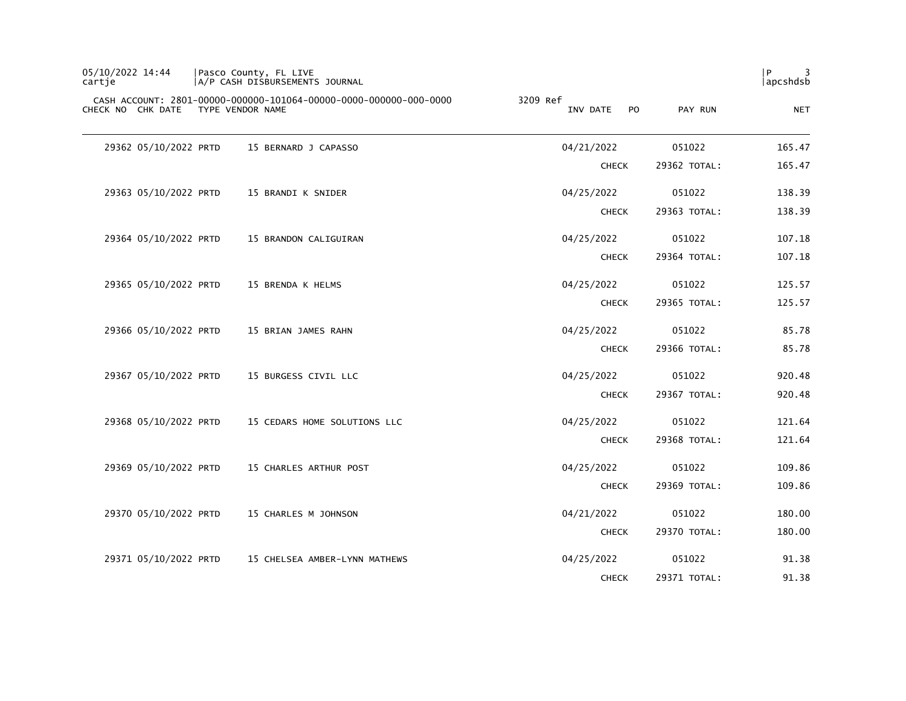CASH ACCOUNT: 2801-00000-000000-101064-00000-0000-000000-000-0000 3209 Ref

| CHECK NO | CHK DATE | TYPE | VENDOR NAME | INV DATE | PO | PAY RUN | NET |
|---|---|---|---|---|---|---|---|
| 29362 | 05/10/2022 | PRTD | 15 BERNARD J CAPASSO | 04/21/2022 | | 051022 | 165.47 |
| | | | | CHECK | | 29362 TOTAL: | 165.47 |
| 29363 | 05/10/2022 | PRTD | 15 BRANDI K SNIDER | 04/25/2022 | | 051022 | 138.39 |
| | | | | CHECK | | 29363 TOTAL: | 138.39 |
| 29364 | 05/10/2022 | PRTD | 15 BRANDON CALIGUIRAN | 04/25/2022 | | 051022 | 107.18 |
| | | | | CHECK | | 29364 TOTAL: | 107.18 |
| 29365 | 05/10/2022 | PRTD | 15 BRENDA K HELMS | 04/25/2022 | | 051022 | 125.57 |
| | | | | CHECK | | 29365 TOTAL: | 125.57 |
| 29366 | 05/10/2022 | PRTD | 15 BRIAN JAMES RAHN | 04/25/2022 | | 051022 | 85.78 |
| | | | | CHECK | | 29366 TOTAL: | 85.78 |
| 29367 | 05/10/2022 | PRTD | 15 BURGESS CIVIL LLC | 04/25/2022 | | 051022 | 920.48 |
| | | | | CHECK | | 29367 TOTAL: | 920.48 |
| 29368 | 05/10/2022 | PRTD | 15 CEDARS HOME SOLUTIONS LLC | 04/25/2022 | | 051022 | 121.64 |
| | | | | CHECK | | 29368 TOTAL: | 121.64 |
| 29369 | 05/10/2022 | PRTD | 15 CHARLES ARTHUR POST | 04/25/2022 | | 051022 | 109.86 |
| | | | | CHECK | | 29369 TOTAL: | 109.86 |
| 29370 | 05/10/2022 | PRTD | 15 CHARLES M JOHNSON | 04/21/2022 | | 051022 | 180.00 |
| | | | | CHECK | | 29370 TOTAL: | 180.00 |
| 29371 | 05/10/2022 | PRTD | 15 CHELSEA AMBER-LYNN MATHEWS | 04/25/2022 | | 051022 | 91.38 |
| | | | | CHECK | | 29371 TOTAL: | 91.38 |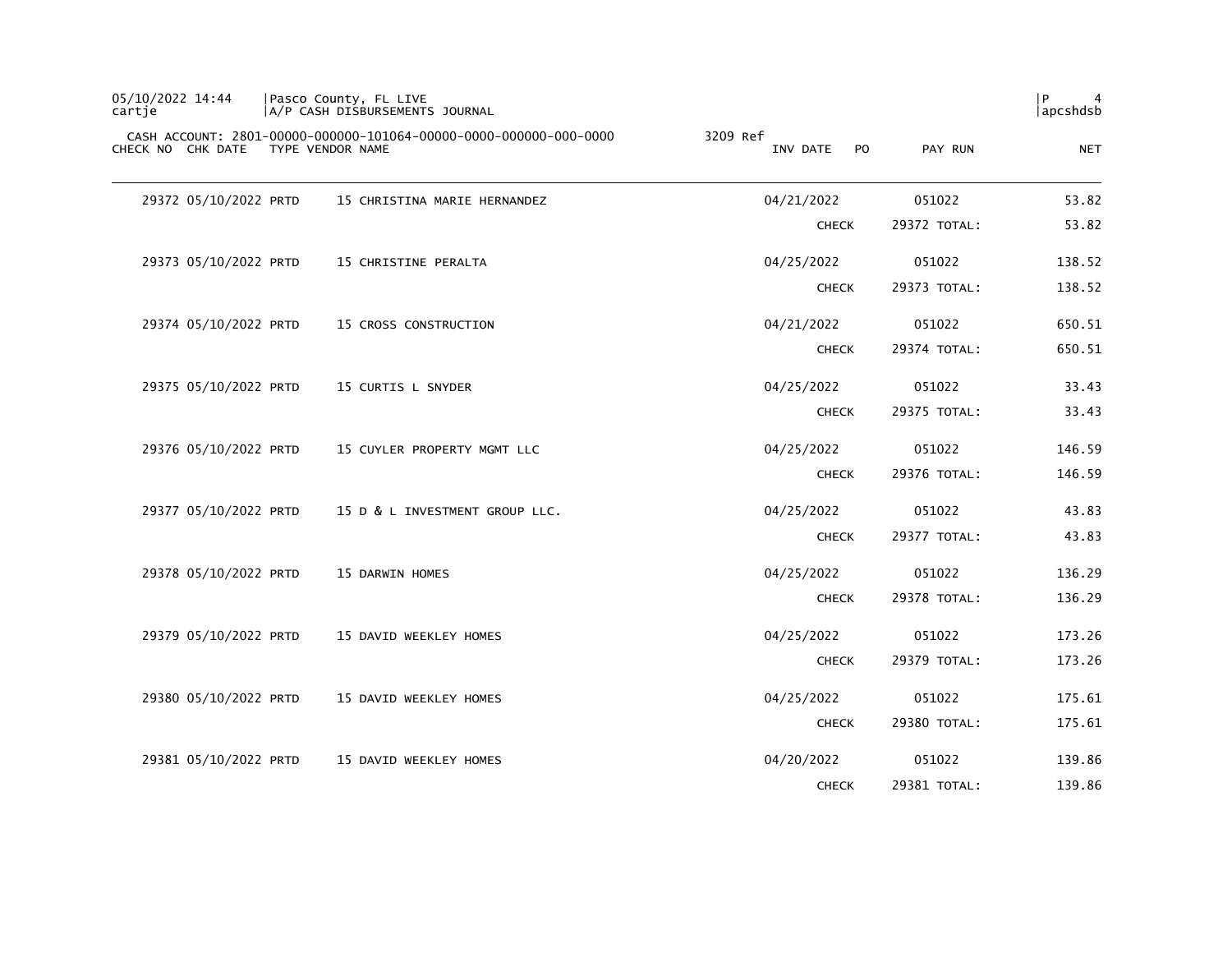CASH ACCOUNT: 2801-00000-000000-101064-00000-0000-000000-000-0000 3209 Ref

| CHECK NO | CHK DATE | TYPE | VENDOR NAME | INV DATE | PO | PAY RUN | NET |
|---|---|---|---|---|---|---|---|
| 29372 | 05/10/2022 | PRTD | 15 CHRISTINA MARIE HERNANDEZ | 04/21/2022 | | 051022 | 53.82 |
| | | | | CHECK | | 29372 TOTAL: | 53.82 |
| 29373 | 05/10/2022 | PRTD | 15 CHRISTINE PERALTA | 04/25/2022 | | 051022 | 138.52 |
| | | | | CHECK | | 29373 TOTAL: | 138.52 |
| 29374 | 05/10/2022 | PRTD | 15 CROSS CONSTRUCTION | 04/21/2022 | | 051022 | 650.51 |
| | | | | CHECK | | 29374 TOTAL: | 650.51 |
| 29375 | 05/10/2022 | PRTD | 15 CURTIS L SNYDER | 04/25/2022 | | 051022 | 33.43 |
| | | | | CHECK | | 29375 TOTAL: | 33.43 |
| 29376 | 05/10/2022 | PRTD | 15 CUYLER PROPERTY MGMT LLC | 04/25/2022 | | 051022 | 146.59 |
| | | | | CHECK | | 29376 TOTAL: | 146.59 |
| 29377 | 05/10/2022 | PRTD | 15 D & L INVESTMENT GROUP LLC. | 04/25/2022 | | 051022 | 43.83 |
| | | | | CHECK | | 29377 TOTAL: | 43.83 |
| 29378 | 05/10/2022 | PRTD | 15 DARWIN HOMES | 04/25/2022 | | 051022 | 136.29 |
| | | | | CHECK | | 29378 TOTAL: | 136.29 |
| 29379 | 05/10/2022 | PRTD | 15 DAVID WEEKLEY HOMES | 04/25/2022 | | 051022 | 173.26 |
| | | | | CHECK | | 29379 TOTAL: | 173.26 |
| 29380 | 05/10/2022 | PRTD | 15 DAVID WEEKLEY HOMES | 04/25/2022 | | 051022 | 175.61 |
| | | | | CHECK | | 29380 TOTAL: | 175.61 |
| 29381 | 05/10/2022 | PRTD | 15 DAVID WEEKLEY HOMES | 04/20/2022 | | 051022 | 139.86 |
| | | | | CHECK | | 29381 TOTAL: | 139.86 |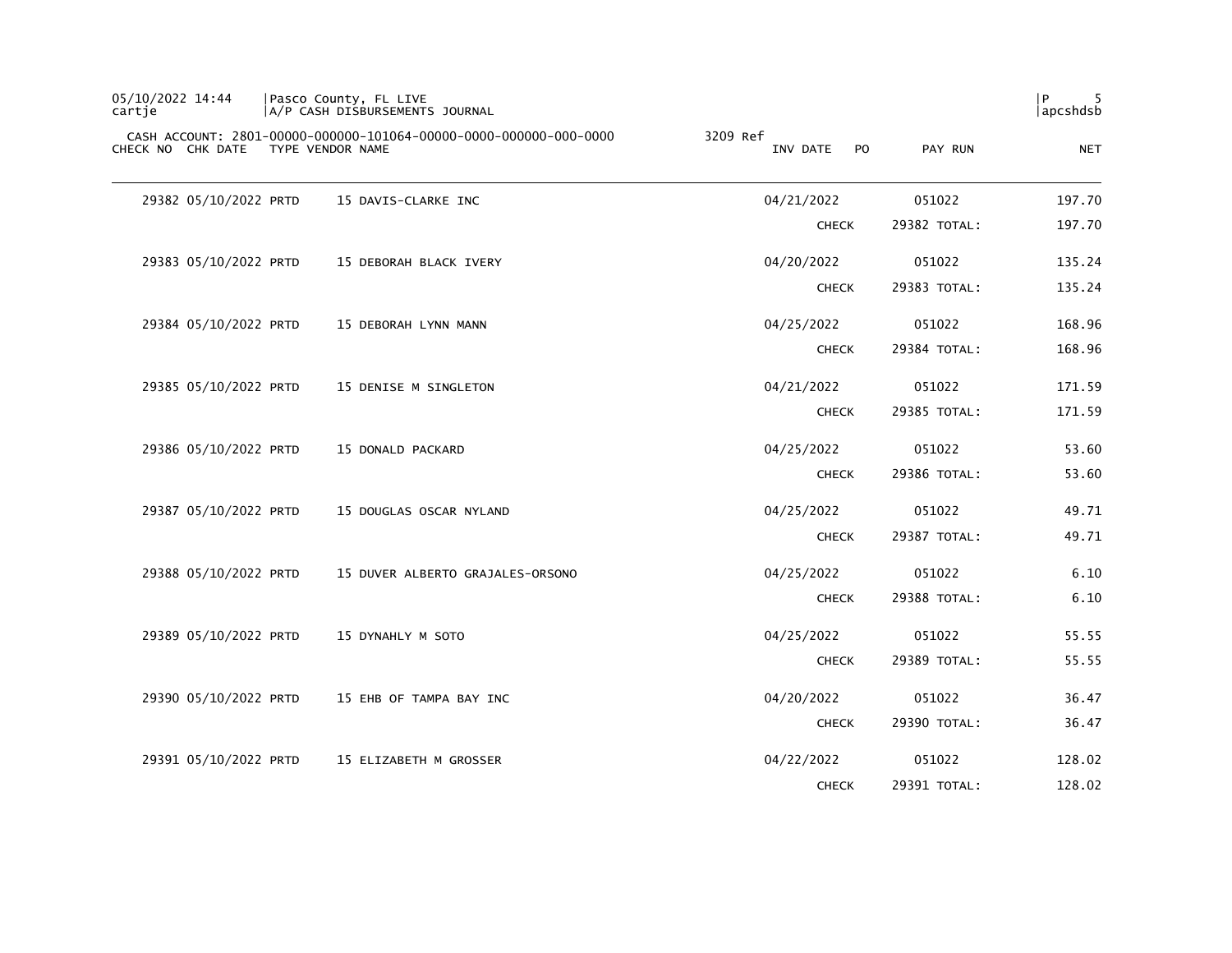CASH ACCOUNT: 2801-00000-000000-101064-00000-0000-000000-000-0000 3209 Ref

| CHECK NO | CHK DATE | TYPE | VENDOR NAME | INV DATE | PO | PAY RUN | NET |
|---|---|---|---|---|---|---|---|
| 29382 | 05/10/2022 | PRTD | 15 DAVIS-CLARKE INC | 04/21/2022 | | 051022 | 197.70 |
| | | | | CHECK | | 29382 TOTAL: | 197.70 |
| 29383 | 05/10/2022 | PRTD | 15 DEBORAH BLACK IVERY | 04/20/2022 | | 051022 | 135.24 |
| | | | | CHECK | | 29383 TOTAL: | 135.24 |
| 29384 | 05/10/2022 | PRTD | 15 DEBORAH LYNN MANN | 04/25/2022 | | 051022 | 168.96 |
| | | | | CHECK | | 29384 TOTAL: | 168.96 |
| 29385 | 05/10/2022 | PRTD | 15 DENISE M SINGLETON | 04/21/2022 | | 051022 | 171.59 |
| | | | | CHECK | | 29385 TOTAL: | 171.59 |
| 29386 | 05/10/2022 | PRTD | 15 DONALD PACKARD | 04/25/2022 | | 051022 | 53.60 |
| | | | | CHECK | | 29386 TOTAL: | 53.60 |
| 29387 | 05/10/2022 | PRTD | 15 DOUGLAS OSCAR NYLAND | 04/25/2022 | | 051022 | 49.71 |
| | | | | CHECK | | 29387 TOTAL: | 49.71 |
| 29388 | 05/10/2022 | PRTD | 15 DUVER ALBERTO GRAJALES-ORSONO | 04/25/2022 | | 051022 | 6.10 |
| | | | | CHECK | | 29388 TOTAL: | 6.10 |
| 29389 | 05/10/2022 | PRTD | 15 DYNAHLY M SOTO | 04/25/2022 | | 051022 | 55.55 |
| | | | | CHECK | | 29389 TOTAL: | 55.55 |
| 29390 | 05/10/2022 | PRTD | 15 EHB OF TAMPA BAY INC | 04/20/2022 | | 051022 | 36.47 |
| | | | | CHECK | | 29390 TOTAL: | 36.47 |
| 29391 | 05/10/2022 | PRTD | 15 ELIZABETH M GROSSER | 04/22/2022 | | 051022 | 128.02 |
| | | | | CHECK | | 29391 TOTAL: | 128.02 |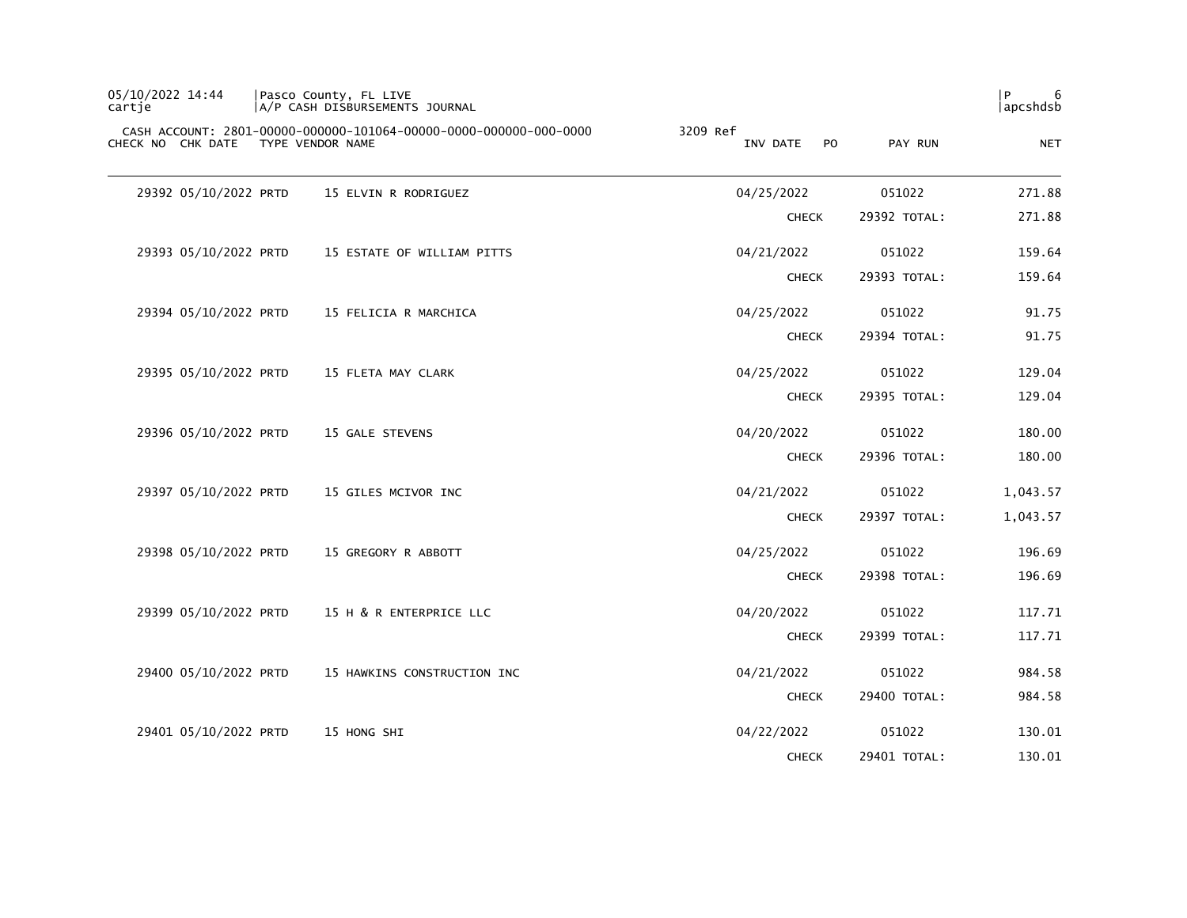05/10/2022 14:44 | Pasco County, FL LIVE
cartje | A/P CASH DISBURSEMENTS JOURNAL

CASH ACCOUNT: 2801-00000-000000-101064-00000-0000-000000-000-0000 3209 Ref

| CHECK NO | CHK DATE | TYPE | VENDOR NAME | INV DATE | PO | PAY RUN | NET |
|---|---|---|---|---|---|---|---|
| 29392 | 05/10/2022 | PRTD | 15 ELVIN R RODRIGUEZ | 04/25/2022 | | 051022 | 271.88 |
| | | | | CHECK | | 29392 TOTAL: | 271.88 |
| 29393 | 05/10/2022 | PRTD | 15 ESTATE OF WILLIAM PITTS | 04/21/2022 | | 051022 | 159.64 |
| | | | | CHECK | | 29393 TOTAL: | 159.64 |
| 29394 | 05/10/2022 | PRTD | 15 FELICIA R MARCHICA | 04/25/2022 | | 051022 | 91.75 |
| | | | | CHECK | | 29394 TOTAL: | 91.75 |
| 29395 | 05/10/2022 | PRTD | 15 FLETA MAY CLARK | 04/25/2022 | | 051022 | 129.04 |
| | | | | CHECK | | 29395 TOTAL: | 129.04 |
| 29396 | 05/10/2022 | PRTD | 15 GALE STEVENS | 04/20/2022 | | 051022 | 180.00 |
| | | | | CHECK | | 29396 TOTAL: | 180.00 |
| 29397 | 05/10/2022 | PRTD | 15 GILES MCIVOR INC | 04/21/2022 | | 051022 | 1,043.57 |
| | | | | CHECK | | 29397 TOTAL: | 1,043.57 |
| 29398 | 05/10/2022 | PRTD | 15 GREGORY R ABBOTT | 04/25/2022 | | 051022 | 196.69 |
| | | | | CHECK | | 29398 TOTAL: | 196.69 |
| 29399 | 05/10/2022 | PRTD | 15 H & R ENTERPRICE LLC | 04/20/2022 | | 051022 | 117.71 |
| | | | | CHECK | | 29399 TOTAL: | 117.71 |
| 29400 | 05/10/2022 | PRTD | 15 HAWKINS CONSTRUCTION INC | 04/21/2022 | | 051022 | 984.58 |
| | | | | CHECK | | 29400 TOTAL: | 984.58 |
| 29401 | 05/10/2022 | PRTD | 15 HONG SHI | 04/22/2022 | | 051022 | 130.01 |
| | | | | CHECK | | 29401 TOTAL: | 130.01 |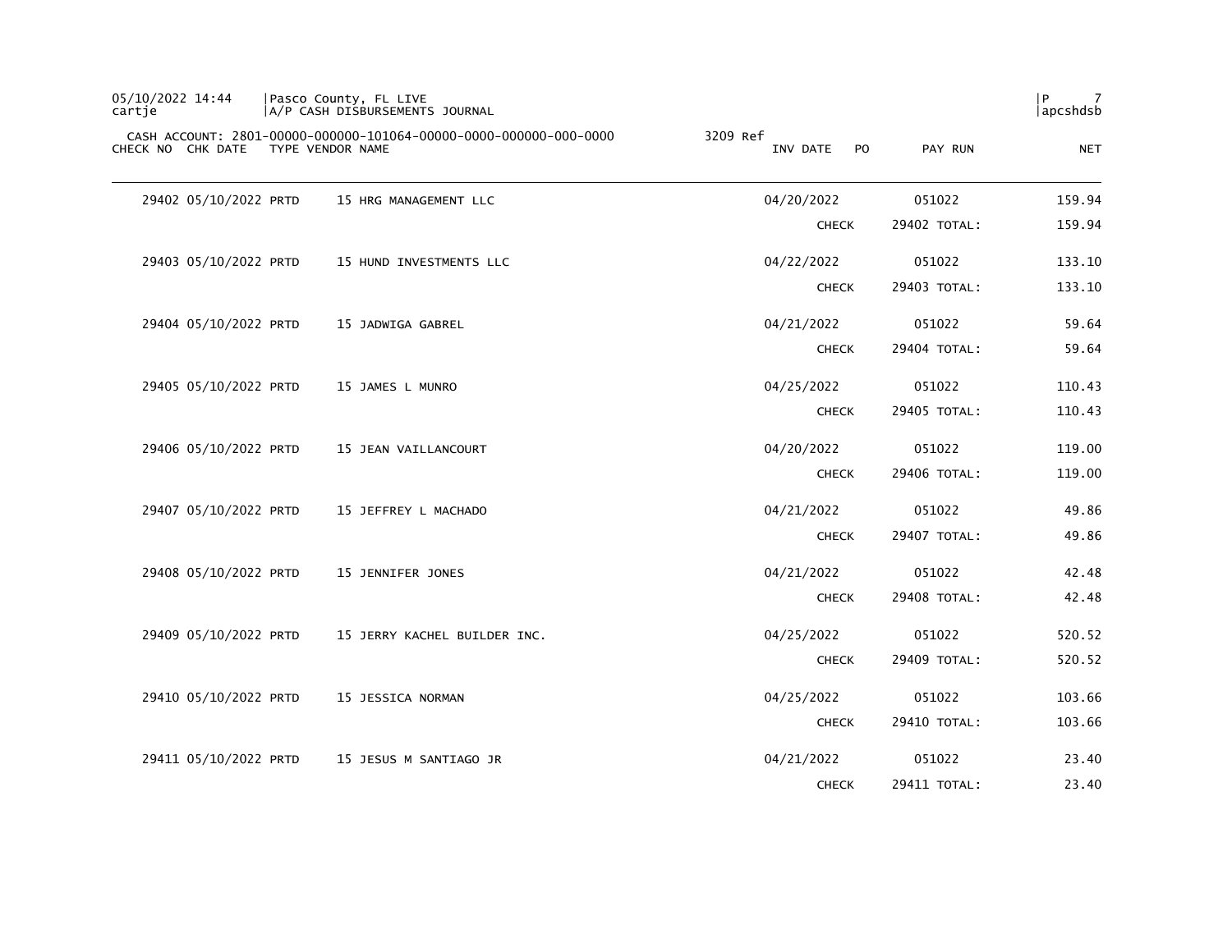CASH ACCOUNT: 2801-00000-000000-101064-00000-0000-000000-000-0000 3209 Ref

| CHECK NO | CHK DATE | TYPE | VENDOR NAME | INV DATE | PO | PAY RUN | NET |
|---|---|---|---|---|---|---|---|
| 29402 | 05/10/2022 | PRTD | 15 HRG MANAGEMENT LLC | 04/20/2022 | | 051022 | 159.94 |
| | | | | CHECK | | 29402 TOTAL: | 159.94 |
| 29403 | 05/10/2022 | PRTD | 15 HUND INVESTMENTS LLC | 04/22/2022 | | 051022 | 133.10 |
| | | | | CHECK | | 29403 TOTAL: | 133.10 |
| 29404 | 05/10/2022 | PRTD | 15 JADWIGA GABREL | 04/21/2022 | | 051022 | 59.64 |
| | | | | CHECK | | 29404 TOTAL: | 59.64 |
| 29405 | 05/10/2022 | PRTD | 15 JAMES L MUNRO | 04/25/2022 | | 051022 | 110.43 |
| | | | | CHECK | | 29405 TOTAL: | 110.43 |
| 29406 | 05/10/2022 | PRTD | 15 JEAN VAILLANCOURT | 04/20/2022 | | 051022 | 119.00 |
| | | | | CHECK | | 29406 TOTAL: | 119.00 |
| 29407 | 05/10/2022 | PRTD | 15 JEFFREY L MACHADO | 04/21/2022 | | 051022 | 49.86 |
| | | | | CHECK | | 29407 TOTAL: | 49.86 |
| 29408 | 05/10/2022 | PRTD | 15 JENNIFER JONES | 04/21/2022 | | 051022 | 42.48 |
| | | | | CHECK | | 29408 TOTAL: | 42.48 |
| 29409 | 05/10/2022 | PRTD | 15 JERRY KACHEL BUILDER INC. | 04/25/2022 | | 051022 | 520.52 |
| | | | | CHECK | | 29409 TOTAL: | 520.52 |
| 29410 | 05/10/2022 | PRTD | 15 JESSICA NORMAN | 04/25/2022 | | 051022 | 103.66 |
| | | | | CHECK | | 29410 TOTAL: | 103.66 |
| 29411 | 05/10/2022 | PRTD | 15 JESUS M SANTIAGO JR | 04/21/2022 | | 051022 | 23.40 |
| | | | | CHECK | | 29411 TOTAL: | 23.40 |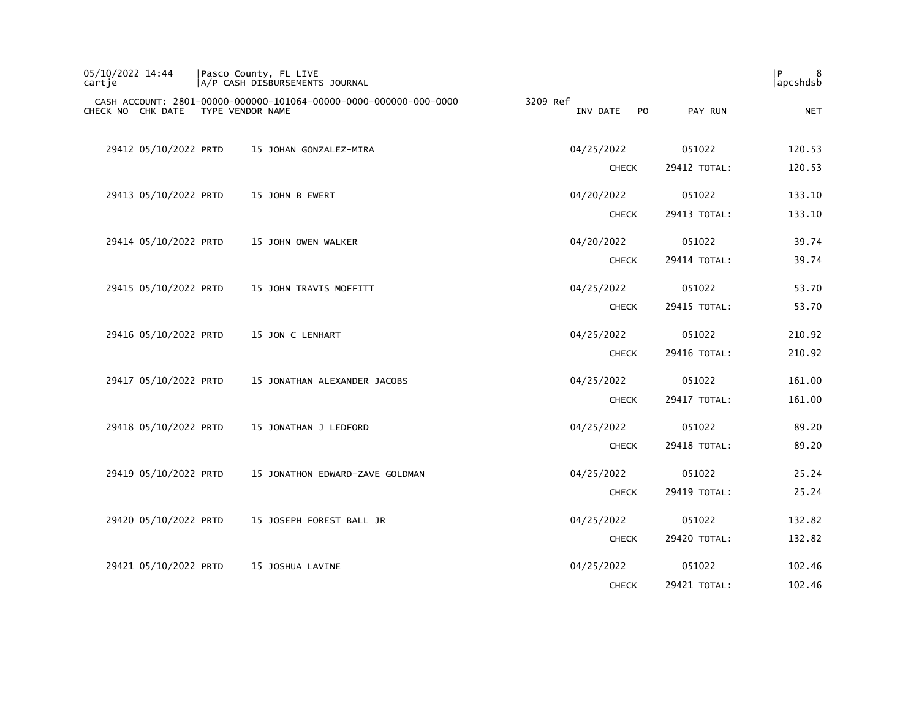05/10/2022 14:44 | Pasco County, FL LIVE
cartje | A/P CASH DISBURSEMENTS JOURNAL | apcshdsb

CASH ACCOUNT: 2801-00000-000000-101064-00000-0000-000000-000-0000 3209 Ref

| CHECK NO | CHK DATE | TYPE | VENDOR NAME | INV DATE | PO | PAY RUN | NET |
|---|---|---|---|---|---|---|---|
| 29412 | 05/10/2022 | PRTD | 15 JOHAN GONZALEZ-MIRA | 04/25/2022 | | 051022 | 120.53 |
| | | | | CHECK | | 29412 TOTAL: | 120.53 |
| 29413 | 05/10/2022 | PRTD | 15 JOHN B EWERT | 04/20/2022 | | 051022 | 133.10 |
| | | | | CHECK | | 29413 TOTAL: | 133.10 |
| 29414 | 05/10/2022 | PRTD | 15 JOHN OWEN WALKER | 04/20/2022 | | 051022 | 39.74 |
| | | | | CHECK | | 29414 TOTAL: | 39.74 |
| 29415 | 05/10/2022 | PRTD | 15 JOHN TRAVIS MOFFITT | 04/25/2022 | | 051022 | 53.70 |
| | | | | CHECK | | 29415 TOTAL: | 53.70 |
| 29416 | 05/10/2022 | PRTD | 15 JON C LENHART | 04/25/2022 | | 051022 | 210.92 |
| | | | | CHECK | | 29416 TOTAL: | 210.92 |
| 29417 | 05/10/2022 | PRTD | 15 JONATHAN ALEXANDER JACOBS | 04/25/2022 | | 051022 | 161.00 |
| | | | | CHECK | | 29417 TOTAL: | 161.00 |
| 29418 | 05/10/2022 | PRTD | 15 JONATHAN J LEDFORD | 04/25/2022 | | 051022 | 89.20 |
| | | | | CHECK | | 29418 TOTAL: | 89.20 |
| 29419 | 05/10/2022 | PRTD | 15 JONATHON EDWARD-ZAVE GOLDMAN | 04/25/2022 | | 051022 | 25.24 |
| | | | | CHECK | | 29419 TOTAL: | 25.24 |
| 29420 | 05/10/2022 | PRTD | 15 JOSEPH FOREST BALL JR | 04/25/2022 | | 051022 | 132.82 |
| | | | | CHECK | | 29420 TOTAL: | 132.82 |
| 29421 | 05/10/2022 | PRTD | 15 JOSHUA LAVINE | 04/25/2022 | | 051022 | 102.46 |
| | | | | CHECK | | 29421 TOTAL: | 102.46 |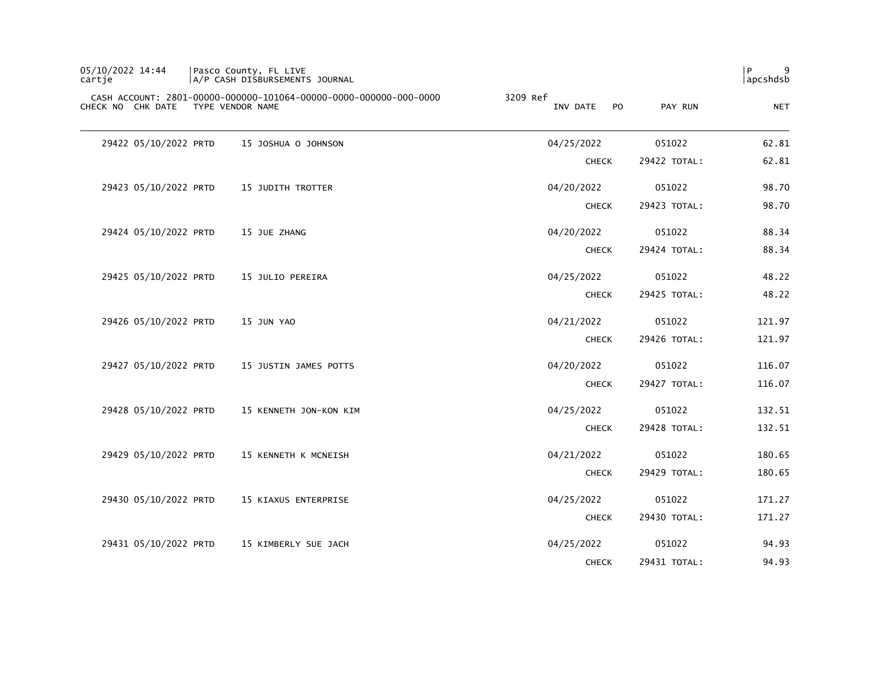CASH ACCOUNT: 2801-00000-000000-101064-00000-0000-000000-000-0000 3209 Ref

| CHECK NO | CHK DATE | TYPE | VENDOR NAME | INV DATE | PO | PAY RUN | NET |
|---|---|---|---|---|---|---|---|
| 29422 | 05/10/2022 | PRTD | 15 JOSHUA O JOHNSON | 04/25/2022 | | 051022 | 62.81 |
| | | | | CHECK | | 29422 TOTAL: | 62.81 |
| 29423 | 05/10/2022 | PRTD | 15 JUDITH TROTTER | 04/20/2022 | | 051022 | 98.70 |
| | | | | CHECK | | 29423 TOTAL: | 98.70 |
| 29424 | 05/10/2022 | PRTD | 15 JUE ZHANG | 04/20/2022 | | 051022 | 88.34 |
| | | | | CHECK | | 29424 TOTAL: | 88.34 |
| 29425 | 05/10/2022 | PRTD | 15 JULIO PEREIRA | 04/25/2022 | | 051022 | 48.22 |
| | | | | CHECK | | 29425 TOTAL: | 48.22 |
| 29426 | 05/10/2022 | PRTD | 15 JUN YAO | 04/21/2022 | | 051022 | 121.97 |
| | | | | CHECK | | 29426 TOTAL: | 121.97 |
| 29427 | 05/10/2022 | PRTD | 15 JUSTIN JAMES POTTS | 04/20/2022 | | 051022 | 116.07 |
| | | | | CHECK | | 29427 TOTAL: | 116.07 |
| 29428 | 05/10/2022 | PRTD | 15 KENNETH JON-KON KIM | 04/25/2022 | | 051022 | 132.51 |
| | | | | CHECK | | 29428 TOTAL: | 132.51 |
| 29429 | 05/10/2022 | PRTD | 15 KENNETH K MCNEISH | 04/21/2022 | | 051022 | 180.65 |
| | | | | CHECK | | 29429 TOTAL: | 180.65 |
| 29430 | 05/10/2022 | PRTD | 15 KIAXUS ENTERPRISE | 04/25/2022 | | 051022 | 171.27 |
| | | | | CHECK | | 29430 TOTAL: | 171.27 |
| 29431 | 05/10/2022 | PRTD | 15 KIMBERLY SUE JACH | 04/25/2022 | | 051022 | 94.93 |
| | | | | CHECK | | 29431 TOTAL: | 94.93 |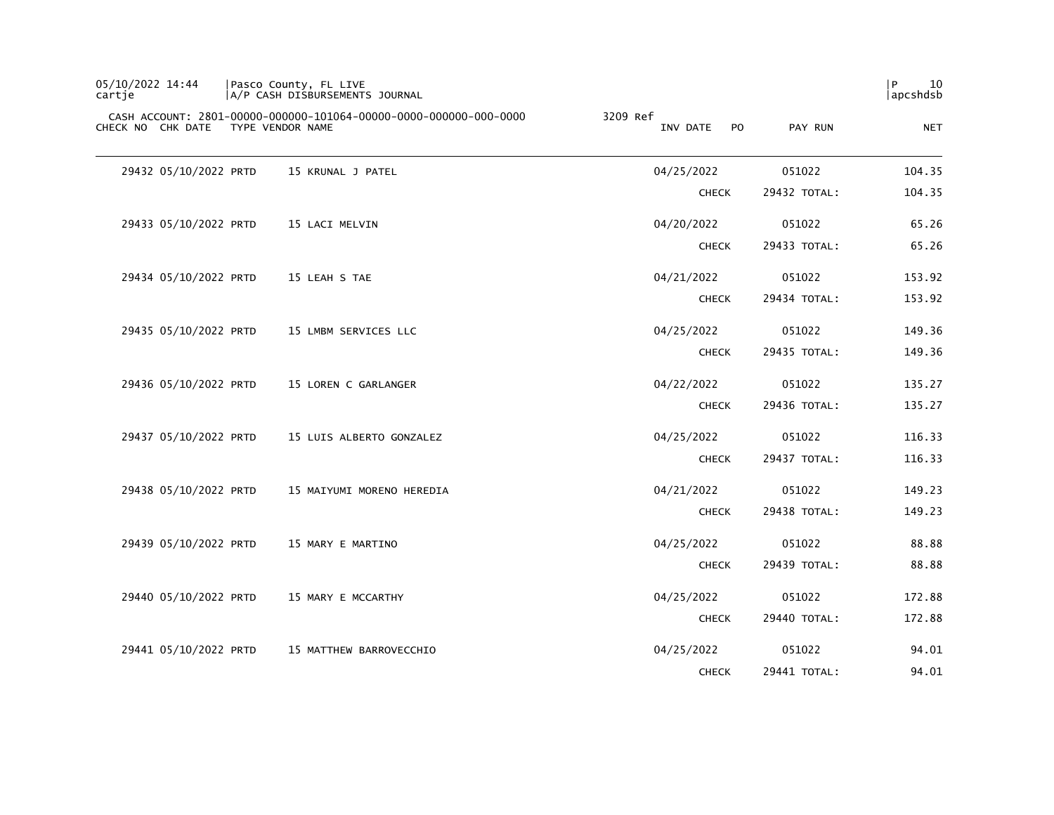CASH ACCOUNT: 2801-00000-000000-101064-00000-0000-000000-000-0000 3209 Ref

| CHECK NO | CHK DATE | TYPE | VENDOR NAME | INV DATE | PO | PAY RUN | NET |
|---|---|---|---|---|---|---|---|
| 29432 | 05/10/2022 | PRTD | 15 KRUNAL J PATEL | 04/25/2022 | | 051022 | 104.35 |
| | | | | CHECK | | 29432 TOTAL: | 104.35 |
| 29433 | 05/10/2022 | PRTD | 15 LACI MELVIN | 04/20/2022 | | 051022 | 65.26 |
| | | | | CHECK | | 29433 TOTAL: | 65.26 |
| 29434 | 05/10/2022 | PRTD | 15 LEAH S TAE | 04/21/2022 | | 051022 | 153.92 |
| | | | | CHECK | | 29434 TOTAL: | 153.92 |
| 29435 | 05/10/2022 | PRTD | 15 LMBM SERVICES LLC | 04/25/2022 | | 051022 | 149.36 |
| | | | | CHECK | | 29435 TOTAL: | 149.36 |
| 29436 | 05/10/2022 | PRTD | 15 LOREN C GARLANGER | 04/22/2022 | | 051022 | 135.27 |
| | | | | CHECK | | 29436 TOTAL: | 135.27 |
| 29437 | 05/10/2022 | PRTD | 15 LUIS ALBERTO GONZALEZ | 04/25/2022 | | 051022 | 116.33 |
| | | | | CHECK | | 29437 TOTAL: | 116.33 |
| 29438 | 05/10/2022 | PRTD | 15 MAIYUMI MORENO HEREDIA | 04/21/2022 | | 051022 | 149.23 |
| | | | | CHECK | | 29438 TOTAL: | 149.23 |
| 29439 | 05/10/2022 | PRTD | 15 MARY E MARTINO | 04/25/2022 | | 051022 | 88.88 |
| | | | | CHECK | | 29439 TOTAL: | 88.88 |
| 29440 | 05/10/2022 | PRTD | 15 MARY E MCCARTHY | 04/25/2022 | | 051022 | 172.88 |
| | | | | CHECK | | 29440 TOTAL: | 172.88 |
| 29441 | 05/10/2022 | PRTD | 15 MATTHEW BARROVECCHIO | 04/25/2022 | | 051022 | 94.01 |
| | | | | CHECK | | 29441 TOTAL: | 94.01 |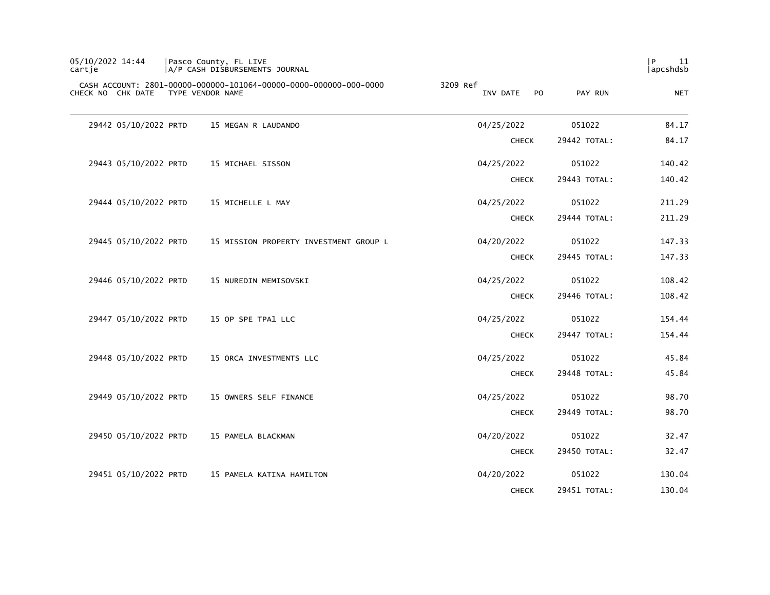Pasco County, FL LIVE
A/P CASH DISBURSEMENTS JOURNAL

CASH ACCOUNT: 2801-00000-000000-101064-00000-0000-000000-000-0000 3209 Ref

| CHECK NO | CHK DATE | TYPE | VENDOR NAME | INV DATE | PO | PAY RUN | NET |
|---|---|---|---|---|---|---|---|
| 29442 | 05/10/2022 | PRTD | 15 MEGAN R LAUDANDO | 04/25/2022 | | 051022 | 84.17 |
| | | | | CHECK | | 29442 TOTAL: | 84.17 |
| 29443 | 05/10/2022 | PRTD | 15 MICHAEL SISSON | 04/25/2022 | | 051022 | 140.42 |
| | | | | CHECK | | 29443 TOTAL: | 140.42 |
| 29444 | 05/10/2022 | PRTD | 15 MICHELLE L MAY | 04/25/2022 | | 051022 | 211.29 |
| | | | | CHECK | | 29444 TOTAL: | 211.29 |
| 29445 | 05/10/2022 | PRTD | 15 MISSION PROPERTY INVESTMENT GROUP L | 04/20/2022 | | 051022 | 147.33 |
| | | | | CHECK | | 29445 TOTAL: | 147.33 |
| 29446 | 05/10/2022 | PRTD | 15 NUREDIN MEMISOVSKI | 04/25/2022 | | 051022 | 108.42 |
| | | | | CHECK | | 29446 TOTAL: | 108.42 |
| 29447 | 05/10/2022 | PRTD | 15 OP SPE TPA1 LLC | 04/25/2022 | | 051022 | 154.44 |
| | | | | CHECK | | 29447 TOTAL: | 154.44 |
| 29448 | 05/10/2022 | PRTD | 15 ORCA INVESTMENTS LLC | 04/25/2022 | | 051022 | 45.84 |
| | | | | CHECK | | 29448 TOTAL: | 45.84 |
| 29449 | 05/10/2022 | PRTD | 15 OWNERS SELF FINANCE | 04/25/2022 | | 051022 | 98.70 |
| | | | | CHECK | | 29449 TOTAL: | 98.70 |
| 29450 | 05/10/2022 | PRTD | 15 PAMELA BLACKMAN | 04/20/2022 | | 051022 | 32.47 |
| | | | | CHECK | | 29450 TOTAL: | 32.47 |
| 29451 | 05/10/2022 | PRTD | 15 PAMELA KATINA HAMILTON | 04/20/2022 | | 051022 | 130.04 |
| | | | | CHECK | | 29451 TOTAL: | 130.04 |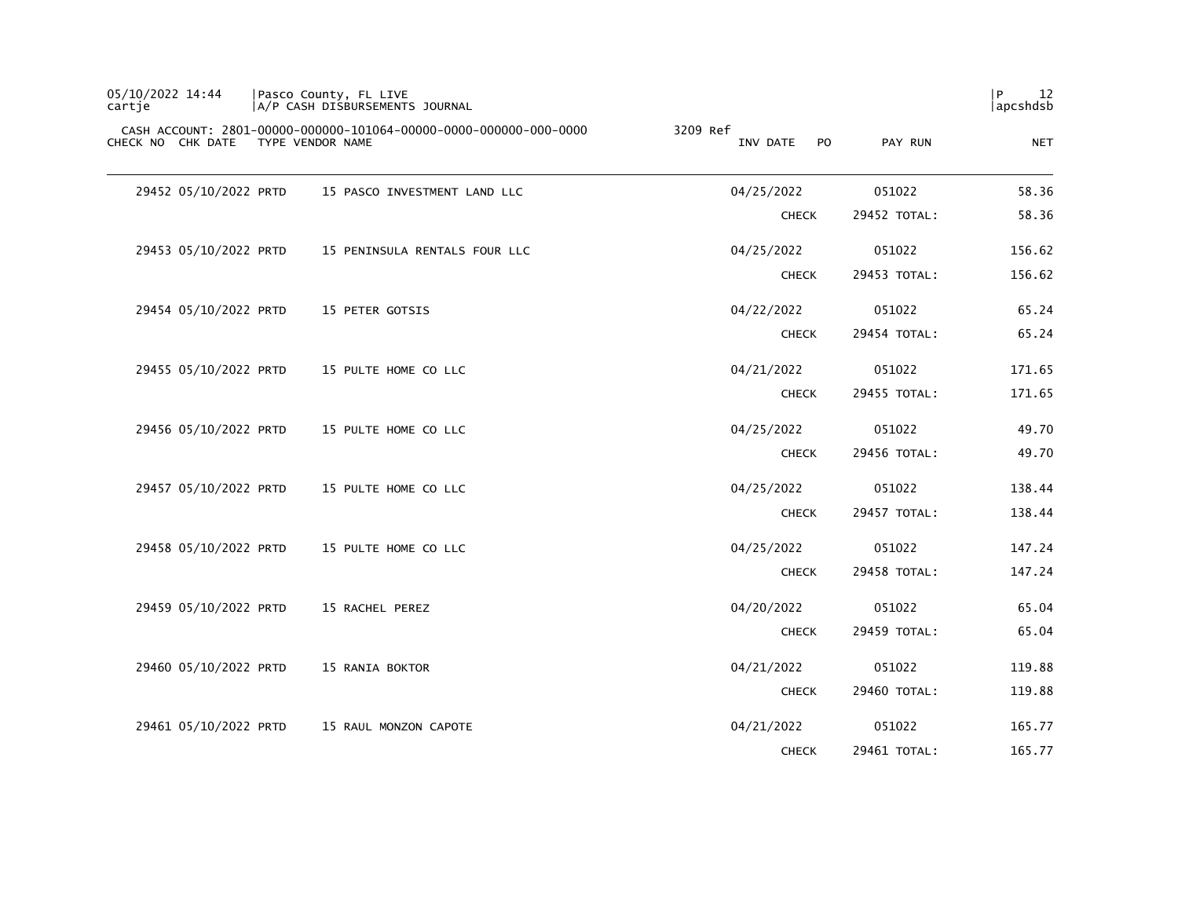05/10/2022 14:44 | Pasco County, FL LIVE
cartje | A/P CASH DISBURSEMENTS JOURNAL

CASH ACCOUNT: 2801-00000-000000-101064-00000-0000-000000-000-0000 3209 Ref

| CHECK NO | CHK DATE | TYPE | VENDOR NAME | INV DATE | PO | PAY RUN | NET |
|---|---|---|---|---|---|---|---|
| 29452 | 05/10/2022 | PRTD | 15 PASCO INVESTMENT LAND LLC | 04/25/2022 | | 051022 | 58.36 |
| | | | | CHECK | | 29452 TOTAL: | 58.36 |
| 29453 | 05/10/2022 | PRTD | 15 PENINSULA RENTALS FOUR LLC | 04/25/2022 | | 051022 | 156.62 |
| | | | | CHECK | | 29453 TOTAL: | 156.62 |
| 29454 | 05/10/2022 | PRTD | 15 PETER GOTSIS | 04/22/2022 | | 051022 | 65.24 |
| | | | | CHECK | | 29454 TOTAL: | 65.24 |
| 29455 | 05/10/2022 | PRTD | 15 PULTE HOME CO LLC | 04/21/2022 | | 051022 | 171.65 |
| | | | | CHECK | | 29455 TOTAL: | 171.65 |
| 29456 | 05/10/2022 | PRTD | 15 PULTE HOME CO LLC | 04/25/2022 | | 051022 | 49.70 |
| | | | | CHECK | | 29456 TOTAL: | 49.70 |
| 29457 | 05/10/2022 | PRTD | 15 PULTE HOME CO LLC | 04/25/2022 | | 051022 | 138.44 |
| | | | | CHECK | | 29457 TOTAL: | 138.44 |
| 29458 | 05/10/2022 | PRTD | 15 PULTE HOME CO LLC | 04/25/2022 | | 051022 | 147.24 |
| | | | | CHECK | | 29458 TOTAL: | 147.24 |
| 29459 | 05/10/2022 | PRTD | 15 RACHEL PEREZ | 04/20/2022 | | 051022 | 65.04 |
| | | | | CHECK | | 29459 TOTAL: | 65.04 |
| 29460 | 05/10/2022 | PRTD | 15 RANIA BOKTOR | 04/21/2022 | | 051022 | 119.88 |
| | | | | CHECK | | 29460 TOTAL: | 119.88 |
| 29461 | 05/10/2022 | PRTD | 15 RAUL MONZON CAPOTE | 04/21/2022 | | 051022 | 165.77 |
| | | | | CHECK | | 29461 TOTAL: | 165.77 |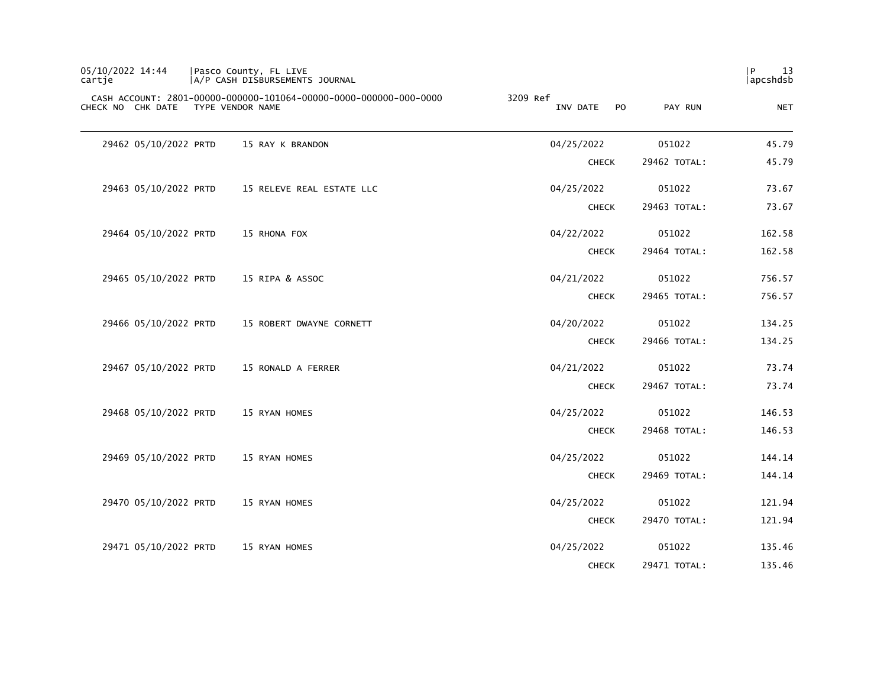CASH ACCOUNT: 2801-00000-000000-101064-00000-0000-000000-000-0000 3209 Ref

| CHECK NO | CHK DATE | TYPE | VENDOR NAME | INV DATE | PO | PAY RUN | NET |
|---|---|---|---|---|---|---|---|
| 29462 | 05/10/2022 | PRTD | 15 RAY K BRANDON | 04/25/2022 | | 051022 | 45.79 |
| | | | | CHECK | | 29462 TOTAL: | 45.79 |
| 29463 | 05/10/2022 | PRTD | 15 RELEVE REAL ESTATE LLC | 04/25/2022 | | 051022 | 73.67 |
| | | | | CHECK | | 29463 TOTAL: | 73.67 |
| 29464 | 05/10/2022 | PRTD | 15 RHONA FOX | 04/22/2022 | | 051022 | 162.58 |
| | | | | CHECK | | 29464 TOTAL: | 162.58 |
| 29465 | 05/10/2022 | PRTD | 15 RIPA & ASSOC | 04/21/2022 | | 051022 | 756.57 |
| | | | | CHECK | | 29465 TOTAL: | 756.57 |
| 29466 | 05/10/2022 | PRTD | 15 ROBERT DWAYNE CORNETT | 04/20/2022 | | 051022 | 134.25 |
| | | | | CHECK | | 29466 TOTAL: | 134.25 |
| 29467 | 05/10/2022 | PRTD | 15 RONALD A FERRER | 04/21/2022 | | 051022 | 73.74 |
| | | | | CHECK | | 29467 TOTAL: | 73.74 |
| 29468 | 05/10/2022 | PRTD | 15 RYAN HOMES | 04/25/2022 | | 051022 | 146.53 |
| | | | | CHECK | | 29468 TOTAL: | 146.53 |
| 29469 | 05/10/2022 | PRTD | 15 RYAN HOMES | 04/25/2022 | | 051022 | 144.14 |
| | | | | CHECK | | 29469 TOTAL: | 144.14 |
| 29470 | 05/10/2022 | PRTD | 15 RYAN HOMES | 04/25/2022 | | 051022 | 121.94 |
| | | | | CHECK | | 29470 TOTAL: | 121.94 |
| 29471 | 05/10/2022 | PRTD | 15 RYAN HOMES | 04/25/2022 | | 051022 | 135.46 |
| | | | | CHECK | | 29471 TOTAL: | 135.46 |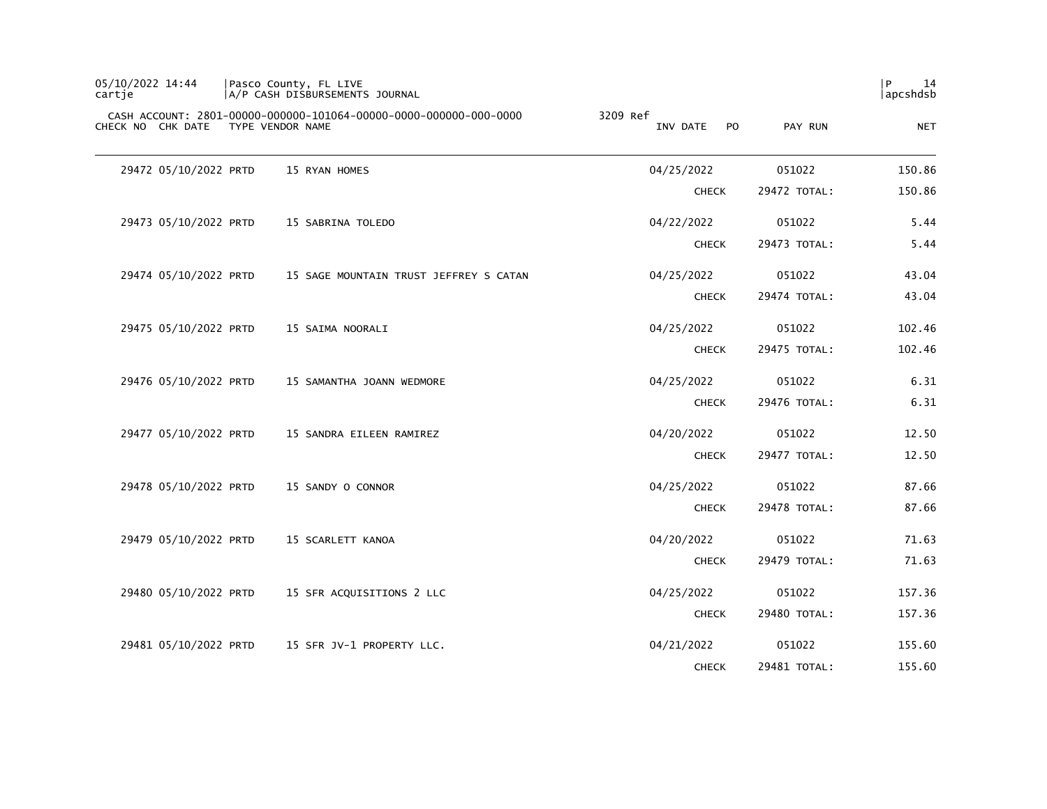05/10/2022 14:44 | Pasco County, FL LIVE | P 14
cartje | A/P CASH DISBURSEMENTS JOURNAL | apcshdsb

CASH ACCOUNT: 2801-00000-000000-101064-00000-0000-000000-000-0000 3209 Ref

| CHECK NO | CHK DATE | TYPE | VENDOR NAME | INV DATE | PO | PAY RUN | NET |
|---|---|---|---|---|---|---|---|
| 29472 | 05/10/2022 | PRTD | 15 RYAN HOMES | 04/25/2022 | | 051022 | 150.86 |
| | | | | CHECK | | 29472 TOTAL: | 150.86 |
| 29473 | 05/10/2022 | PRTD | 15 SABRINA TOLEDO | 04/22/2022 | | 051022 | 5.44 |
| | | | | CHECK | | 29473 TOTAL: | 5.44 |
| 29474 | 05/10/2022 | PRTD | 15 SAGE MOUNTAIN TRUST JEFFREY S CATAN | 04/25/2022 | | 051022 | 43.04 |
| | | | | CHECK | | 29474 TOTAL: | 43.04 |
| 29475 | 05/10/2022 | PRTD | 15 SAIMA NOORALI | 04/25/2022 | | 051022 | 102.46 |
| | | | | CHECK | | 29475 TOTAL: | 102.46 |
| 29476 | 05/10/2022 | PRTD | 15 SAMANTHA JOANN WEDMORE | 04/25/2022 | | 051022 | 6.31 |
| | | | | CHECK | | 29476 TOTAL: | 6.31 |
| 29477 | 05/10/2022 | PRTD | 15 SANDRA EILEEN RAMIREZ | 04/20/2022 | | 051022 | 12.50 |
| | | | | CHECK | | 29477 TOTAL: | 12.50 |
| 29478 | 05/10/2022 | PRTD | 15 SANDY O CONNOR | 04/25/2022 | | 051022 | 87.66 |
| | | | | CHECK | | 29478 TOTAL: | 87.66 |
| 29479 | 05/10/2022 | PRTD | 15 SCARLETT KANOA | 04/20/2022 | | 051022 | 71.63 |
| | | | | CHECK | | 29479 TOTAL: | 71.63 |
| 29480 | 05/10/2022 | PRTD | 15 SFR ACQUISITIONS 2 LLC | 04/25/2022 | | 051022 | 157.36 |
| | | | | CHECK | | 29480 TOTAL: | 157.36 |
| 29481 | 05/10/2022 | PRTD | 15 SFR JV-1 PROPERTY LLC. | 04/21/2022 | | 051022 | 155.60 |
| | | | | CHECK | | 29481 TOTAL: | 155.60 |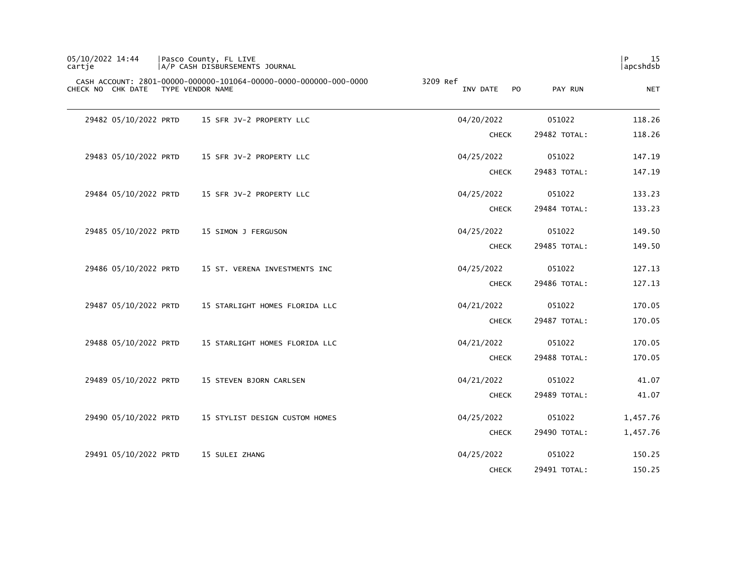CASH ACCOUNT: 2801-00000-000000-101064-00000-0000-000000-000-0000 3209 Ref

| CHECK NO | CHK DATE | TYPE | VENDOR NAME | INV DATE | PO | PAY RUN | NET |
|---|---|---|---|---|---|---|---|
| 29482 | 05/10/2022 | PRTD | 15 SFR JV-2 PROPERTY LLC | 04/20/2022 | | 051022 | 118.26 |
| | | | | CHECK | | 29482 TOTAL: | 118.26 |
| 29483 | 05/10/2022 | PRTD | 15 SFR JV-2 PROPERTY LLC | 04/25/2022 | | 051022 | 147.19 |
| | | | | CHECK | | 29483 TOTAL: | 147.19 |
| 29484 | 05/10/2022 | PRTD | 15 SFR JV-2 PROPERTY LLC | 04/25/2022 | | 051022 | 133.23 |
| | | | | CHECK | | 29484 TOTAL: | 133.23 |
| 29485 | 05/10/2022 | PRTD | 15 SIMON J FERGUSON | 04/25/2022 | | 051022 | 149.50 |
| | | | | CHECK | | 29485 TOTAL: | 149.50 |
| 29486 | 05/10/2022 | PRTD | 15 ST. VERENA INVESTMENTS INC | 04/25/2022 | | 051022 | 127.13 |
| | | | | CHECK | | 29486 TOTAL: | 127.13 |
| 29487 | 05/10/2022 | PRTD | 15 STARLIGHT HOMES FLORIDA LLC | 04/21/2022 | | 051022 | 170.05 |
| | | | | CHECK | | 29487 TOTAL: | 170.05 |
| 29488 | 05/10/2022 | PRTD | 15 STARLIGHT HOMES FLORIDA LLC | 04/21/2022 | | 051022 | 170.05 |
| | | | | CHECK | | 29488 TOTAL: | 170.05 |
| 29489 | 05/10/2022 | PRTD | 15 STEVEN BJORN CARLSEN | 04/21/2022 | | 051022 | 41.07 |
| | | | | CHECK | | 29489 TOTAL: | 41.07 |
| 29490 | 05/10/2022 | PRTD | 15 STYLIST DESIGN CUSTOM HOMES | 04/25/2022 | | 051022 | 1,457.76 |
| | | | | CHECK | | 29490 TOTAL: | 1,457.76 |
| 29491 | 05/10/2022 | PRTD | 15 SULEI ZHANG | 04/25/2022 | | 051022 | 150.25 |
| | | | | CHECK | | 29491 TOTAL: | 150.25 |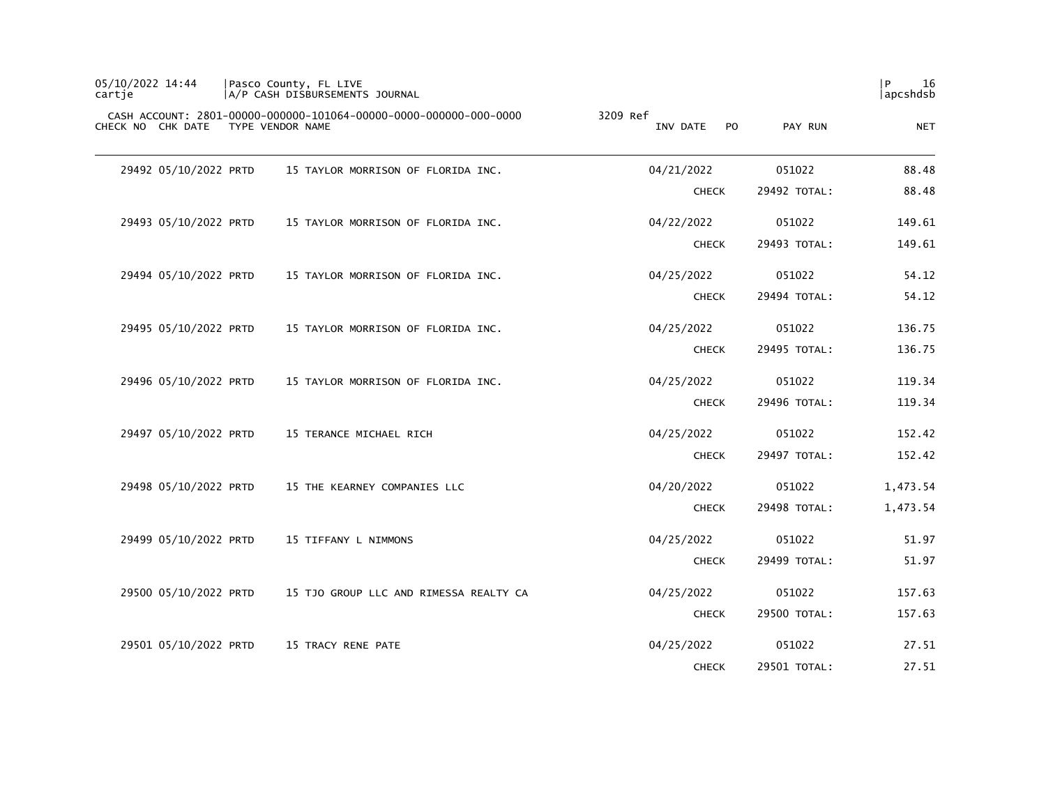CASH ACCOUNT: 2801-00000-000000-101064-00000-0000-000000-000-0000 3209 Ref

| CHECK NO | CHK DATE | TYPE | VENDOR NAME | INV DATE | PO | PAY RUN | NET |
|---|---|---|---|---|---|---|---|
| 29492 | 05/10/2022 | PRTD | 15 TAYLOR MORRISON OF FLORIDA INC. | 04/21/2022 | | 051022 | 88.48 |
| | | | | CHECK | | 29492 TOTAL: | 88.48 |
| 29493 | 05/10/2022 | PRTD | 15 TAYLOR MORRISON OF FLORIDA INC. | 04/22/2022 | | 051022 | 149.61 |
| | | | | CHECK | | 29493 TOTAL: | 149.61 |
| 29494 | 05/10/2022 | PRTD | 15 TAYLOR MORRISON OF FLORIDA INC. | 04/25/2022 | | 051022 | 54.12 |
| | | | | CHECK | | 29494 TOTAL: | 54.12 |
| 29495 | 05/10/2022 | PRTD | 15 TAYLOR MORRISON OF FLORIDA INC. | 04/25/2022 | | 051022 | 136.75 |
| | | | | CHECK | | 29495 TOTAL: | 136.75 |
| 29496 | 05/10/2022 | PRTD | 15 TAYLOR MORRISON OF FLORIDA INC. | 04/25/2022 | | 051022 | 119.34 |
| | | | | CHECK | | 29496 TOTAL: | 119.34 |
| 29497 | 05/10/2022 | PRTD | 15 TERANCE MICHAEL RICH | 04/25/2022 | | 051022 | 152.42 |
| | | | | CHECK | | 29497 TOTAL: | 152.42 |
| 29498 | 05/10/2022 | PRTD | 15 THE KEARNEY COMPANIES LLC | 04/20/2022 | | 051022 | 1,473.54 |
| | | | | CHECK | | 29498 TOTAL: | 1,473.54 |
| 29499 | 05/10/2022 | PRTD | 15 TIFFANY L NIMMONS | 04/25/2022 | | 051022 | 51.97 |
| | | | | CHECK | | 29499 TOTAL: | 51.97 |
| 29500 | 05/10/2022 | PRTD | 15 TJO GROUP LLC AND RIMESSA REALTY CA | 04/25/2022 | | 051022 | 157.63 |
| | | | | CHECK | | 29500 TOTAL: | 157.63 |
| 29501 | 05/10/2022 | PRTD | 15 TRACY RENE PATE | 04/25/2022 | | 051022 | 27.51 |
| | | | | CHECK | | 29501 TOTAL: | 27.51 |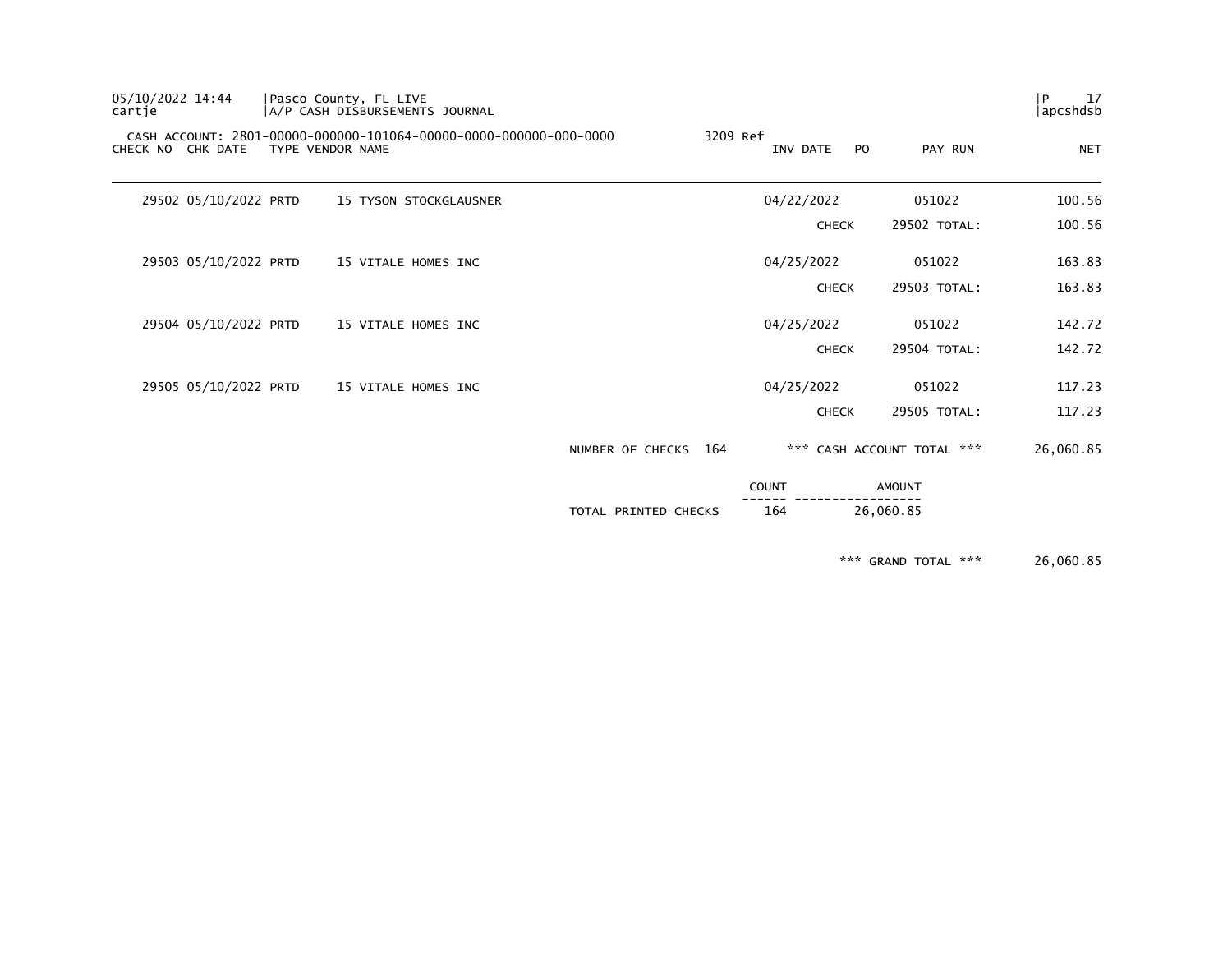05/10/2022 14:44 | Pasco County, FL LIVE
cartje | A/P CASH DISBURSEMENTS JOURNAL

CASH ACCOUNT: 2801-00000-000000-101064-00000-0000-000000-000-0000 3209 Ref

| CHECK NO | CHK DATE | TYPE | VENDOR NAME | INV DATE | PO | PAY RUN | NET |
|---|---|---|---|---|---|---|---|
| 29502 | 05/10/2022 | PRTD | 15 TYSON STOCKGLAUSNER | 04/22/2022 | | 051022 | 100.56 |
| | | | | | CHECK | 29502 TOTAL: | 100.56 |
| 29503 | 05/10/2022 | PRTD | 15 VITALE HOMES INC | 04/25/2022 | | 051022 | 163.83 |
| | | | | | CHECK | 29503 TOTAL: | 163.83 |
| 29504 | 05/10/2022 | PRTD | 15 VITALE HOMES INC | 04/25/2022 | | 051022 | 142.72 |
| | | | | | CHECK | 29504 TOTAL: | 142.72 |
| 29505 | 05/10/2022 | PRTD | 15 VITALE HOMES INC | 04/25/2022 | | 051022 | 117.23 |
| | | | | | CHECK | 29505 TOTAL: | 117.23 |

NUMBER OF CHECKS 164 *** CASH ACCOUNT TOTAL *** 26,060.85

| | COUNT | AMOUNT |
|---|---|---|
| TOTAL PRINTED CHECKS | 164 | 26,060.85 |

*** GRAND TOTAL *** 26,060.85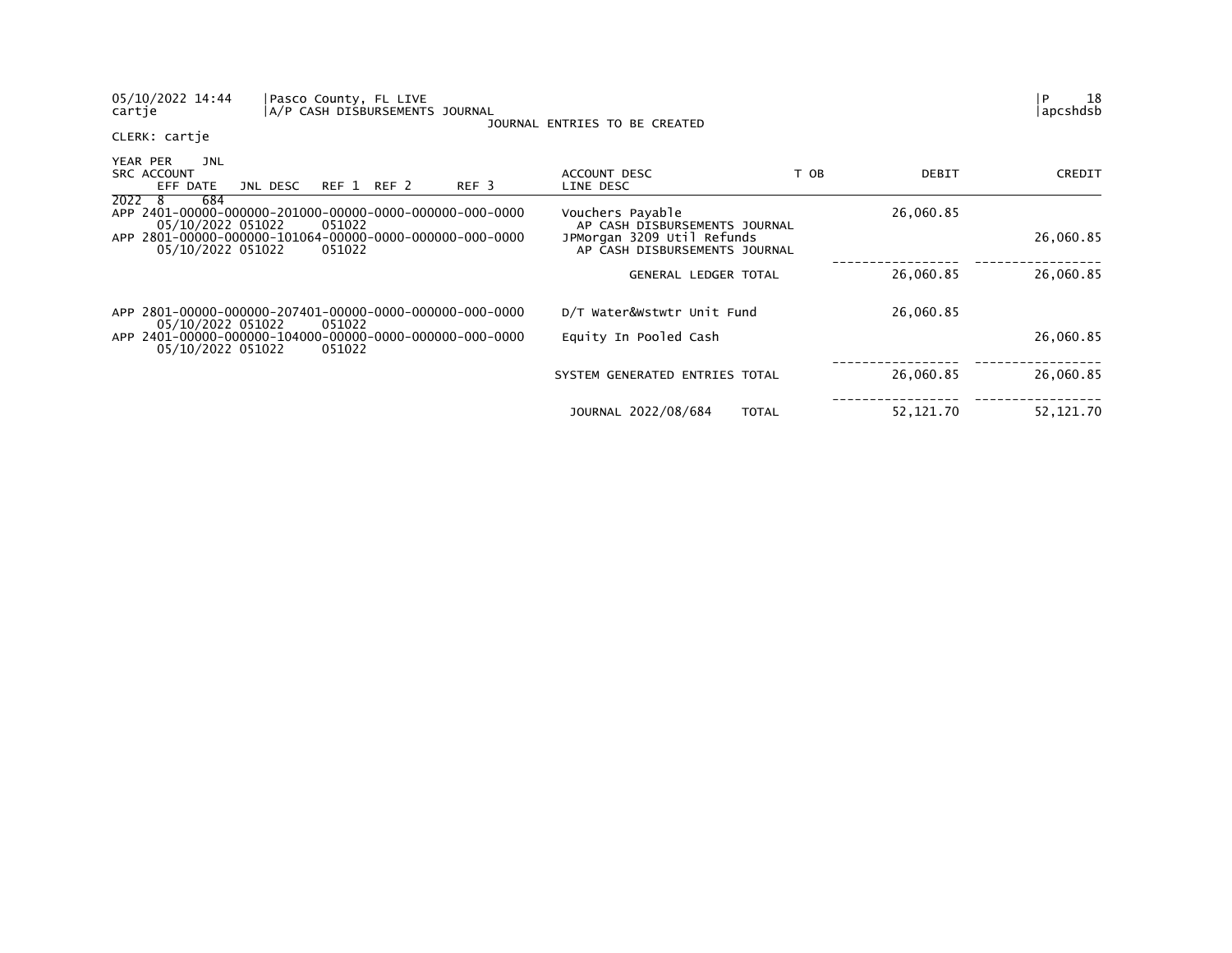Pasco County, FL LIVE
A/P CASH DISBURSEMENTS JOURNAL
JOURNAL ENTRIES TO BE CREATED

CLERK: cartje

| YEAR PER JNL / SRC ACCOUNT / EFF DATE JNL DESC REF 1 REF 2 REF 3 | ACCOUNT DESC / LINE DESC | T OB | DEBIT | CREDIT |
|---|---|---|---|---|
| 2022 8 684 | | | | |
| APP 2401-00000-000000-201000-00000-0000-000000-000-0000 / 05/10/2022 051022 051022 | Vouchers Payable / AP CASH DISBURSEMENTS JOURNAL | | 26,060.85 | |
| APP 2801-00000-000000-101064-00000-0000-000000-000-0000 / 05/10/2022 051022 051022 | JPMorgan 3209 Util Refunds / AP CASH DISBURSEMENTS JOURNAL | | | 26,060.85 |
| | GENERAL LEDGER TOTAL | | 26,060.85 | 26,060.85 |
| APP 2801-00000-000000-207401-00000-0000-000000-000-0000 / 05/10/2022 051022 051022 | D/T Water&Wstwtr Unit Fund | | 26,060.85 | |
| APP 2401-00000-000000-104000-00000-0000-000000-000-0000 / 05/10/2022 051022 051022 | Equity In Pooled Cash | | | 26,060.85 |
| | SYSTEM GENERATED ENTRIES TOTAL | | 26,060.85 | 26,060.85 |
| | JOURNAL 2022/08/684 TOTAL | | 52,121.70 | 52,121.70 |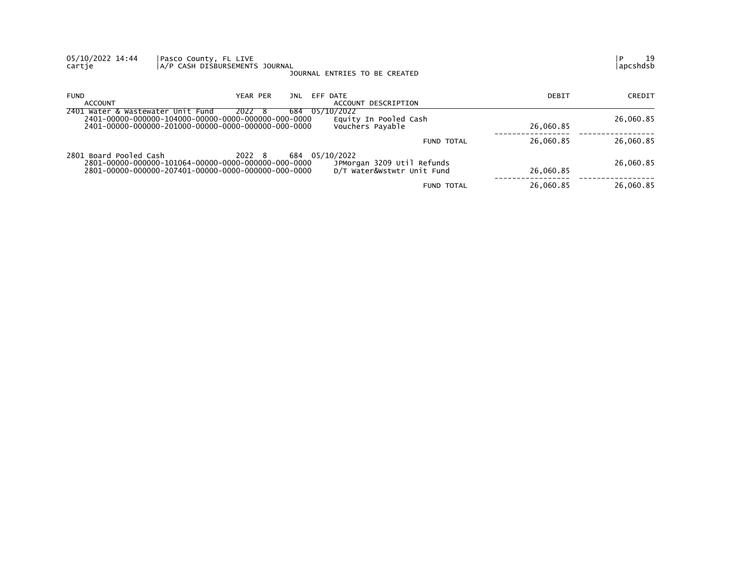05/10/2022 14:44 | Pasco County, FL LIVE
cartje | A/P CASH DISBURSEMENTS JOURNAL | apcshdsb

JOURNAL ENTRIES TO BE CREATED

| FUND / ACCOUNT | YEAR PER | JNL | EFF DATE / ACCOUNT DESCRIPTION | DEBIT | CREDIT |
|---|---|---|---|---|---|
| 2401 Water & Wastewater Unit Fund | 2022 8 | 684 | 05/10/2022 | | |
| 2401-00000-000000-104000-00000-0000-000000-000-0000 | | | Equity In Pooled Cash | | 26,060.85 |
| 2401-00000-000000-201000-00000-0000-000000-000-0000 | | | Vouchers Payable | 26,060.85 | |
| | | | FUND TOTAL | 26,060.85 | 26,060.85 |
| 2801 Board Pooled Cash | 2022 8 | 684 | 05/10/2022 | | |
| 2801-00000-000000-101064-00000-0000-000000-000-0000 | | | JPMorgan 3209 Util Refunds | | 26,060.85 |
| 2801-00000-000000-207401-00000-0000-000000-000-0000 | | | D/T Water&Wstwtr Unit Fund | 26,060.85 | |
| | | | FUND TOTAL | 26,060.85 | 26,060.85 |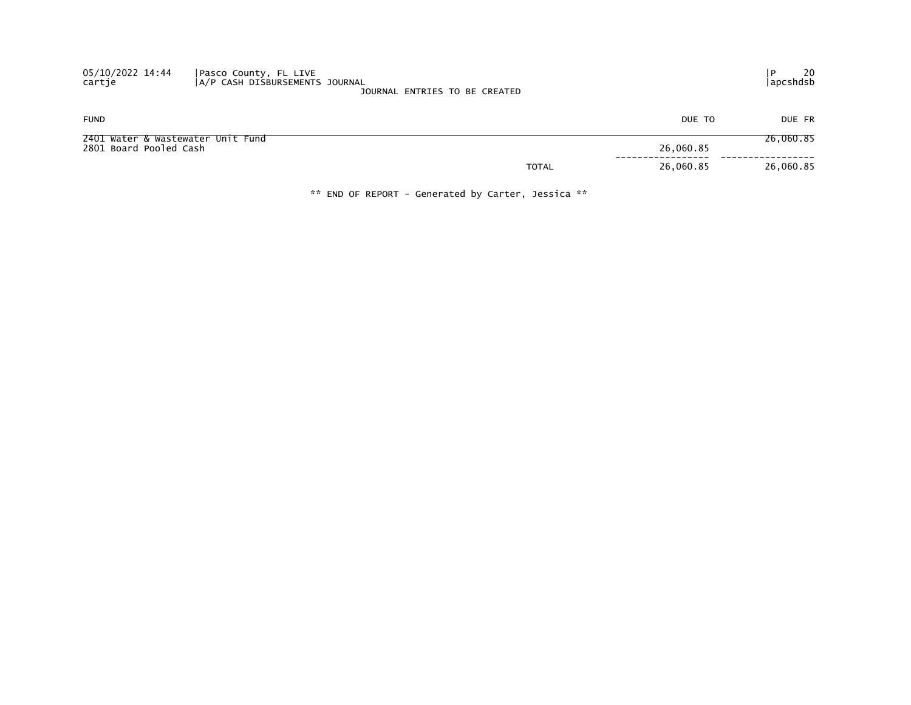JOURNAL ENTRIES TO BE CREATED

| FUND | | DUE TO | DUE FR |
|---|---|---|---|
| 2401 Water & Wastewater Unit Fund | | | 26,060.85 |
| 2801 Board Pooled Cash | | 26,060.85 | |
| | TOTAL | 26,060.85 | 26,060.85 |

** END OF REPORT - Generated by Carter, Jessica **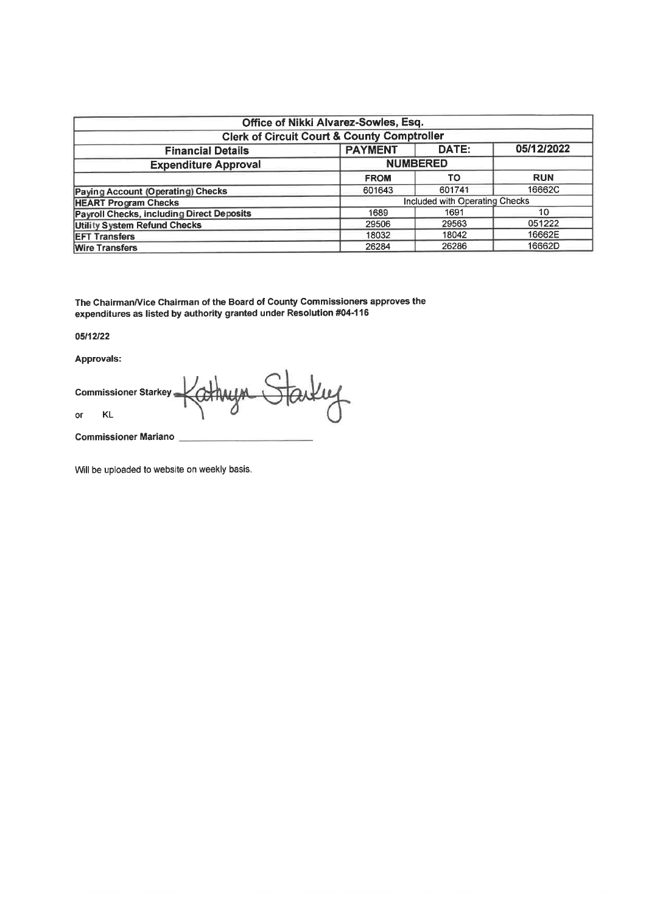| Office of Nikki Alvarez-Sowles, Esq. | | | |
|---|---|---|---|
| **Clerk of Circuit Court & County Comptroller** | | | |
| **Financial Details** | **PAYMENT** | **DATE:** | **05/12/2022** |
| **Expenditure Approval** | **NUMBERED** | | |
| | **FROM** | **TO** | **RUN** |
| **Paying Account (Operating) Checks** | 601643 | 601741 | 16662C |
| **HEART Program Checks** | Included with Operating Checks | | |
| **Payroll Checks, including Direct Deposits** | 1689 | 1691 | 10 |
| **Utility System Refund Checks** | 29506 | 29563 | 051222 |
| **EFT Transfers** | 18032 | 18042 | 16662E |
| **Wire Transfers** | 26284 | 26286 | 16662D |

**The Chairman/Vice Chairman of the Board of County Commissioners approves the expenditures as listed by authority granted under Resolution #04-116**

**05/12/22**

**Approvals:**

**Commissioner Starkey** Kathryn Starkey

or KL

**Commissioner Mariano** \_\_\_\_\_\_\_\_\_\_\_\_\_\_\_\_\_\_\_\_\_\_\_\_

Will be uploaded to website on weekly basis.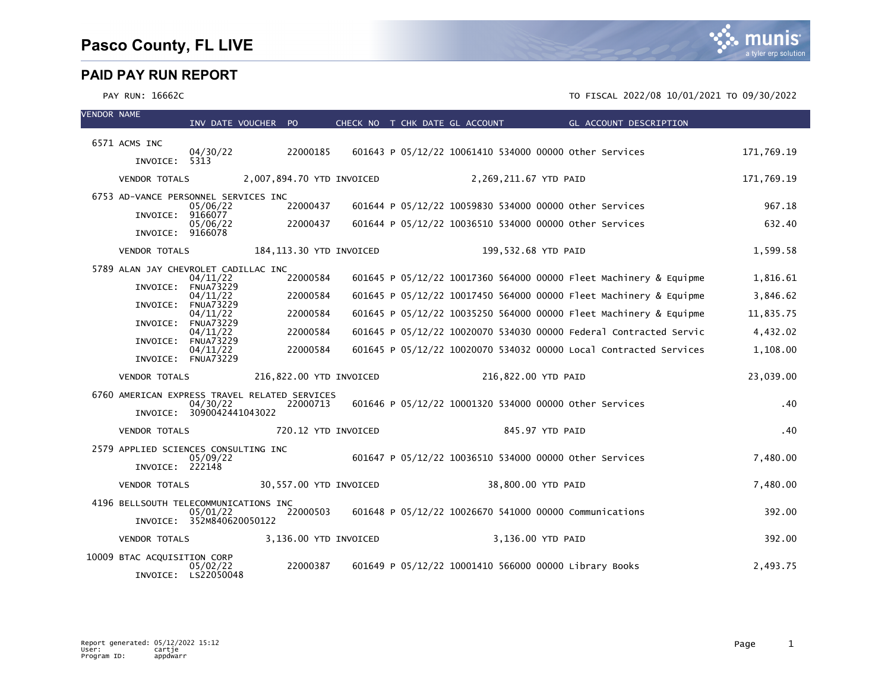# Pasco County, FL LIVE

## PAID PAY RUN REPORT

PAY RUN: 16662C

TO FISCAL 2022/08 10/01/2021 TO 09/30/2022

| VENDOR NAME | INV DATE | VOUCHER | PO | CHECK NO | T | CHK DATE | GL ACCOUNT | GL ACCOUNT DESCRIPTION | |
|---|---|---|---|---|---|---|---|---|---|
| 6571 ACMS INC | | | | | | | | | |
| INVOICE: 5313 | 04/30/22 | | 22000185 | 601643 | P | 05/12/22 | 10061410 534000 00000 | Other Services | 171,769.19 |
| VENDOR TOTALS | 2,007,894.70 YTD INVOICED | | | | | 2,269,211.67 YTD PAID | | | 171,769.19 |
| 6753 AD-VANCE PERSONNEL SERVICES INC | | | | | | | | | |
| INVOICE: 9166077 | 05/06/22 | | 22000437 | 601644 | P | 05/12/22 | 10059830 534000 00000 | Other Services | 967.18 |
| INVOICE: 9166078 | 05/06/22 | | 22000437 | 601644 | P | 05/12/22 | 10036510 534000 00000 | Other Services | 632.40 |
| VENDOR TOTALS | 184,113.30 YTD INVOICED | | | | | 199,532.68 YTD PAID | | | 1,599.58 |
| 5789 ALAN JAY CHEVROLET CADILLAC INC | | | | | | | | | |
| INVOICE: FNUA73229 | 04/11/22 | | 22000584 | 601645 | P | 05/12/22 | 10017360 564000 00000 | Fleet Machinery & Equipme | 1,816.61 |
| INVOICE: FNUA73229 | 04/11/22 | | 22000584 | 601645 | P | 05/12/22 | 10017450 564000 00000 | Fleet Machinery & Equipme | 3,846.62 |
| INVOICE: FNUA73229 | 04/11/22 | | 22000584 | 601645 | P | 05/12/22 | 10035250 564000 00000 | Fleet Machinery & Equipme | 11,835.75 |
| INVOICE: FNUA73229 | 04/11/22 | | 22000584 | 601645 | P | 05/12/22 | 10020070 534030 00000 | Federal Contracted Servic | 4,432.02 |
| INVOICE: FNUA73229 | 04/11/22 | | 22000584 | 601645 | P | 05/12/22 | 10020070 534032 00000 | Local Contracted Services | 1,108.00 |
| VENDOR TOTALS | 216,822.00 YTD INVOICED | | | | | 216,822.00 YTD PAID | | | 23,039.00 |
| 6760 AMERICAN EXPRESS TRAVEL RELATED SERVICES | | | | | | | | | |
| INVOICE: 3090042441043022 | 04/30/22 | | 22000713 | 601646 | P | 05/12/22 | 10001320 534000 00000 | Other Services | .40 |
| VENDOR TOTALS | 720.12 YTD INVOICED | | | | | 845.97 YTD PAID | | | .40 |
| 2579 APPLIED SCIENCES CONSULTING INC | | | | | | | | | |
| INVOICE: 222148 | 05/09/22 | | | 601647 | P | 05/12/22 | 10036510 534000 00000 | Other Services | 7,480.00 |
| VENDOR TOTALS | 30,557.00 YTD INVOICED | | | | | 38,800.00 YTD PAID | | | 7,480.00 |
| 4196 BELLSOUTH TELECOMMUNICATIONS INC | | | | | | | | | |
| INVOICE: 352M840620050122 | 05/01/22 | | 22000503 | 601648 | P | 05/12/22 | 10026670 541000 00000 | Communications | 392.00 |
| VENDOR TOTALS | 3,136.00 YTD INVOICED | | | | | 3,136.00 YTD PAID | | | 392.00 |
| 10009 BTAC ACQUISITION CORP | | | | | | | | | |
| INVOICE: LS22050048 | 05/02/22 | | 22000387 | 601649 | P | 05/12/22 | 10001410 566000 00000 | Library Books | 2,493.75 |

Report generated: 05/12/2022 15:12
User: cartje
Program ID: appdwarr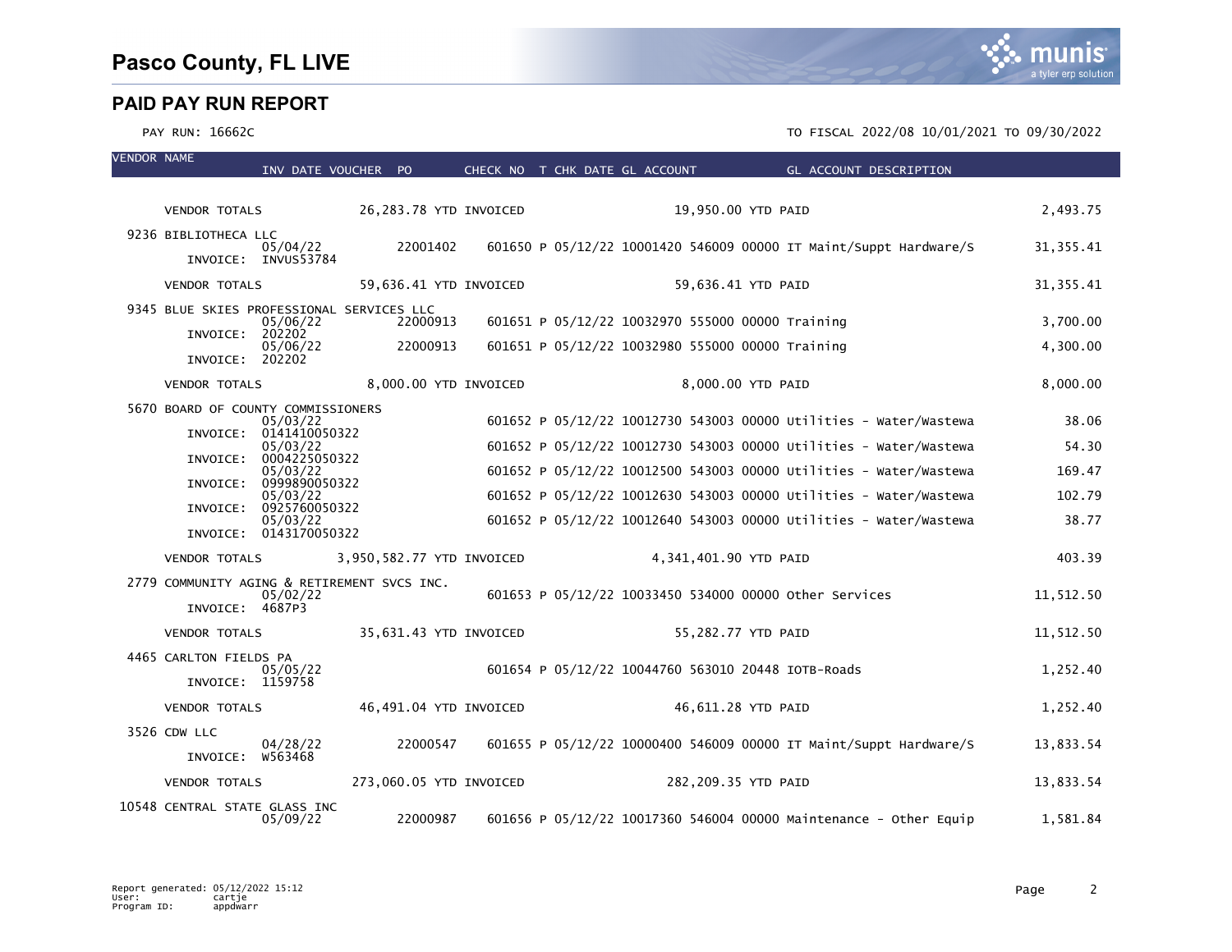# Pasco County, FL LIVE

## PAID PAY RUN REPORT

PAY RUN: 16662C

TO FISCAL 2022/08 10/01/2021 TO 09/30/2022

| VENDOR NAME | INV DATE | VOUCHER | PO | CHECK NO | T | CHK DATE | GL ACCOUNT | GL ACCOUNT DESCRIPTION | |
|---|---|---|---|---|---|---|---|---|---|
| VENDOR TOTALS | | 26,283.78 YTD INVOICED | | | | | 19,950.00 YTD PAID | | 2,493.75 |
| 9236 BIBLIOTHECA LLC | | | | | | | | | |
| | 05/04/22 | | 22001402 | 601650 | P | 05/12/22 | 10001420 546009 00000 | IT Maint/Suppt Hardware/S | 31,355.41 |
| INVOICE: INVUS53784 | | | | | | | | | |
| VENDOR TOTALS | | 59,636.41 YTD INVOICED | | | | | 59,636.41 YTD PAID | | 31,355.41 |
| 9345 BLUE SKIES PROFESSIONAL SERVICES LLC | | | | | | | | | |
| | 05/06/22 | | 22000913 | 601651 | P | 05/12/22 | 10032970 555000 00000 | Training | 3,700.00 |
| INVOICE: 202202 | | | | | | | | | |
| | 05/06/22 | | 22000913 | 601651 | P | 05/12/22 | 10032980 555000 00000 | Training | 4,300.00 |
| INVOICE: 202202 | | | | | | | | | |
| VENDOR TOTALS | | 8,000.00 YTD INVOICED | | | | | 8,000.00 YTD PAID | | 8,000.00 |
| 5670 BOARD OF COUNTY COMMISSIONERS | | | | | | | | | |
| | 05/03/22 | | | 601652 | P | 05/12/22 | 10012730 543003 00000 | Utilities - Water/Wastewa | 38.06 |
| INVOICE: 0141410050322 | | | | | | | | | |
| | 05/03/22 | | | 601652 | P | 05/12/22 | 10012730 543003 00000 | Utilities - Water/Wastewa | 54.30 |
| INVOICE: 0004225050322 | | | | | | | | | |
| | 05/03/22 | | | 601652 | P | 05/12/22 | 10012500 543003 00000 | Utilities - Water/Wastewa | 169.47 |
| INVOICE: 0999890050322 | | | | | | | | | |
| | 05/03/22 | | | 601652 | P | 05/12/22 | 10012630 543003 00000 | Utilities - Water/Wastewa | 102.79 |
| INVOICE: 0925760050322 | | | | | | | | | |
| | 05/03/22 | | | 601652 | P | 05/12/22 | 10012640 543003 00000 | Utilities - Water/Wastewa | 38.77 |
| INVOICE: 0143170050322 | | | | | | | | | |
| VENDOR TOTALS | | 3,950,582.77 YTD INVOICED | | | | | 4,341,401.90 YTD PAID | | 403.39 |
| 2779 COMMUNITY AGING & RETIREMENT SVCS INC. | | | | | | | | | |
| | 05/02/22 | | | 601653 | P | 05/12/22 | 10033450 534000 00000 | Other Services | 11,512.50 |
| INVOICE: 4687P3 | | | | | | | | | |
| VENDOR TOTALS | | 35,631.43 YTD INVOICED | | | | | 55,282.77 YTD PAID | | 11,512.50 |
| 4465 CARLTON FIELDS PA | | | | | | | | | |
| | 05/05/22 | | | 601654 | P | 05/12/22 | 10044760 563010 20448 | IOTB-Roads | 1,252.40 |
| INVOICE: 1159758 | | | | | | | | | |
| VENDOR TOTALS | | 46,491.04 YTD INVOICED | | | | | 46,611.28 YTD PAID | | 1,252.40 |
| 3526 CDW LLC | | | | | | | | | |
| | 04/28/22 | | 22000547 | 601655 | P | 05/12/22 | 10000400 546009 00000 | IT Maint/Suppt Hardware/S | 13,833.54 |
| INVOICE: W563468 | | | | | | | | | |
| VENDOR TOTALS | | 273,060.05 YTD INVOICED | | | | | 282,209.35 YTD PAID | | 13,833.54 |
| 10548 CENTRAL STATE GLASS INC | | | | | | | | | |
| | 05/09/22 | | 22000987 | 601656 | P | 05/12/22 | 10017360 546004 00000 | Maintenance - Other Equip | 1,581.84 |

Report generated: 05/12/2022 15:12
User: cartje
Program ID: appdwarr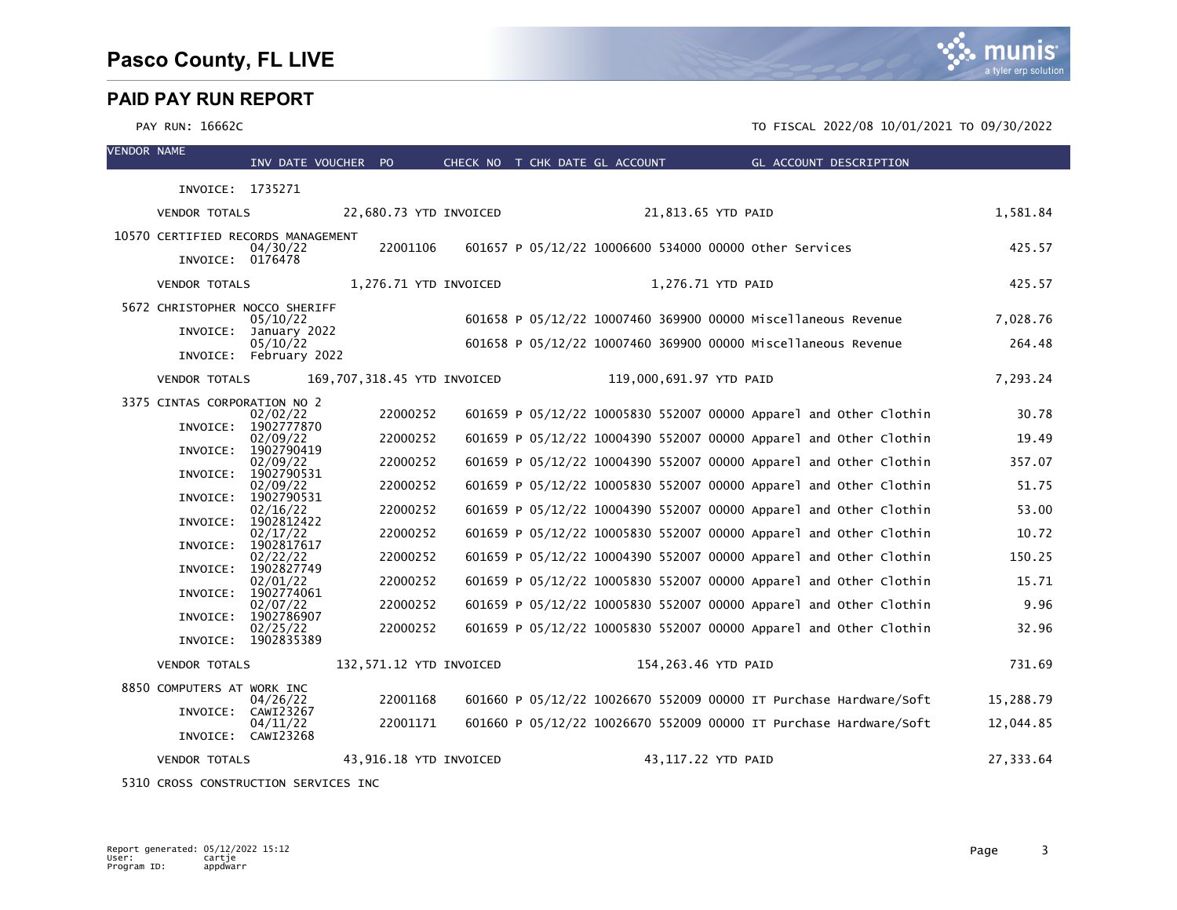# Pasco County, FL LIVE

## PAID PAY RUN REPORT

PAY RUN: 16662C

TO FISCAL 2022/08 10/01/2021 TO 09/30/2022

| VENDOR NAME | INV DATE | VOUCHER | PO | CHECK NO | T | CHK DATE | GL ACCOUNT | GL ACCOUNT DESCRIPTION | AMOUNT |
|---|---|---|---|---|---|---|---|---|---|
| INVOICE: 1735271 | | | | | | | | | |
| VENDOR TOTALS | 22,680.73 YTD INVOICED | | | | | | 21,813.65 YTD PAID | | 1,581.84 |
| 10570 CERTIFIED RECORDS MANAGEMENT | 04/30/22 | | 22001106 | 601657 | P | 05/12/22 | 10006600 534000 00000 | Other Services | 425.57 |
| INVOICE: 0176478 | | | | | | | | | |
| VENDOR TOTALS | 1,276.71 YTD INVOICED | | | | | | 1,276.71 YTD PAID | | 425.57 |
| 5672 CHRISTOPHER NOCCO SHERIFF | 05/10/22 | | | 601658 | P | 05/12/22 | 10007460 369900 00000 | Miscellaneous Revenue | 7,028.76 |
| INVOICE: January 2022 | | | | | | | | | |
| | 05/10/22 | | | 601658 | P | 05/12/22 | 10007460 369900 00000 | Miscellaneous Revenue | 264.48 |
| INVOICE: February 2022 | | | | | | | | | |
| VENDOR TOTALS | 169,707,318.45 YTD INVOICED | | | | | | 119,000,691.97 YTD PAID | | 7,293.24 |
| 3375 CINTAS CORPORATION NO 2 | 02/02/22 | | 22000252 | 601659 | P | 05/12/22 | 10005830 552007 00000 | Apparel and Other Clothin | 30.78 |
| INVOICE: 1902777870 | | | | | | | | | |
| | 02/09/22 | | 22000252 | 601659 | P | 05/12/22 | 10004390 552007 00000 | Apparel and Other Clothin | 19.49 |
| INVOICE: 1902790419 | | | | | | | | | |
| | 02/09/22 | | 22000252 | 601659 | P | 05/12/22 | 10004390 552007 00000 | Apparel and Other Clothin | 357.07 |
| INVOICE: 1902790531 | | | | | | | | | |
| | 02/09/22 | | 22000252 | 601659 | P | 05/12/22 | 10005830 552007 00000 | Apparel and Other Clothin | 51.75 |
| INVOICE: 1902790531 | | | | | | | | | |
| | 02/16/22 | | 22000252 | 601659 | P | 05/12/22 | 10004390 552007 00000 | Apparel and Other Clothin | 53.00 |
| INVOICE: 1902812422 | | | | | | | | | |
| | 02/17/22 | | 22000252 | 601659 | P | 05/12/22 | 10005830 552007 00000 | Apparel and Other Clothin | 10.72 |
| INVOICE: 1902817617 | | | | | | | | | |
| | 02/22/22 | | 22000252 | 601659 | P | 05/12/22 | 10004390 552007 00000 | Apparel and Other Clothin | 150.25 |
| INVOICE: 1902827749 | | | | | | | | | |
| | 02/01/22 | | 22000252 | 601659 | P | 05/12/22 | 10005830 552007 00000 | Apparel and Other Clothin | 15.71 |
| INVOICE: 1902774061 | | | | | | | | | |
| | 02/07/22 | | 22000252 | 601659 | P | 05/12/22 | 10005830 552007 00000 | Apparel and Other Clothin | 9.96 |
| INVOICE: 1902786907 | | | | | | | | | |
| | 02/25/22 | | 22000252 | 601659 | P | 05/12/22 | 10005830 552007 00000 | Apparel and Other Clothin | 32.96 |
| INVOICE: 1902835389 | | | | | | | | | |
| VENDOR TOTALS | 132,571.12 YTD INVOICED | | | | | | 154,263.46 YTD PAID | | 731.69 |
| 8850 COMPUTERS AT WORK INC | 04/26/22 | | 22001168 | 601660 | P | 05/12/22 | 10026670 552009 00000 | IT Purchase Hardware/Soft | 15,288.79 |
| INVOICE: CAWI23267 | | | | | | | | | |
| | 04/11/22 | | 22001171 | 601660 | P | 05/12/22 | 10026670 552009 00000 | IT Purchase Hardware/Soft | 12,044.85 |
| INVOICE: CAWI23268 | | | | | | | | | |
| VENDOR TOTALS | 43,916.18 YTD INVOICED | | | | | | 43,117.22 YTD PAID | | 27,333.64 |
| 5310 CROSS CONSTRUCTION SERVICES INC | | | | | | | | | |

Report generated: 05/12/2022 15:12
User: cartje
Program ID: appdwarr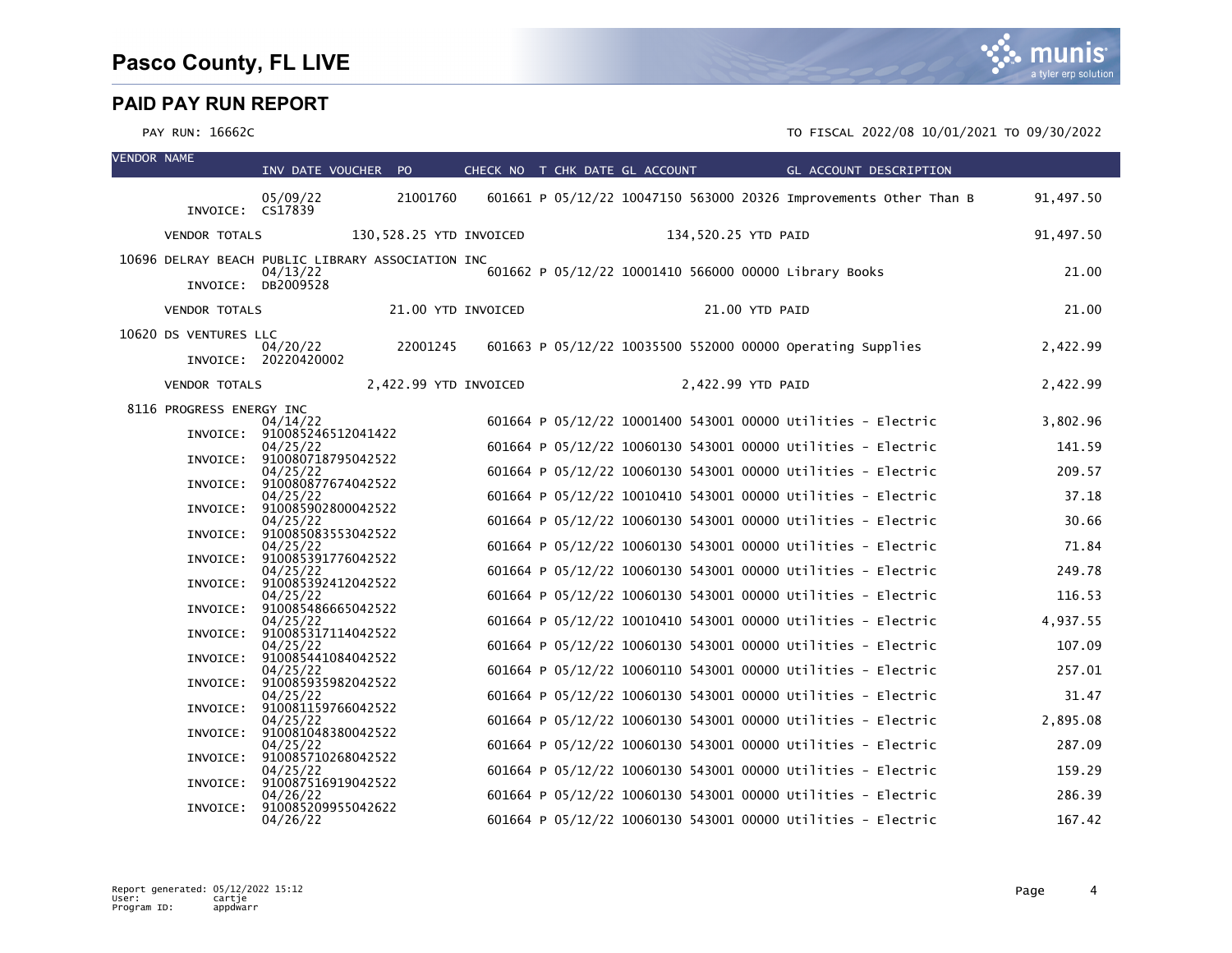# Pasco County, FL LIVE

## PAID PAY RUN REPORT

PAY RUN: 16662C

TO FISCAL 2022/08 10/01/2021 TO 09/30/2022

| VENDOR NAME | INV DATE | VOUCHER | PO | CHECK NO | T | CHK DATE | GL ACCOUNT | GL ACCOUNT DESCRIPTION | |
|---|---|---|---|---|---|---|---|---|---|
| INVOICE: CS17839 | 05/09/22 | | 21001760 | 601661 | P | 05/12/22 | 10047150 563000 20326 | Improvements Other Than B | 91,497.50 |
| VENDOR TOTALS | 130,528.25 YTD INVOICED | | | | | | 134,520.25 YTD PAID | | 91,497.50 |
| 10696 DELRAY BEACH PUBLIC LIBRARY ASSOCIATION INC | | | | | | | | | |
| INVOICE: DB2009528 | 04/13/22 | | | 601662 | P | 05/12/22 | 10001410 566000 00000 | Library Books | 21.00 |
| VENDOR TOTALS | 21.00 YTD INVOICED | | | | | | 21.00 YTD PAID | | 21.00 |
| 10620 DS VENTURES LLC | | | | | | | | | |
| INVOICE: 20220420002 | 04/20/22 | | 22001245 | 601663 | P | 05/12/22 | 10035500 552000 00000 | Operating Supplies | 2,422.99 |
| VENDOR TOTALS | 2,422.99 YTD INVOICED | | | | | | 2,422.99 YTD PAID | | 2,422.99 |
| 8116 PROGRESS ENERGY INC | | | | | | | | | |
| INVOICE: 910085246512041422 | 04/14/22 | | | 601664 | P | 05/12/22 | 10001400 543001 00000 | Utilities - Electric | 3,802.96 |
| INVOICE: 910080718795042522 | 04/25/22 | | | 601664 | P | 05/12/22 | 10060130 543001 00000 | Utilities - Electric | 141.59 |
| INVOICE: 910080877674042522 | 04/25/22 | | | 601664 | P | 05/12/22 | 10060130 543001 00000 | Utilities - Electric | 209.57 |
| INVOICE: 910085902800042522 | 04/25/22 | | | 601664 | P | 05/12/22 | 10010410 543001 00000 | Utilities - Electric | 37.18 |
| INVOICE: 910085083553042522 | 04/25/22 | | | 601664 | P | 05/12/22 | 10060130 543001 00000 | Utilities - Electric | 30.66 |
| INVOICE: 910085391776042522 | 04/25/22 | | | 601664 | P | 05/12/22 | 10060130 543001 00000 | Utilities - Electric | 71.84 |
| INVOICE: 910085392412042522 | 04/25/22 | | | 601664 | P | 05/12/22 | 10060130 543001 00000 | Utilities - Electric | 249.78 |
| INVOICE: 910085486665042522 | 04/25/22 | | | 601664 | P | 05/12/22 | 10060130 543001 00000 | Utilities - Electric | 116.53 |
| INVOICE: 910085317114042522 | 04/25/22 | | | 601664 | P | 05/12/22 | 10010410 543001 00000 | Utilities - Electric | 4,937.55 |
| INVOICE: 910085441084042522 | 04/25/22 | | | 601664 | P | 05/12/22 | 10060130 543001 00000 | Utilities - Electric | 107.09 |
| INVOICE: 910085935982042522 | 04/25/22 | | | 601664 | P | 05/12/22 | 10060110 543001 00000 | Utilities - Electric | 257.01 |
| INVOICE: 910081159766042522 | 04/25/22 | | | 601664 | P | 05/12/22 | 10060130 543001 00000 | Utilities - Electric | 31.47 |
| INVOICE: 910081048380042522 | 04/25/22 | | | 601664 | P | 05/12/22 | 10060130 543001 00000 | Utilities - Electric | 2,895.08 |
| INVOICE: 910085710268042522 | 04/25/22 | | | 601664 | P | 05/12/22 | 10060130 543001 00000 | Utilities - Electric | 287.09 |
| INVOICE: 910087516919042522 | 04/25/22 | | | 601664 | P | 05/12/22 | 10060130 543001 00000 | Utilities - Electric | 159.29 |
| INVOICE: 910085209955042622 | 04/26/22 | | | 601664 | P | 05/12/22 | 10060130 543001 00000 | Utilities - Electric | 286.39 |
| | 04/26/22 | | | 601664 | P | 05/12/22 | 10060130 543001 00000 | Utilities - Electric | 167.42 |

Report generated: 05/12/2022 15:12
User: cartje
Program ID: appdwarr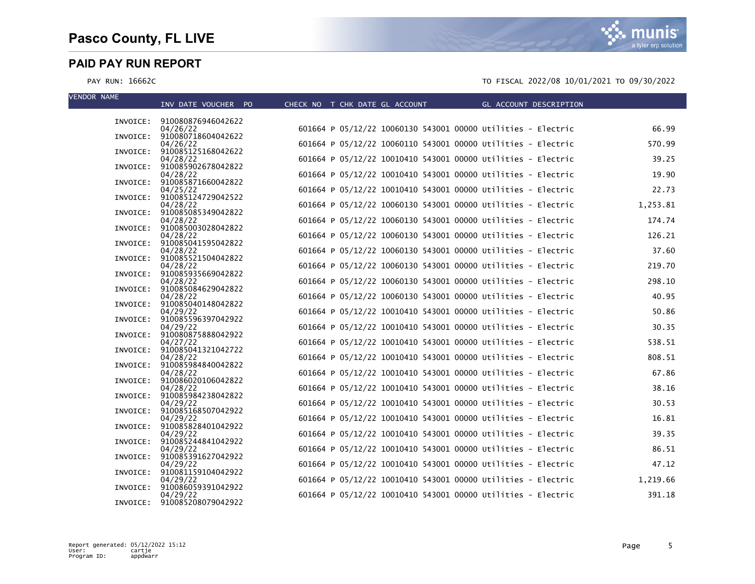# Pasco County, FL LIVE

## PAID PAY RUN REPORT

PAY RUN: 16662C

TO FISCAL 2022/08 10/01/2021 TO 09/30/2022

| VENDOR NAME | INV DATE VOUCHER PO | CHECK NO | T | CHK DATE | GL ACCOUNT | GL ACCOUNT DESCRIPTION | AMOUNT |
|---|---|---|---|---|---|---|---|
| INVOICE: | 910080876946042622 04/26/22 | 601664 | P | 05/12/22 | 10060130 543001 00000 | Utilities - Electric | 66.99 |
| INVOICE: | 910080718604042622 04/26/22 | 601664 | P | 05/12/22 | 10060110 543001 00000 | Utilities - Electric | 570.99 |
| INVOICE: | 910085125168042622 04/28/22 | 601664 | P | 05/12/22 | 10010410 543001 00000 | Utilities - Electric | 39.25 |
| INVOICE: | 910085902678042822 04/28/22 | 601664 | P | 05/12/22 | 10010410 543001 00000 | Utilities - Electric | 19.90 |
| INVOICE: | 910085871660042822 04/25/22 | 601664 | P | 05/12/22 | 10010410 543001 00000 | Utilities - Electric | 22.73 |
| INVOICE: | 910085124729042522 04/28/22 | 601664 | P | 05/12/22 | 10060130 543001 00000 | Utilities - Electric | 1,253.81 |
| INVOICE: | 910085085349042822 04/28/22 | 601664 | P | 05/12/22 | 10060130 543001 00000 | Utilities - Electric | 174.74 |
| INVOICE: | 910085003028042822 04/28/22 | 601664 | P | 05/12/22 | 10060130 543001 00000 | Utilities - Electric | 126.21 |
| INVOICE: | 910085041595042822 04/28/22 | 601664 | P | 05/12/22 | 10060130 543001 00000 | Utilities - Electric | 37.60 |
| INVOICE: | 910085521504042822 04/28/22 | 601664 | P | 05/12/22 | 10060130 543001 00000 | Utilities - Electric | 219.70 |
| INVOICE: | 910085935669042822 04/28/22 | 601664 | P | 05/12/22 | 10060130 543001 00000 | Utilities - Electric | 298.10 |
| INVOICE: | 910085084629042822 04/28/22 | 601664 | P | 05/12/22 | 10060130 543001 00000 | Utilities - Electric | 40.95 |
| INVOICE: | 910085040148042822 04/29/22 | 601664 | P | 05/12/22 | 10010410 543001 00000 | Utilities - Electric | 50.86 |
| INVOICE: | 910085596397042922 04/29/22 | 601664 | P | 05/12/22 | 10010410 543001 00000 | Utilities - Electric | 30.35 |
| INVOICE: | 910080875888042922 04/27/22 | 601664 | P | 05/12/22 | 10010410 543001 00000 | Utilities - Electric | 538.51 |
| INVOICE: | 910085041321042722 04/28/22 | 601664 | P | 05/12/22 | 10010410 543001 00000 | Utilities - Electric | 808.51 |
| INVOICE: | 910085984840042822 04/28/22 | 601664 | P | 05/12/22 | 10010410 543001 00000 | Utilities - Electric | 67.86 |
| INVOICE: | 910086020106042822 04/28/22 | 601664 | P | 05/12/22 | 10010410 543001 00000 | Utilities - Electric | 38.16 |
| INVOICE: | 910085984238042822 04/29/22 | 601664 | P | 05/12/22 | 10010410 543001 00000 | Utilities - Electric | 30.53 |
| INVOICE: | 910085168507042922 04/29/22 | 601664 | P | 05/12/22 | 10010410 543001 00000 | Utilities - Electric | 16.81 |
| INVOICE: | 910085828401042922 04/29/22 | 601664 | P | 05/12/22 | 10010410 543001 00000 | Utilities - Electric | 39.35 |
| INVOICE: | 910085244841042922 04/29/22 | 601664 | P | 05/12/22 | 10010410 543001 00000 | Utilities - Electric | 86.51 |
| INVOICE: | 910085391627042922 04/29/22 | 601664 | P | 05/12/22 | 10010410 543001 00000 | Utilities - Electric | 47.12 |
| INVOICE: | 910081159104042922 04/29/22 | 601664 | P | 05/12/22 | 10010410 543001 00000 | Utilities - Electric | 1,219.66 |
| INVOICE: | 910086059391042922 04/29/22 | 601664 | P | 05/12/22 | 10010410 543001 00000 | Utilities - Electric | 391.18 |
| INVOICE: | 910085208079042922 | | | | | | |

Report generated: 05/12/2022 15:12
User: cartje
Program ID: appdwarr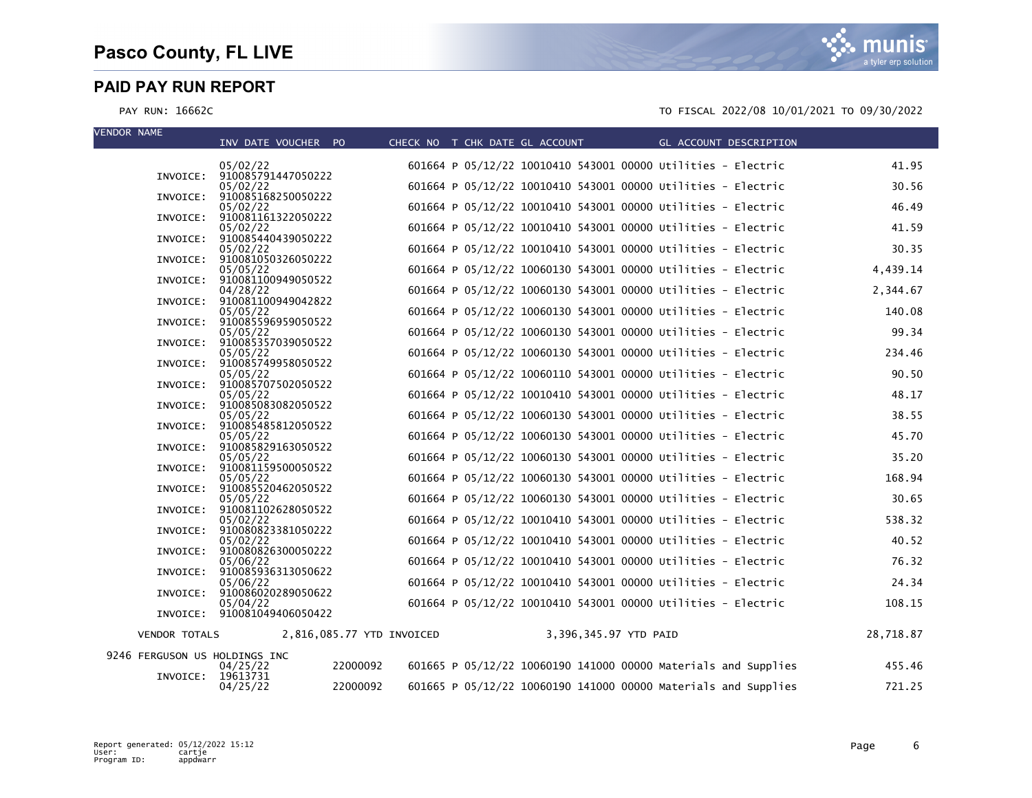# Pasco County, FL LIVE

## PAID PAY RUN REPORT

PAY RUN: 16662C

TO FISCAL 2022/08 10/01/2021 TO 09/30/2022

| VENDOR NAME | INV DATE | VOUCHER | PO | CHECK NO | T | CHK DATE | GL ACCOUNT | GL ACCOUNT DESCRIPTION | AMOUNT |
|---|---|---|---|---|---|---|---|---|---|
| INVOICE: 910085791447050222 | 05/02/22 | | | 601664 | P | 05/12/22 | 10010410 543001 00000 | Utilities - Electric | 41.95 |
| INVOICE: 910085168250050222 | 05/02/22 | | | 601664 | P | 05/12/22 | 10010410 543001 00000 | Utilities - Electric | 30.56 |
| INVOICE: 910081161322050222 | 05/02/22 | | | 601664 | P | 05/12/22 | 10010410 543001 00000 | Utilities - Electric | 46.49 |
| INVOICE: 910085440439050222 | 05/02/22 | | | 601664 | P | 05/12/22 | 10010410 543001 00000 | Utilities - Electric | 41.59 |
| INVOICE: 910081050326050222 | 05/02/22 | | | 601664 | P | 05/12/22 | 10010410 543001 00000 | Utilities - Electric | 30.35 |
| INVOICE: 910081100949050522 | 05/05/22 | | | 601664 | P | 05/12/22 | 10060130 543001 00000 | Utilities - Electric | 4,439.14 |
| INVOICE: 910081100949042822 | 04/28/22 | | | 601664 | P | 05/12/22 | 10060130 543001 00000 | Utilities - Electric | 2,344.67 |
| INVOICE: 910085596959050522 | 05/05/22 | | | 601664 | P | 05/12/22 | 10060130 543001 00000 | Utilities - Electric | 140.08 |
| INVOICE: 910085357039050522 | 05/05/22 | | | 601664 | P | 05/12/22 | 10060130 543001 00000 | Utilities - Electric | 99.34 |
| INVOICE: 910085749958050522 | 05/05/22 | | | 601664 | P | 05/12/22 | 10060130 543001 00000 | Utilities - Electric | 234.46 |
| INVOICE: 910085707502050522 | 05/05/22 | | | 601664 | P | 05/12/22 | 10060110 543001 00000 | Utilities - Electric | 90.50 |
| INVOICE: 910085083082050522 | 05/05/22 | | | 601664 | P | 05/12/22 | 10010410 543001 00000 | Utilities - Electric | 48.17 |
| INVOICE: 910085485812050522 | 05/05/22 | | | 601664 | P | 05/12/22 | 10060130 543001 00000 | Utilities - Electric | 38.55 |
| INVOICE: 910085829163050522 | 05/05/22 | | | 601664 | P | 05/12/22 | 10060130 543001 00000 | Utilities - Electric | 45.70 |
| INVOICE: 910081159500050522 | 05/05/22 | | | 601664 | P | 05/12/22 | 10060130 543001 00000 | Utilities - Electric | 35.20 |
| INVOICE: 910085520462050522 | 05/05/22 | | | 601664 | P | 05/12/22 | 10060130 543001 00000 | Utilities - Electric | 168.94 |
| INVOICE: 910081102628050522 | 05/05/22 | | | 601664 | P | 05/12/22 | 10060130 543001 00000 | Utilities - Electric | 30.65 |
| INVOICE: 910080823381050222 | 05/02/22 | | | 601664 | P | 05/12/22 | 10010410 543001 00000 | Utilities - Electric | 538.32 |
| INVOICE: 910080826300050222 | 05/02/22 | | | 601664 | P | 05/12/22 | 10010410 543001 00000 | Utilities - Electric | 40.52 |
| INVOICE: 910085936313050622 | 05/06/22 | | | 601664 | P | 05/12/22 | 10010410 543001 00000 | Utilities - Electric | 76.32 |
| INVOICE: 910086020289050622 | 05/06/22 | | | 601664 | P | 05/12/22 | 10010410 543001 00000 | Utilities - Electric | 24.34 |
| INVOICE: 910081049406050422 | 05/04/22 | | | 601664 | P | 05/12/22 | 10010410 543001 00000 | Utilities - Electric | 108.15 |
| VENDOR TOTALS | 2,816,085.77 YTD INVOICED | | | | | 3,396,345.97 YTD PAID | | | 28,718.87 |
| 9246 FERGUSON US HOLDINGS INC | | | | | | | | | |
| INVOICE: 19613731 | 04/25/22 | | 22000092 | 601665 | P | 05/12/22 | 10060190 141000 00000 | Materials and Supplies | 455.46 |
| | 04/25/22 | | 22000092 | 601665 | P | 05/12/22 | 10060190 141000 00000 | Materials and Supplies | 721.25 |

Report generated: 05/12/2022 15:12
User: cartje
Program ID: appdwarr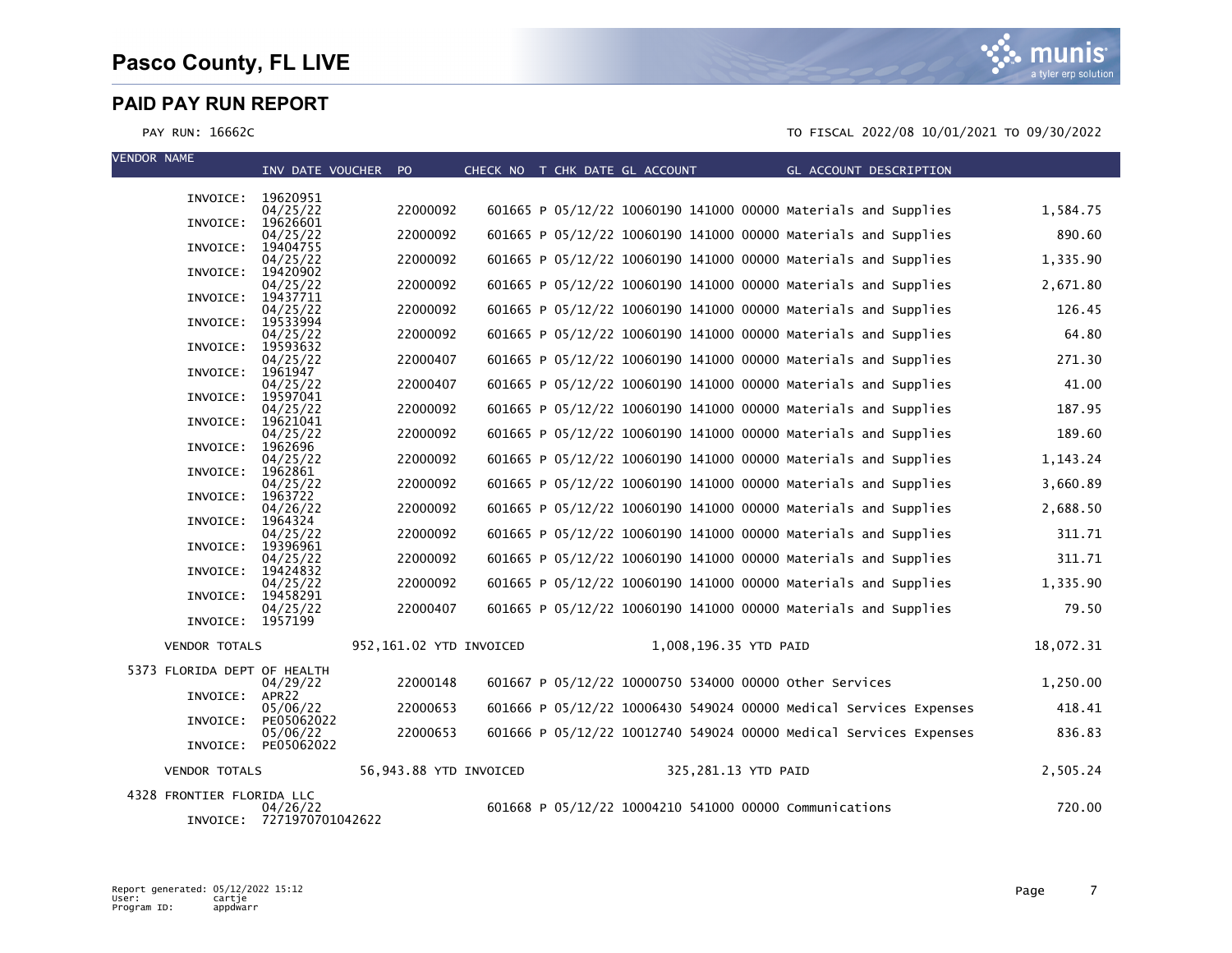# Pasco County, FL LIVE

## PAID PAY RUN REPORT

PAY RUN: 16662C

TO FISCAL 2022/08 10/01/2021 TO 09/30/2022

| VENDOR NAME | INV DATE | VOUCHER | PO | CHECK NO | T | CHK DATE | GL ACCOUNT | GL ACCOUNT DESCRIPTION | AMOUNT |
|---|---|---|---|---|---|---|---|---|---|
| INVOICE: 19620951 | | | | | | | | | |
| INVOICE: 19626601 | 04/25/22 | | 22000092 | 601665 | P | 05/12/22 | 10060190 141000 00000 | Materials and Supplies | 1,584.75 |
| INVOICE: 19404755 | 04/25/22 | | 22000092 | 601665 | P | 05/12/22 | 10060190 141000 00000 | Materials and Supplies | 890.60 |
| INVOICE: 19420902 | 04/25/22 | | 22000092 | 601665 | P | 05/12/22 | 10060190 141000 00000 | Materials and Supplies | 1,335.90 |
| INVOICE: 19437711 | 04/25/22 | | 22000092 | 601665 | P | 05/12/22 | 10060190 141000 00000 | Materials and Supplies | 2,671.80 |
| INVOICE: 19533994 | 04/25/22 | | 22000092 | 601665 | P | 05/12/22 | 10060190 141000 00000 | Materials and Supplies | 126.45 |
| INVOICE: 19593632 | 04/25/22 | | 22000092 | 601665 | P | 05/12/22 | 10060190 141000 00000 | Materials and Supplies | 64.80 |
| INVOICE: 1961947 | 04/25/22 | | 22000407 | 601665 | P | 05/12/22 | 10060190 141000 00000 | Materials and Supplies | 271.30 |
| INVOICE: 19597041 | 04/25/22 | | 22000407 | 601665 | P | 05/12/22 | 10060190 141000 00000 | Materials and Supplies | 41.00 |
| INVOICE: 19621041 | 04/25/22 | | 22000092 | 601665 | P | 05/12/22 | 10060190 141000 00000 | Materials and Supplies | 187.95 |
| INVOICE: 1962696 | 04/25/22 | | 22000092 | 601665 | P | 05/12/22 | 10060190 141000 00000 | Materials and Supplies | 189.60 |
| INVOICE: 1962861 | 04/25/22 | | 22000092 | 601665 | P | 05/12/22 | 10060190 141000 00000 | Materials and Supplies | 1,143.24 |
| INVOICE: 1963722 | 04/25/22 | | 22000092 | 601665 | P | 05/12/22 | 10060190 141000 00000 | Materials and Supplies | 3,660.89 |
| INVOICE: 1964324 | 04/26/22 | | 22000092 | 601665 | P | 05/12/22 | 10060190 141000 00000 | Materials and Supplies | 2,688.50 |
| INVOICE: 19396961 | 04/25/22 | | 22000092 | 601665 | P | 05/12/22 | 10060190 141000 00000 | Materials and Supplies | 311.71 |
| INVOICE: 19424832 | 04/25/22 | | 22000092 | 601665 | P | 05/12/22 | 10060190 141000 00000 | Materials and Supplies | 311.71 |
| INVOICE: 19458291 | 04/25/22 | | 22000092 | 601665 | P | 05/12/22 | 10060190 141000 00000 | Materials and Supplies | 1,335.90 |
| INVOICE: 1957199 | 04/25/22 | | 22000407 | 601665 | P | 05/12/22 | 10060190 141000 00000 | Materials and Supplies | 79.50 |
| VENDOR TOTALS | | 952,161.02 YTD INVOICED | | | | 1,008,196.35 YTD PAID | | | 18,072.31 |
| 5373 FLORIDA DEPT OF HEALTH | | | | | | | | | |
| INVOICE: APR22 | 04/29/22 | | 22000148 | 601667 | P | 05/12/22 | 10000750 534000 00000 | Other Services | 1,250.00 |
| INVOICE: PE05062022 | 05/06/22 | | 22000653 | 601666 | P | 05/12/22 | 10006430 549024 00000 | Medical Services Expenses | 418.41 |
| INVOICE: PE05062022 | 05/06/22 | | 22000653 | 601666 | P | 05/12/22 | 10012740 549024 00000 | Medical Services Expenses | 836.83 |
| VENDOR TOTALS | | 56,943.88 YTD INVOICED | | | | 325,281.13 YTD PAID | | | 2,505.24 |
| 4328 FRONTIER FLORIDA LLC | | | | | | | | | |
| INVOICE: 7271970701042622 | 04/26/22 | | | 601668 | P | 05/12/22 | 10004210 541000 00000 | Communications | 720.00 |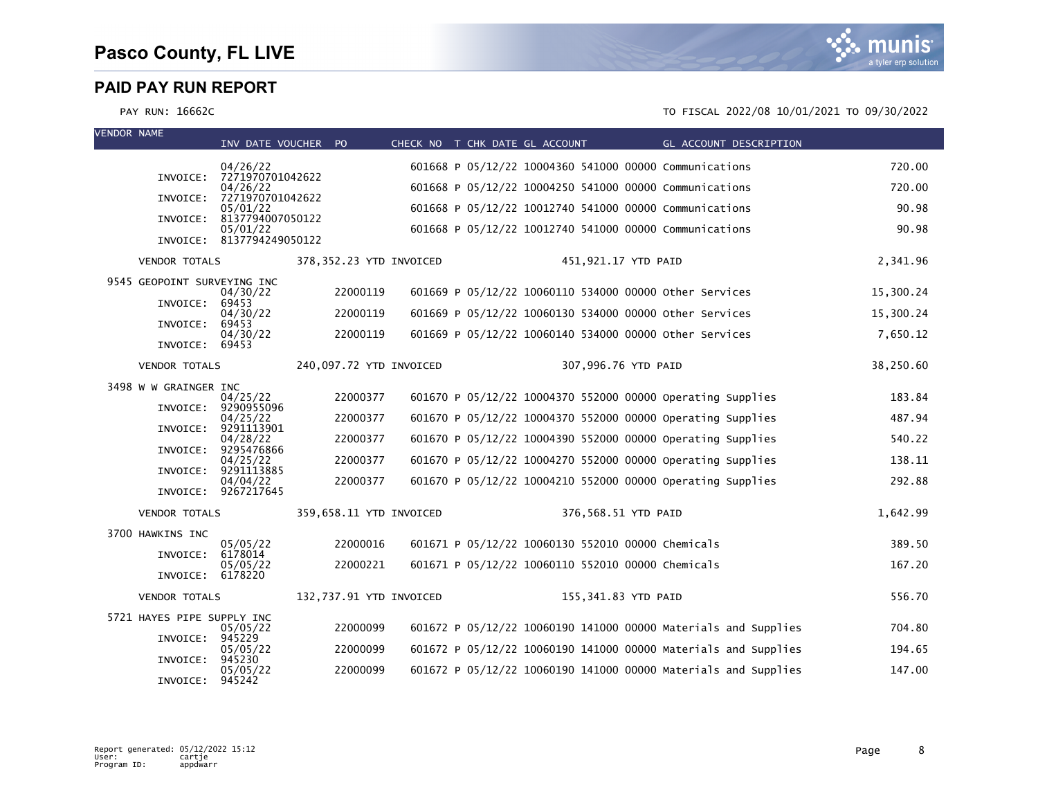# Pasco County, FL LIVE

## PAID PAY RUN REPORT

PAY RUN: 16662C

TO FISCAL 2022/08 10/01/2021 TO 09/30/2022

| VENDOR NAME | INV DATE | VOUCHER | PO | CHECK NO | T | CHK DATE | GL ACCOUNT | GL ACCOUNT DESCRIPTION | AMOUNT |
|---|---|---|---|---|---|---|---|---|---|
| INVOICE: 7271970701042622 | 04/26/22 | | | 601668 | P | 05/12/22 | 10004360 541000 00000 | Communications | 720.00 |
| INVOICE: 7271970701042622 | 04/26/22 | | | 601668 | P | 05/12/22 | 10004250 541000 00000 | Communications | 720.00 |
| INVOICE: 8137794007050122 | 05/01/22 | | | 601668 | P | 05/12/22 | 10012740 541000 00000 | Communications | 90.98 |
| INVOICE: 8137794249050122 | 05/01/22 | | | 601668 | P | 05/12/22 | 10012740 541000 00000 | Communications | 90.98 |
| VENDOR TOTALS | 378,352.23 YTD INVOICED | | | | | 451,921.17 YTD PAID | | | 2,341.96 |
| 9545 GEOPOINT SURVEYING INC | | | | | | | | | |
| INVOICE: 69453 | 04/30/22 | | 22000119 | 601669 | P | 05/12/22 | 10060110 534000 00000 | Other Services | 15,300.24 |
| INVOICE: 69453 | 04/30/22 | | 22000119 | 601669 | P | 05/12/22 | 10060130 534000 00000 | Other Services | 15,300.24 |
| INVOICE: 69453 | 04/30/22 | | 22000119 | 601669 | P | 05/12/22 | 10060140 534000 00000 | Other Services | 7,650.12 |
| VENDOR TOTALS | 240,097.72 YTD INVOICED | | | | | 307,996.76 YTD PAID | | | 38,250.60 |
| 3498 W W GRAINGER INC | | | | | | | | | |
| INVOICE: 9290955096 | 04/25/22 | | 22000377 | 601670 | P | 05/12/22 | 10004370 552000 00000 | Operating Supplies | 183.84 |
| INVOICE: 9291113901 | 04/25/22 | | 22000377 | 601670 | P | 05/12/22 | 10004370 552000 00000 | Operating Supplies | 487.94 |
| INVOICE: 9295476866 | 04/28/22 | | 22000377 | 601670 | P | 05/12/22 | 10004390 552000 00000 | Operating Supplies | 540.22 |
| INVOICE: 9291113885 | 04/25/22 | | 22000377 | 601670 | P | 05/12/22 | 10004270 552000 00000 | Operating Supplies | 138.11 |
| INVOICE: 9267217645 | 04/04/22 | | 22000377 | 601670 | P | 05/12/22 | 10004210 552000 00000 | Operating Supplies | 292.88 |
| VENDOR TOTALS | 359,658.11 YTD INVOICED | | | | | 376,568.51 YTD PAID | | | 1,642.99 |
| 3700 HAWKINS INC | | | | | | | | | |
| INVOICE: 6178014 | 05/05/22 | | 22000016 | 601671 | P | 05/12/22 | 10060130 552010 00000 | Chemicals | 389.50 |
| INVOICE: 6178220 | 05/05/22 | | 22000221 | 601671 | P | 05/12/22 | 10060110 552010 00000 | Chemicals | 167.20 |
| VENDOR TOTALS | 132,737.91 YTD INVOICED | | | | | 155,341.83 YTD PAID | | | 556.70 |
| 5721 HAYES PIPE SUPPLY INC | | | | | | | | | |
| INVOICE: 945229 | 05/05/22 | | 22000099 | 601672 | P | 05/12/22 | 10060190 141000 00000 | Materials and Supplies | 704.80 |
| INVOICE: 945230 | 05/05/22 | | 22000099 | 601672 | P | 05/12/22 | 10060190 141000 00000 | Materials and Supplies | 194.65 |
| INVOICE: 945242 | 05/05/22 | | 22000099 | 601672 | P | 05/12/22 | 10060190 141000 00000 | Materials and Supplies | 147.00 |

Report generated: 05/12/2022 15:12
User: cartje
Program ID: appdwarr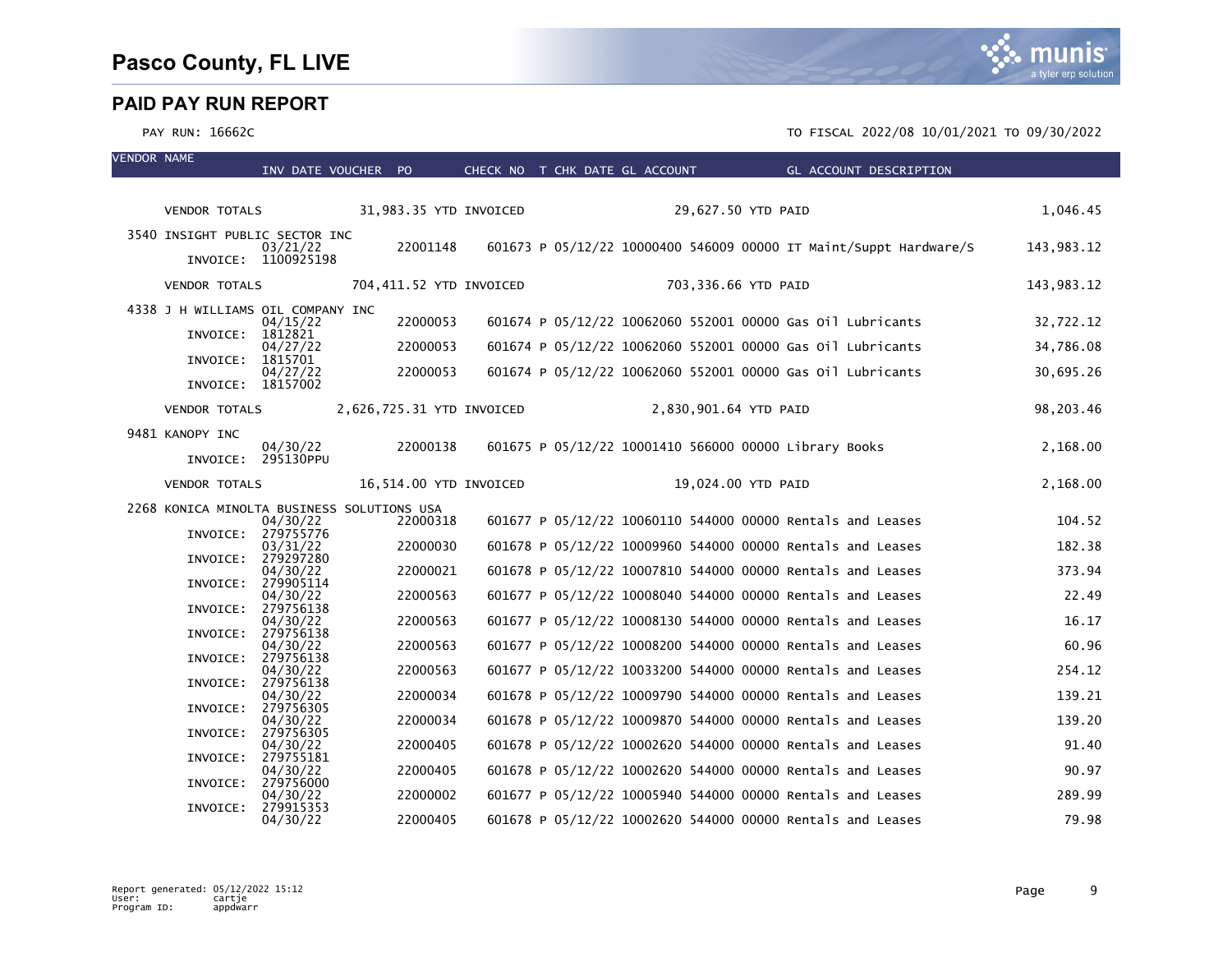# Pasco County, FL LIVE

## PAID PAY RUN REPORT

PAY RUN: 16662C

TO FISCAL 2022/08 10/01/2021 TO 09/30/2022

| VENDOR NAME | INV DATE | VOUCHER | PO | CHECK NO | T | CHK DATE | GL ACCOUNT | GL ACCOUNT DESCRIPTION | AMOUNT |
|---|---|---|---|---|---|---|---|---|---|
| VENDOR TOTALS | 31,983.35 YTD INVOICED | | | | | | 29,627.50 YTD PAID | | 1,046.45 |
| 3540 INSIGHT PUBLIC SECTOR INC | 03/21/22 | | 22001148 | 601673 | P | 05/12/22 | 10000400 546009 00000 | IT Maint/Suppt Hardware/S | 143,983.12 |
| INVOICE: 1100925198 | | | | | | | | | |
| VENDOR TOTALS | 704,411.52 YTD INVOICED | | | | | | 703,336.66 YTD PAID | | 143,983.12 |
| 4338 J H WILLIAMS OIL COMPANY INC | 04/15/22 | | 22000053 | 601674 | P | 05/12/22 | 10062060 552001 00000 | Gas Oil Lubricants | 32,722.12 |
| INVOICE: 1812821 | 04/27/22 | | 22000053 | 601674 | P | 05/12/22 | 10062060 552001 00000 | Gas Oil Lubricants | 34,786.08 |
| INVOICE: 1815701 | 04/27/22 | | 22000053 | 601674 | P | 05/12/22 | 10062060 552001 00000 | Gas Oil Lubricants | 30,695.26 |
| INVOICE: 18157002 | | | | | | | | | |
| VENDOR TOTALS | 2,626,725.31 YTD INVOICED | | | | | | 2,830,901.64 YTD PAID | | 98,203.46 |
| 9481 KANOPY INC | 04/30/22 | | 22000138 | 601675 | P | 05/12/22 | 10001410 566000 00000 | Library Books | 2,168.00 |
| INVOICE: 295130PPU | | | | | | | | | |
| VENDOR TOTALS | 16,514.00 YTD INVOICED | | | | | | 19,024.00 YTD PAID | | 2,168.00 |
| 2268 KONICA MINOLTA BUSINESS SOLUTIONS USA | 04/30/22 | | 22000318 | 601677 | P | 05/12/22 | 10060110 544000 00000 | Rentals and Leases | 104.52 |
| INVOICE: 279755776 | 03/31/22 | | 22000030 | 601678 | P | 05/12/22 | 10009960 544000 00000 | Rentals and Leases | 182.38 |
| INVOICE: 279297280 | 04/30/22 | | 22000021 | 601678 | P | 05/12/22 | 10007810 544000 00000 | Rentals and Leases | 373.94 |
| INVOICE: 279905114 | 04/30/22 | | 22000563 | 601677 | P | 05/12/22 | 10008040 544000 00000 | Rentals and Leases | 22.49 |
| INVOICE: 279756138 | 04/30/22 | | 22000563 | 601677 | P | 05/12/22 | 10008130 544000 00000 | Rentals and Leases | 16.17 |
| INVOICE: 279756138 | 04/30/22 | | 22000563 | 601677 | P | 05/12/22 | 10008200 544000 00000 | Rentals and Leases | 60.96 |
| INVOICE: 279756138 | 04/30/22 | | 22000563 | 601677 | P | 05/12/22 | 10033200 544000 00000 | Rentals and Leases | 254.12 |
| INVOICE: 279756138 | 04/30/22 | | 22000034 | 601678 | P | 05/12/22 | 10009790 544000 00000 | Rentals and Leases | 139.21 |
| INVOICE: 279756305 | 04/30/22 | | 22000034 | 601678 | P | 05/12/22 | 10009870 544000 00000 | Rentals and Leases | 139.20 |
| INVOICE: 279756305 | 04/30/22 | | 22000405 | 601678 | P | 05/12/22 | 10002620 544000 00000 | Rentals and Leases | 91.40 |
| INVOICE: 279755181 | 04/30/22 | | 22000405 | 601678 | P | 05/12/22 | 10002620 544000 00000 | Rentals and Leases | 90.97 |
| INVOICE: 279756000 | 04/30/22 | | 22000002 | 601677 | P | 05/12/22 | 10005940 544000 00000 | Rentals and Leases | 289.99 |
| INVOICE: 279915353 | 04/30/22 | | 22000405 | 601678 | P | 05/12/22 | 10002620 544000 00000 | Rentals and Leases | 79.98 |

Report generated: 05/12/2022 15:12
User: cartje
Program ID: appdwarr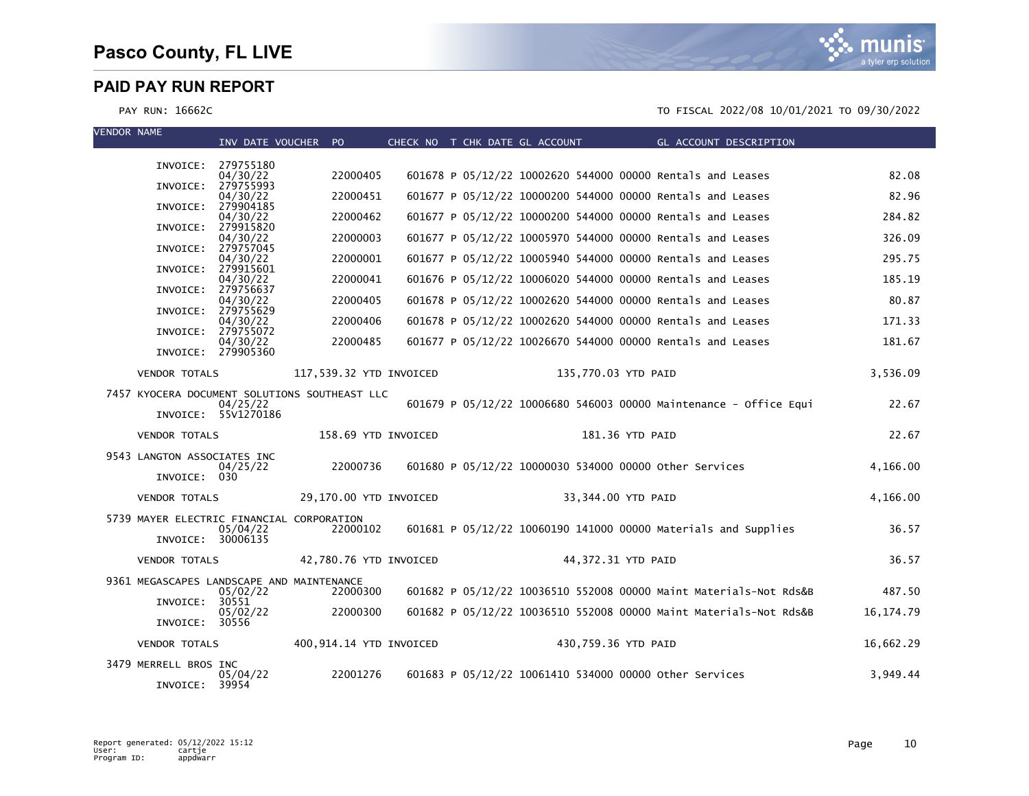# Pasco County, FL LIVE

## PAID PAY RUN REPORT

PAY RUN: 16662C

TO FISCAL 2022/08 10/01/2021 TO 09/30/2022

| VENDOR NAME | INV DATE | VOUCHER | PO | CHECK NO | T | CHK DATE | GL ACCOUNT | GL ACCOUNT DESCRIPTION | |
|---|---|---|---|---|---|---|---|---|---|
| INVOICE: 279755180 | 04/30/22 | | 22000405 | 601678 | P | 05/12/22 | 10002620 544000 00000 | Rentals and Leases | 82.08 |
| INVOICE: 279755993 | 04/30/22 | | 22000451 | 601677 | P | 05/12/22 | 10000200 544000 00000 | Rentals and Leases | 82.96 |
| INVOICE: 279904185 | 04/30/22 | | 22000462 | 601677 | P | 05/12/22 | 10000200 544000 00000 | Rentals and Leases | 284.82 |
| INVOICE: 279915820 | 04/30/22 | | 22000003 | 601677 | P | 05/12/22 | 10005970 544000 00000 | Rentals and Leases | 326.09 |
| INVOICE: 279757045 | 04/30/22 | | 22000001 | 601677 | P | 05/12/22 | 10005940 544000 00000 | Rentals and Leases | 295.75 |
| INVOICE: 279915601 | 04/30/22 | | 22000041 | 601676 | P | 05/12/22 | 10006020 544000 00000 | Rentals and Leases | 185.19 |
| INVOICE: 279756637 | 04/30/22 | | 22000405 | 601678 | P | 05/12/22 | 10002620 544000 00000 | Rentals and Leases | 80.87 |
| INVOICE: 279755629 | 04/30/22 | | 22000406 | 601678 | P | 05/12/22 | 10002620 544000 00000 | Rentals and Leases | 171.33 |
| INVOICE: 279755072 | 04/30/22 | | 22000485 | 601677 | P | 05/12/22 | 10026670 544000 00000 | Rentals and Leases | 181.67 |
| INVOICE: 279905360 | | | | | | | | | |
| VENDOR TOTALS | 117,539.32 YTD INVOICED | | | | | | 135,770.03 YTD PAID | | 3,536.09 |
| 7457 KYOCERA DOCUMENT SOLUTIONS SOUTHEAST LLC | | | | | | | | | |
| INVOICE: 55V1270186 | 04/25/22 | | | 601679 | P | 05/12/22 | 10006680 546003 00000 | Maintenance - Office Equi | 22.67 |
| VENDOR TOTALS | 158.69 YTD INVOICED | | | | | | 181.36 YTD PAID | | 22.67 |
| 9543 LANGTON ASSOCIATES INC | | | | | | | | | |
| INVOICE: 030 | 04/25/22 | | 22000736 | 601680 | P | 05/12/22 | 10000030 534000 00000 | Other Services | 4,166.00 |
| VENDOR TOTALS | 29,170.00 YTD INVOICED | | | | | | 33,344.00 YTD PAID | | 4,166.00 |
| 5739 MAYER ELECTRIC FINANCIAL CORPORATION | | | | | | | | | |
| INVOICE: 30006135 | 05/04/22 | | 22000102 | 601681 | P | 05/12/22 | 10060190 141000 00000 | Materials and Supplies | 36.57 |
| VENDOR TOTALS | 42,780.76 YTD INVOICED | | | | | | 44,372.31 YTD PAID | | 36.57 |
| 9361 MEGASCAPES LANDSCAPE AND MAINTENANCE | | | | | | | | | |
| INVOICE: 30551 | 05/02/22 | | 22000300 | 601682 | P | 05/12/22 | 10036510 552008 00000 | Maint Materials-Not Rds&B | 487.50 |
| INVOICE: 30556 | 05/02/22 | | 22000300 | 601682 | P | 05/12/22 | 10036510 552008 00000 | Maint Materials-Not Rds&B | 16,174.79 |
| VENDOR TOTALS | 400,914.14 YTD INVOICED | | | | | | 430,759.36 YTD PAID | | 16,662.29 |
| 3479 MERRELL BROS INC | | | | | | | | | |
| INVOICE: 39954 | 05/04/22 | | 22001276 | 601683 | P | 05/12/22 | 10061410 534000 00000 | Other Services | 3,949.44 |

Report generated: 05/12/2022 15:12
User: cartje
Program ID: appdwarr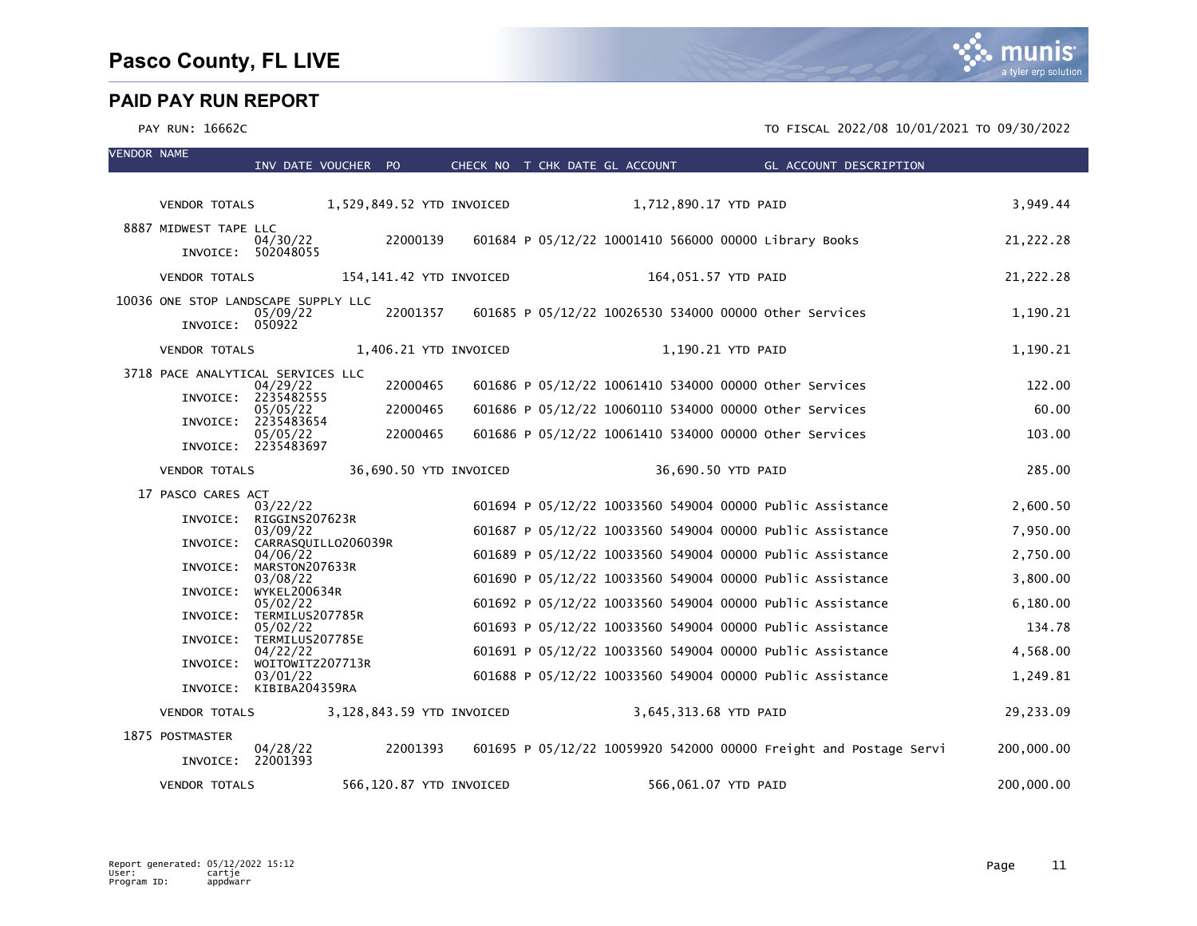# Pasco County, FL LIVE

## PAID PAY RUN REPORT

PAY RUN: 16662C

TO FISCAL 2022/08 10/01/2021 TO 09/30/2022

| VENDOR NAME | INV DATE | VOUCHER | PO | CHECK NO | T | CHK DATE | GL ACCOUNT | GL ACCOUNT DESCRIPTION | |
|---|---|---|---|---|---|---|---|---|---|
| VENDOR TOTALS | | 1,529,849.52 YTD INVOICED | | | | 1,712,890.17 YTD PAID | | | 3,949.44 |
| 8887 MIDWEST TAPE LLC | | | | | | | | | |
| INVOICE: 502048055 | 04/30/22 | | 22000139 | 601684 | P | 05/12/22 | 10001410 566000 00000 | Library Books | 21,222.28 |
| VENDOR TOTALS | | 154,141.42 YTD INVOICED | | | | 164,051.57 YTD PAID | | | 21,222.28 |
| 10036 ONE STOP LANDSCAPE SUPPLY LLC | | | | | | | | | |
| INVOICE: 050922 | 05/09/22 | | 22001357 | 601685 | P | 05/12/22 | 10026530 534000 00000 | Other Services | 1,190.21 |
| VENDOR TOTALS | | 1,406.21 YTD INVOICED | | | | 1,190.21 YTD PAID | | | 1,190.21 |
| 3718 PACE ANALYTICAL SERVICES LLC | | | | | | | | | |
| INVOICE: 2235482555 | 04/29/22 | | 22000465 | 601686 | P | 05/12/22 | 10061410 534000 00000 | Other Services | 122.00 |
| INVOICE: 2235483654 | 05/05/22 | | 22000465 | 601686 | P | 05/12/22 | 10060110 534000 00000 | Other Services | 60.00 |
| INVOICE: 2235483697 | 05/05/22 | | 22000465 | 601686 | P | 05/12/22 | 10061410 534000 00000 | Other Services | 103.00 |
| VENDOR TOTALS | | 36,690.50 YTD INVOICED | | | | 36,690.50 YTD PAID | | | 285.00 |
| 17 PASCO CARES ACT | | | | | | | | | |
| INVOICE: RIGGINS207623R | 03/22/22 | | | 601694 | P | 05/12/22 | 10033560 549004 00000 | Public Assistance | 2,600.50 |
| INVOICE: CARRASQUILLO206039R | 03/09/22 | | | 601687 | P | 05/12/22 | 10033560 549004 00000 | Public Assistance | 7,950.00 |
| INVOICE: MARSTON207633R | 04/06/22 | | | 601689 | P | 05/12/22 | 10033560 549004 00000 | Public Assistance | 2,750.00 |
| INVOICE: WYKEL200634R | 03/08/22 | | | 601690 | P | 05/12/22 | 10033560 549004 00000 | Public Assistance | 3,800.00 |
| INVOICE: TERMILUS207785R | 05/02/22 | | | 601692 | P | 05/12/22 | 10033560 549004 00000 | Public Assistance | 6,180.00 |
| INVOICE: TERMILUS207785E | 05/02/22 | | | 601693 | P | 05/12/22 | 10033560 549004 00000 | Public Assistance | 134.78 |
| INVOICE: WOITOWITZ207713R | 04/22/22 | | | 601691 | P | 05/12/22 | 10033560 549004 00000 | Public Assistance | 4,568.00 |
| INVOICE: KIBIBA204359RA | 03/01/22 | | | 601688 | P | 05/12/22 | 10033560 549004 00000 | Public Assistance | 1,249.81 |
| VENDOR TOTALS | | 3,128,843.59 YTD INVOICED | | | | 3,645,313.68 YTD PAID | | | 29,233.09 |
| 1875 POSTMASTER | | | | | | | | | |
| INVOICE: 22001393 | 04/28/22 | | 22001393 | 601695 | P | 05/12/22 | 10059920 542000 00000 | Freight and Postage Servi | 200,000.00 |
| VENDOR TOTALS | | 566,120.87 YTD INVOICED | | | | 566,061.07 YTD PAID | | | 200,000.00 |

Report generated: 05/12/2022 15:12
User: cartje
Program ID: appdwarr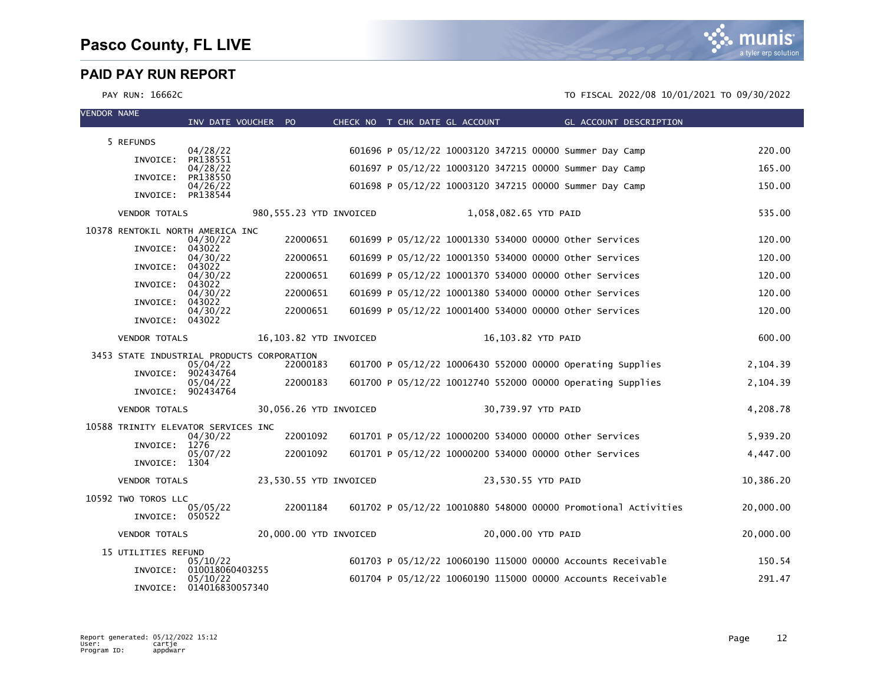# Pasco County, FL LIVE

## PAID PAY RUN REPORT

PAY RUN: 16662C

TO FISCAL 2022/08 10/01/2021 TO 09/30/2022

| VENDOR NAME | INV DATE | VOUCHER | PO | CHECK NO | T | CHK DATE | GL ACCOUNT | GL ACCOUNT DESCRIPTION | AMOUNT |
|---|---|---|---|---|---|---|---|---|---|
| 5 REFUNDS | | | | | | | | | |
| | 04/28/22 | | | 601696 | P | 05/12/22 | 10003120 347215 00000 | Summer Day Camp | 220.00 |
| INVOICE: PR138551 | | | | | | | | | |
| | 04/28/22 | | | 601697 | P | 05/12/22 | 10003120 347215 00000 | Summer Day Camp | 165.00 |
| INVOICE: PR138550 | | | | | | | | | |
| | 04/26/22 | | | 601698 | P | 05/12/22 | 10003120 347215 00000 | Summer Day Camp | 150.00 |
| INVOICE: PR138544 | | | | | | | | | |
| VENDOR TOTALS | 980,555.23 YTD INVOICED | | | | | | 1,058,082.65 YTD PAID | | 535.00 |
| 10378 RENTOKIL NORTH AMERICA INC | | | | | | | | | |
| | 04/30/22 | | 22000651 | 601699 | P | 05/12/22 | 10001330 534000 00000 | Other Services | 120.00 |
| INVOICE: 043022 | | | | | | | | | |
| | 04/30/22 | | 22000651 | 601699 | P | 05/12/22 | 10001350 534000 00000 | Other Services | 120.00 |
| INVOICE: 043022 | | | | | | | | | |
| | 04/30/22 | | 22000651 | 601699 | P | 05/12/22 | 10001370 534000 00000 | Other Services | 120.00 |
| INVOICE: 043022 | | | | | | | | | |
| | 04/30/22 | | 22000651 | 601699 | P | 05/12/22 | 10001380 534000 00000 | Other Services | 120.00 |
| INVOICE: 043022 | | | | | | | | | |
| | 04/30/22 | | 22000651 | 601699 | P | 05/12/22 | 10001400 534000 00000 | Other Services | 120.00 |
| INVOICE: 043022 | | | | | | | | | |
| VENDOR TOTALS | 16,103.82 YTD INVOICED | | | | | | 16,103.82 YTD PAID | | 600.00 |
| 3453 STATE INDUSTRIAL PRODUCTS CORPORATION | | | | | | | | | |
| | 05/04/22 | | 22000183 | 601700 | P | 05/12/22 | 10006430 552000 00000 | Operating Supplies | 2,104.39 |
| INVOICE: 902434764 | | | | | | | | | |
| | 05/04/22 | | 22000183 | 601700 | P | 05/12/22 | 10012740 552000 00000 | Operating Supplies | 2,104.39 |
| INVOICE: 902434764 | | | | | | | | | |
| VENDOR TOTALS | 30,056.26 YTD INVOICED | | | | | | 30,739.97 YTD PAID | | 4,208.78 |
| 10588 TRINITY ELEVATOR SERVICES INC | | | | | | | | | |
| | 04/30/22 | | 22001092 | 601701 | P | 05/12/22 | 10000200 534000 00000 | Other Services | 5,939.20 |
| INVOICE: 1276 | | | | | | | | | |
| | 05/07/22 | | 22001092 | 601701 | P | 05/12/22 | 10000200 534000 00000 | Other Services | 4,447.00 |
| INVOICE: 1304 | | | | | | | | | |
| VENDOR TOTALS | 23,530.55 YTD INVOICED | | | | | | 23,530.55 YTD PAID | | 10,386.20 |
| 10592 TWO TOROS LLC | | | | | | | | | |
| | 05/05/22 | | 22001184 | 601702 | P | 05/12/22 | 10010880 548000 00000 | Promotional Activities | 20,000.00 |
| INVOICE: 050522 | | | | | | | | | |
| VENDOR TOTALS | 20,000.00 YTD INVOICED | | | | | | 20,000.00 YTD PAID | | 20,000.00 |
| 15 UTILITIES REFUND | | | | | | | | | |
| | 05/10/22 | | | 601703 | P | 05/12/22 | 10060190 115000 00000 | Accounts Receivable | 150.54 |
| INVOICE: 010018060403255 | | | | | | | | | |
| | 05/10/22 | | | 601704 | P | 05/12/22 | 10060190 115000 00000 | Accounts Receivable | 291.47 |
| INVOICE: 014016830057340 | | | | | | | | | |

Report generated: 05/12/2022 15:12
User: cartje
Program ID: appdwarr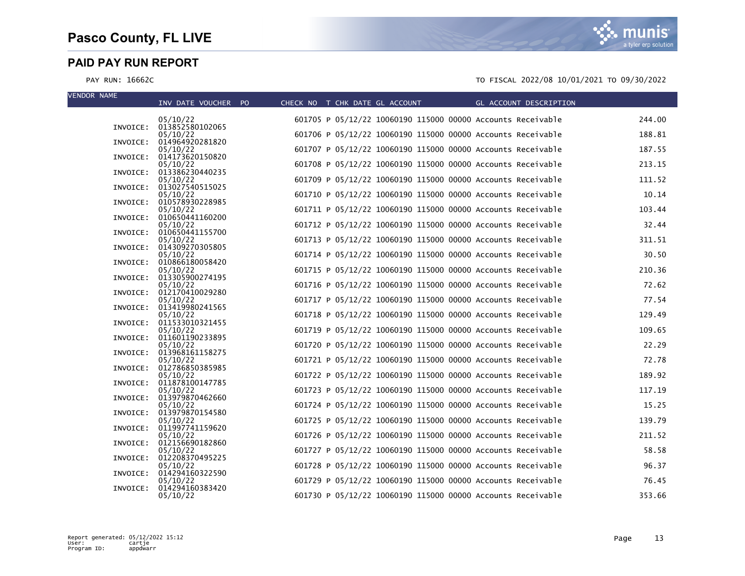# Pasco County, FL LIVE

## PAID PAY RUN REPORT

PAY RUN: 16662C

TO FISCAL 2022/08 10/01/2021 TO 09/30/2022

| VENDOR NAME | INV DATE VOUCHER PO | CHECK NO | T | CHK DATE | GL ACCOUNT | GL ACCOUNT DESCRIPTION | AMOUNT |
|---|---|---|---|---|---|---|---|
| | 05/10/22 | 601705 | P | 05/12/22 | 10060190 115000 00000 | Accounts Receivable | 244.00 |
| INVOICE: | 013852580102065<br>05/10/22 | 601706 | P | 05/12/22 | 10060190 115000 00000 | Accounts Receivable | 188.81 |
| INVOICE: | 014964920281820<br>05/10/22 | 601707 | P | 05/12/22 | 10060190 115000 00000 | Accounts Receivable | 187.55 |
| INVOICE: | 014173620150820<br>05/10/22 | 601708 | P | 05/12/22 | 10060190 115000 00000 | Accounts Receivable | 213.15 |
| INVOICE: | 013386230440235<br>05/10/22 | 601709 | P | 05/12/22 | 10060190 115000 00000 | Accounts Receivable | 111.52 |
| INVOICE: | 013027540515025<br>05/10/22 | 601710 | P | 05/12/22 | 10060190 115000 00000 | Accounts Receivable | 10.14 |
| INVOICE: | 010578930228985<br>05/10/22 | 601711 | P | 05/12/22 | 10060190 115000 00000 | Accounts Receivable | 103.44 |
| INVOICE: | 010650441160200<br>05/10/22 | 601712 | P | 05/12/22 | 10060190 115000 00000 | Accounts Receivable | 32.44 |
| INVOICE: | 010650441155700<br>05/10/22 | 601713 | P | 05/12/22 | 10060190 115000 00000 | Accounts Receivable | 311.51 |
| INVOICE: | 014309270305805<br>05/10/22 | 601714 | P | 05/12/22 | 10060190 115000 00000 | Accounts Receivable | 30.50 |
| INVOICE: | 010866180058420<br>05/10/22 | 601715 | P | 05/12/22 | 10060190 115000 00000 | Accounts Receivable | 210.36 |
| INVOICE: | 013305900274195<br>05/10/22 | 601716 | P | 05/12/22 | 10060190 115000 00000 | Accounts Receivable | 72.62 |
| INVOICE: | 012170410029280<br>05/10/22 | 601717 | P | 05/12/22 | 10060190 115000 00000 | Accounts Receivable | 77.54 |
| INVOICE: | 013419980241565<br>05/10/22 | 601718 | P | 05/12/22 | 10060190 115000 00000 | Accounts Receivable | 129.49 |
| INVOICE: | 011533010321455<br>05/10/22 | 601719 | P | 05/12/22 | 10060190 115000 00000 | Accounts Receivable | 109.65 |
| INVOICE: | 011601190233895<br>05/10/22 | 601720 | P | 05/12/22 | 10060190 115000 00000 | Accounts Receivable | 22.29 |
| INVOICE: | 013968161158275<br>05/10/22 | 601721 | P | 05/12/22 | 10060190 115000 00000 | Accounts Receivable | 72.78 |
| INVOICE: | 012786850385985<br>05/10/22 | 601722 | P | 05/12/22 | 10060190 115000 00000 | Accounts Receivable | 189.92 |
| INVOICE: | 011878100147785<br>05/10/22 | 601723 | P | 05/12/22 | 10060190 115000 00000 | Accounts Receivable | 117.19 |
| INVOICE: | 013979870462660<br>05/10/22 | 601724 | P | 05/12/22 | 10060190 115000 00000 | Accounts Receivable | 15.25 |
| INVOICE: | 013979870154580<br>05/10/22 | 601725 | P | 05/12/22 | 10060190 115000 00000 | Accounts Receivable | 139.79 |
| INVOICE: | 011997741159620<br>05/10/22 | 601726 | P | 05/12/22 | 10060190 115000 00000 | Accounts Receivable | 211.52 |
| INVOICE: | 012156690182860<br>05/10/22 | 601727 | P | 05/12/22 | 10060190 115000 00000 | Accounts Receivable | 58.58 |
| INVOICE: | 012208370495225<br>05/10/22 | 601728 | P | 05/12/22 | 10060190 115000 00000 | Accounts Receivable | 96.37 |
| INVOICE: | 014294160322590<br>05/10/22 | 601729 | P | 05/12/22 | 10060190 115000 00000 | Accounts Receivable | 76.45 |
| INVOICE: | 014294160383420<br>05/10/22 | 601730 | P | 05/12/22 | 10060190 115000 00000 | Accounts Receivable | 353.66 |

Report generated: 05/12/2022 15:12
User: cartje
Program ID: appdwarr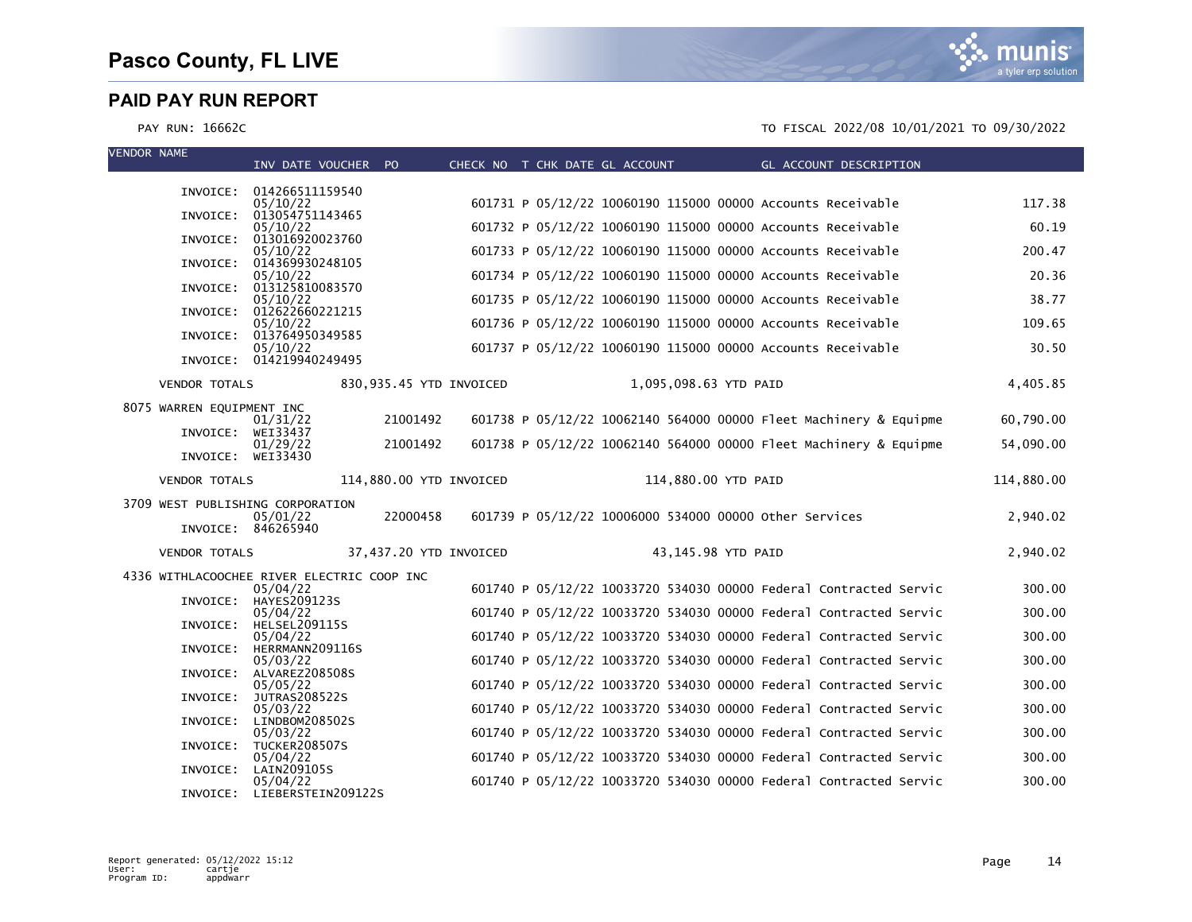# Pasco County, FL LIVE

## PAID PAY RUN REPORT

PAY RUN: 16662C

TO FISCAL 2022/08 10/01/2021 TO 09/30/2022

| VENDOR NAME | INV DATE VOUCHER | PO | CHECK NO | T | CHK DATE | GL ACCOUNT | GL ACCOUNT DESCRIPTION | |
|---|---|---|---|---|---|---|---|---|
| INVOICE: 014266511159540 | 05/10/22 | | 601731 | P | 05/12/22 | 10060190 115000 00000 | Accounts Receivable | 117.38 |
| INVOICE: 013054751143465 | 05/10/22 | | 601732 | P | 05/12/22 | 10060190 115000 00000 | Accounts Receivable | 60.19 |
| INVOICE: 013016920023760 | 05/10/22 | | 601733 | P | 05/12/22 | 10060190 115000 00000 | Accounts Receivable | 200.47 |
| INVOICE: 014369930248105 | 05/10/22 | | 601734 | P | 05/12/22 | 10060190 115000 00000 | Accounts Receivable | 20.36 |
| INVOICE: 013125810083570 | 05/10/22 | | 601735 | P | 05/12/22 | 10060190 115000 00000 | Accounts Receivable | 38.77 |
| INVOICE: 012622660221215 | 05/10/22 | | 601736 | P | 05/12/22 | 10060190 115000 00000 | Accounts Receivable | 109.65 |
| INVOICE: 013764950349585 | 05/10/22 | | 601737 | P | 05/12/22 | 10060190 115000 00000 | Accounts Receivable | 30.50 |
| INVOICE: 014219940249495 | | | | | | | | |
| VENDOR TOTALS | 830,935.45 YTD INVOICED | | | | | 1,095,098.63 YTD PAID | | 4,405.85 |
| 8075 WARREN EQUIPMENT INC | | | | | | | | |
| INVOICE: WEI33437 | 01/31/22 | 21001492 | 601738 | P | 05/12/22 | 10062140 564000 00000 | Fleet Machinery & Equipme | 60,790.00 |
| INVOICE: WEI33430 | 01/29/22 | 21001492 | 601738 | P | 05/12/22 | 10062140 564000 00000 | Fleet Machinery & Equipme | 54,090.00 |
| VENDOR TOTALS | 114,880.00 YTD INVOICED | | | | | 114,880.00 YTD PAID | | 114,880.00 |
| 3709 WEST PUBLISHING CORPORATION | | | | | | | | |
| INVOICE: 846265940 | 05/01/22 | 22000458 | 601739 | P | 05/12/22 | 10006000 534000 00000 | Other Services | 2,940.02 |
| VENDOR TOTALS | 37,437.20 YTD INVOICED | | | | | 43,145.98 YTD PAID | | 2,940.02 |
| 4336 WITHLACOOCHEE RIVER ELECTRIC COOP INC | | | | | | | | |
| INVOICE: HAYES209123S | 05/04/22 | | 601740 | P | 05/12/22 | 10033720 534030 00000 | Federal Contracted Servic | 300.00 |
| INVOICE: HELSEL209115S | 05/04/22 | | 601740 | P | 05/12/22 | 10033720 534030 00000 | Federal Contracted Servic | 300.00 |
| INVOICE: HERRMANN209116S | 05/04/22 | | 601740 | P | 05/12/22 | 10033720 534030 00000 | Federal Contracted Servic | 300.00 |
| INVOICE: ALVAREZ208508S | 05/03/22 | | 601740 | P | 05/12/22 | 10033720 534030 00000 | Federal Contracted Servic | 300.00 |
| INVOICE: JUTRAS208522S | 05/05/22 | | 601740 | P | 05/12/22 | 10033720 534030 00000 | Federal Contracted Servic | 300.00 |
| INVOICE: LINDBOM208502S | 05/03/22 | | 601740 | P | 05/12/22 | 10033720 534030 00000 | Federal Contracted Servic | 300.00 |
| INVOICE: TUCKER208507S | 05/03/22 | | 601740 | P | 05/12/22 | 10033720 534030 00000 | Federal Contracted Servic | 300.00 |
| INVOICE: LAIN209105S | 05/04/22 | | 601740 | P | 05/12/22 | 10033720 534030 00000 | Federal Contracted Servic | 300.00 |
| INVOICE: LIEBERSTEIN209122S | 05/04/22 | | 601740 | P | 05/12/22 | 10033720 534030 00000 | Federal Contracted Servic | 300.00 |

Report generated: 05/12/2022 15:12
User: cartje
Program ID: appdwarr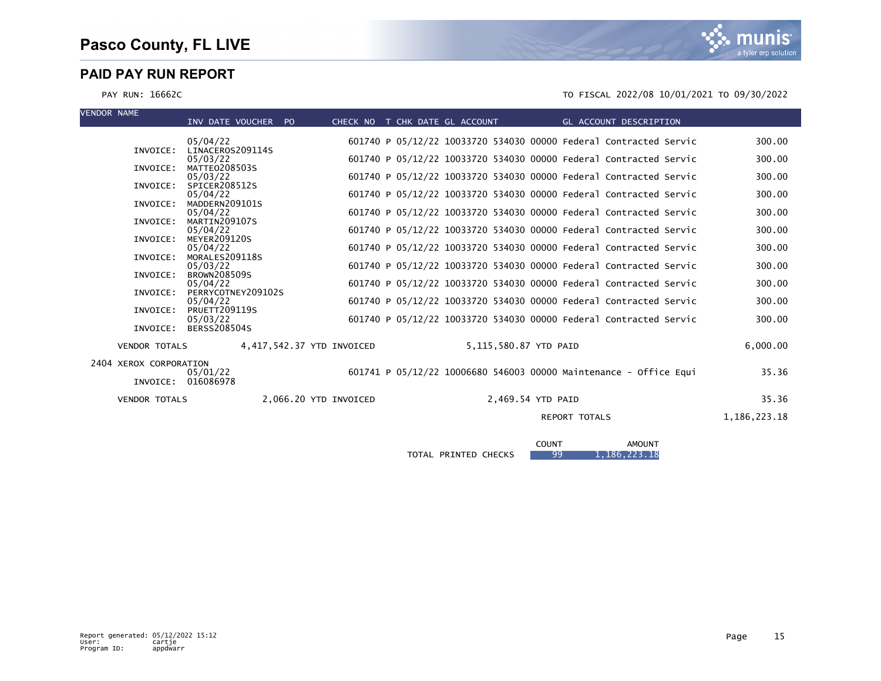# Pasco County, FL LIVE

## PAID PAY RUN REPORT

PAY RUN: 16662C

TO FISCAL 2022/08 10/01/2021 TO 09/30/2022

| VENDOR NAME | INV DATE | VOUCHER | PO | CHECK NO | T | CHK DATE | GL ACCOUNT | GL ACCOUNT DESCRIPTION | AMOUNT |
|---|---|---|---|---|---|---|---|---|---|
| INVOICE: LINACEROS209114S | 05/04/22 | | | 601740 | P | 05/12/22 | 10033720 534030 00000 | Federal Contracted Servic | 300.00 |
| INVOICE: MATTEO208503S | 05/03/22 | | | 601740 | P | 05/12/22 | 10033720 534030 00000 | Federal Contracted Servic | 300.00 |
| INVOICE: SPICER208512S | 05/03/22 | | | 601740 | P | 05/12/22 | 10033720 534030 00000 | Federal Contracted Servic | 300.00 |
| INVOICE: MADDERN209101S | 05/04/22 | | | 601740 | P | 05/12/22 | 10033720 534030 00000 | Federal Contracted Servic | 300.00 |
| INVOICE: MARTIN209107S | 05/04/22 | | | 601740 | P | 05/12/22 | 10033720 534030 00000 | Federal Contracted Servic | 300.00 |
| INVOICE: MEYER209120S | 05/04/22 | | | 601740 | P | 05/12/22 | 10033720 534030 00000 | Federal Contracted Servic | 300.00 |
| INVOICE: MORALES209118S | 05/04/22 | | | 601740 | P | 05/12/22 | 10033720 534030 00000 | Federal Contracted Servic | 300.00 |
| INVOICE: BROWN208509S | 05/03/22 | | | 601740 | P | 05/12/22 | 10033720 534030 00000 | Federal Contracted Servic | 300.00 |
| INVOICE: PERRYCOTNEY209102S | 05/04/22 | | | 601740 | P | 05/12/22 | 10033720 534030 00000 | Federal Contracted Servic | 300.00 |
| INVOICE: PRUETT209119S | 05/04/22 | | | 601740 | P | 05/12/22 | 10033720 534030 00000 | Federal Contracted Servic | 300.00 |
| INVOICE: BERSS208504S | 05/03/22 | | | 601740 | P | 05/12/22 | 10033720 534030 00000 | Federal Contracted Servic | 300.00 |
| VENDOR TOTALS | 4,417,542.37 YTD INVOICED | | | 5,115,580.87 YTD PAID | | | | | 6,000.00 |
| 2404 XEROX CORPORATION | | | | | | | | | |
| INVOICE: 016086978 | 05/01/22 | | | 601741 | P | 05/12/22 | 10006680 546003 00000 | Maintenance - Office Equi | 35.36 |
| VENDOR TOTALS | 2,066.20 YTD INVOICED | | | 2,469.54 YTD PAID | | | | | 35.36 |
| | | | | | | | | REPORT TOTALS | 1,186,223.18 |

| | COUNT | AMOUNT |
|---|---|---|
| TOTAL PRINTED CHECKS | 99 | 1,186,223.18 |

Report generated: 05/12/2022 15:12
User: cartje
Program ID: appdwarr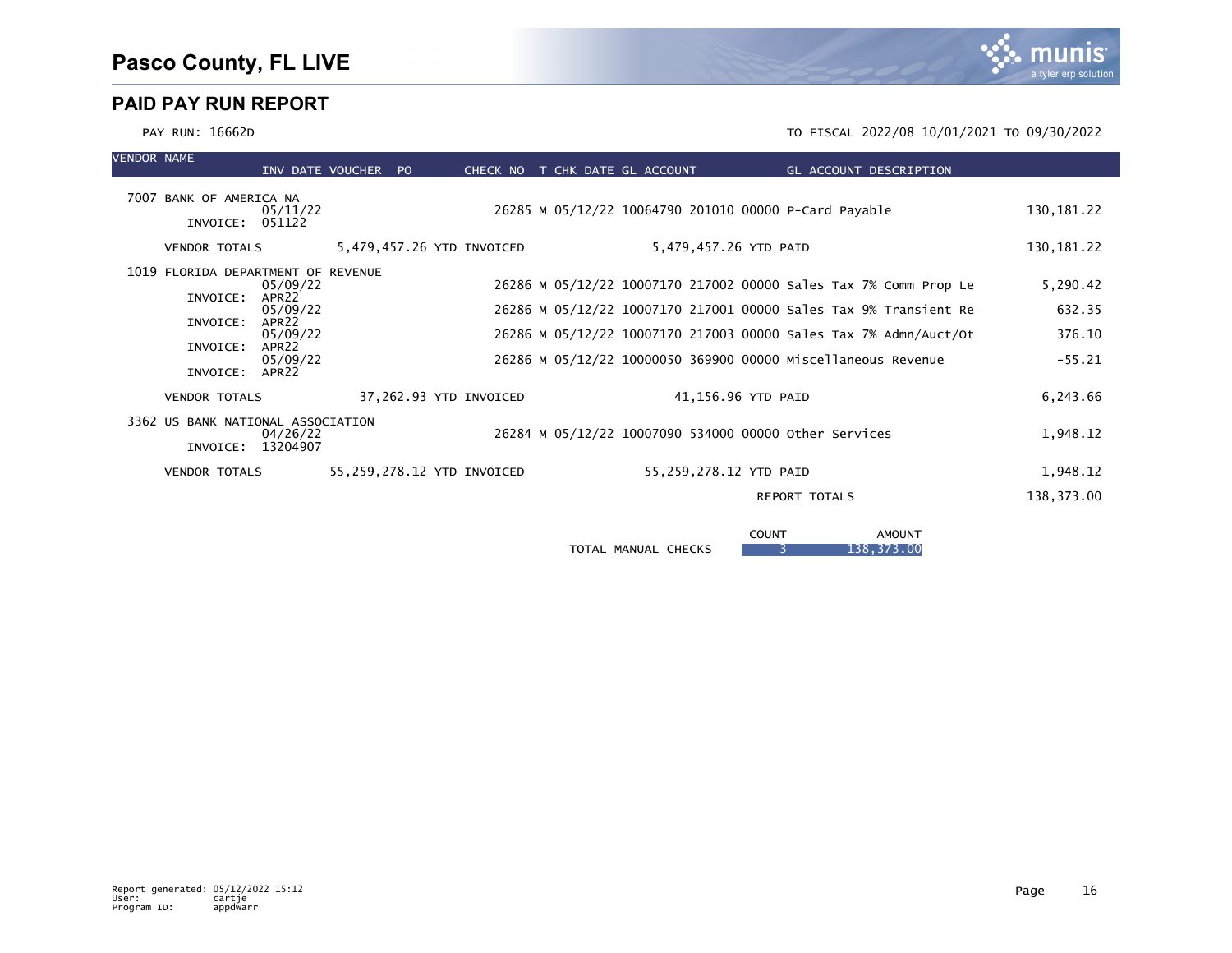# Pasco County, FL LIVE

## PAID PAY RUN REPORT

PAY RUN: 16662D

TO FISCAL 2022/08 10/01/2021 TO 09/30/2022

| VENDOR NAME | INV DATE | VOUCHER | PO | CHECK NO | T | CHK DATE | GL ACCOUNT | GL ACCOUNT DESCRIPTION | |
|---|---|---|---|---|---|---|---|---|---|
| 7007 BANK OF AMERICA NA | | | | | | | | | |
| INVOICE: 051122 | 05/11/22 | | | 26285 | M | 05/12/22 | 10064790 201010 00000 | P-Card Payable | 130,181.22 |
| VENDOR TOTALS | 5,479,457.26 YTD INVOICED | | | | | 5,479,457.26 YTD PAID | | | 130,181.22 |
| 1019 FLORIDA DEPARTMENT OF REVENUE | | | | | | | | | |
| INVOICE: APR22 | 05/09/22 | | | 26286 | M | 05/12/22 | 10007170 217002 00000 | Sales Tax 7% Comm Prop Le | 5,290.42 |
| INVOICE: APR22 | 05/09/22 | | | 26286 | M | 05/12/22 | 10007170 217001 00000 | Sales Tax 9% Transient Re | 632.35 |
| INVOICE: APR22 | 05/09/22 | | | 26286 | M | 05/12/22 | 10007170 217003 00000 | Sales Tax 7% Admn/Auct/Ot | 376.10 |
| INVOICE: APR22 | 05/09/22 | | | 26286 | M | 05/12/22 | 10000050 369900 00000 | Miscellaneous Revenue | -55.21 |
| VENDOR TOTALS | 37,262.93 YTD INVOICED | | | | | 41,156.96 YTD PAID | | | 6,243.66 |
| 3362 US BANK NATIONAL ASSOCIATION | | | | | | | | | |
| INVOICE: 13204907 | 04/26/22 | | | 26284 | M | 05/12/22 | 10007090 534000 00000 | Other Services | 1,948.12 |
| VENDOR TOTALS | 55,259,278.12 YTD INVOICED | | | | | 55,259,278.12 YTD PAID | | | 1,948.12 |
| | | | | | | | | REPORT TOTALS | 138,373.00 |

| | COUNT | AMOUNT |
|---|---|---|
| TOTAL MANUAL CHECKS | 3 | 138,373.00 |

Report generated: 05/12/2022 15:12
User: cartje
Program ID: appdwarr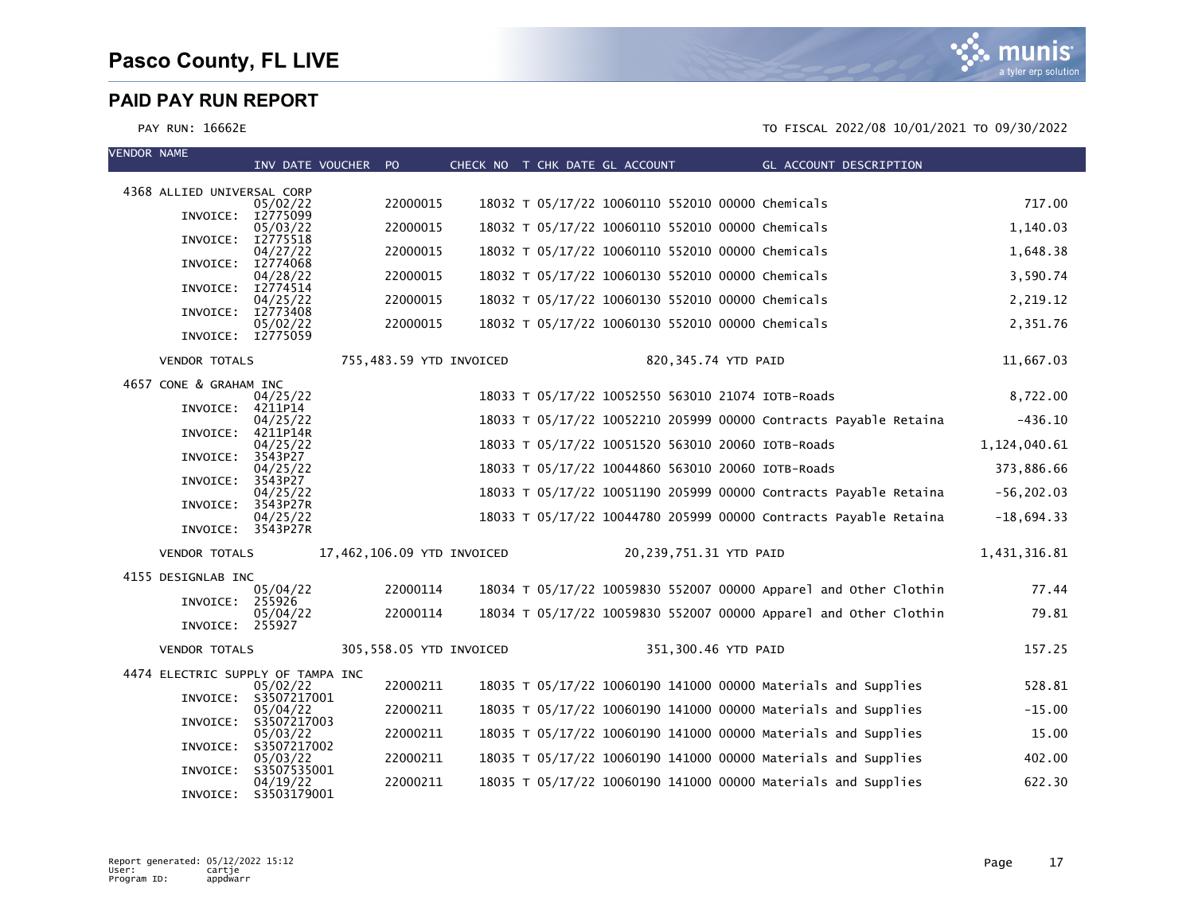# Pasco County, FL LIVE

## PAID PAY RUN REPORT

PAY RUN: 16662E

TO FISCAL 2022/08 10/01/2021 TO 09/30/2022

| VENDOR NAME | INV DATE | VOUCHER | PO | CHECK NO | T | CHK DATE | GL ACCOUNT | GL ACCOUNT DESCRIPTION | |
|---|---|---|---|---|---|---|---|---|---|
| 4368 ALLIED UNIVERSAL CORP | | | | | | | | | |
| INVOICE: I2775099 | 05/02/22 | | 22000015 | 18032 | T | 05/17/22 | 10060110 552010 00000 | Chemicals | 717.00 |
| INVOICE: I2775518 | 05/03/22 | | 22000015 | 18032 | T | 05/17/22 | 10060110 552010 00000 | Chemicals | 1,140.03 |
| INVOICE: I2774068 | 04/27/22 | | 22000015 | 18032 | T | 05/17/22 | 10060110 552010 00000 | Chemicals | 1,648.38 |
| INVOICE: I2774514 | 04/28/22 | | 22000015 | 18032 | T | 05/17/22 | 10060130 552010 00000 | Chemicals | 3,590.74 |
| INVOICE: I2773408 | 04/25/22 | | 22000015 | 18032 | T | 05/17/22 | 10060130 552010 00000 | Chemicals | 2,219.12 |
| INVOICE: I2775059 | 05/02/22 | | 22000015 | 18032 | T | 05/17/22 | 10060130 552010 00000 | Chemicals | 2,351.76 |
| VENDOR TOTALS | 755,483.59 YTD INVOICED | | | | | 820,345.74 YTD PAID | | | 11,667.03 |
| 4657 CONE & GRAHAM INC | | | | | | | | | |
| INVOICE: 4211P14 | 04/25/22 | | | 18033 | T | 05/17/22 | 10052550 563010 21074 | IOTB-Roads | 8,722.00 |
| INVOICE: 4211P14R | 04/25/22 | | | 18033 | T | 05/17/22 | 10052210 205999 00000 | Contracts Payable Retaina | -436.10 |
| INVOICE: 3543P27 | 04/25/22 | | | 18033 | T | 05/17/22 | 10051520 563010 20060 | IOTB-Roads | 1,124,040.61 |
| INVOICE: 3543P27 | 04/25/22 | | | 18033 | T | 05/17/22 | 10044860 563010 20060 | IOTB-Roads | 373,886.66 |
| INVOICE: 3543P27R | 04/25/22 | | | 18033 | T | 05/17/22 | 10051190 205999 00000 | Contracts Payable Retaina | -56,202.03 |
| INVOICE: 3543P27R | 04/25/22 | | | 18033 | T | 05/17/22 | 10044780 205999 00000 | Contracts Payable Retaina | -18,694.33 |
| VENDOR TOTALS | 17,462,106.09 YTD INVOICED | | | | | 20,239,751.31 YTD PAID | | | 1,431,316.81 |
| 4155 DESIGNLAB INC | | | | | | | | | |
| INVOICE: 255926 | 05/04/22 | | 22000114 | 18034 | T | 05/17/22 | 10059830 552007 00000 | Apparel and Other Clothin | 77.44 |
| INVOICE: 255927 | 05/04/22 | | 22000114 | 18034 | T | 05/17/22 | 10059830 552007 00000 | Apparel and Other Clothin | 79.81 |
| VENDOR TOTALS | 305,558.05 YTD INVOICED | | | | | 351,300.46 YTD PAID | | | 157.25 |
| 4474 ELECTRIC SUPPLY OF TAMPA INC | | | | | | | | | |
| INVOICE: S3507217001 | 05/02/22 | | 22000211 | 18035 | T | 05/17/22 | 10060190 141000 00000 | Materials and Supplies | 528.81 |
| INVOICE: S3507217003 | 05/04/22 | | 22000211 | 18035 | T | 05/17/22 | 10060190 141000 00000 | Materials and Supplies | -15.00 |
| INVOICE: S3507217002 | 05/03/22 | | 22000211 | 18035 | T | 05/17/22 | 10060190 141000 00000 | Materials and Supplies | 15.00 |
| INVOICE: S3507535001 | 05/03/22 | | 22000211 | 18035 | T | 05/17/22 | 10060190 141000 00000 | Materials and Supplies | 402.00 |
| INVOICE: S3503179001 | 04/19/22 | | 22000211 | 18035 | T | 05/17/22 | 10060190 141000 00000 | Materials and Supplies | 622.30 |

Report generated: 05/12/2022 15:12
User: cartje
Program ID: appdwarr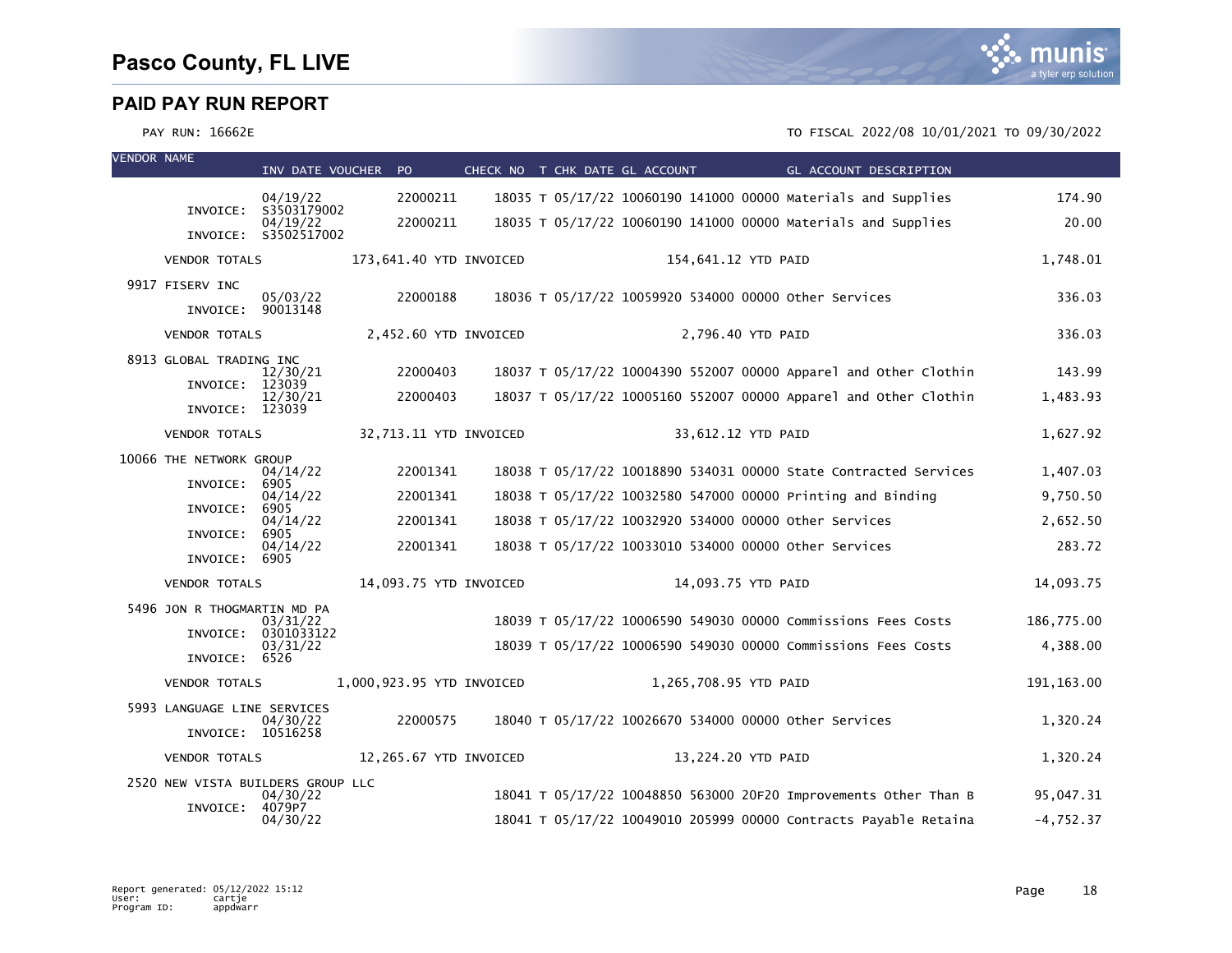# Pasco County, FL LIVE

## PAID PAY RUN REPORT

PAY RUN: 16662E

TO FISCAL 2022/08 10/01/2021 TO 09/30/2022

| VENDOR NAME | INV DATE | VOUCHER | PO | CHECK NO | T | CHK DATE | GL ACCOUNT | GL ACCOUNT DESCRIPTION | |
|---|---|---|---|---|---|---|---|---|---|
| | 04/19/22 | | 22000211 | 18035 | T | 05/17/22 | 10060190 141000 00000 | Materials and Supplies | 174.90 |
| INVOICE: | S3503179002 | | | | | | | | |
| | 04/19/22 | | 22000211 | 18035 | T | 05/17/22 | 10060190 141000 00000 | Materials and Supplies | 20.00 |
| INVOICE: | S3502517002 | | | | | | | | |
| VENDOR TOTALS | | 173,641.40 YTD INVOICED | | | | 154,641.12 YTD PAID | | | 1,748.01 |
| 9917 FISERV INC | 05/03/22 | | 22000188 | 18036 | T | 05/17/22 | 10059920 534000 00000 | Other Services | 336.03 |
| INVOICE: | 90013148 | | | | | | | | |
| VENDOR TOTALS | | 2,452.60 YTD INVOICED | | | | 2,796.40 YTD PAID | | | 336.03 |
| 8913 GLOBAL TRADING INC | 12/30/21 | | 22000403 | 18037 | T | 05/17/22 | 10004390 552007 00000 | Apparel and Other Clothin | 143.99 |
| INVOICE: | 123039 | | | | | | | | |
| | 12/30/21 | | 22000403 | 18037 | T | 05/17/22 | 10005160 552007 00000 | Apparel and Other Clothin | 1,483.93 |
| INVOICE: | 123039 | | | | | | | | |
| VENDOR TOTALS | | 32,713.11 YTD INVOICED | | | | 33,612.12 YTD PAID | | | 1,627.92 |
| 10066 THE NETWORK GROUP | 04/14/22 | | 22001341 | 18038 | T | 05/17/22 | 10018890 534031 00000 | State Contracted Services | 1,407.03 |
| INVOICE: | 6905 | | | | | | | | |
| | 04/14/22 | | 22001341 | 18038 | T | 05/17/22 | 10032580 547000 00000 | Printing and Binding | 9,750.50 |
| INVOICE: | 6905 | | | | | | | | |
| | 04/14/22 | | 22001341 | 18038 | T | 05/17/22 | 10032920 534000 00000 | Other Services | 2,652.50 |
| INVOICE: | 6905 | | | | | | | | |
| | 04/14/22 | | 22001341 | 18038 | T | 05/17/22 | 10033010 534000 00000 | Other Services | 283.72 |
| INVOICE: | 6905 | | | | | | | | |
| VENDOR TOTALS | | 14,093.75 YTD INVOICED | | | | 14,093.75 YTD PAID | | | 14,093.75 |
| 5496 JON R THOGMARTIN MD PA | 03/31/22 | | | 18039 | T | 05/17/22 | 10006590 549030 00000 | Commissions Fees Costs | 186,775.00 |
| INVOICE: | 0301033122 | | | | | | | | |
| | 03/31/22 | | | 18039 | T | 05/17/22 | 10006590 549030 00000 | Commissions Fees Costs | 4,388.00 |
| INVOICE: | 6526 | | | | | | | | |
| VENDOR TOTALS | | 1,000,923.95 YTD INVOICED | | | | 1,265,708.95 YTD PAID | | | 191,163.00 |
| 5993 LANGUAGE LINE SERVICES | 04/30/22 | | 22000575 | 18040 | T | 05/17/22 | 10026670 534000 00000 | Other Services | 1,320.24 |
| INVOICE: | 10516258 | | | | | | | | |
| VENDOR TOTALS | | 12,265.67 YTD INVOICED | | | | 13,224.20 YTD PAID | | | 1,320.24 |
| 2520 NEW VISTA BUILDERS GROUP LLC | 04/30/22 | | | 18041 | T | 05/17/22 | 10048850 563000 20F20 | Improvements Other Than B | 95,047.31 |
| INVOICE: | 4079P7 | | | | | | | | |
| | 04/30/22 | | | 18041 | T | 05/17/22 | 10049010 205999 00000 | Contracts Payable Retaina | -4,752.37 |

Report generated: 05/12/2022 15:12
User: cartje
Program ID: appdwarr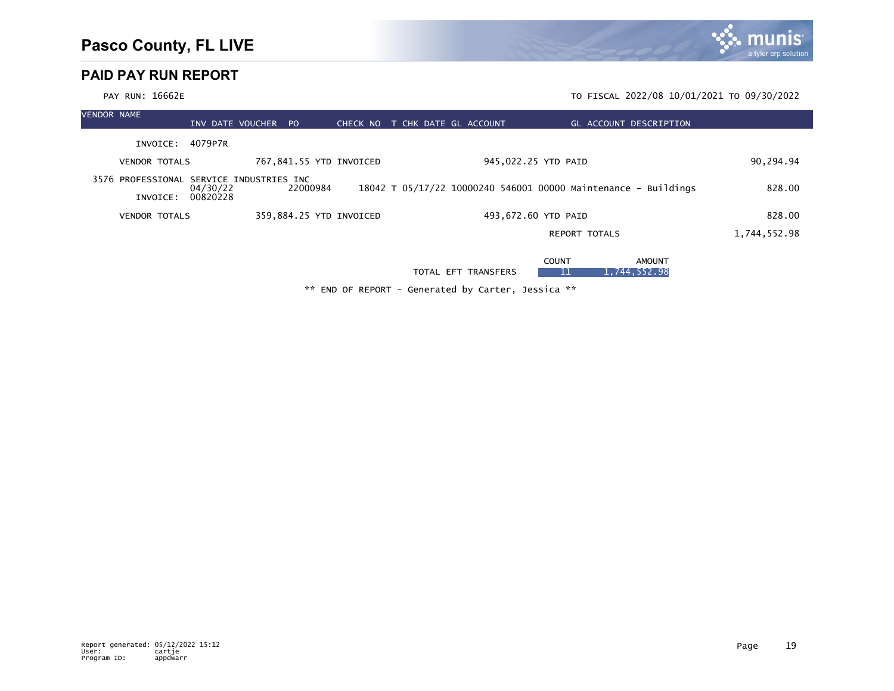# Pasco County, FL LIVE

## PAID PAY RUN REPORT

PAY RUN: 16662E

TO FISCAL 2022/08 10/01/2021 TO 09/30/2022

| VENDOR NAME | INV DATE | VOUCHER | PO | CHECK NO | T | CHK DATE | GL ACCOUNT | GL ACCOUNT DESCRIPTION | |
|---|---|---|---|---|---|---|---|---|---|
| INVOICE: | 4079P7R | | | | | | | | |
| VENDOR TOTALS | | 767,841.55 YTD INVOICED | | | | 945,022.25 YTD PAID | | | 90,294.94 |
| 3576 PROFESSIONAL SERVICE INDUSTRIES INC | | | | | | | | | |
| | 04/30/22 | | 22000984 | 18042 | T | 05/17/22 | 10000240 546001 00000 | Maintenance - Buildings | 828.00 |
| INVOICE: | 00820228 | | | | | | | | |
| VENDOR TOTALS | | 359,884.25 YTD INVOICED | | | | 493,672.60 YTD PAID | | | 828.00 |
| | | | | | | | | REPORT TOTALS | 1,744,552.98 |

| | COUNT | AMOUNT |
|---|---|---|
| TOTAL EFT TRANSFERS | 11 | 1,744,552.98 |

** END OF REPORT - Generated by Carter, Jessica **

Report generated: 05/12/2022 15:12
User: cartje
Program ID: appdwarr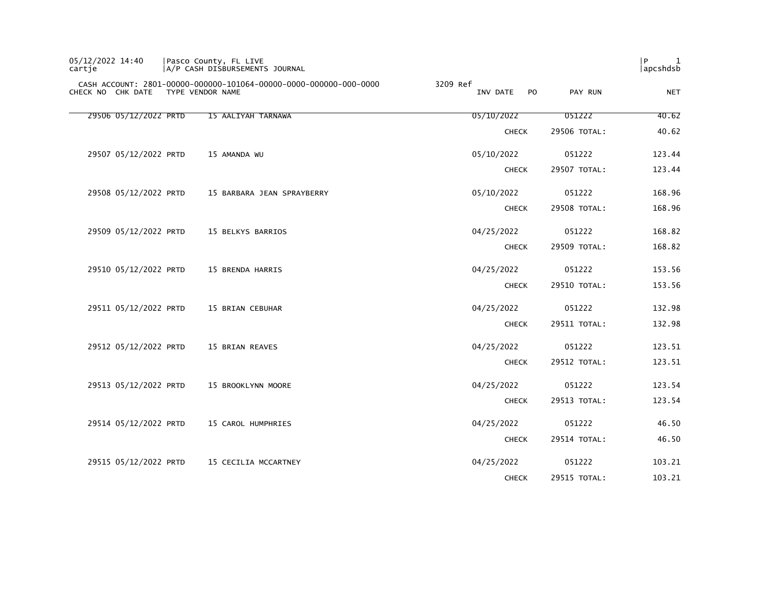05/12/2022 14:40 | Pasco County, FL LIVE
cartje | A/P CASH DISBURSEMENTS JOURNAL

CASH ACCOUNT: 2801-00000-000000-101064-00000-0000-000000-000-0000 3209 Ref

| CHECK NO | CHK DATE | TYPE | VENDOR NAME | INV DATE | PO | PAY RUN | NET |
|---|---|---|---|---|---|---|---|
| 29506 | 05/12/2022 | PRTD | 15 AALIYAH TARNAWA | 05/10/2022 | | 051222 | 40.62 |
| | | | | CHECK | | 29506 TOTAL: | 40.62 |
| 29507 | 05/12/2022 | PRTD | 15 AMANDA WU | 05/10/2022 | | 051222 | 123.44 |
| | | | | CHECK | | 29507 TOTAL: | 123.44 |
| 29508 | 05/12/2022 | PRTD | 15 BARBARA JEAN SPRAYBERRY | 05/10/2022 | | 051222 | 168.96 |
| | | | | CHECK | | 29508 TOTAL: | 168.96 |
| 29509 | 05/12/2022 | PRTD | 15 BELKYS BARRIOS | 04/25/2022 | | 051222 | 168.82 |
| | | | | CHECK | | 29509 TOTAL: | 168.82 |
| 29510 | 05/12/2022 | PRTD | 15 BRENDA HARRIS | 04/25/2022 | | 051222 | 153.56 |
| | | | | CHECK | | 29510 TOTAL: | 153.56 |
| 29511 | 05/12/2022 | PRTD | 15 BRIAN CEBUHAR | 04/25/2022 | | 051222 | 132.98 |
| | | | | CHECK | | 29511 TOTAL: | 132.98 |
| 29512 | 05/12/2022 | PRTD | 15 BRIAN REAVES | 04/25/2022 | | 051222 | 123.51 |
| | | | | CHECK | | 29512 TOTAL: | 123.51 |
| 29513 | 05/12/2022 | PRTD | 15 BROOKLYNN MOORE | 04/25/2022 | | 051222 | 123.54 |
| | | | | CHECK | | 29513 TOTAL: | 123.54 |
| 29514 | 05/12/2022 | PRTD | 15 CAROL HUMPHRIES | 04/25/2022 | | 051222 | 46.50 |
| | | | | CHECK | | 29514 TOTAL: | 46.50 |
| 29515 | 05/12/2022 | PRTD | 15 CECILIA MCCARTNEY | 04/25/2022 | | 051222 | 103.21 |
| | | | | CHECK | | 29515 TOTAL: | 103.21 |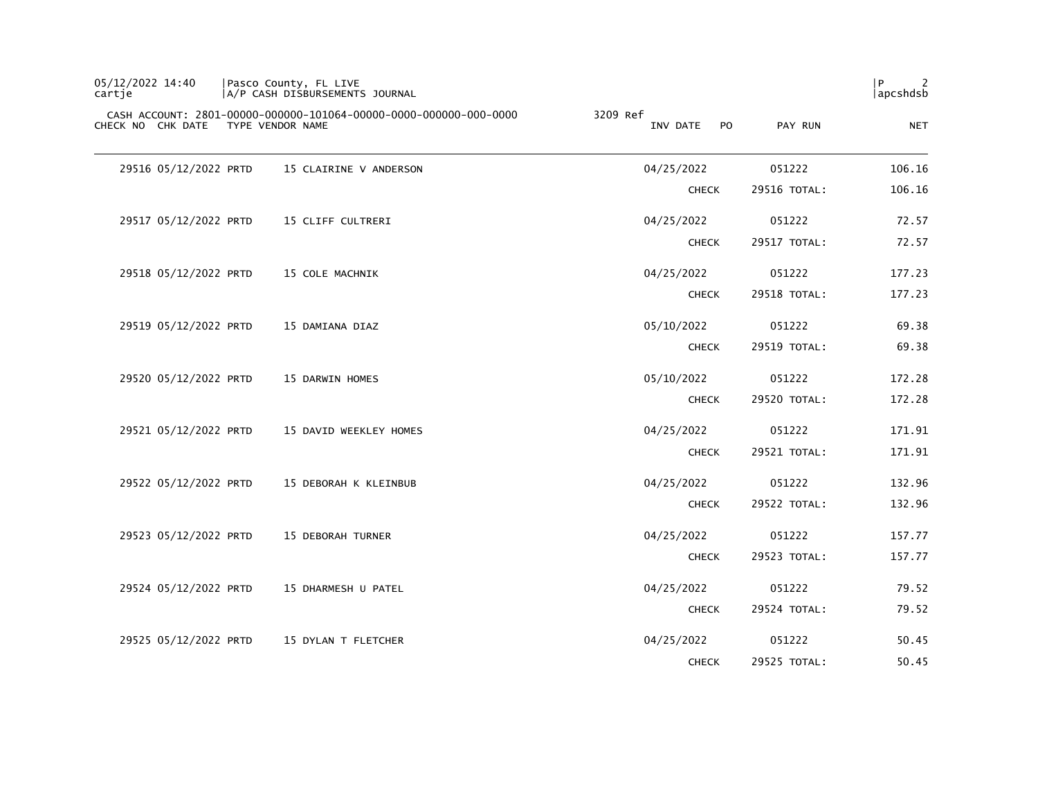05/12/2022 14:40 | Pasco County, FL LIVE
cartje | A/P CASH DISBURSEMENTS JOURNAL | apcshdsb

CASH ACCOUNT: 2801-00000-000000-101064-00000-0000-000000-000-0000 3209 Ref

| CHECK NO | CHK DATE | TYPE | VENDOR NAME | INV DATE | PO | PAY RUN | NET |
|---|---|---|---|---|---|---|---|
| 29516 | 05/12/2022 | PRTD | 15 CLAIRINE V ANDERSON | 04/25/2022 | | 051222 | 106.16 |
| | | | | CHECK | | 29516 TOTAL: | 106.16 |
| 29517 | 05/12/2022 | PRTD | 15 CLIFF CULTRERI | 04/25/2022 | | 051222 | 72.57 |
| | | | | CHECK | | 29517 TOTAL: | 72.57 |
| 29518 | 05/12/2022 | PRTD | 15 COLE MACHNIK | 04/25/2022 | | 051222 | 177.23 |
| | | | | CHECK | | 29518 TOTAL: | 177.23 |
| 29519 | 05/12/2022 | PRTD | 15 DAMIANA DIAZ | 05/10/2022 | | 051222 | 69.38 |
| | | | | CHECK | | 29519 TOTAL: | 69.38 |
| 29520 | 05/12/2022 | PRTD | 15 DARWIN HOMES | 05/10/2022 | | 051222 | 172.28 |
| | | | | CHECK | | 29520 TOTAL: | 172.28 |
| 29521 | 05/12/2022 | PRTD | 15 DAVID WEEKLEY HOMES | 04/25/2022 | | 051222 | 171.91 |
| | | | | CHECK | | 29521 TOTAL: | 171.91 |
| 29522 | 05/12/2022 | PRTD | 15 DEBORAH K KLEINBUB | 04/25/2022 | | 051222 | 132.96 |
| | | | | CHECK | | 29522 TOTAL: | 132.96 |
| 29523 | 05/12/2022 | PRTD | 15 DEBORAH TURNER | 04/25/2022 | | 051222 | 157.77 |
| | | | | CHECK | | 29523 TOTAL: | 157.77 |
| 29524 | 05/12/2022 | PRTD | 15 DHARMESH U PATEL | 04/25/2022 | | 051222 | 79.52 |
| | | | | CHECK | | 29524 TOTAL: | 79.52 |
| 29525 | 05/12/2022 | PRTD | 15 DYLAN T FLETCHER | 04/25/2022 | | 051222 | 50.45 |
| | | | | CHECK | | 29525 TOTAL: | 50.45 |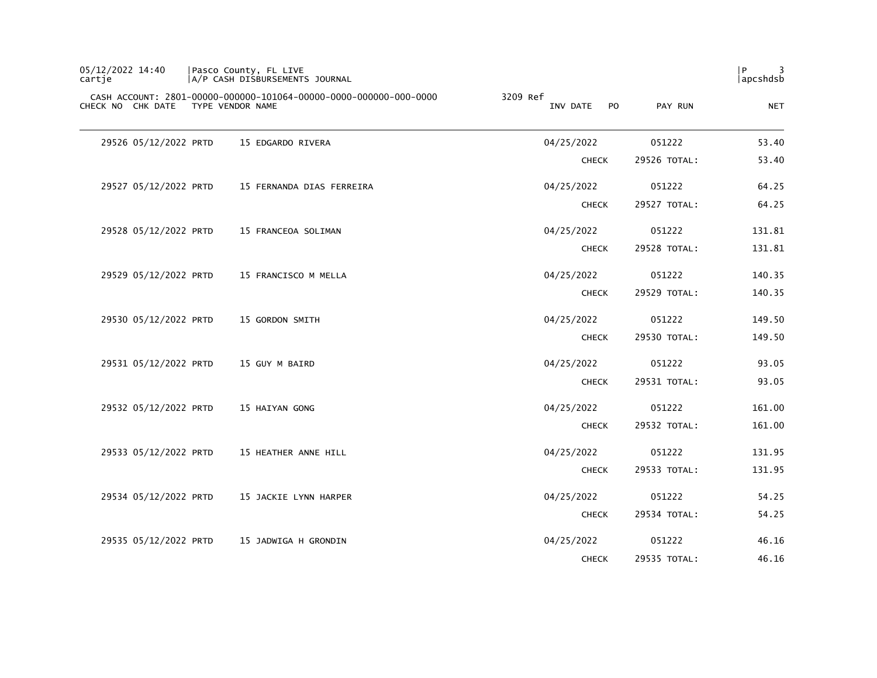Pasco County, FL LIVE
A/P CASH DISBURSEMENTS JOURNAL

CASH ACCOUNT: 2801-00000-000000-101064-00000-0000-000000-000-0000 3209 Ref

| CHECK NO | CHK DATE | TYPE | VENDOR NAME | INV DATE | PO | PAY RUN | NET |
|---|---|---|---|---|---|---|---|
| 29526 | 05/12/2022 | PRTD | 15 EDGARDO RIVERA | 04/25/2022 | | 051222 | 53.40 |
| | | | | CHECK | | 29526 TOTAL: | 53.40 |
| 29527 | 05/12/2022 | PRTD | 15 FERNANDA DIAS FERREIRA | 04/25/2022 | | 051222 | 64.25 |
| | | | | CHECK | | 29527 TOTAL: | 64.25 |
| 29528 | 05/12/2022 | PRTD | 15 FRANCEOA SOLIMAN | 04/25/2022 | | 051222 | 131.81 |
| | | | | CHECK | | 29528 TOTAL: | 131.81 |
| 29529 | 05/12/2022 | PRTD | 15 FRANCISCO M MELLA | 04/25/2022 | | 051222 | 140.35 |
| | | | | CHECK | | 29529 TOTAL: | 140.35 |
| 29530 | 05/12/2022 | PRTD | 15 GORDON SMITH | 04/25/2022 | | 051222 | 149.50 |
| | | | | CHECK | | 29530 TOTAL: | 149.50 |
| 29531 | 05/12/2022 | PRTD | 15 GUY M BAIRD | 04/25/2022 | | 051222 | 93.05 |
| | | | | CHECK | | 29531 TOTAL: | 93.05 |
| 29532 | 05/12/2022 | PRTD | 15 HAIYAN GONG | 04/25/2022 | | 051222 | 161.00 |
| | | | | CHECK | | 29532 TOTAL: | 161.00 |
| 29533 | 05/12/2022 | PRTD | 15 HEATHER ANNE HILL | 04/25/2022 | | 051222 | 131.95 |
| | | | | CHECK | | 29533 TOTAL: | 131.95 |
| 29534 | 05/12/2022 | PRTD | 15 JACKIE LYNN HARPER | 04/25/2022 | | 051222 | 54.25 |
| | | | | CHECK | | 29534 TOTAL: | 54.25 |
| 29535 | 05/12/2022 | PRTD | 15 JADWIGA H GRONDIN | 04/25/2022 | | 051222 | 46.16 |
| | | | | CHECK | | 29535 TOTAL: | 46.16 |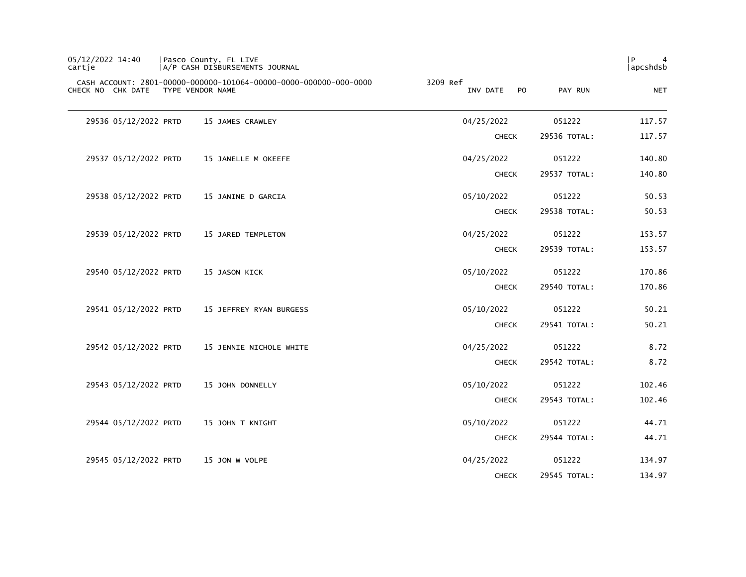05/12/2022 14:40 | Pasco County, FL LIVE
cartje | A/P CASH DISBURSEMENTS JOURNAL

CASH ACCOUNT: 2801-00000-000000-101064-00000-0000-000000-000-0000 3209 Ref

| CHECK NO | CHK DATE | TYPE | VENDOR NAME | INV DATE | PO | PAY RUN | NET |
|---|---|---|---|---|---|---|---|
| 29536 | 05/12/2022 | PRTD | 15 JAMES CRAWLEY | 04/25/2022 | | 051222 | 117.57 |
| | | | | CHECK | | 29536 TOTAL: | 117.57 |
| 29537 | 05/12/2022 | PRTD | 15 JANELLE M OKEEFE | 04/25/2022 | | 051222 | 140.80 |
| | | | | CHECK | | 29537 TOTAL: | 140.80 |
| 29538 | 05/12/2022 | PRTD | 15 JANINE D GARCIA | 05/10/2022 | | 051222 | 50.53 |
| | | | | CHECK | | 29538 TOTAL: | 50.53 |
| 29539 | 05/12/2022 | PRTD | 15 JARED TEMPLETON | 04/25/2022 | | 051222 | 153.57 |
| | | | | CHECK | | 29539 TOTAL: | 153.57 |
| 29540 | 05/12/2022 | PRTD | 15 JASON KICK | 05/10/2022 | | 051222 | 170.86 |
| | | | | CHECK | | 29540 TOTAL: | 170.86 |
| 29541 | 05/12/2022 | PRTD | 15 JEFFREY RYAN BURGESS | 05/10/2022 | | 051222 | 50.21 |
| | | | | CHECK | | 29541 TOTAL: | 50.21 |
| 29542 | 05/12/2022 | PRTD | 15 JENNIE NICHOLE WHITE | 04/25/2022 | | 051222 | 8.72 |
| | | | | CHECK | | 29542 TOTAL: | 8.72 |
| 29543 | 05/12/2022 | PRTD | 15 JOHN DONNELLY | 05/10/2022 | | 051222 | 102.46 |
| | | | | CHECK | | 29543 TOTAL: | 102.46 |
| 29544 | 05/12/2022 | PRTD | 15 JOHN T KNIGHT | 05/10/2022 | | 051222 | 44.71 |
| | | | | CHECK | | 29544 TOTAL: | 44.71 |
| 29545 | 05/12/2022 | PRTD | 15 JON W VOLPE | 04/25/2022 | | 051222 | 134.97 |
| | | | | CHECK | | 29545 TOTAL: | 134.97 |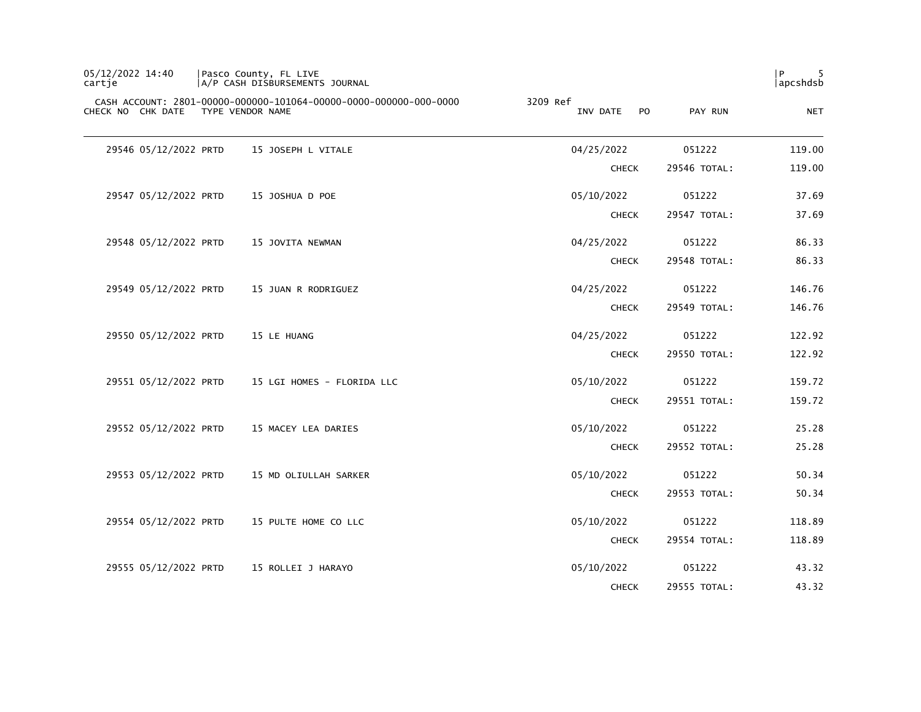05/12/2022 14:40 | Pasco County, FL LIVE
cartje | A/P CASH DISBURSEMENTS JOURNAL

CASH ACCOUNT: 2801-00000-000000-101064-00000-0000-000000-000-0000 3209 Ref

| CHECK NO | CHK DATE | TYPE | VENDOR NAME | INV DATE | PO | PAY RUN | NET |
|---|---|---|---|---|---|---|---|
| 29546 | 05/12/2022 | PRTD | 15 JOSEPH L VITALE | 04/25/2022 | | 051222 | 119.00 |
| | | | | CHECK | | 29546 TOTAL: | 119.00 |
| 29547 | 05/12/2022 | PRTD | 15 JOSHUA D POE | 05/10/2022 | | 051222 | 37.69 |
| | | | | CHECK | | 29547 TOTAL: | 37.69 |
| 29548 | 05/12/2022 | PRTD | 15 JOVITA NEWMAN | 04/25/2022 | | 051222 | 86.33 |
| | | | | CHECK | | 29548 TOTAL: | 86.33 |
| 29549 | 05/12/2022 | PRTD | 15 JUAN R RODRIGUEZ | 04/25/2022 | | 051222 | 146.76 |
| | | | | CHECK | | 29549 TOTAL: | 146.76 |
| 29550 | 05/12/2022 | PRTD | 15 LE HUANG | 04/25/2022 | | 051222 | 122.92 |
| | | | | CHECK | | 29550 TOTAL: | 122.92 |
| 29551 | 05/12/2022 | PRTD | 15 LGI HOMES - FLORIDA LLC | 05/10/2022 | | 051222 | 159.72 |
| | | | | CHECK | | 29551 TOTAL: | 159.72 |
| 29552 | 05/12/2022 | PRTD | 15 MACEY LEA DARIES | 05/10/2022 | | 051222 | 25.28 |
| | | | | CHECK | | 29552 TOTAL: | 25.28 |
| 29553 | 05/12/2022 | PRTD | 15 MD OLIULLAH SARKER | 05/10/2022 | | 051222 | 50.34 |
| | | | | CHECK | | 29553 TOTAL: | 50.34 |
| 29554 | 05/12/2022 | PRTD | 15 PULTE HOME CO LLC | 05/10/2022 | | 051222 | 118.89 |
| | | | | CHECK | | 29554 TOTAL: | 118.89 |
| 29555 | 05/12/2022 | PRTD | 15 ROLLEI J HARAYO | 05/10/2022 | | 051222 | 43.32 |
| | | | | CHECK | | 29555 TOTAL: | 43.32 |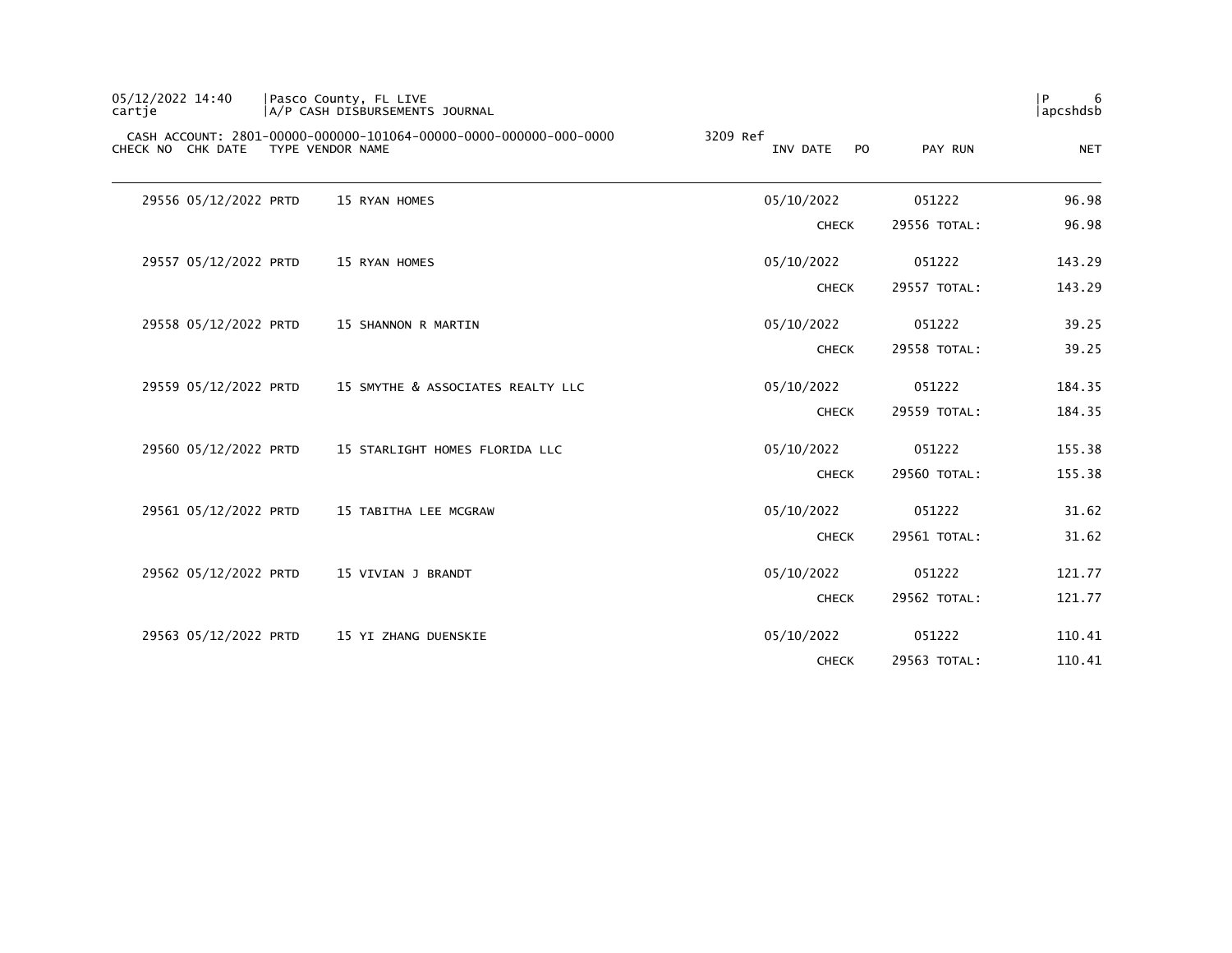CASH ACCOUNT: 2801-00000-000000-101064-00000-0000-000000-000-0000 3209 Ref

| CHECK NO | CHK DATE | TYPE | VENDOR NAME | INV DATE | PO | PAY RUN | NET |
|---|---|---|---|---|---|---|---|
| 29556 | 05/12/2022 | PRTD | 15 RYAN HOMES | 05/10/2022 | | 051222 | 96.98 |
| | | | | CHECK | | 29556 TOTAL: | 96.98 |
| 29557 | 05/12/2022 | PRTD | 15 RYAN HOMES | 05/10/2022 | | 051222 | 143.29 |
| | | | | CHECK | | 29557 TOTAL: | 143.29 |
| 29558 | 05/12/2022 | PRTD | 15 SHANNON R MARTIN | 05/10/2022 | | 051222 | 39.25 |
| | | | | CHECK | | 29558 TOTAL: | 39.25 |
| 29559 | 05/12/2022 | PRTD | 15 SMYTHE & ASSOCIATES REALTY LLC | 05/10/2022 | | 051222 | 184.35 |
| | | | | CHECK | | 29559 TOTAL: | 184.35 |
| 29560 | 05/12/2022 | PRTD | 15 STARLIGHT HOMES FLORIDA LLC | 05/10/2022 | | 051222 | 155.38 |
| | | | | CHECK | | 29560 TOTAL: | 155.38 |
| 29561 | 05/12/2022 | PRTD | 15 TABITHA LEE MCGRAW | 05/10/2022 | | 051222 | 31.62 |
| | | | | CHECK | | 29561 TOTAL: | 31.62 |
| 29562 | 05/12/2022 | PRTD | 15 VIVIAN J BRANDT | 05/10/2022 | | 051222 | 121.77 |
| | | | | CHECK | | 29562 TOTAL: | 121.77 |
| 29563 | 05/12/2022 | PRTD | 15 YI ZHANG DUENSKIE | 05/10/2022 | | 051222 | 110.41 |
| | | | | CHECK | | 29563 TOTAL: | 110.41 |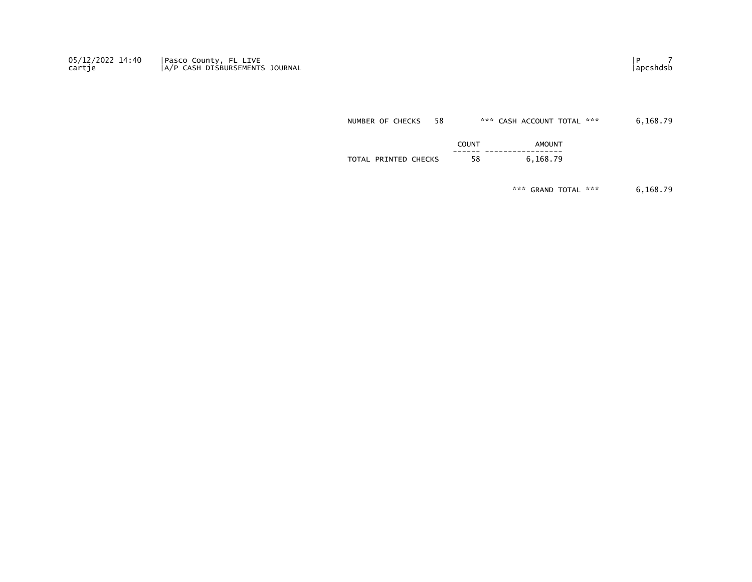NUMBER OF CHECKS 58 *** CASH ACCOUNT TOTAL *** 6,168.79

| | COUNT | AMOUNT |
|---|---|---|
| TOTAL PRINTED CHECKS | 58 | 6,168.79 |

*** GRAND TOTAL *** 6,168.79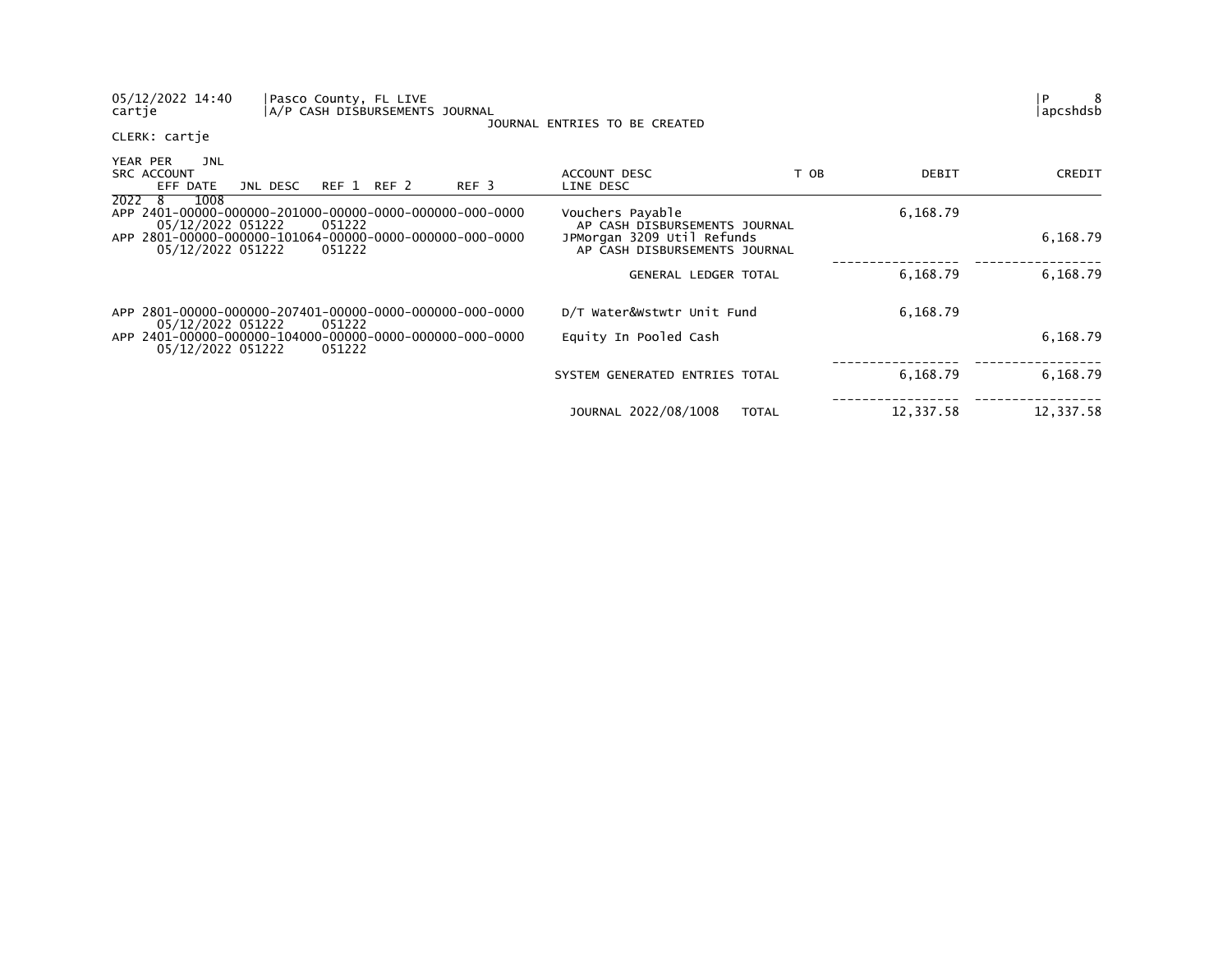05/12/2022 14:40 | Pasco County, FL LIVE | P 8
cartje | A/P CASH DISBURSEMENTS JOURNAL | apcshdsb

JOURNAL ENTRIES TO BE CREATED

CLERK: cartje

| YEAR PER JNL SRC ACCOUNT EFF DATE JNL DESC REF 1 REF 2 REF 3 | ACCOUNT DESC LINE DESC | T OB | DEBIT | CREDIT |
|---|---|---|---|---|
| 2022 8 1008 | | | | |
| APP 2401-00000-000000-201000-00000-0000-000000-000-0000 05/12/2022 051222 051222 | Vouchers Payable AP CASH DISBURSEMENTS JOURNAL | | 6,168.79 | |
| APP 2801-00000-000000-101064-00000-0000-000000-000-0000 05/12/2022 051222 051222 | JPMorgan 3209 Util Refunds AP CASH DISBURSEMENTS JOURNAL | | | 6,168.79 |
| | GENERAL LEDGER TOTAL | | 6,168.79 | 6,168.79 |
| APP 2801-00000-000000-207401-00000-0000-000000-000-0000 05/12/2022 051222 051222 | D/T Water&Wstwtr Unit Fund | | 6,168.79 | |
| APP 2401-00000-000000-104000-00000-0000-000000-000-0000 05/12/2022 051222 051222 | Equity In Pooled Cash | | | 6,168.79 |
| | SYSTEM GENERATED ENTRIES TOTAL | | 6,168.79 | 6,168.79 |
| | JOURNAL 2022/08/1008 TOTAL | | 12,337.58 | 12,337.58 |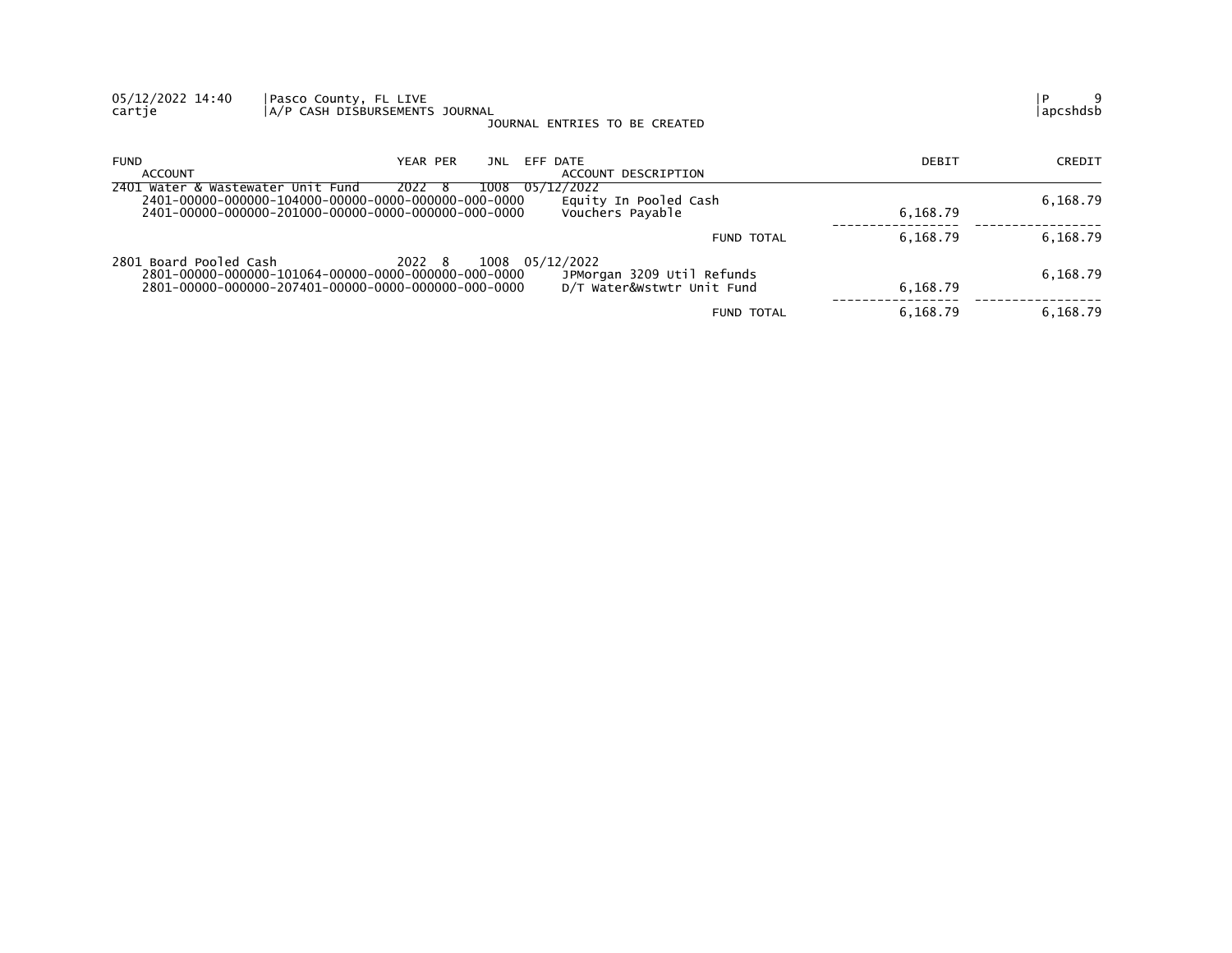05/12/2022 14:40 | Pasco County, FL LIVE
cartje | A/P CASH DISBURSEMENTS JOURNAL

JOURNAL ENTRIES TO BE CREATED

| FUND / ACCOUNT | YEAR | PER | JNL | EFF DATE / ACCOUNT DESCRIPTION | DEBIT | CREDIT |
|---|---|---|---|---|---|---|
| 2401 Water & Wastewater Unit Fund | 2022 | 8 | 1008 | 05/12/2022 | | |
| 2401-00000-000000-104000-00000-0000-000000-000-0000 | | | | Equity In Pooled Cash | | 6,168.79 |
| 2401-00000-000000-201000-00000-0000-000000-000-0000 | | | | Vouchers Payable | 6,168.79 | |
| | | | | FUND TOTAL | 6,168.79 | 6,168.79 |
| 2801 Board Pooled Cash | 2022 | 8 | 1008 | 05/12/2022 | | |
| 2801-00000-000000-101064-00000-0000-000000-000-0000 | | | | JPMorgan 3209 Util Refunds | | 6,168.79 |
| 2801-00000-000000-207401-00000-0000-000000-000-0000 | | | | D/T Water&Wstwtr Unit Fund | 6,168.79 | |
| | | | | FUND TOTAL | 6,168.79 | 6,168.79 |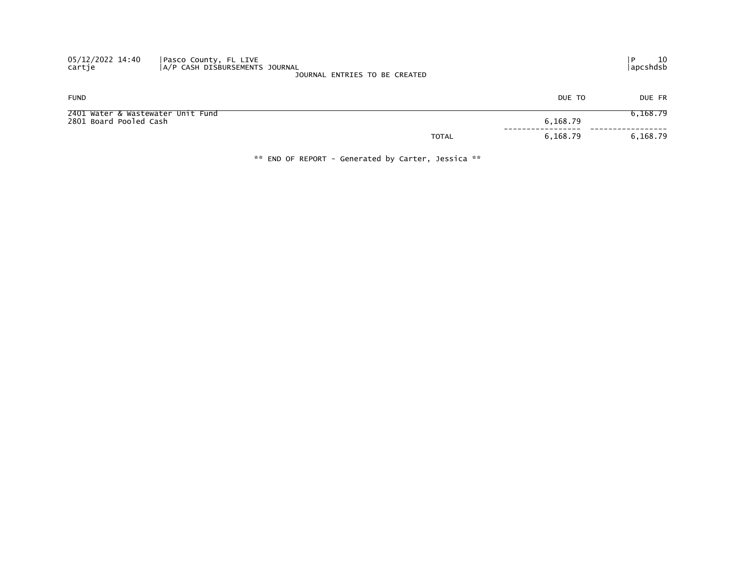Pasco County, FL LIVE
A/P CASH DISBURSEMENTS JOURNAL
JOURNAL ENTRIES TO BE CREATED

| FUND | | DUE TO | DUE FR |
|---|---|---|---|
| 2401 Water & Wastewater Unit Fund | | | 6,168.79 |
| 2801 Board Pooled Cash | | 6,168.79 | |
| | TOTAL | 6,168.79 | 6,168.79 |

** END OF REPORT - Generated by Carter, Jessica **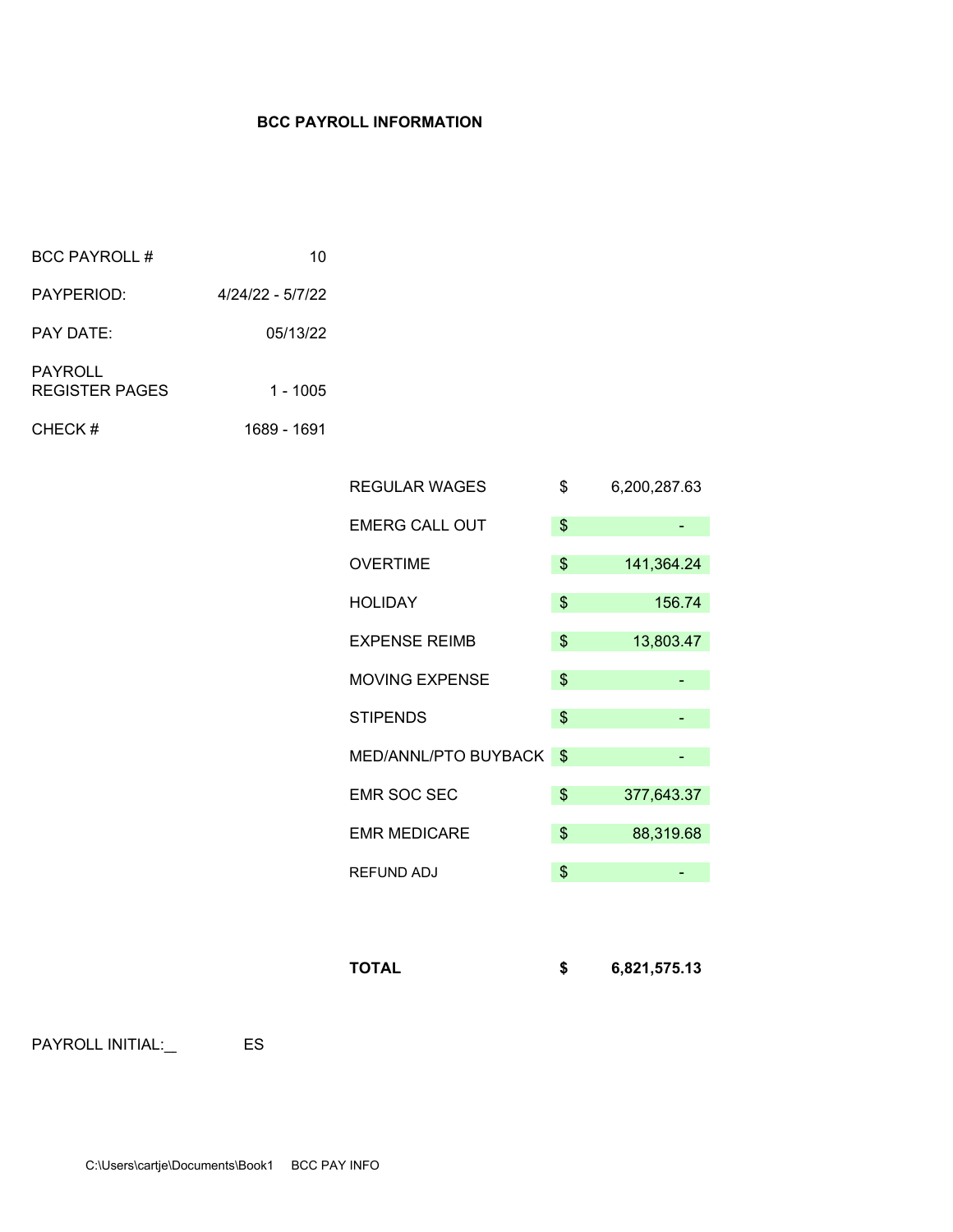# BCC PAYROLL INFORMATION

| | |
|---|---|
| BCC PAYROLL # | 10 |
| PAYPERIOD: | 4/24/22 - 5/7/22 |
| PAY DATE: | 05/13/22 |
| PAYROLL REGISTER PAGES | 1 - 1005 |
| CHECK # | 1689 - 1691 |

| | | |
|---|---|---|
| REGULAR WAGES | $ | 6,200,287.63 |
| EMERG CALL OUT | $ | - |
| OVERTIME | $ | 141,364.24 |
| HOLIDAY | $ | 156.74 |
| EXPENSE REIMB | $ | 13,803.47 |
| MOVING EXPENSE | $ | - |
| STIPENDS | $ | - |
| MED/ANNL/PTO BUYBACK | $ | - |
| EMR SOC SEC | $ | 377,643.37 |
| EMR MEDICARE | $ | 88,319.68 |
| REFUND ADJ | $ | - |
| **TOTAL** | **$** | **6,821,575.13** |

PAYROLL INITIAL:_ ES

C:\Users\cartje\Documents\Book1 BCC PAY INFO